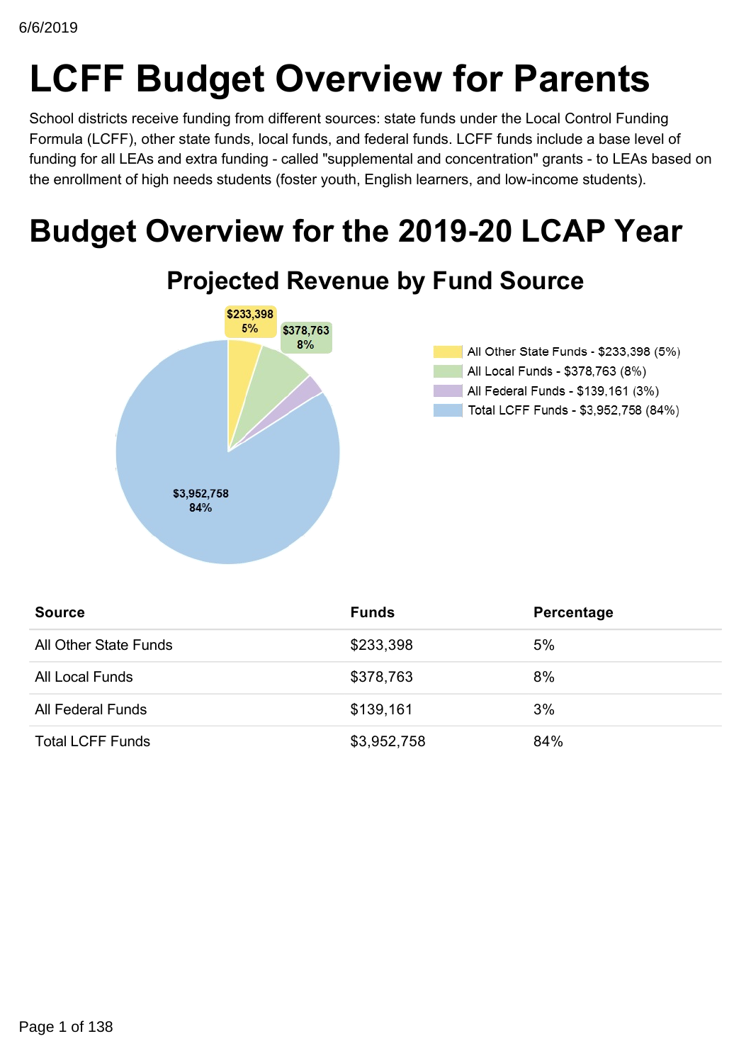6/6/2019

# LCFF Budget Overview for Parents

School districts receive funding from different sources: state funds under the Local Control Funding Formula (LCFF), other state funds, local funds, and federal funds. LCFF funds include a base level of funding for all LEAs and extra funding - called "supplemental and concentration" grants - to LEAs based on the enrollment of high needs students (foster youth, English learners, and low-income students).

# Budget Overview for the 2019-20 LCAP Year

## Projected Revenue by Fund Source

| Source | Funds | Percentage |
| --- | --- | --- |
| All Other State Funds | $233,398 | 5% |
| All Local Funds | $378,763 | 8% |
| All Federal Funds | $139,161 | 3% |
| Total LCFF Funds | $3,952,758 | 84% |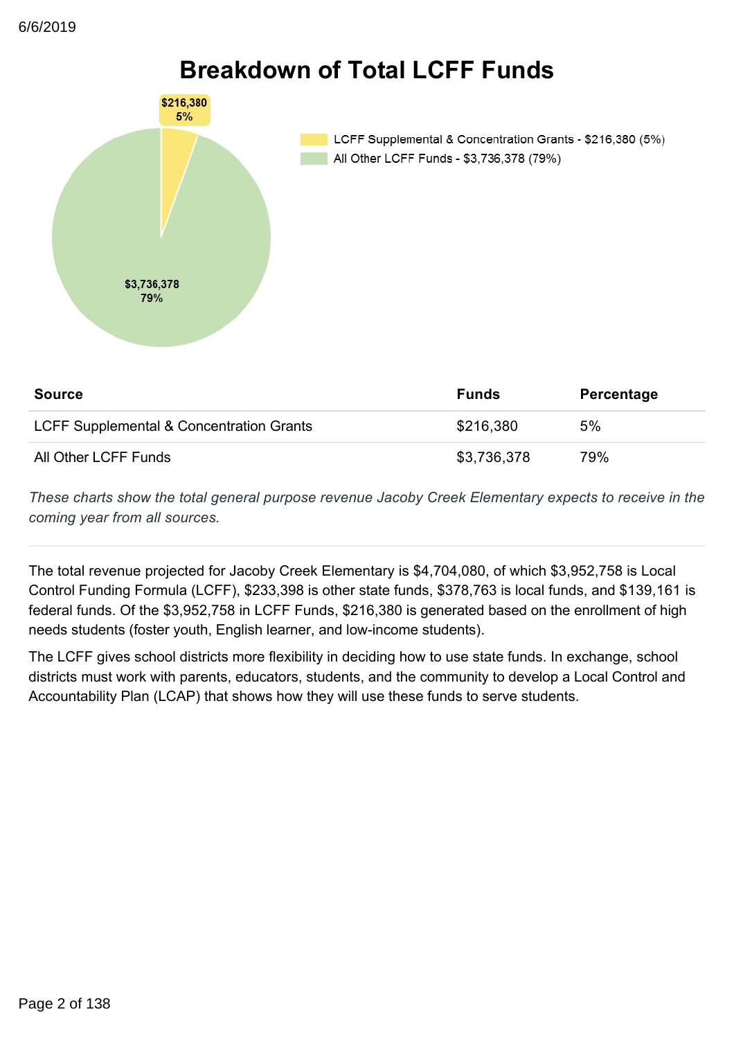6/6/2019

# Breakdown of Total LCFF Funds

| Source | Funds | Percentage |
| --- | --- | --- |
| LCFF Supplemental & Concentration Grants | $216,380 | 5% |
| All Other LCFF Funds | $3,736,378 | 79% |

*These charts show the total general purpose revenue Jacoby Creek Elementary expects to receive in the coming year from all sources.*

The total revenue projected for Jacoby Creek Elementary is $4,704,080, of which $3,952,758 is Local Control Funding Formula (LCFF), $233,398 is other state funds, $378,763 is local funds, and $139,161 is federal funds. Of the $3,952,758 in LCFF Funds, $216,380 is generated based on the enrollment of high needs students (foster youth, English learner, and low-income students).

The LCFF gives school districts more flexibility in deciding how to use state funds. In exchange, school districts must work with parents, educators, students, and the community to develop a Local Control and Accountability Plan (LCAP) that shows how they will use these funds to serve students.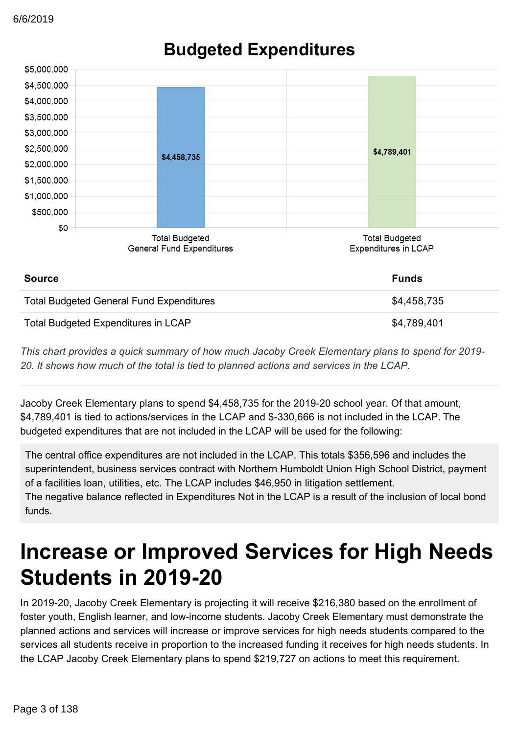## Budgeted Expenditures

| Source | Funds |
|---|---|
| Total Budgeted General Fund Expenditures | $4,458,735 |
| Total Budgeted Expenditures in LCAP | $4,789,401 |

*This chart provides a quick summary of how much Jacoby Creek Elementary plans to spend for 2019-20. It shows how much of the total is tied to planned actions and services in the LCAP.*

Jacoby Creek Elementary plans to spend $4,458,735 for the 2019-20 school year. Of that amount, $4,789,401 is tied to actions/services in the LCAP and $-330,666 is not included in the LCAP. The budgeted expenditures that are not included in the LCAP will be used for the following:

The central office expenditures are not included in the LCAP. This totals $356,596 and includes the superintendent, business services contract with Northern Humboldt Union High School District, payment of a facilities loan, utilities, etc. The LCAP includes $46,950 in litigation settlement.
The negative balance reflected in Expenditures Not in the LCAP is a result of the inclusion of local bond funds.

# Increase or Improved Services for High Needs Students in 2019-20

In 2019-20, Jacoby Creek Elementary is projecting it will receive $216,380 based on the enrollment of foster youth, English learner, and low-income students. Jacoby Creek Elementary must demonstrate the planned actions and services will increase or improve services for high needs students compared to the services all students receive in proportion to the increased funding it receives for high needs students. In the LCAP Jacoby Creek Elementary plans to spend $219,727 on actions to meet this requirement.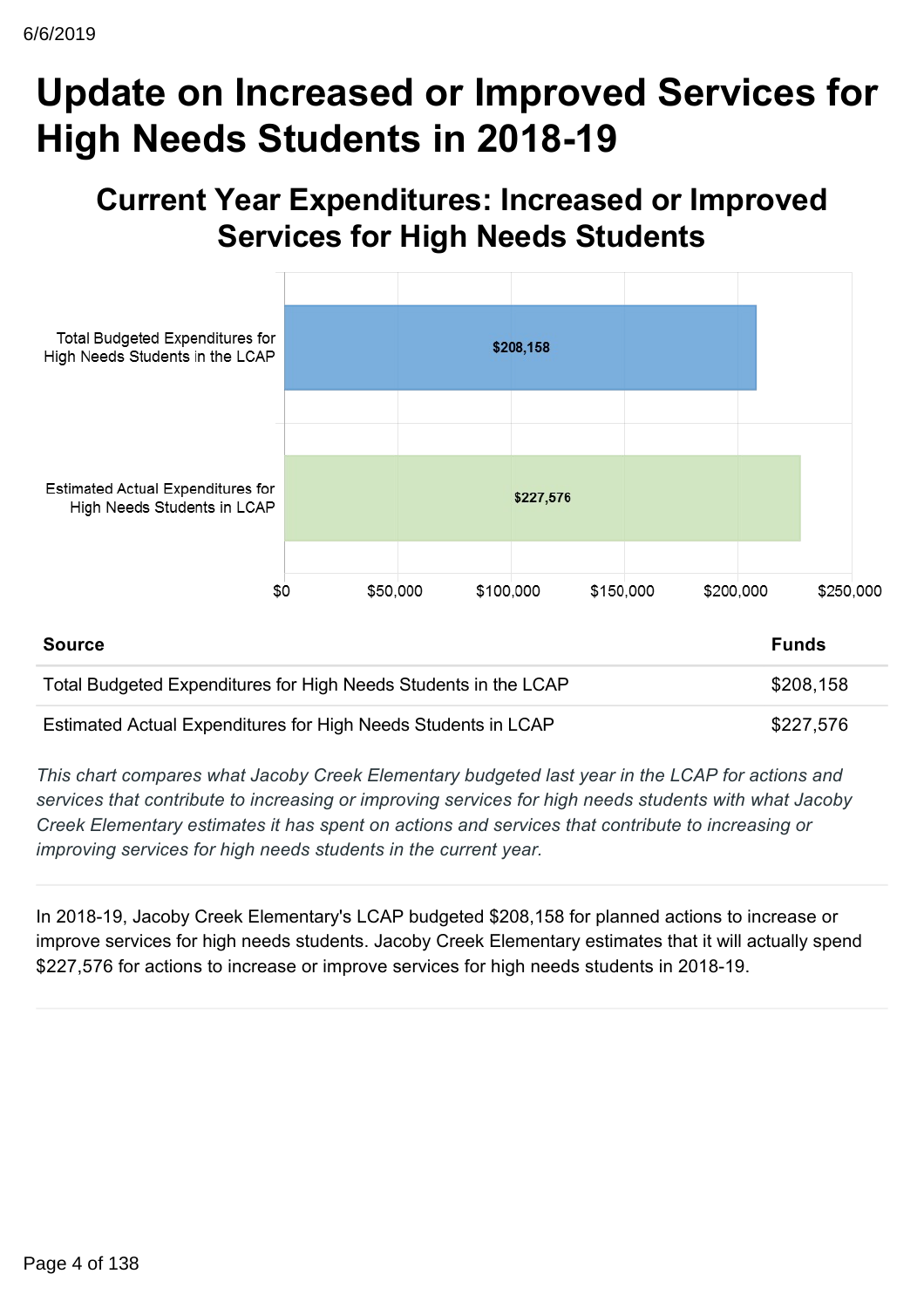# Update on Increased or Improved Services for High Needs Students in 2018-19

## Current Year Expenditures: Increased or Improved Services for High Needs Students

| Source | Funds |
|---|---|
| Total Budgeted Expenditures for High Needs Students in the LCAP | $208,158 |
| Estimated Actual Expenditures for High Needs Students in LCAP | $227,576 |

*This chart compares what Jacoby Creek Elementary budgeted last year in the LCAP for actions and services that contribute to increasing or improving services for high needs students with what Jacoby Creek Elementary estimates it has spent on actions and services that contribute to increasing or improving services for high needs students in the current year.*

In 2018-19, Jacoby Creek Elementary's LCAP budgeted $208,158 for planned actions to increase or improve services for high needs students. Jacoby Creek Elementary estimates that it will actually spend $227,576 for actions to increase or improve services for high needs students in 2018-19.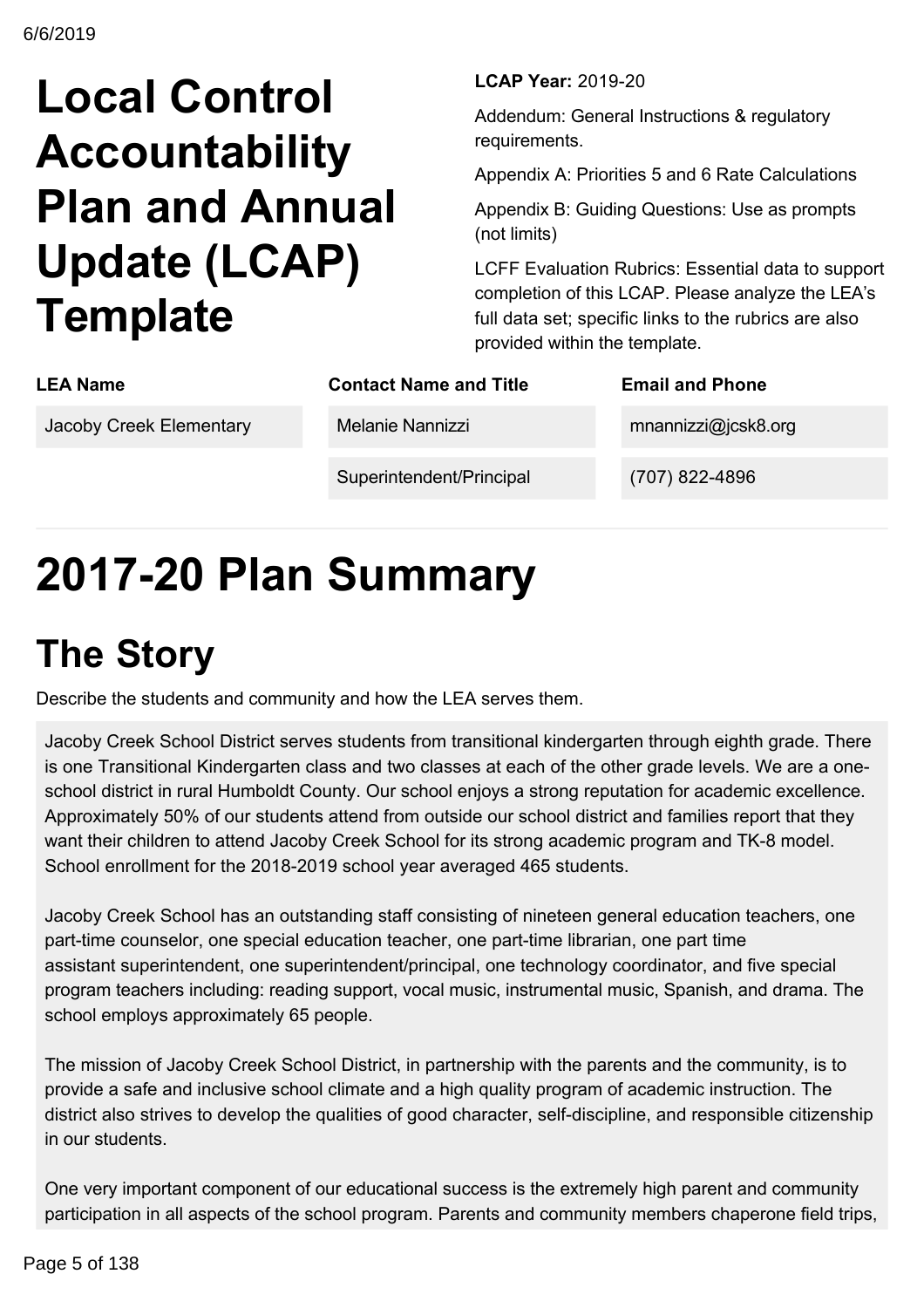# Local Control Accountability Plan and Annual Update (LCAP) Template

**LCAP Year:** 2019-20

Addendum: General Instructions & regulatory requirements.

Appendix A: Priorities 5 and 6 Rate Calculations

Appendix B: Guiding Questions: Use as prompts (not limits)

LCFF Evaluation Rubrics: Essential data to support completion of this LCAP. Please analyze the LEA's full data set; specific links to the rubrics are also provided within the template.

| LEA Name | Contact Name and Title | Email and Phone |
| --- | --- | --- |
| Jacoby Creek Elementary | Melanie Nannizzi | mnannizzi@jcsk8.org |
| | Superintendent/Principal | (707) 822-4896 |

# 2017-20 Plan Summary

## The Story

Describe the students and community and how the LEA serves them.

Jacoby Creek School District serves students from transitional kindergarten through eighth grade. There is one Transitional Kindergarten class and two classes at each of the other grade levels. We are a one-school district in rural Humboldt County. Our school enjoys a strong reputation for academic excellence. Approximately 50% of our students attend from outside our school district and families report that they want their children to attend Jacoby Creek School for its strong academic program and TK-8 model. School enrollment for the 2018-2019 school year averaged 465 students.

Jacoby Creek School has an outstanding staff consisting of nineteen general education teachers, one part-time counselor, one special education teacher, one part-time librarian, one part time assistant superintendent, one superintendent/principal, one technology coordinator, and five special program teachers including: reading support, vocal music, instrumental music, Spanish, and drama. The school employs approximately 65 people.

The mission of Jacoby Creek School District, in partnership with the parents and the community, is to provide a safe and inclusive school climate and a high quality program of academic instruction. The district also strives to develop the qualities of good character, self-discipline, and responsible citizenship in our students.

One very important component of our educational success is the extremely high parent and community participation in all aspects of the school program. Parents and community members chaperone field trips,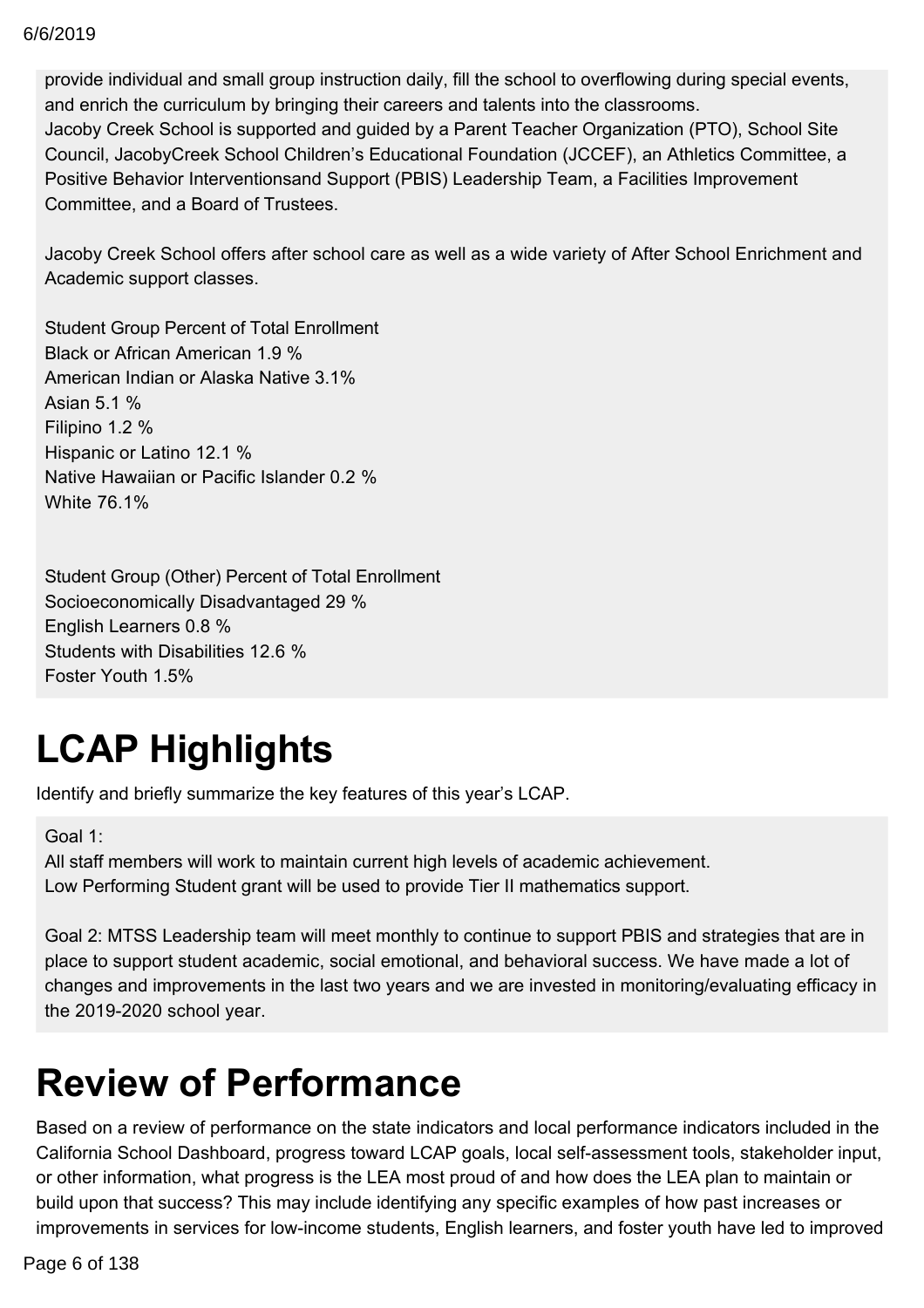provide individual and small group instruction daily, fill the school to overflowing during special events, and enrich the curriculum by bringing their careers and talents into the classrooms.
Jacoby Creek School is supported and guided by a Parent Teacher Organization (PTO), School Site Council, JacobyCreek School Children's Educational Foundation (JCCEF), an Athletics Committee, a Positive Behavior Interventionsand Support (PBIS) Leadership Team, a Facilities Improvement Committee, and a Board of Trustees.

Jacoby Creek School offers after school care as well as a wide variety of After School Enrichment and Academic support classes.

Student Group Percent of Total Enrollment
Black or African American 1.9 %
American Indian or Alaska Native 3.1%
Asian 5.1 %
Filipino 1.2 %
Hispanic or Latino 12.1 %
Native Hawaiian or Pacific Islander 0.2 %
White 76.1%

Student Group (Other) Percent of Total Enrollment
Socioeconomically Disadvantaged 29 %
English Learners 0.8 %
Students with Disabilities 12.6 %
Foster Youth 1.5%

# LCAP Highlights

Identify and briefly summarize the key features of this year's LCAP.

Goal 1:
All staff members will work to maintain current high levels of academic achievement.
Low Performing Student grant will be used to provide Tier II mathematics support.

Goal 2: MTSS Leadership team will meet monthly to continue to support PBIS and strategies that are in place to support student academic, social emotional, and behavioral success. We have made a lot of changes and improvements in the last two years and we are invested in monitoring/evaluating efficacy in the 2019-2020 school year.

# Review of Performance

Based on a review of performance on the state indicators and local performance indicators included in the California School Dashboard, progress toward LCAP goals, local self-assessment tools, stakeholder input, or other information, what progress is the LEA most proud of and how does the LEA plan to maintain or build upon that success? This may include identifying any specific examples of how past increases or improvements in services for low-income students, English learners, and foster youth have led to improved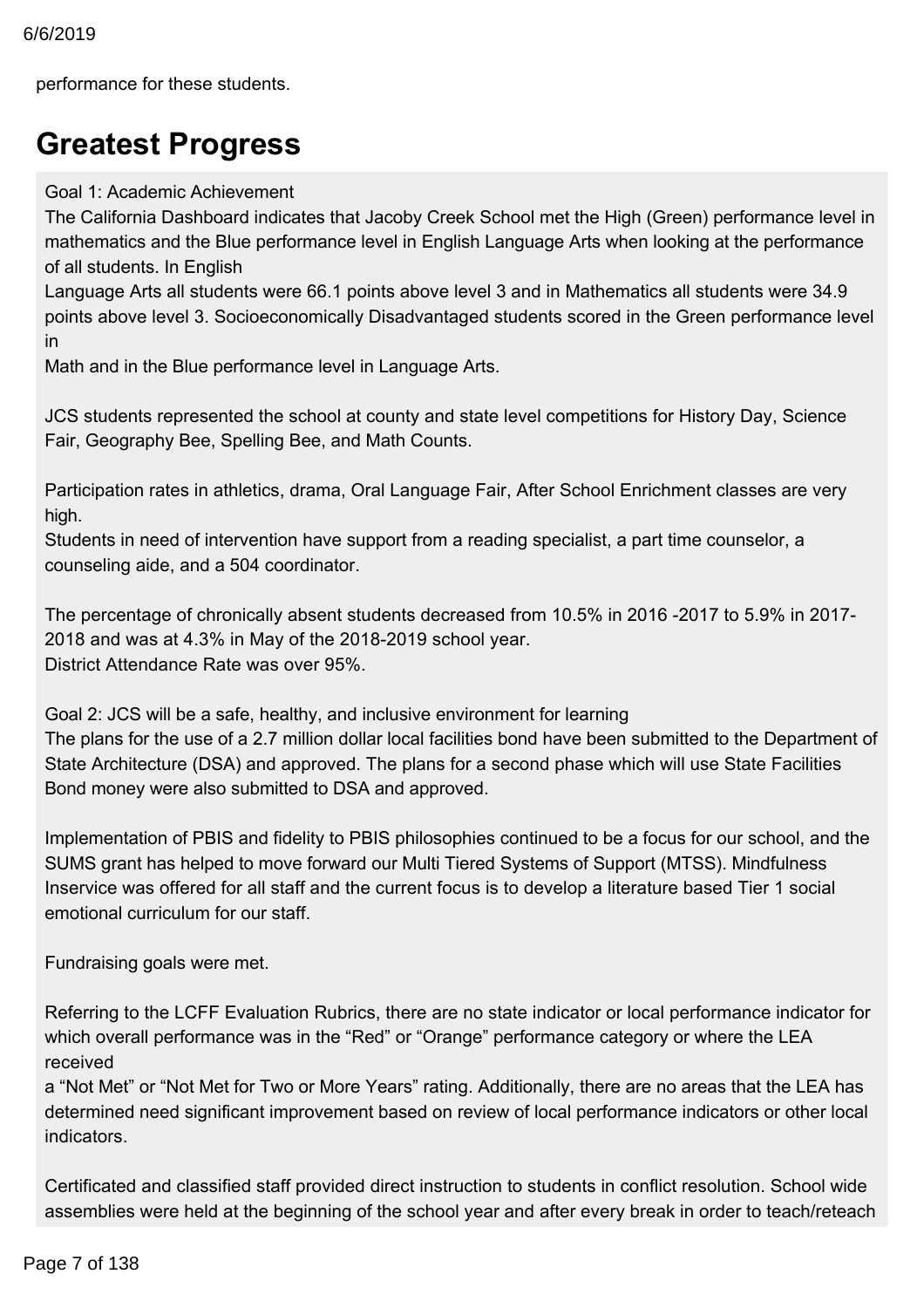performance for these students.

# Greatest Progress

Goal 1: Academic Achievement
The California Dashboard indicates that Jacoby Creek School met the High (Green) performance level in mathematics and the Blue performance level in English Language Arts when looking at the performance of all students. In English Language Arts all students were 66.1 points above level 3 and in Mathematics all students were 34.9 points above level 3. Socioeconomically Disadvantaged students scored in the Green performance level in Math and in the Blue performance level in Language Arts.

JCS students represented the school at county and state level competitions for History Day, Science Fair, Geography Bee, Spelling Bee, and Math Counts.

Participation rates in athletics, drama, Oral Language Fair, After School Enrichment classes are very high.
Students in need of intervention have support from a reading specialist, a part time counselor, a counseling aide, and a 504 coordinator.

The percentage of chronically absent students decreased from 10.5% in 2016 -2017 to 5.9% in 2017-2018 and was at 4.3% in May of the 2018-2019 school year.
District Attendance Rate was over 95%.

Goal 2: JCS will be a safe, healthy, and inclusive environment for learning
The plans for the use of a 2.7 million dollar local facilities bond have been submitted to the Department of State Architecture (DSA) and approved. The plans for a second phase which will use State Facilities Bond money were also submitted to DSA and approved.

Implementation of PBIS and fidelity to PBIS philosophies continued to be a focus for our school, and the SUMS grant has helped to move forward our Multi Tiered Systems of Support (MTSS). Mindfulness Inservice was offered for all staff and the current focus is to develop a literature based Tier 1 social emotional curriculum for our staff.

Fundraising goals were met.

Referring to the LCFF Evaluation Rubrics, there are no state indicator or local performance indicator for which overall performance was in the "Red" or "Orange" performance category or where the LEA received a "Not Met" or "Not Met for Two or More Years" rating. Additionally, there are no areas that the LEA has determined need significant improvement based on review of local performance indicators or other local indicators.

Certificated and classified staff provided direct instruction to students in conflict resolution. School wide assemblies were held at the beginning of the school year and after every break in order to teach/reteach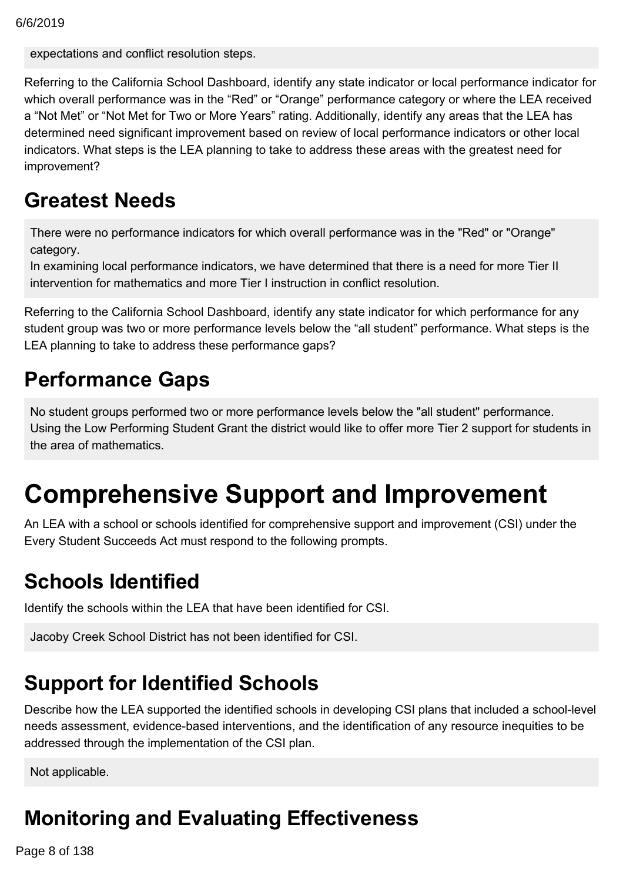expectations and conflict resolution steps.

Referring to the California School Dashboard, identify any state indicator or local performance indicator for which overall performance was in the "Red" or "Orange" performance category or where the LEA received a "Not Met" or "Not Met for Two or More Years" rating. Additionally, identify any areas that the LEA has determined need significant improvement based on review of local performance indicators or other local indicators. What steps is the LEA planning to take to address these areas with the greatest need for improvement?

## Greatest Needs

There were no performance indicators for which overall performance was in the "Red" or "Orange" category.
In examining local performance indicators, we have determined that there is a need for more Tier II intervention for mathematics and more Tier I instruction in conflict resolution.

Referring to the California School Dashboard, identify any state indicator for which performance for any student group was two or more performance levels below the "all student" performance. What steps is the LEA planning to take to address these performance gaps?

## Performance Gaps

No student groups performed two or more performance levels below the "all student" performance.
Using the Low Performing Student Grant the district would like to offer more Tier 2 support for students in the area of mathematics.

# Comprehensive Support and Improvement

An LEA with a school or schools identified for comprehensive support and improvement (CSI) under the Every Student Succeeds Act must respond to the following prompts.

## Schools Identified

Identify the schools within the LEA that have been identified for CSI.

Jacoby Creek School District has not been identified for CSI.

## Support for Identified Schools

Describe how the LEA supported the identified schools in developing CSI plans that included a school-level needs assessment, evidence-based interventions, and the identification of any resource inequities to be addressed through the implementation of the CSI plan.

Not applicable.

## Monitoring and Evaluating Effectiveness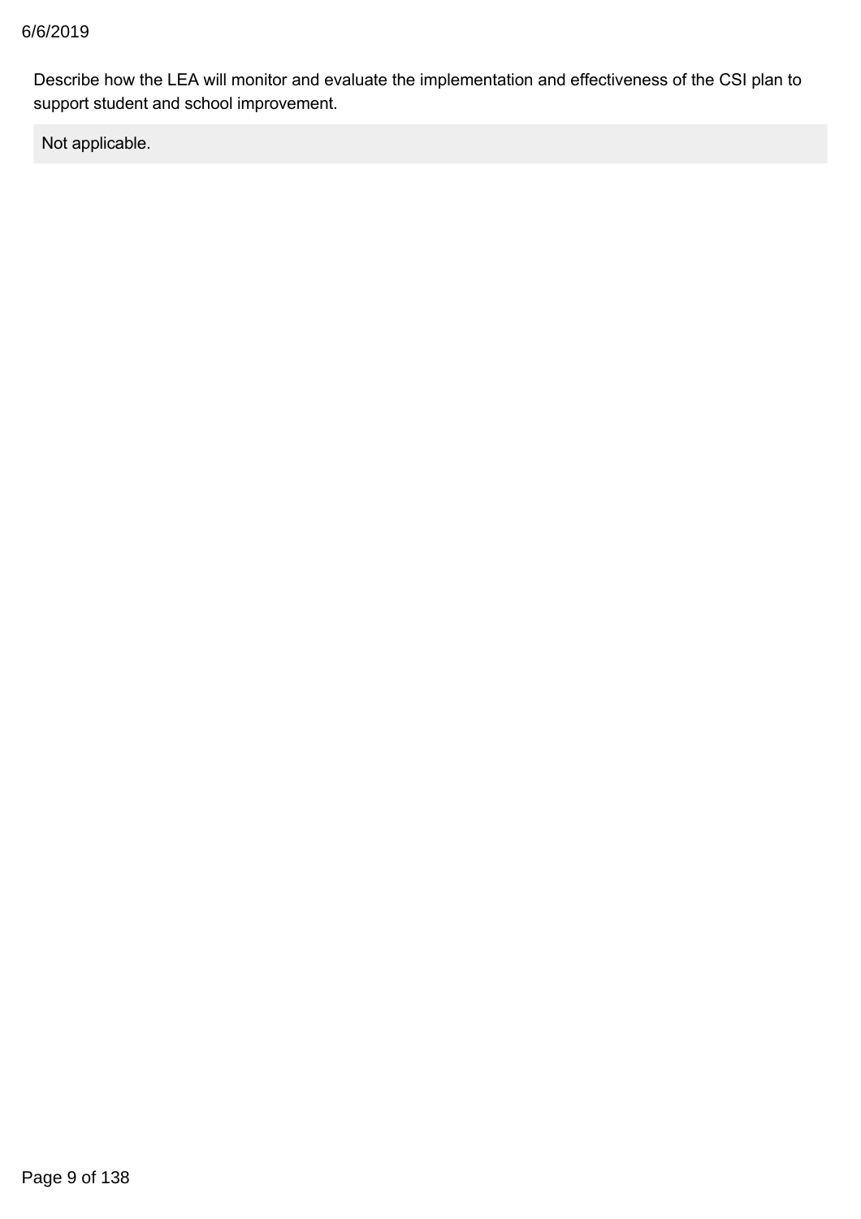Describe how the LEA will monitor and evaluate the implementation and effectiveness of the CSI plan to support student and school improvement.

Not applicable.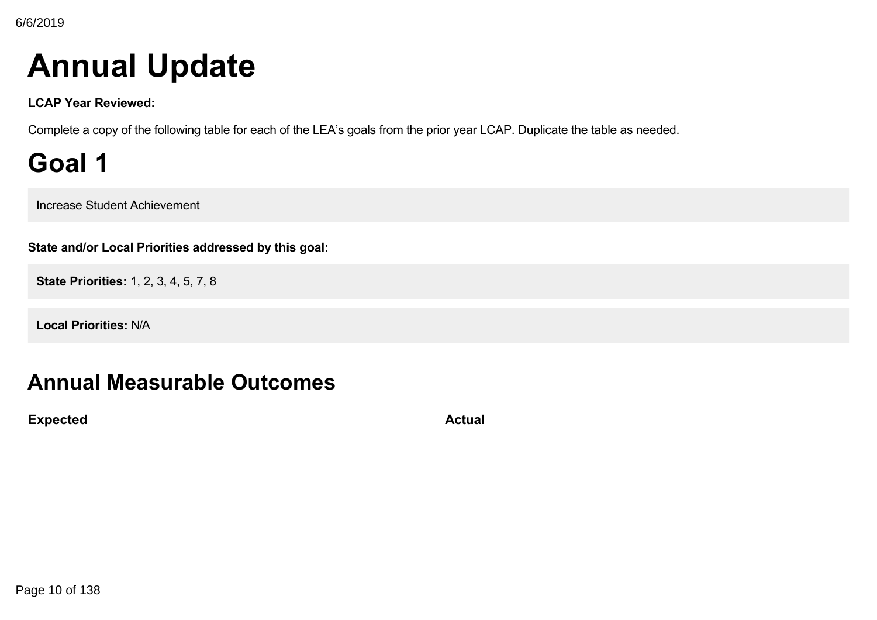# Annual Update

**LCAP Year Reviewed:**

Complete a copy of the following table for each of the LEA's goals from the prior year LCAP. Duplicate the table as needed.

# Goal 1

Increase Student Achievement

**State and/or Local Priorities addressed by this goal:**

**State Priorities:** 1, 2, 3, 4, 5, 7, 8

**Local Priorities:** N/A

## Annual Measurable Outcomes

| Expected | Actual |
| --- | --- |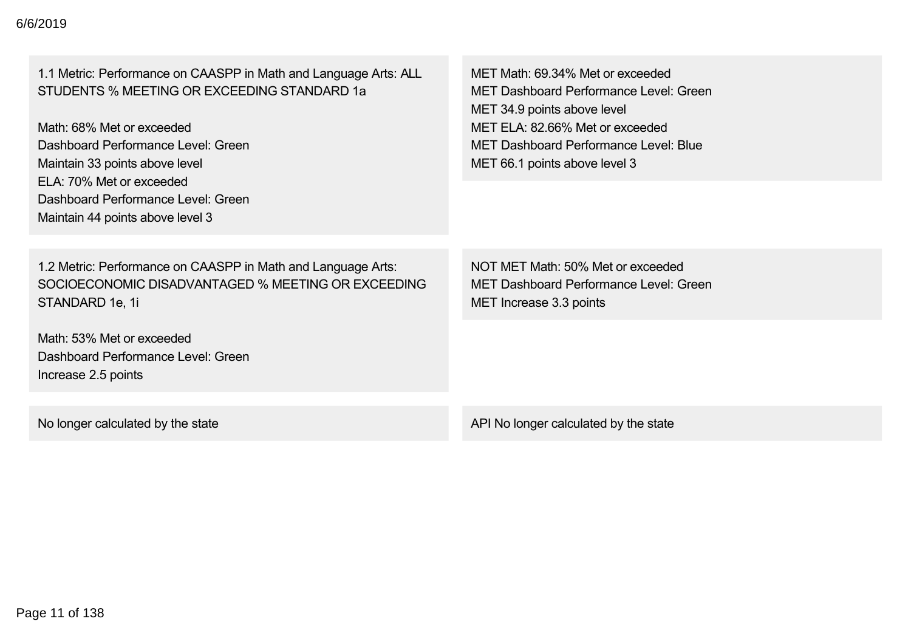| Expected | Actual |
| --- | --- |
| 1.1 Metric: Performance on CAASPP in Math and Language Arts: ALL STUDENTS % MEETING OR EXCEEDING STANDARD 1a<br><br>Math: 68% Met or exceeded<br>Dashboard Performance Level: Green<br>Maintain 33 points above level<br>ELA: 70% Met or exceeded<br>Dashboard Performance Level: Green<br>Maintain 44 points above level 3 | MET Math: 69.34% Met or exceeded<br>MET Dashboard Performance Level: Green<br>MET 34.9 points above level<br>MET ELA: 82.66% Met or exceeded<br>MET Dashboard Performance Level: Blue<br>MET 66.1 points above level 3 |
| 1.2 Metric: Performance on CAASPP in Math and Language Arts: SOCIOECONOMIC DISADVANTAGED % MEETING OR EXCEEDING STANDARD 1e, 1i<br><br>Math: 53% Met or exceeded<br>Dashboard Performance Level: Green<br>Increase 2.5 points | NOT MET Math: 50% Met or exceeded<br>MET Dashboard Performance Level: Green<br>MET Increase 3.3 points |
| No longer calculated by the state | API No longer calculated by the state |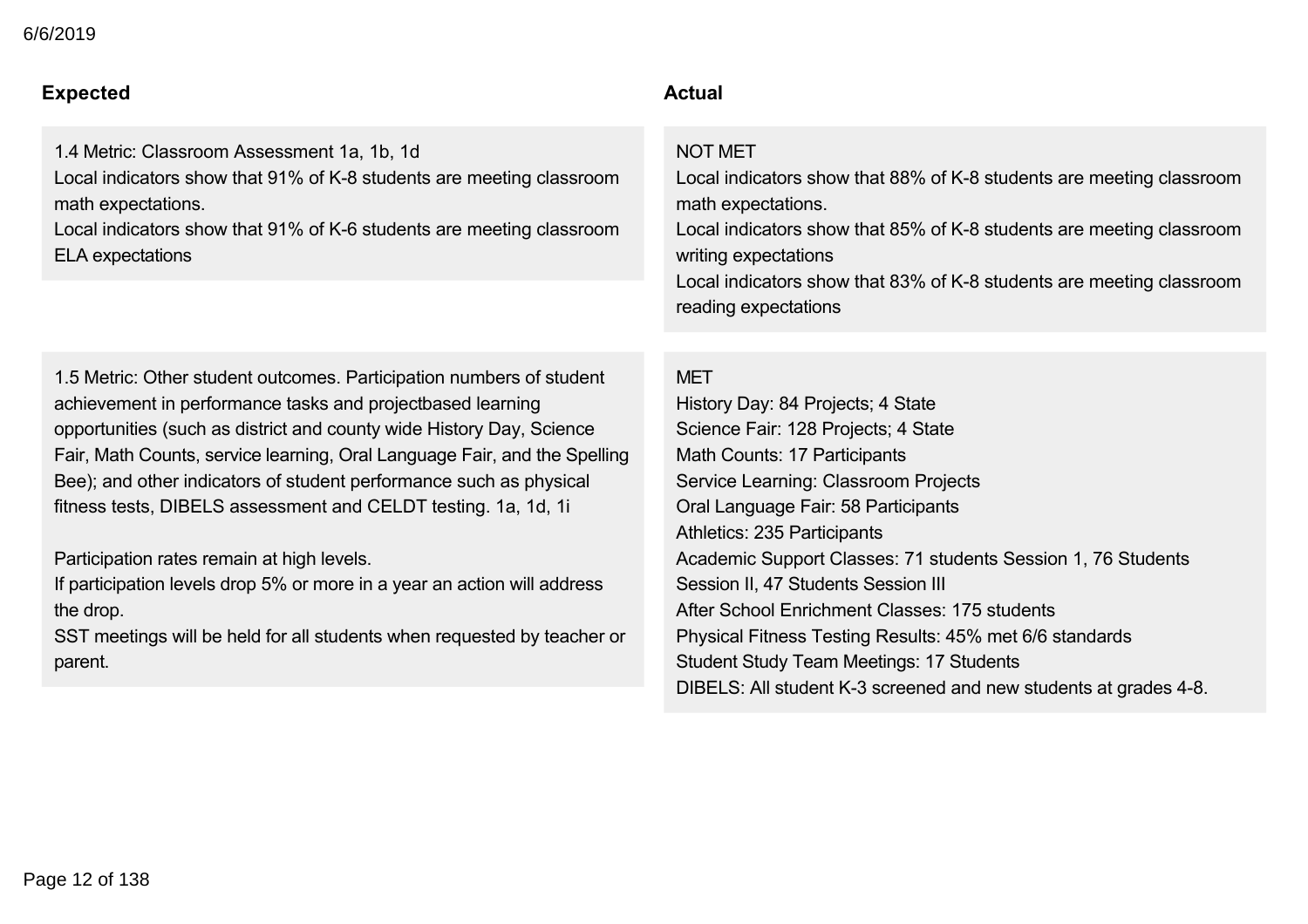| Expected | Actual |
| --- | --- |
| 1.4 Metric: Classroom Assessment 1a, 1b, 1d<br>Local indicators show that 91% of K-8 students are meeting classroom math expectations.<br>Local indicators show that 91% of K-6 students are meeting classroom ELA expectations | NOT MET<br>Local indicators show that 88% of K-8 students are meeting classroom math expectations.<br>Local indicators show that 85% of K-8 students are meeting classroom writing expectations<br>Local indicators show that 83% of K-8 students are meeting classroom reading expectations |
| 1.5 Metric: Other student outcomes. Participation numbers of student achievement in performance tasks and projectbased learning opportunities (such as district and county wide History Day, Science Fair, Math Counts, service learning, Oral Language Fair, and the Spelling Bee); and other indicators of student performance such as physical fitness tests, DIBELS assessment and CELDT testing. 1a, 1d, 1i<br><br>Participation rates remain at high levels.<br>If participation levels drop 5% or more in a year an action will address the drop.<br>SST meetings will be held for all students when requested by teacher or parent. | MET<br>History Day: 84 Projects; 4 State<br>Science Fair: 128 Projects; 4 State<br>Math Counts: 17 Participants<br>Service Learning: Classroom Projects<br>Oral Language Fair: 58 Participants<br>Athletics: 235 Participants<br>Academic Support Classes: 71 students Session 1, 76 Students Session II, 47 Students Session III<br>After School Enrichment Classes: 175 students<br>Physical Fitness Testing Results: 45% met 6/6 standards<br>Student Study Team Meetings: 17 Students<br>DIBELS: All student K-3 screened and new students at grades 4-8. |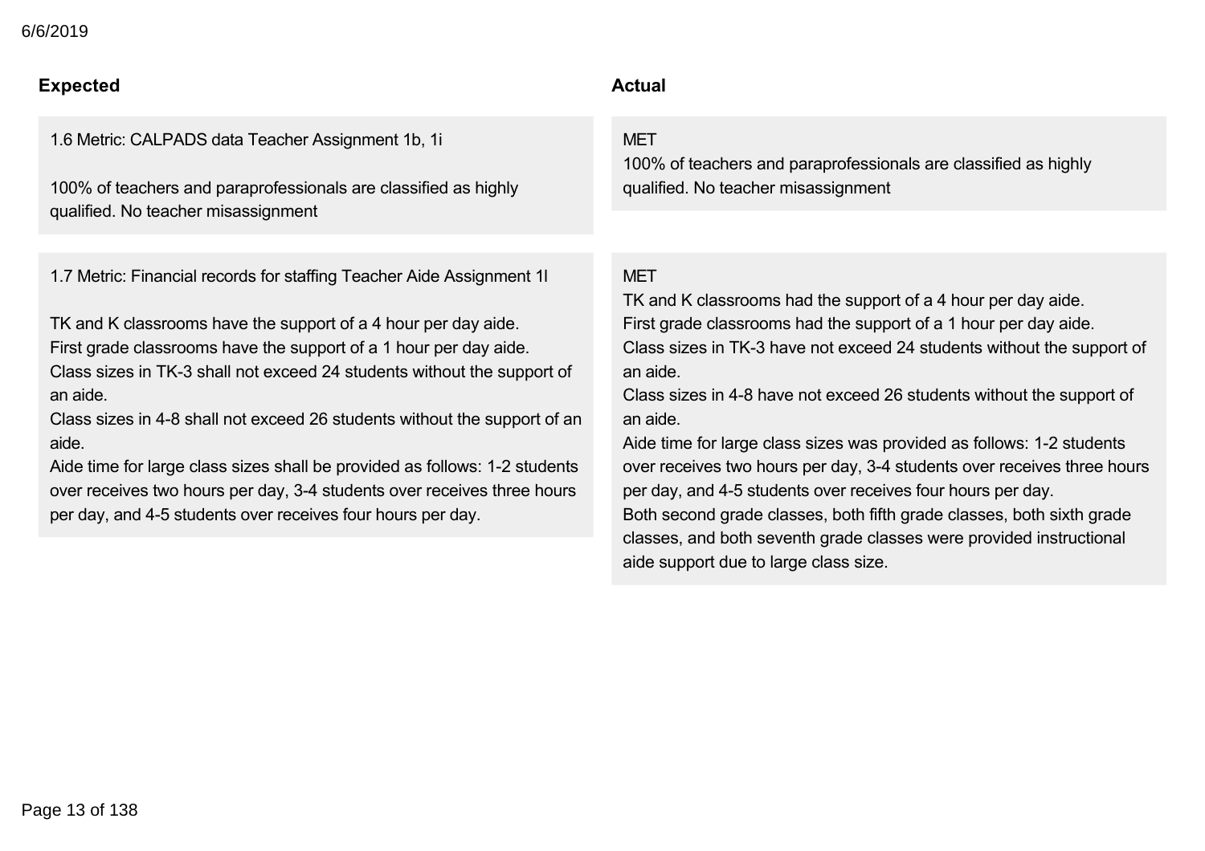| Expected | Actual |
| --- | --- |
| 1.6 Metric: CALPADS data Teacher Assignment 1b, 1i<br><br>100% of teachers and paraprofessionals are classified as highly qualified. No teacher misassignment | MET<br>100% of teachers and paraprofessionals are classified as highly qualified. No teacher misassignment |
| 1.7 Metric: Financial records for staffing Teacher Aide Assignment 1l<br><br>TK and K classrooms have the support of a 4 hour per day aide.<br>First grade classrooms have the support of a 1 hour per day aide.<br>Class sizes in TK-3 shall not exceed 24 students without the support of an aide.<br>Class sizes in 4-8 shall not exceed 26 students without the support of an aide.<br>Aide time for large class sizes shall be provided as follows: 1-2 students over receives two hours per day, 3-4 students over receives three hours per day, and 4-5 students over receives four hours per day. | MET<br>TK and K classrooms had the support of a 4 hour per day aide.<br>First grade classrooms had the support of a 1 hour per day aide.<br>Class sizes in TK-3 have not exceed 24 students without the support of an aide.<br>Class sizes in 4-8 have not exceed 26 students without the support of an aide.<br>Aide time for large class sizes was provided as follows: 1-2 students over receives two hours per day, 3-4 students over receives three hours per day, and 4-5 students over receives four hours per day.<br>Both second grade classes, both fifth grade classes, both sixth grade classes, and both seventh grade classes were provided instructional aide support due to large class size. |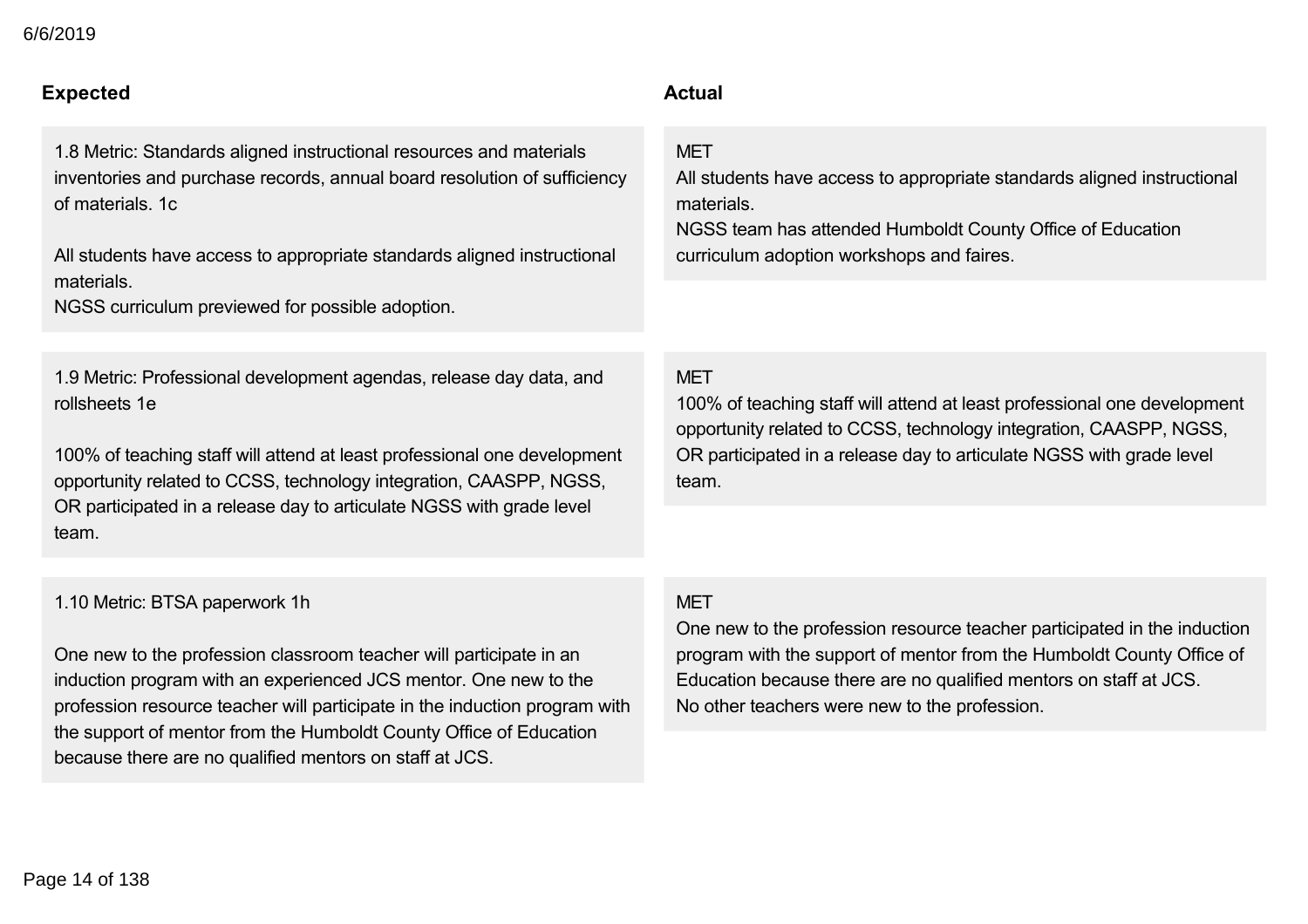| Expected | Actual |
| --- | --- |
| 1.8 Metric: Standards aligned instructional resources and materials inventories and purchase records, annual board resolution of sufficiency of materials. 1c<br><br>All students have access to appropriate standards aligned instructional materials.<br>NGSS curriculum previewed for possible adoption. | MET<br>All students have access to appropriate standards aligned instructional materials.<br>NGSS team has attended Humboldt County Office of Education curriculum adoption workshops and faires. |
| 1.9 Metric: Professional development agendas, release day data, and rollsheets 1e<br><br>100% of teaching staff will attend at least professional one development opportunity related to CCSS, technology integration, CAASPP, NGSS, OR participated in a release day to articulate NGSS with grade level team. | MET<br>100% of teaching staff will attend at least professional one development opportunity related to CCSS, technology integration, CAASPP, NGSS, OR participated in a release day to articulate NGSS with grade level team. |
| 1.10 Metric: BTSA paperwork 1h<br><br>One new to the profession classroom teacher will participate in an induction program with an experienced JCS mentor. One new to the profession resource teacher will participate in the induction program with the support of mentor from the Humboldt County Office of Education because there are no qualified mentors on staff at JCS. | MET<br>One new to the profession resource teacher participated in the induction program with the support of mentor from the Humboldt County Office of Education because there are no qualified mentors on staff at JCS.<br>No other teachers were new to the profession. |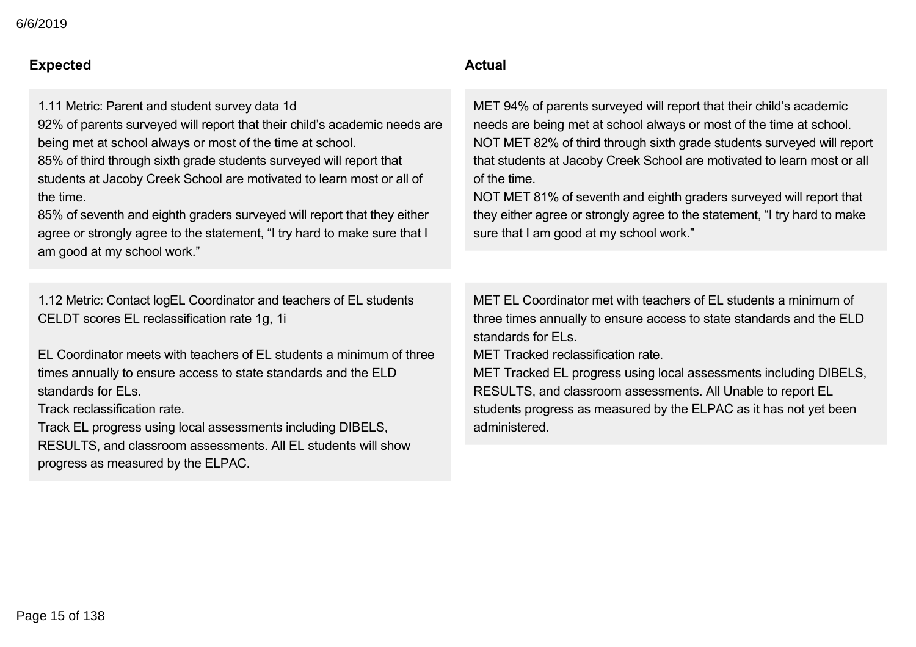| Expected | Actual |
| --- | --- |
| 1.11 Metric: Parent and student survey data 1d<br>92% of parents surveyed will report that their child's academic needs are being met at school always or most of the time at school.<br>85% of third through sixth grade students surveyed will report that students at Jacoby Creek School are motivated to learn most or all of the time.<br>85% of seventh and eighth graders surveyed will report that they either agree or strongly agree to the statement, "I try hard to make sure that I am good at my school work." | MET 94% of parents surveyed will report that their child's academic needs are being met at school always or most of the time at school.<br>NOT MET 82% of third through sixth grade students surveyed will report that students at Jacoby Creek School are motivated to learn most or all of the time.<br>NOT MET 81% of seventh and eighth graders surveyed will report that they either agree or strongly agree to the statement, "I try hard to make sure that I am good at my school work." |
| 1.12 Metric: Contact logEL Coordinator and teachers of EL students CELDT scores EL reclassification rate 1g, 1i<br><br>EL Coordinator meets with teachers of EL students a minimum of three times annually to ensure access to state standards and the ELD standards for ELs.<br>Track reclassification rate.<br>Track EL progress using local assessments including DIBELS, RESULTS, and classroom assessments. All EL students will show progress as measured by the ELPAC. | MET EL Coordinator met with teachers of EL students a minimum of three times annually to ensure access to state standards and the ELD standards for ELs.<br>MET Tracked reclassification rate.<br>MET Tracked EL progress using local assessments including DIBELS, RESULTS, and classroom assessments. All Unable to report EL students progress as measured by the ELPAC as it has not yet been administered. |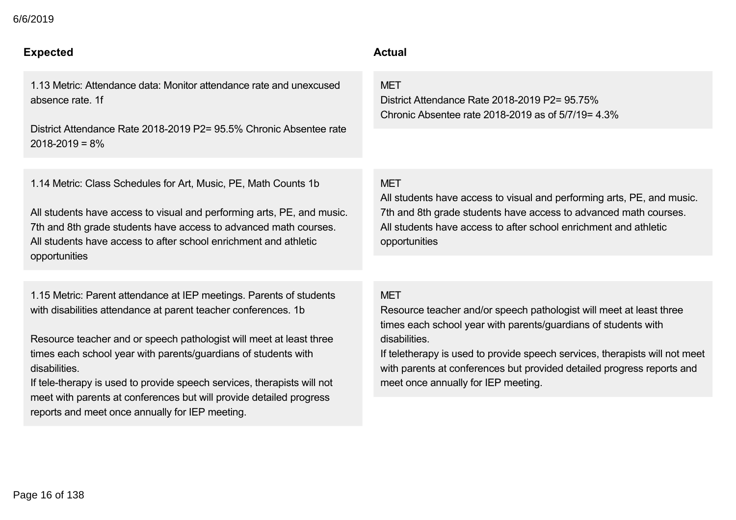| Expected | Actual |
| --- | --- |
| 1.13 Metric: Attendance data: Monitor attendance rate and unexcused absence rate. 1f<br><br>District Attendance Rate 2018-2019 P2= 95.5% Chronic Absentee rate 2018-2019 = 8% | MET<br>District Attendance Rate 2018-2019 P2= 95.75%<br>Chronic Absentee rate 2018-2019 as of 5/7/19= 4.3% |
| 1.14 Metric: Class Schedules for Art, Music, PE, Math Counts 1b<br><br>All students have access to visual and performing arts, PE, and music. 7th and 8th grade students have access to advanced math courses. All students have access to after school enrichment and athletic opportunities | MET<br>All students have access to visual and performing arts, PE, and music. 7th and 8th grade students have access to advanced math courses. All students have access to after school enrichment and athletic opportunities |
| 1.15 Metric: Parent attendance at IEP meetings. Parents of students with disabilities attendance at parent teacher conferences. 1b<br><br>Resource teacher and or speech pathologist will meet at least three times each school year with parents/guardians of students with disabilities.<br>If tele-therapy is used to provide speech services, therapists will not meet with parents at conferences but will provide detailed progress reports and meet once annually for IEP meeting. | MET<br>Resource teacher and/or speech pathologist will meet at least three times each school year with parents/guardians of students with disabilities.<br>If teletherapy is used to provide speech services, therapists will not meet with parents at conferences but provided detailed progress reports and meet once annually for IEP meeting. |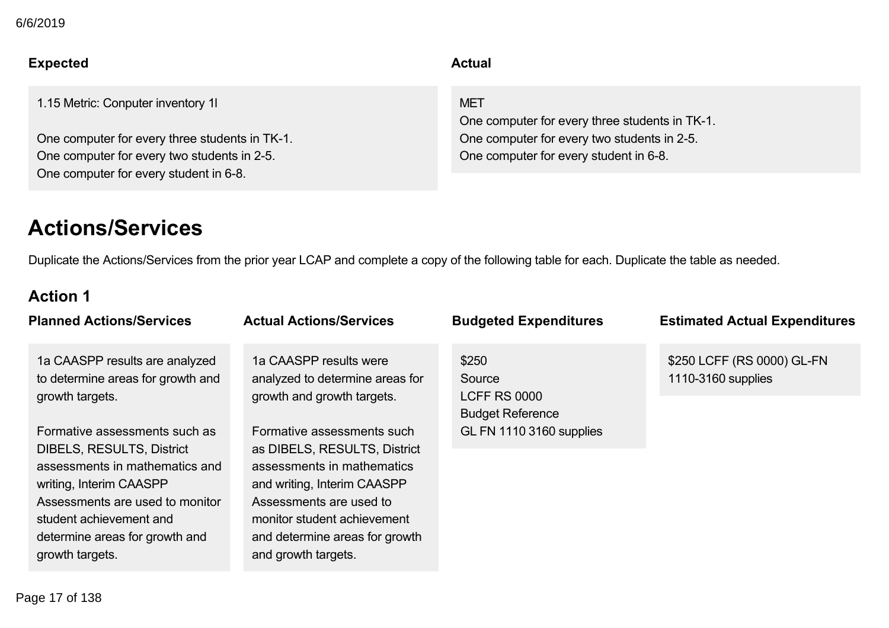| Expected | Actual |
| --- | --- |
| 1.15 Metric: Conputer inventory 1I<br><br>One computer for every three students in TK-1.<br>One computer for every two students in 2-5.<br>One computer for every student in 6-8. | MET<br>One computer for every three students in TK-1.<br>One computer for every two students in 2-5.<br>One computer for every student in 6-8. |

# Actions/Services

Duplicate the Actions/Services from the prior year LCAP and complete a copy of the following table for each. Duplicate the table as needed.

## Action 1

| Planned Actions/Services | Actual Actions/Services | Budgeted Expenditures | Estimated Actual Expenditures |
| --- | --- | --- | --- |
| 1a CAASPP results are analyzed to determine areas for growth and growth targets.<br><br>Formative assessments such as DIBELS, RESULTS, District assessments in mathematics and writing, Interim CAASPP Assessments are used to monitor student achievement and determine areas for growth and growth targets. | 1a CAASPP results were analyzed to determine areas for growth and growth targets.<br><br>Formative assessments such as DIBELS, RESULTS, District assessments in mathematics and writing, Interim CAASPP Assessments are used to monitor student achievement and determine areas for growth and growth targets. | $250<br>Source<br>LCFF RS 0000<br>Budget Reference<br>GL FN 1110 3160 supplies | $250 LCFF (RS 0000) GL-FN 1110-3160 supplies |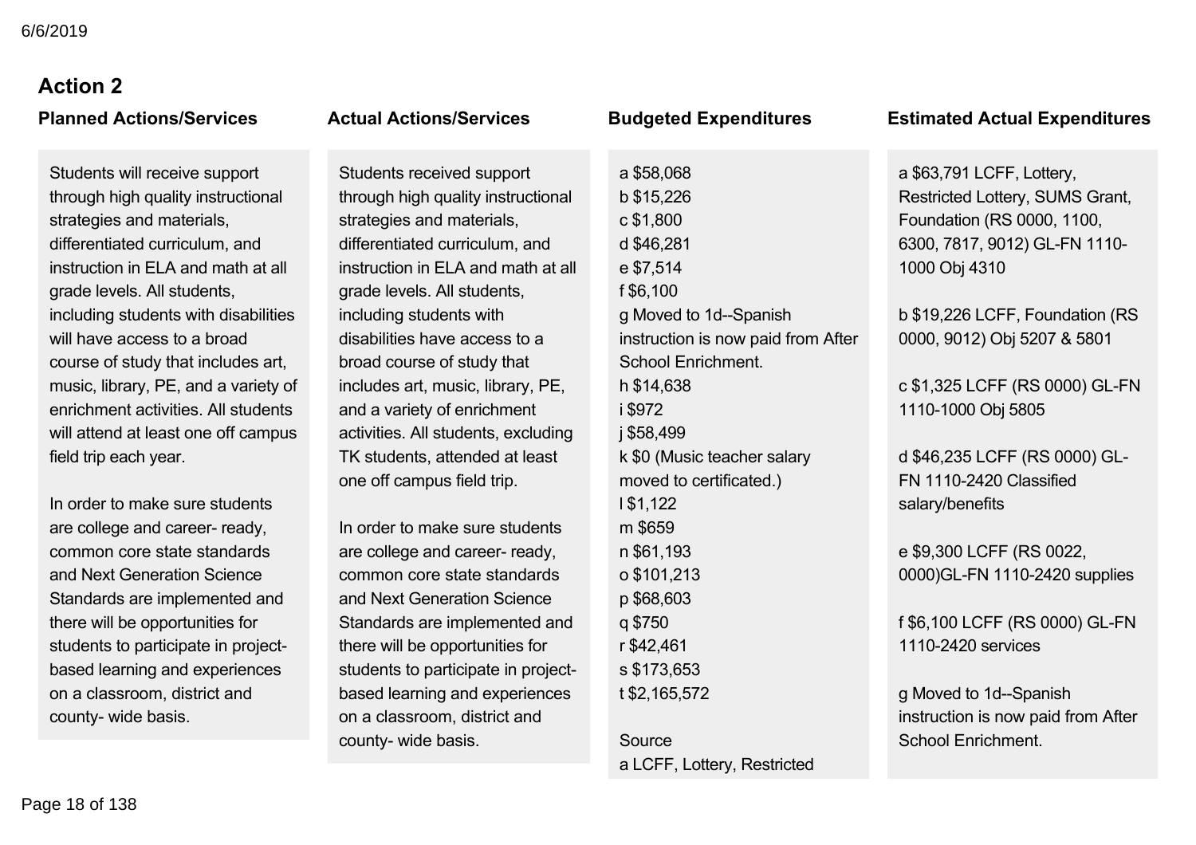## Action 2

| Planned Actions/Services | Actual Actions/Services | Budgeted Expenditures | Estimated Actual Expenditures |
| --- | --- | --- | --- |
| Students will receive support through high quality instructional strategies and materials, differentiated curriculum, and instruction in ELA and math at all grade levels. All students, including students with disabilities will have access to a broad course of study that includes art, music, library, PE, and a variety of enrichment activities. All students will attend at least one off campus field trip each year.<br><br>In order to make sure students are college and career- ready, common core state standards and Next Generation Science Standards are implemented and there will be opportunities for students to participate in project-based learning and experiences on a classroom, district and county- wide basis. | Students received support through high quality instructional strategies and materials, differentiated curriculum, and instruction in ELA and math at all grade levels. All students, including students with disabilities have access to a broad course of study that includes art, music, library, PE, and a variety of enrichment activities. All students, excluding TK students, attended at least one off campus field trip.<br><br>In order to make sure students are college and career- ready, common core state standards and Next Generation Science Standards are implemented and there will be opportunities for students to participate in project-based learning and experiences on a classroom, district and county- wide basis. | a $58,068<br>b $15,226<br>c $1,800<br>d $46,281<br>e $7,514<br>f $6,100<br>g Moved to 1d--Spanish instruction is now paid from After School Enrichment.<br>h $14,638<br>i $972<br>j $58,499<br>k $0 (Music teacher salary moved to certificated.)<br>l $1,122<br>m $659<br>n $61,193<br>o $101,213<br>p $68,603<br>q $750<br>r $42,461<br>s $173,653<br>t $2,165,572<br><br>Source<br>a LCFF, Lottery, Restricted | a $63,791 LCFF, Lottery, Restricted Lottery, SUMS Grant, Foundation (RS 0000, 1100, 6300, 7817, 9012) GL-FN 1110-1000 Obj 4310<br><br>b $19,226 LCFF, Foundation (RS 0000, 9012) Obj 5207 & 5801<br><br>c $1,325 LCFF (RS 0000) GL-FN 1110-1000 Obj 5805<br><br>d $46,235 LCFF (RS 0000) GL-FN 1110-2420 Classified salary/benefits<br><br>e $9,300 LCFF (RS 0022, 0000)GL-FN 1110-2420 supplies<br><br>f $6,100 LCFF (RS 0000) GL-FN 1110-2420 services<br><br>g Moved to 1d--Spanish instruction is now paid from After School Enrichment. |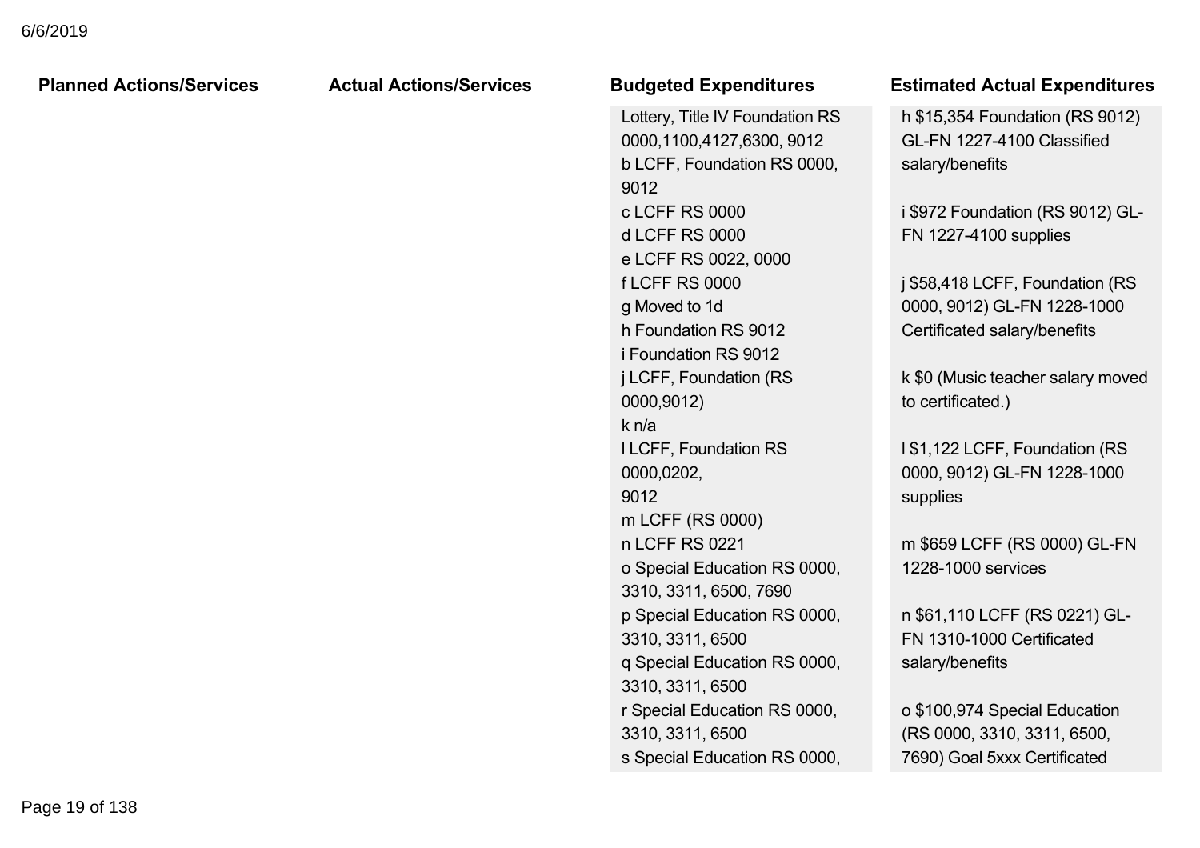| Planned Actions/Services | Actual Actions/Services | Budgeted Expenditures | Estimated Actual Expenditures |
|---|---|---|---|
| | | Lottery, Title IV Foundation RS 0000,1100,4127,6300, 9012<br>b LCFF, Foundation RS 0000, 9012<br>c LCFF RS 0000<br>d LCFF RS 0000<br>e LCFF RS 0022, 0000<br>f LCFF RS 0000<br>g Moved to 1d<br>h Foundation RS 9012<br>i Foundation RS 9012<br>j LCFF, Foundation (RS 0000,9012)<br>k n/a<br>l LCFF, Foundation RS 0000,0202, 9012<br>m LCFF (RS 0000)<br>n LCFF RS 0221<br>o Special Education RS 0000, 3310, 3311, 6500, 7690<br>p Special Education RS 0000, 3310, 3311, 6500<br>q Special Education RS 0000, 3310, 3311, 6500<br>r Special Education RS 0000, 3310, 3311, 6500<br>s Special Education RS 0000, | h $15,354 Foundation (RS 9012) GL-FN 1227-4100 Classified salary/benefits<br><br>i $972 Foundation (RS 9012) GL-FN 1227-4100 supplies<br><br>j $58,418 LCFF, Foundation (RS 0000, 9012) GL-FN 1228-1000 Certificated salary/benefits<br><br>k $0 (Music teacher salary moved to certificated.)<br><br>l $1,122 LCFF, Foundation (RS 0000, 9012) GL-FN 1228-1000 supplies<br><br>m $659 LCFF (RS 0000) GL-FN 1228-1000 services<br><br>n $61,110 LCFF (RS 0221) GL-FN 1310-1000 Certificated salary/benefits<br><br>o $100,974 Special Education (RS 0000, 3310, 3311, 6500, 7690) Goal 5xxx Certificated |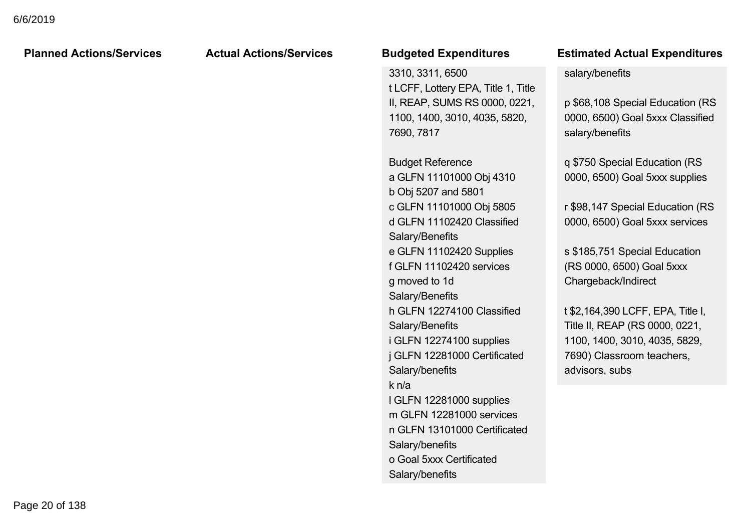| Planned Actions/Services | Actual Actions/Services | Budgeted Expenditures | Estimated Actual Expenditures |
|---|---|---|---|
| | | 3310, 3311, 6500<br>t LCFF, Lottery EPA, Title 1, Title II, REAP, SUMS RS 0000, 0221, 1100, 1400, 3010, 4035, 5820, 7690, 7817<br><br>Budget Reference<br>a GLFN 11101000 Obj 4310<br>b Obj 5207 and 5801<br>c GLFN 11101000 Obj 5805<br>d GLFN 11102420 Classified Salary/Benefits<br>e GLFN 11102420 Supplies<br>f GLFN 11102420 services<br>g moved to 1d Salary/Benefits<br>h GLFN 12274100 Classified Salary/Benefits<br>i GLFN 12274100 supplies<br>j GLFN 12281000 Certificated Salary/benefits<br>k n/a<br>l GLFN 12281000 supplies<br>m GLFN 12281000 services<br>n GLFN 13101000 Certificated Salary/benefits<br>o Goal 5xxx Certificated Salary/benefits | salary/benefits<br><br>p $68,108 Special Education (RS 0000, 6500) Goal 5xxx Classified salary/benefits<br><br>q $750 Special Education (RS 0000, 6500) Goal 5xxx supplies<br><br>r $98,147 Special Education (RS 0000, 6500) Goal 5xxx services<br><br>s $185,751 Special Education (RS 0000, 6500) Goal 5xxx Chargeback/Indirect<br><br>t $2,164,390 LCFF, EPA, Title I, Title II, REAP (RS 0000, 0221, 1100, 1400, 3010, 4035, 5829, 7690) Classroom teachers, advisors, subs |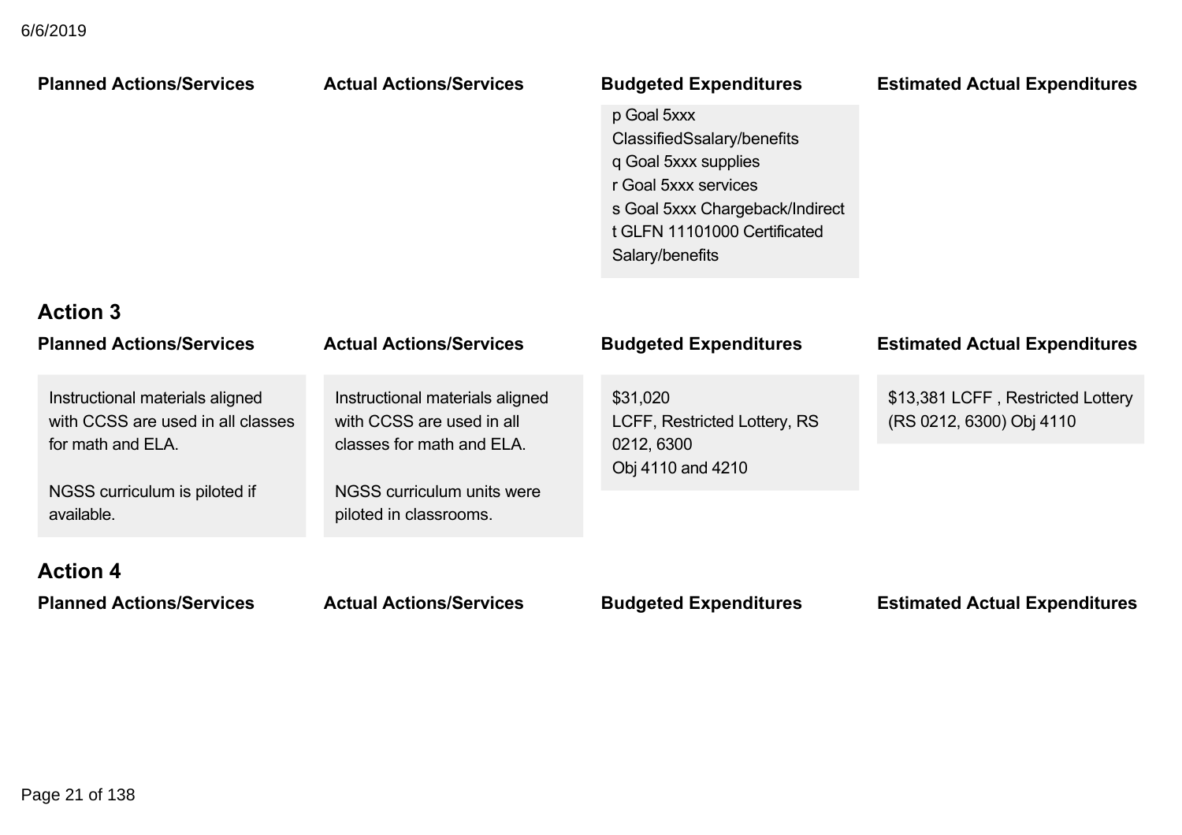| Planned Actions/Services | Actual Actions/Services | Budgeted Expenditures | Estimated Actual Expenditures |
| --- | --- | --- | --- |
| | | p Goal 5xxx ClassifiedSsalary/benefits<br>q Goal 5xxx supplies<br>r Goal 5xxx services<br>s Goal 5xxx Chargeback/Indirect<br>t GLFN 11101000 Certificated Salary/benefits | |

## Action 3

| Planned Actions/Services | Actual Actions/Services | Budgeted Expenditures | Estimated Actual Expenditures |
| --- | --- | --- | --- |
| Instructional materials aligned with CCSS are used in all classes for math and ELA.<br><br>NGSS curriculum is piloted if available. | Instructional materials aligned with CCSS are used in all classes for math and ELA.<br><br>NGSS curriculum units were piloted in classrooms. | $31,020<br>LCFF, Restricted Lottery, RS 0212, 6300<br>Obj 4110 and 4210 | $13,381 LCFF , Restricted Lottery (RS 0212, 6300) Obj 4110 |

## Action 4

| Planned Actions/Services | Actual Actions/Services | Budgeted Expenditures | Estimated Actual Expenditures |
| --- | --- | --- | --- |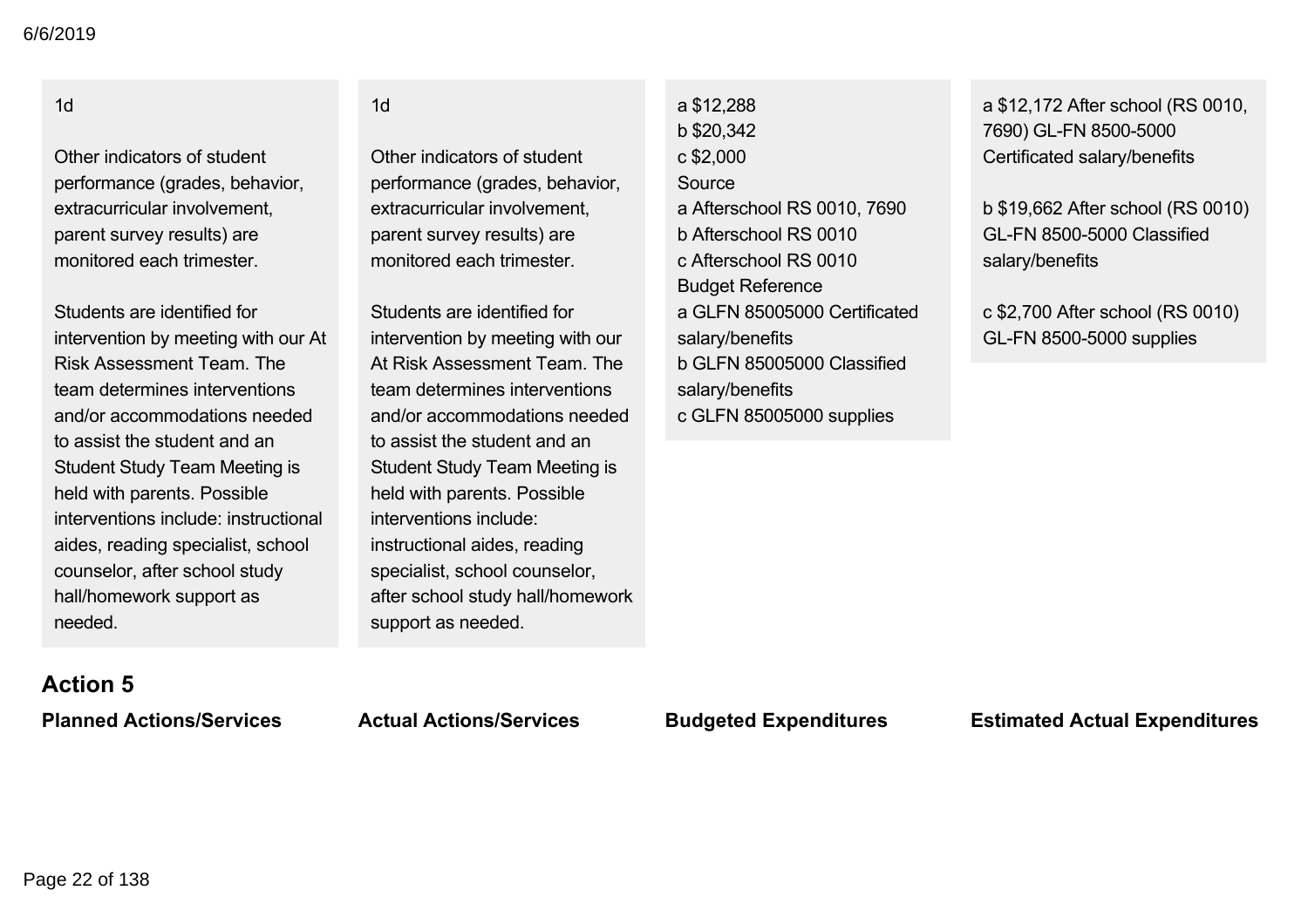| Planned Actions/Services | Actual Actions/Services | Budgeted Expenditures | Estimated Actual Expenditures |
|---|---|---|---|
| 1d<br><br>Other indicators of student performance (grades, behavior, extracurricular involvement, parent survey results) are monitored each trimester.<br><br>Students are identified for intervention by meeting with our At Risk Assessment Team. The team determines interventions and/or accommodations needed to assist the student and an Student Study Team Meeting is held with parents. Possible interventions include: instructional aides, reading specialist, school counselor, after school study hall/homework support as needed. | 1d<br><br>Other indicators of student performance (grades, behavior, extracurricular involvement, parent survey results) are monitored each trimester.<br><br>Students are identified for intervention by meeting with our At Risk Assessment Team. The team determines interventions and/or accommodations needed to assist the student and an Student Study Team Meeting is held with parents. Possible interventions include: instructional aides, reading specialist, school counselor, after school study hall/homework support as needed. | a $12,288<br>b $20,342<br>c $2,000<br>Source<br>a Afterschool RS 0010, 7690<br>b Afterschool RS 0010<br>c Afterschool RS 0010<br>Budget Reference<br>a GLFN 85005000 Certificated salary/benefits<br>b GLFN 85005000 Classified salary/benefits<br>c GLFN 85005000 supplies | a $12,172 After school (RS 0010, 7690) GL-FN 8500-5000 Certificated salary/benefits<br><br>b $19,662 After school (RS 0010) GL-FN 8500-5000 Classified salary/benefits<br><br>c $2,700 After school (RS 0010) GL-FN 8500-5000 supplies |

### Action 5

| Planned Actions/Services | Actual Actions/Services | Budgeted Expenditures | Estimated Actual Expenditures |
|---|---|---|---|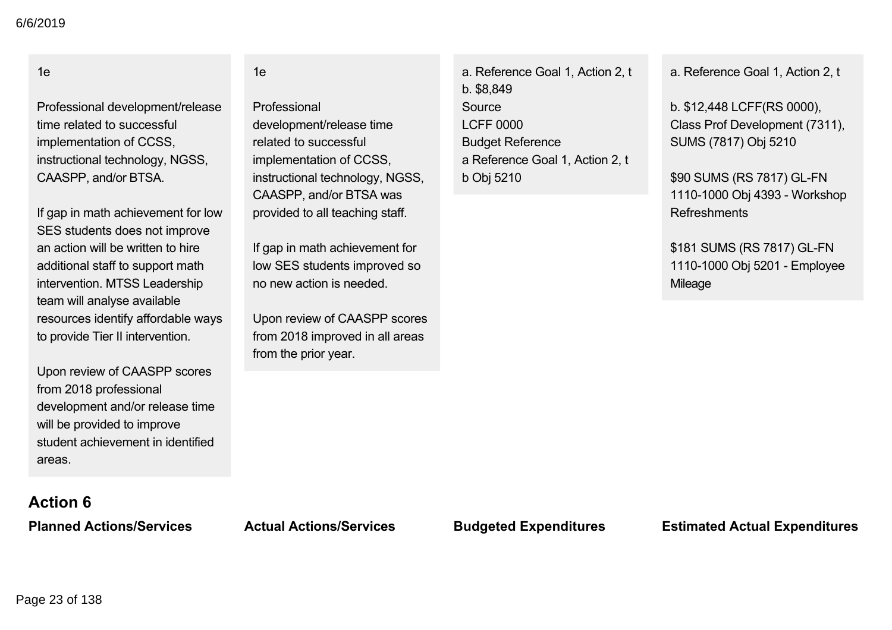| Planned Actions/Services | Actual Actions/Services | Budgeted Expenditures | Estimated Actual Expenditures |
|---|---|---|---|
| 1e<br><br>Professional development/release time related to successful implementation of CCSS, instructional technology, NGSS, CAASPP, and/or BTSA.<br><br>If gap in math achievement for low SES students does not improve an action will be written to hire additional staff to support math intervention. MTSS Leadership team will analyse available resources identify affordable ways to provide Tier II intervention.<br><br>Upon review of CAASPP scores from 2018 professional development and/or release time will be provided to improve student achievement in identified areas. | 1e<br><br>Professional development/release time related to successful implementation of CCSS, instructional technology, NGSS, CAASPP, and/or BTSA was provided to all teaching staff.<br><br>If gap in math achievement for low SES students improved so no new action is needed.<br><br>Upon review of CAASPP scores from 2018 improved in all areas from the prior year. | a. Reference Goal 1, Action 2, t<br>b. $8,849<br>Source<br>LCFF 0000<br>Budget Reference<br>a Reference Goal 1, Action 2, t<br>b Obj 5210 | a. Reference Goal 1, Action 2, t<br><br>b. $12,448 LCFF(RS 0000), Class Prof Development (7311), SUMS (7817) Obj 5210<br><br>$90 SUMS (RS 7817) GL-FN 1110-1000 Obj 4393 - Workshop Refreshments<br><br>$181 SUMS (RS 7817) GL-FN 1110-1000 Obj 5201 - Employee Mileage |

## Action 6

| Planned Actions/Services | Actual Actions/Services | Budgeted Expenditures | Estimated Actual Expenditures |
|---|---|---|---|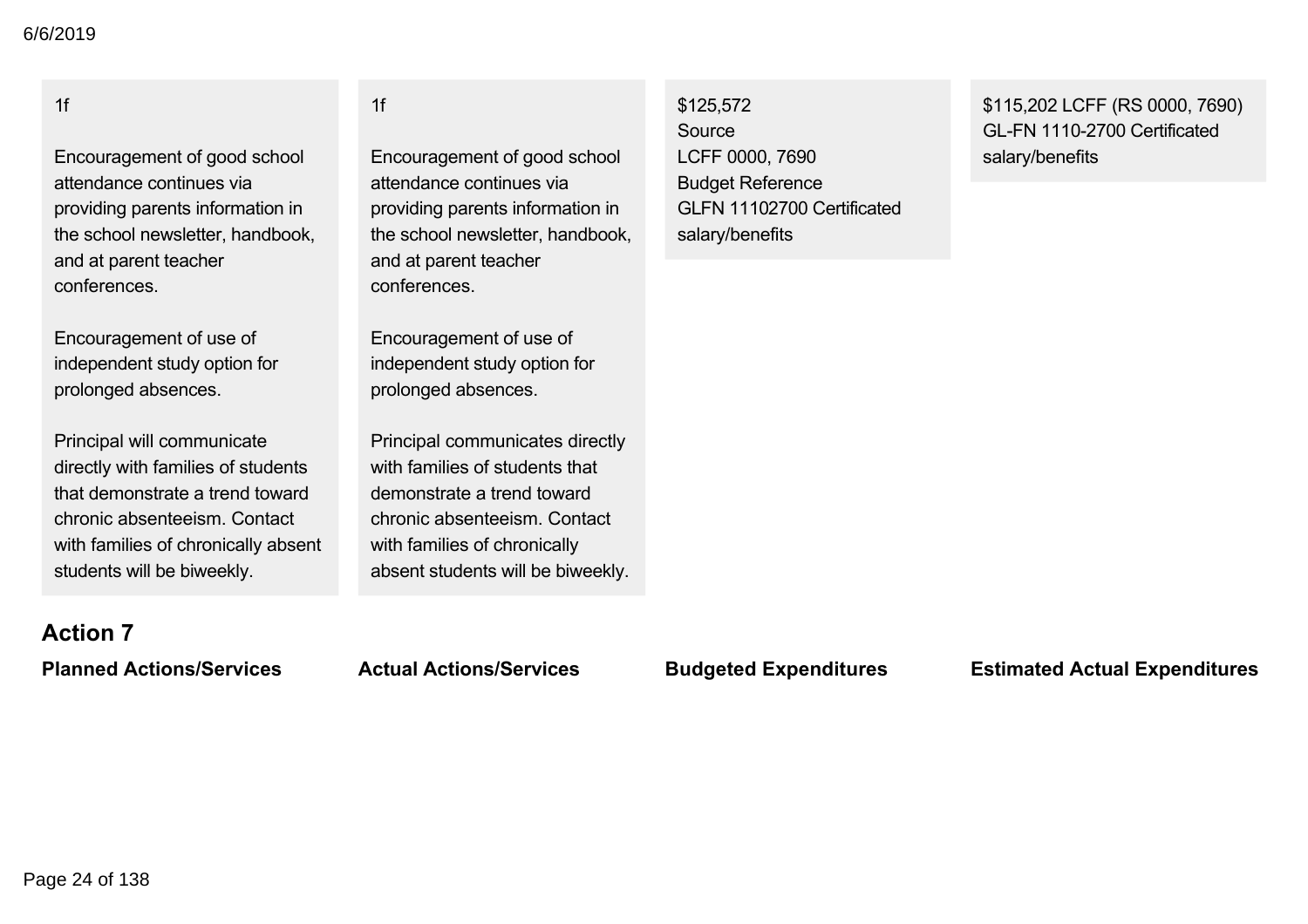| Planned Actions/Services | Actual Actions/Services | Budgeted Expenditures | Estimated Actual Expenditures |
|---|---|---|---|
| 1f<br><br>Encouragement of good school attendance continues via providing parents information in the school newsletter, handbook, and at parent teacher conferences.<br><br>Encouragement of use of independent study option for prolonged absences.<br><br>Principal will communicate directly with families of students that demonstrate a trend toward chronic absenteeism. Contact with families of chronically absent students will be biweekly. | 1f<br><br>Encouragement of good school attendance continues via providing parents information in the school newsletter, handbook, and at parent teacher conferences.<br><br>Encouragement of use of independent study option for prolonged absences.<br><br>Principal communicates directly with families of students that demonstrate a trend toward chronic absenteeism. Contact with families of chronically absent students will be biweekly. | $125,572<br>Source<br>LCFF 0000, 7690<br>Budget Reference<br>GLFN 11102700 Certificated salary/benefits | $115,202 LCFF (RS 0000, 7690) GL-FN 1110-2700 Certificated salary/benefits |

## Action 7

| Planned Actions/Services | Actual Actions/Services | Budgeted Expenditures | Estimated Actual Expenditures |
|---|---|---|---|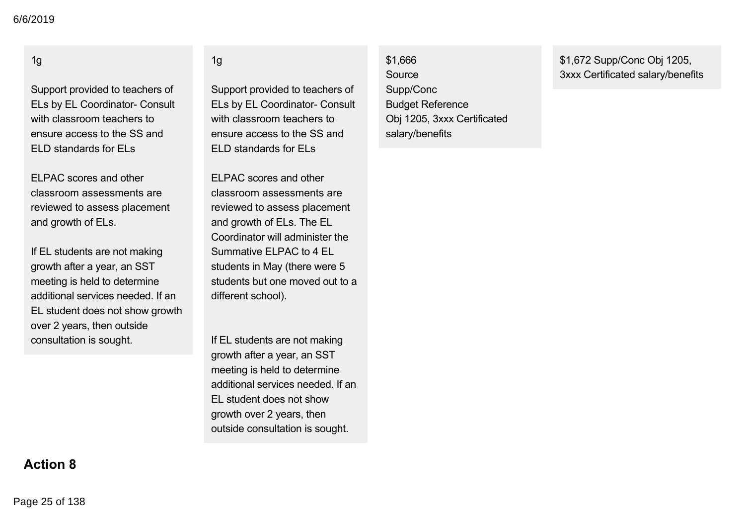| | | | |
|---|---|---|---|
| 1g<br><br>Support provided to teachers of ELs by EL Coordinator- Consult with classroom teachers to ensure access to the SS and ELD standards for ELs<br><br>ELPAC scores and other classroom assessments are reviewed to assess placement and growth of ELs.<br><br>If EL students are not making growth after a year, an SST meeting is held to determine additional services needed. If an EL student does not show growth over 2 years, then outside consultation is sought. | 1g<br><br>Support provided to teachers of ELs by EL Coordinator- Consult with classroom teachers to ensure access to the SS and ELD standards for ELs<br><br>ELPAC scores and other classroom assessments are reviewed to assess placement and growth of ELs. The EL Coordinator will administer the Summative ELPAC to 4 EL students in May (there were 5 students but one moved out to a different school).<br><br>If EL students are not making growth after a year, an SST meeting is held to determine additional services needed. If an EL student does not show growth over 2 years, then outside consultation is sought. | $1,666<br>Source<br>Supp/Conc<br>Budget Reference<br>Obj 1205, 3xxx Certificated salary/benefits | $1,672 Supp/Conc Obj 1205, 3xxx Certificated salary/benefits |

## Action 8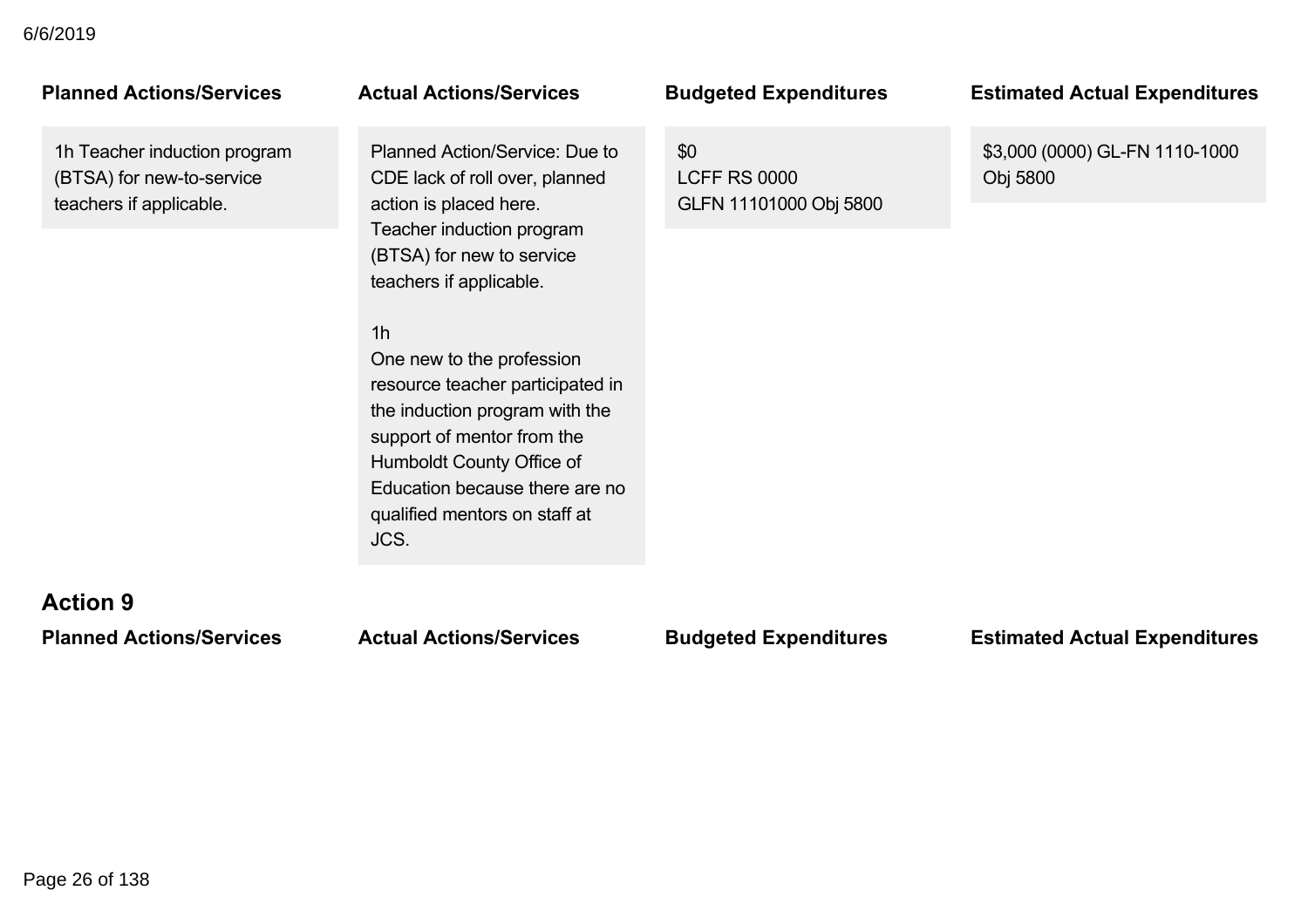| Planned Actions/Services | Actual Actions/Services | Budgeted Expenditures | Estimated Actual Expenditures |
|---|---|---|---|
| 1h Teacher induction program (BTSA) for new-to-service teachers if applicable. | Planned Action/Service: Due to CDE lack of roll over, planned action is placed here.<br>Teacher induction program (BTSA) for new to service teachers if applicable.<br><br>1h<br>One new to the profession resource teacher participated in the induction program with the support of mentor from the Humboldt County Office of Education because there are no qualified mentors on staff at JCS. | $0<br>LCFF RS 0000<br>GLFN 11101000 Obj 5800 | $3,000 (0000) GL-FN 1110-1000 Obj 5800 |

## Action 9

| Planned Actions/Services | Actual Actions/Services | Budgeted Expenditures | Estimated Actual Expenditures |
|---|---|---|---|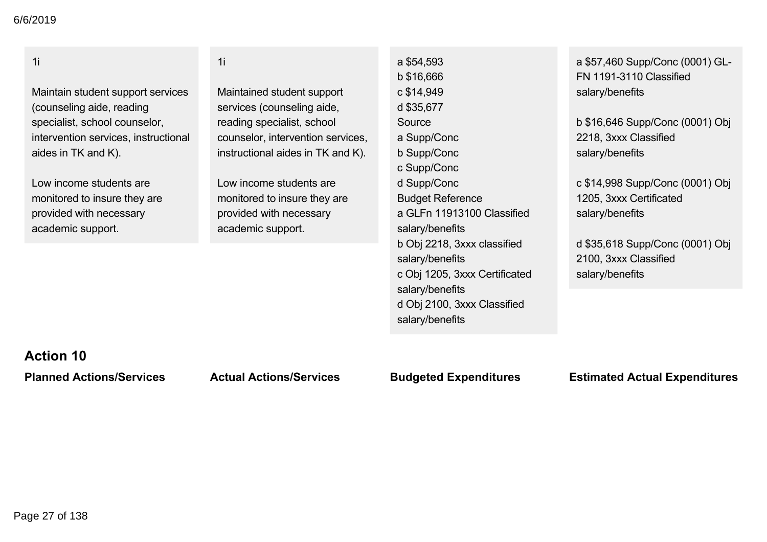| | | | |
|---|---|---|---|
| 1i<br><br>Maintain student support services (counseling aide, reading specialist, school counselor, intervention services, instructional aides in TK and K).<br><br>Low income students are monitored to insure they are provided with necessary academic support. | 1i<br><br>Maintained student support services (counseling aide, reading specialist, school counselor, intervention services, instructional aides in TK and K).<br><br>Low income students are monitored to insure they are provided with necessary academic support. | a $54,593<br>b $16,666<br>c $14,949<br>d $35,677<br>Source<br>a Supp/Conc<br>b Supp/Conc<br>c Supp/Conc<br>d Supp/Conc<br>Budget Reference<br>a GLFn 11913100 Classified salary/benefits<br>b Obj 2218, 3xxx classified salary/benefits<br>c Obj 1205, 3xxx Certificated salary/benefits<br>d Obj 2100, 3xxx Classified salary/benefits | a $57,460 Supp/Conc (0001) GL-FN 1191-3110 Classified salary/benefits<br><br>b $16,646 Supp/Conc (0001) Obj 2218, 3xxx Classified salary/benefits<br><br>c $14,998 Supp/Conc (0001) Obj 1205, 3xxx Certificated salary/benefits<br><br>d $35,618 Supp/Conc (0001) Obj 2100, 3xxx Classified salary/benefits |

## Action 10

| Planned Actions/Services | Actual Actions/Services | Budgeted Expenditures | Estimated Actual Expenditures |
|---|---|---|---|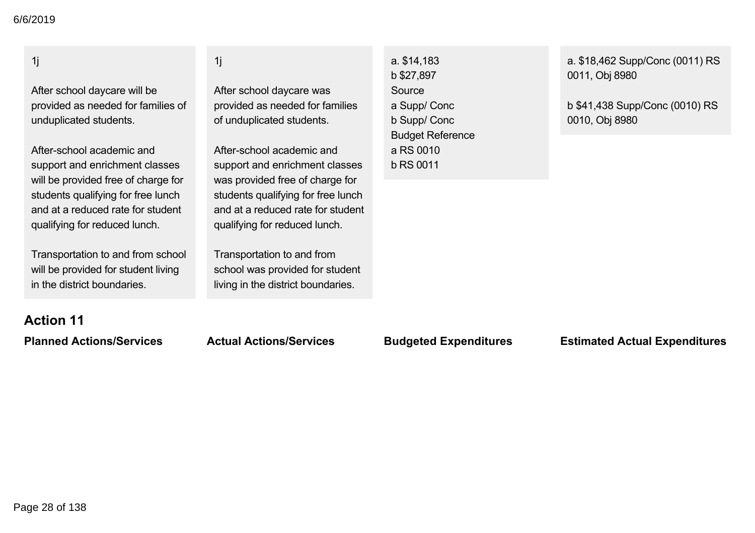| Planned Actions/Services | Actual Actions/Services | Budgeted Expenditures | Estimated Actual Expenditures |
| --- | --- | --- | --- |
| 1j<br><br>After school daycare will be provided as needed for families of unduplicated students.<br><br>After-school academic and support and enrichment classes will be provided free of charge for students qualifying for free lunch and at a reduced rate for student qualifying for reduced lunch.<br><br>Transportation to and from school will be provided for student living in the district boundaries. | 1j<br><br>After school daycare was provided as needed for families of unduplicated students.<br><br>After-school academic and support and enrichment classes was provided free of charge for students qualifying for free lunch and at a reduced rate for student qualifying for reduced lunch.<br><br>Transportation to and from school was provided for student living in the district boundaries. | a. $14,183<br>b $27,897<br>Source<br>a Supp/ Conc<br>b Supp/ Conc<br>Budget Reference<br>a RS 0010<br>b RS 0011 | a. $18,462 Supp/Conc (0011) RS 0011, Obj 8980<br><br>b $41,438 Supp/Conc (0010) RS 0010, Obj 8980 |

## Action 11

| Planned Actions/Services | Actual Actions/Services | Budgeted Expenditures | Estimated Actual Expenditures |
| --- | --- | --- | --- |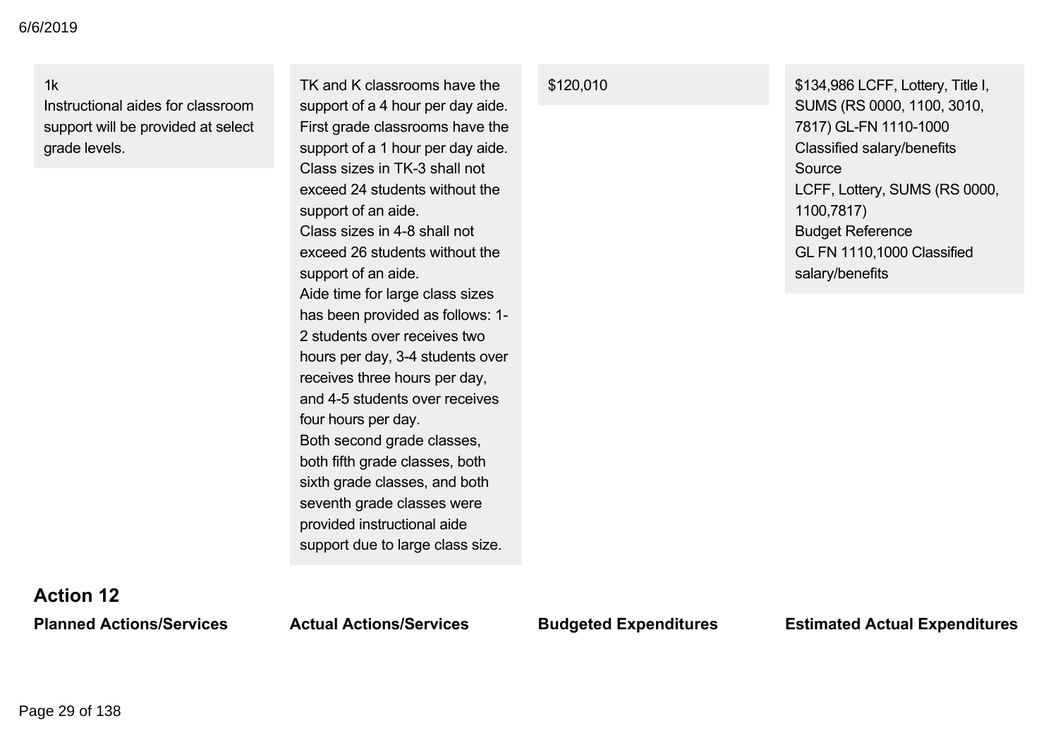| Planned Actions/Services | Actual Actions/Services | Budgeted Expenditures | Estimated Actual Expenditures |
|---|---|---|---|
| 1k<br>Instructional aides for classroom support will be provided at select grade levels. | TK and K classrooms have the support of a 4 hour per day aide. First grade classrooms have the support of a 1 hour per day aide.<br>Class sizes in TK-3 shall not exceed 24 students without the support of an aide.<br>Class sizes in 4-8 shall not exceed 26 students without the support of an aide.<br>Aide time for large class sizes has been provided as follows: 1-2 students over receives two hours per day, 3-4 students over receives three hours per day, and 4-5 students over receives four hours per day.<br>Both second grade classes, both fifth grade classes, both sixth grade classes, and both seventh grade classes were provided instructional aide support due to large class size. | $120,010 | $134,986 LCFF, Lottery, Title I, SUMS (RS 0000, 1100, 3010, 7817) GL-FN 1110-1000 Classified salary/benefits<br>Source<br>LCFF, Lottery, SUMS (RS 0000, 1100,7817)<br>Budget Reference<br>GL FN 1110,1000 Classified salary/benefits |

## Action 12

| Planned Actions/Services | Actual Actions/Services | Budgeted Expenditures | Estimated Actual Expenditures |
|---|---|---|---|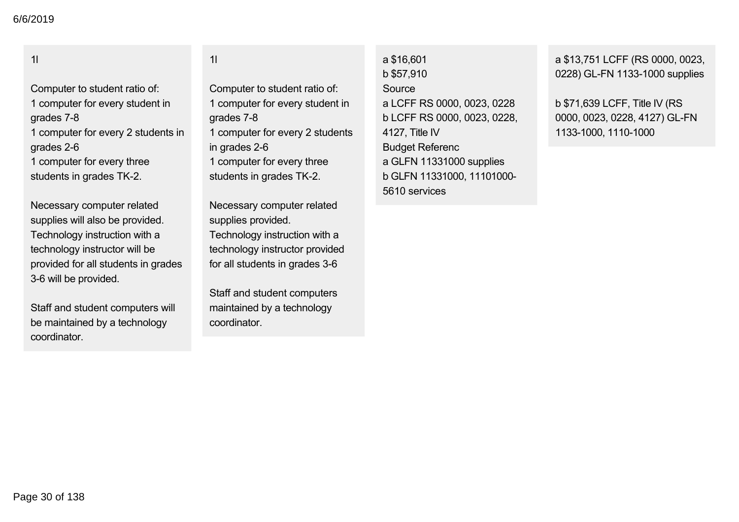| | | | |
|---|---|---|---|
| 1l<br><br>Computer to student ratio of:<br>1 computer for every student in grades 7-8<br>1 computer for every 2 students in grades 2-6<br>1 computer for every three students in grades TK-2.<br><br>Necessary computer related supplies will also be provided. Technology instruction with a technology instructor will be provided for all students in grades 3-6 will be provided.<br><br>Staff and student computers will be maintained by a technology coordinator. | 1l<br><br>Computer to student ratio of:<br>1 computer for every student in grades 7-8<br>1 computer for every 2 students in grades 2-6<br>1 computer for every three students in grades TK-2.<br><br>Necessary computer related supplies provided.<br>Technology instruction with a technology instructor provided for all students in grades 3-6<br><br>Staff and student computers maintained by a technology coordinator. | a $16,601<br>b $57,910<br>Source<br>a LCFF RS 0000, 0023, 0228<br>b LCFF RS 0000, 0023, 0228, 4127, Title IV<br>Budget Referenc<br>a GLFN 11331000 supplies<br>b GLFN 11331000, 11101000-5610 services | a $13,751 LCFF (RS 0000, 0023, 0228) GL-FN 1133-1000 supplies<br><br>b $71,639 LCFF, Title IV (RS 0000, 0023, 0228, 4127) GL-FN 1133-1000, 1110-1000 |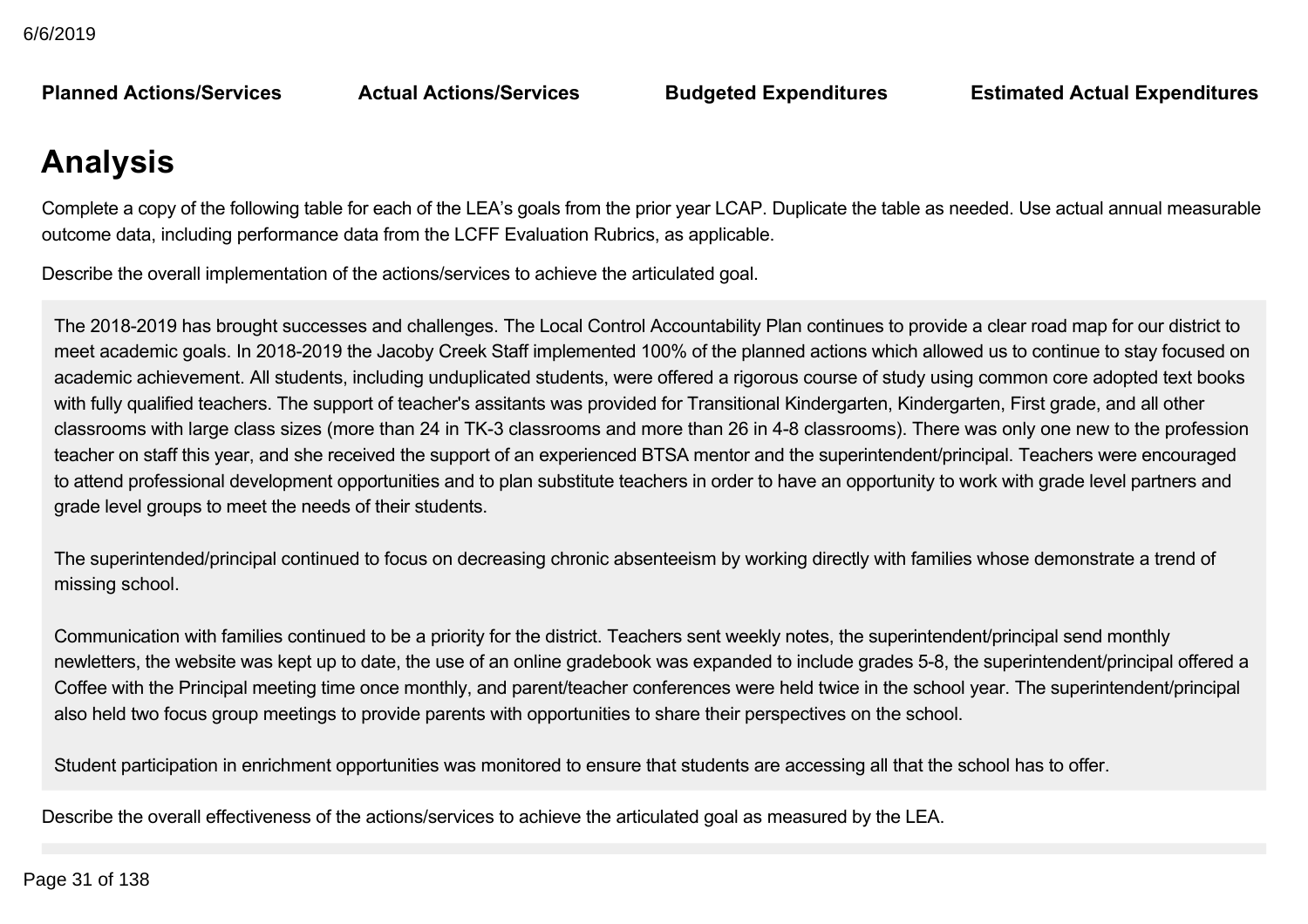| Planned Actions/Services | Actual Actions/Services | Budgeted Expenditures | Estimated Actual Expenditures |
|---|---|---|---|

## Analysis

Complete a copy of the following table for each of the LEA's goals from the prior year LCAP. Duplicate the table as needed. Use actual annual measurable outcome data, including performance data from the LCFF Evaluation Rubrics, as applicable.

Describe the overall implementation of the actions/services to achieve the articulated goal.

The 2018-2019 has brought successes and challenges. The Local Control Accountability Plan continues to provide a clear road map for our district to meet academic goals. In 2018-2019 the Jacoby Creek Staff implemented 100% of the planned actions which allowed us to continue to stay focused on academic achievement. All students, including unduplicated students, were offered a rigorous course of study using common core adopted text books with fully qualified teachers. The support of teacher's assitants was provided for Transitional Kindergarten, Kindergarten, First grade, and all other classrooms with large class sizes (more than 24 in TK-3 classrooms and more than 26 in 4-8 classrooms). There was only one new to the profession teacher on staff this year, and she received the support of an experienced BTSA mentor and the superintendent/principal. Teachers were encouraged to attend professional development opportunities and to plan substitute teachers in order to have an opportunity to work with grade level partners and grade level groups to meet the needs of their students.

The superintended/principal continued to focus on decreasing chronic absenteeism by working directly with families whose demonstrate a trend of missing school.

Communication with families continued to be a priority for the district. Teachers sent weekly notes, the superintendent/principal send monthly newletters, the website was kept up to date, the use of an online gradebook was expanded to include grades 5-8, the superintendent/principal offered a Coffee with the Principal meeting time once monthly, and parent/teacher conferences were held twice in the school year. The superintendent/principal also held two focus group meetings to provide parents with opportunities to share their perspectives on the school.

Student participation in enrichment opportunities was monitored to ensure that students are accessing all that the school has to offer.

Describe the overall effectiveness of the actions/services to achieve the articulated goal as measured by the LEA.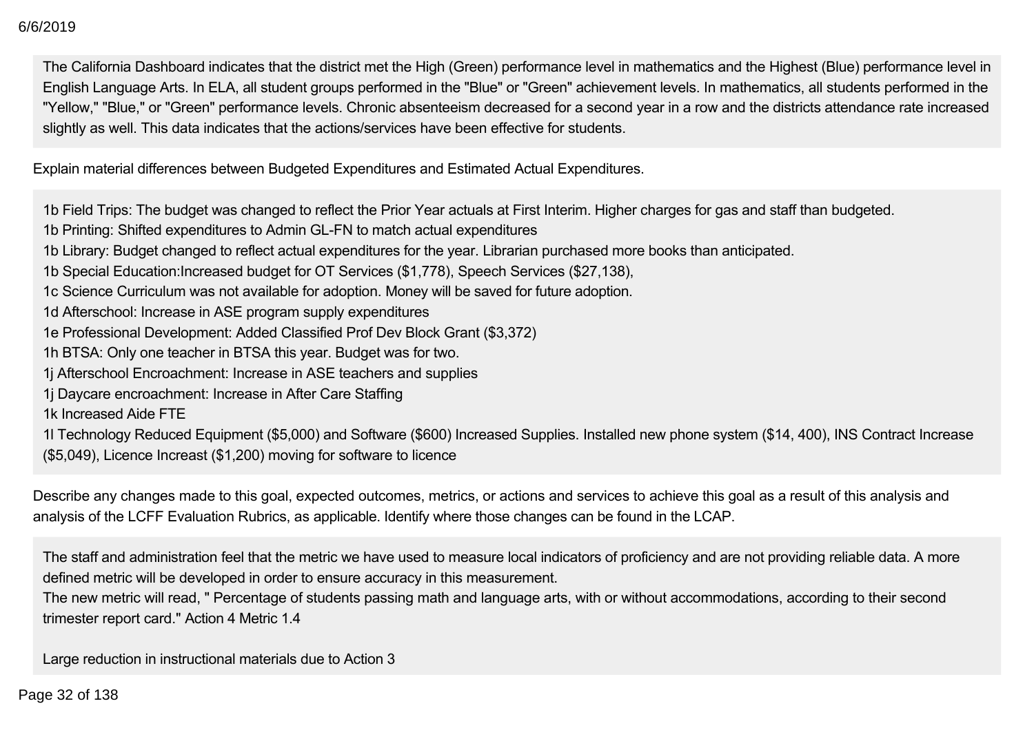The California Dashboard indicates that the district met the High (Green) performance level in mathematics and the Highest (Blue) performance level in English Language Arts. In ELA, all student groups performed in the "Blue" or "Green" achievement levels. In mathematics, all students performed in the "Yellow," "Blue," or "Green" performance levels. Chronic absenteeism decreased for a second year in a row and the districts attendance rate increased slightly as well. This data indicates that the actions/services have been effective for students.

Explain material differences between Budgeted Expenditures and Estimated Actual Expenditures.

1b Field Trips: The budget was changed to reflect the Prior Year actuals at First Interim. Higher charges for gas and staff than budgeted.
1b Printing: Shifted expenditures to Admin GL-FN to match actual expenditures
1b Library: Budget changed to reflect actual expenditures for the year. Librarian purchased more books than anticipated.
1b Special Education:Increased budget for OT Services ($1,778), Speech Services ($27,138),
1c Science Curriculum was not available for adoption. Money will be saved for future adoption.
1d Afterschool: Increase in ASE program supply expenditures
1e Professional Development: Added Classified Prof Dev Block Grant ($3,372)
1h BTSA: Only one teacher in BTSA this year. Budget was for two.
1j Afterschool Encroachment: Increase in ASE teachers and supplies
1j Daycare encroachment: Increase in After Care Staffing
1k Increased Aide FTE
1l Technology Reduced Equipment ($5,000) and Software ($600) Increased Supplies. Installed new phone system ($14, 400), INS Contract Increase ($5,049), Licence Increast ($1,200) moving for software to licence

Describe any changes made to this goal, expected outcomes, metrics, or actions and services to achieve this goal as a result of this analysis and analysis of the LCFF Evaluation Rubrics, as applicable. Identify where those changes can be found in the LCAP.

The staff and administration feel that the metric we have used to measure local indicators of proficiency and are not providing reliable data. A more defined metric will be developed in order to ensure accuracy in this measurement.
The new metric will read, " Percentage of students passing math and language arts, with or without accommodations, according to their second trimester report card." Action 4 Metric 1.4

Large reduction in instructional materials due to Action 3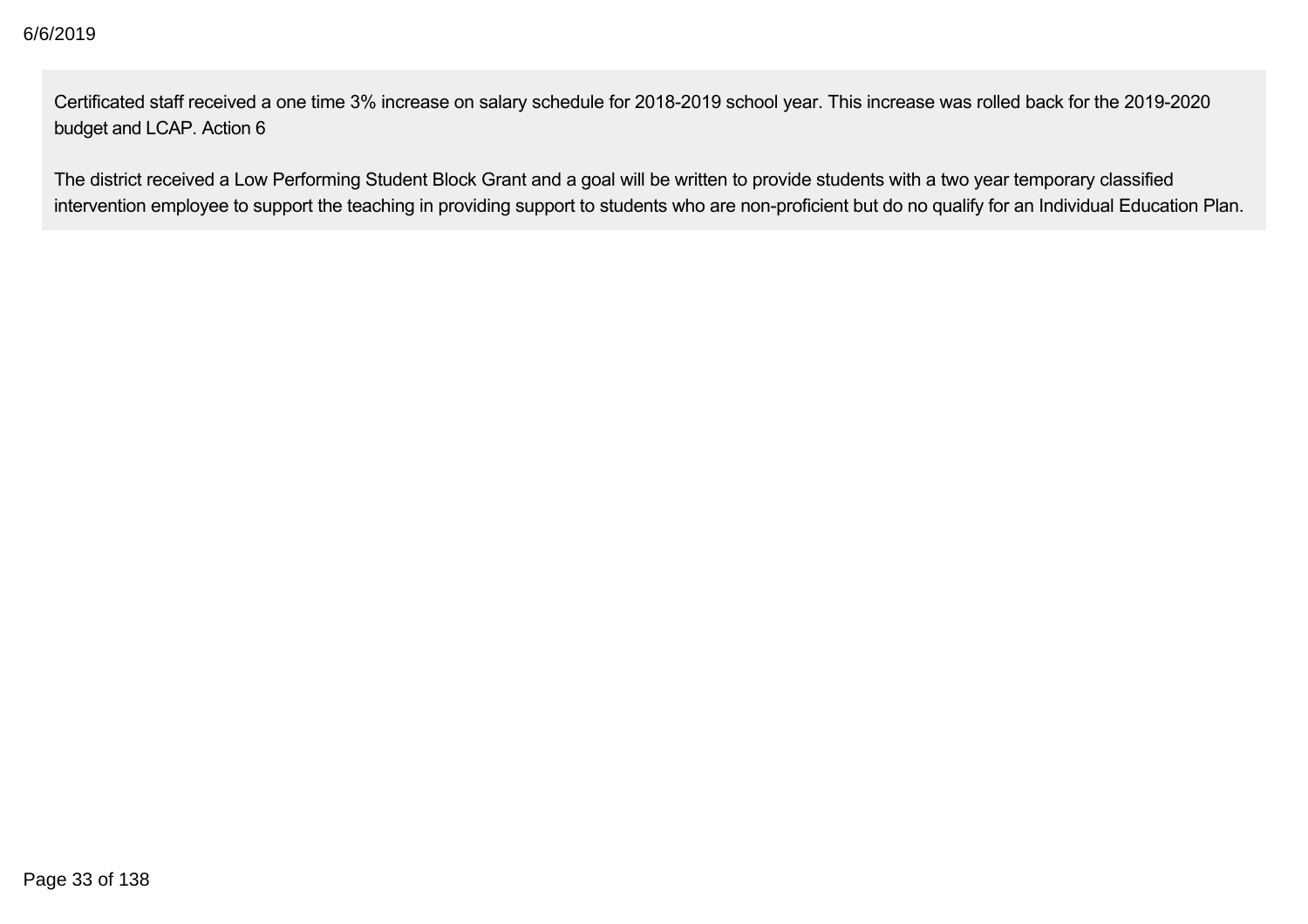Certificated staff received a one time 3% increase on salary schedule for 2018-2019 school year. This increase was rolled back for the 2019-2020 budget and LCAP. Action 6

The district received a Low Performing Student Block Grant and a goal will be written to provide students with a two year temporary classified intervention employee to support the teaching in providing support to students who are non-proficient but do no qualify for an Individual Education Plan.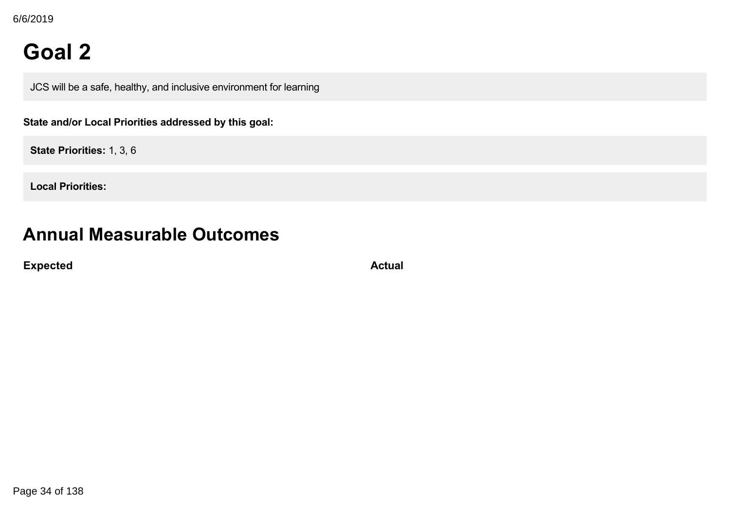# Goal 2

JCS will be a safe, healthy, and inclusive environment for learning

**State and/or Local Priorities addressed by this goal:**

**State Priorities:** 1, 3, 6

**Local Priorities:**

# Annual Measurable Outcomes

| Expected | Actual |
| --- | --- |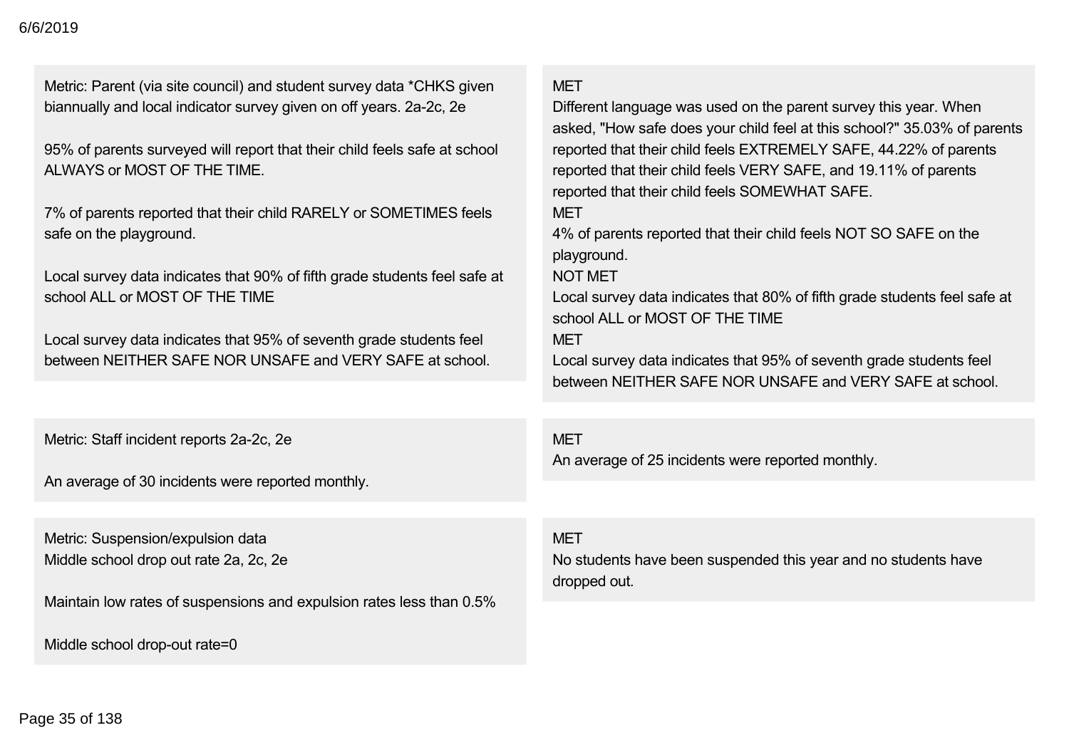| Expected | Actual |
| --- | --- |
| Metric: Parent (via site council) and student survey data *CHKS given biannually and local indicator survey given on off years. 2a-2c, 2e<br><br>95% of parents surveyed will report that their child feels safe at school ALWAYS or MOST OF THE TIME.<br><br>7% of parents reported that their child RARELY or SOMETIMES feels safe on the playground.<br><br>Local survey data indicates that 90% of fifth grade students feel safe at school ALL or MOST OF THE TIME<br><br>Local survey data indicates that 95% of seventh grade students feel between NEITHER SAFE NOR UNSAFE and VERY SAFE at school. | MET<br>Different language was used on the parent survey this year. When asked, "How safe does your child feel at this school?" 35.03% of parents reported that their child feels EXTREMELY SAFE, 44.22% of parents reported that their child feels VERY SAFE, and 19.11% of parents reported that their child feels SOMEWHAT SAFE.<br>MET<br>4% of parents reported that their child feels NOT SO SAFE on the playground.<br>NOT MET<br>Local survey data indicates that 80% of fifth grade students feel safe at school ALL or MOST OF THE TIME<br>MET<br>Local survey data indicates that 95% of seventh grade students feel between NEITHER SAFE NOR UNSAFE and VERY SAFE at school. |
| Metric: Staff incident reports 2a-2c, 2e<br><br>An average of 30 incidents were reported monthly. | MET<br>An average of 25 incidents were reported monthly. |
| Metric: Suspension/expulsion data<br>Middle school drop out rate 2a, 2c, 2e<br><br>Maintain low rates of suspensions and expulsion rates less than 0.5%<br><br>Middle school drop-out rate=0 | MET<br>No students have been suspended this year and no students have dropped out. |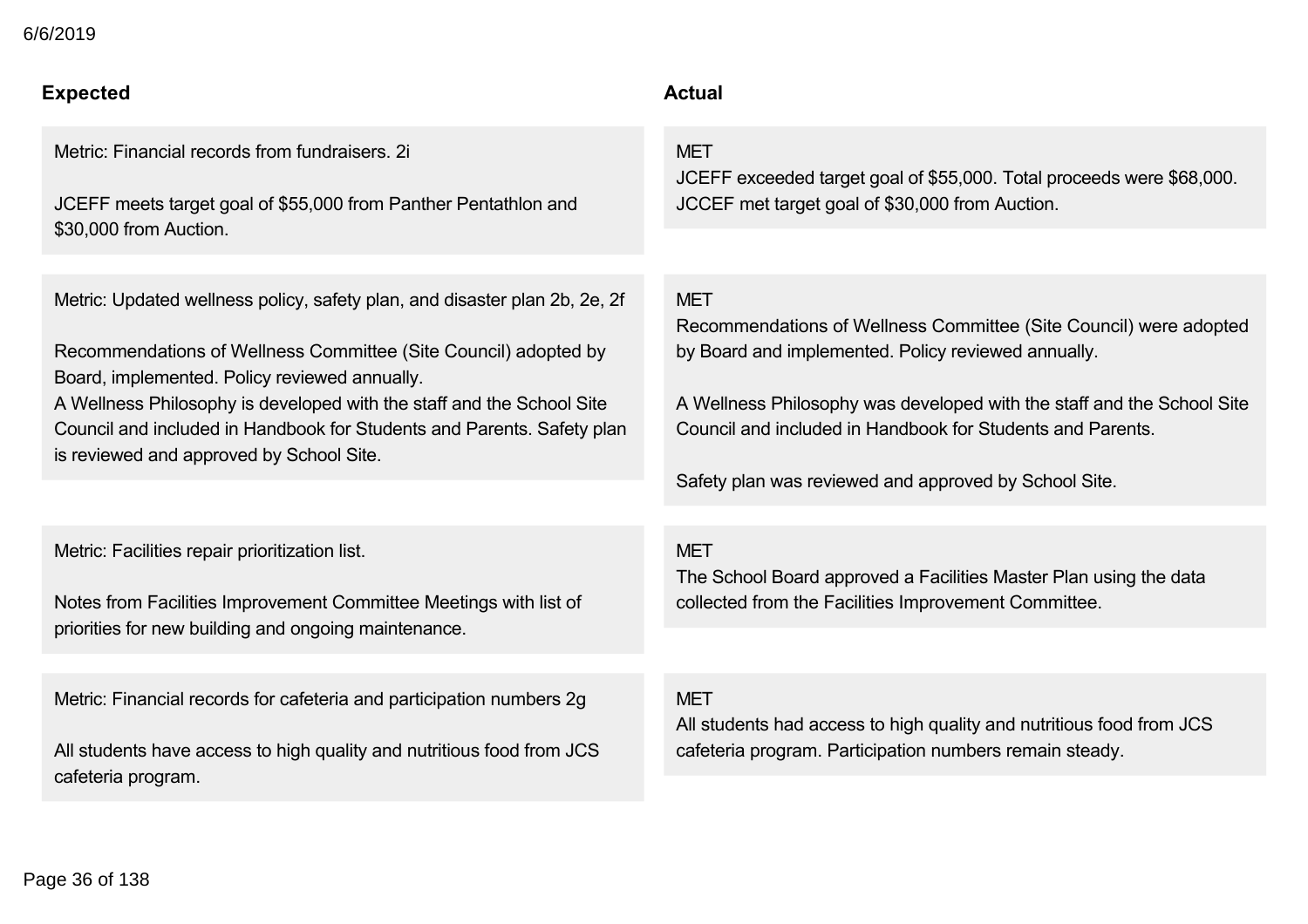| Expected | Actual |
| --- | --- |
| Metric: Financial records from fundraisers. 2i<br><br>JCEFF meets target goal of $55,000 from Panther Pentathlon and $30,000 from Auction. | MET<br>JCEFF exceeded target goal of $55,000. Total proceeds were $68,000. JCCEF met target goal of $30,000 from Auction. |
| Metric: Updated wellness policy, safety plan, and disaster plan 2b, 2e, 2f<br><br>Recommendations of Wellness Committee (Site Council) adopted by Board, implemented. Policy reviewed annually.<br>A Wellness Philosophy is developed with the staff and the School Site Council and included in Handbook for Students and Parents. Safety plan is reviewed and approved by School Site. | MET<br>Recommendations of Wellness Committee (Site Council) were adopted by Board and implemented. Policy reviewed annually.<br><br>A Wellness Philosophy was developed with the staff and the School Site Council and included in Handbook for Students and Parents.<br><br>Safety plan was reviewed and approved by School Site. |
| Metric: Facilities repair prioritization list.<br><br>Notes from Facilities Improvement Committee Meetings with list of priorities for new building and ongoing maintenance. | MET<br>The School Board approved a Facilities Master Plan using the data collected from the Facilities Improvement Committee. |
| Metric: Financial records for cafeteria and participation numbers 2g<br><br>All students have access to high quality and nutritious food from JCS cafeteria program. | MET<br>All students had access to high quality and nutritious food from JCS cafeteria program. Participation numbers remain steady. |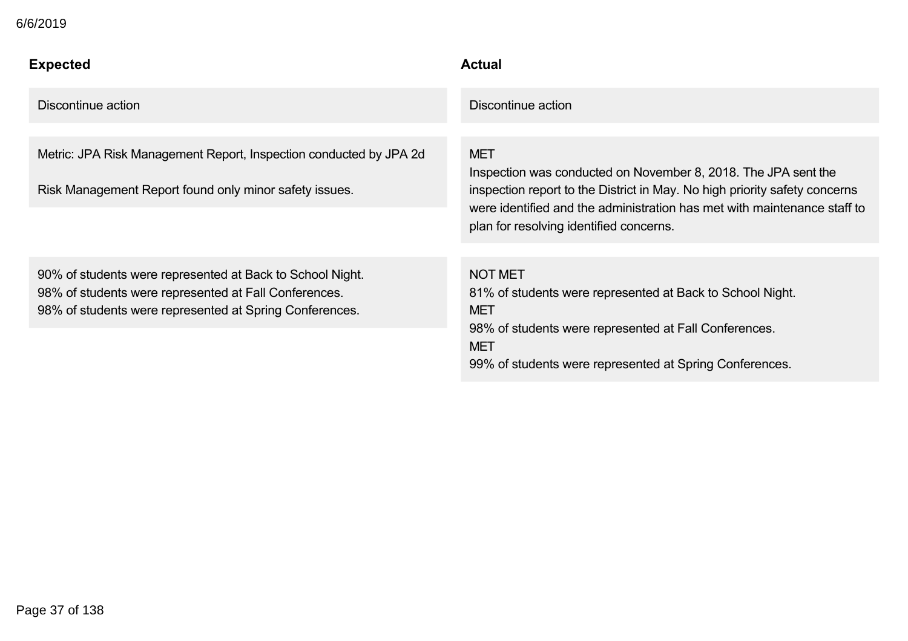| Expected | Actual |
|---|---|
| Discontinue action | Discontinue action |
| Metric: JPA Risk Management Report, Inspection conducted by JPA 2d<br><br>Risk Management Report found only minor safety issues. | MET<br>Inspection was conducted on November 8, 2018. The JPA sent the inspection report to the District in May. No high priority safety concerns were identified and the administration has met with maintenance staff to plan for resolving identified concerns. |
| 90% of students were represented at Back to School Night.<br>98% of students were represented at Fall Conferences.<br>98% of students were represented at Spring Conferences. | NOT MET<br>81% of students were represented at Back to School Night.<br>MET<br>98% of students were represented at Fall Conferences.<br>MET<br>99% of students were represented at Spring Conferences. |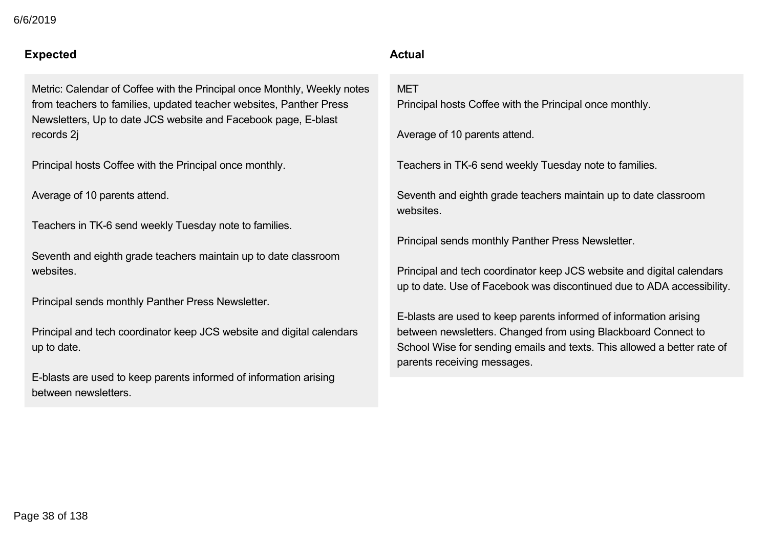| Expected | Actual |
| --- | --- |
| Metric: Calendar of Coffee with the Principal once Monthly, Weekly notes from teachers to families, updated teacher websites, Panther Press Newsletters, Up to date JCS website and Facebook page, E-blast records 2j<br><br>Principal hosts Coffee with the Principal once monthly.<br><br>Average of 10 parents attend.<br><br>Teachers in TK-6 send weekly Tuesday note to families.<br><br>Seventh and eighth grade teachers maintain up to date classroom websites.<br><br>Principal sends monthly Panther Press Newsletter.<br><br>Principal and tech coordinator keep JCS website and digital calendars up to date.<br><br>E-blasts are used to keep parents informed of information arising between newsletters. | MET<br>Principal hosts Coffee with the Principal once monthly.<br><br>Average of 10 parents attend.<br><br>Teachers in TK-6 send weekly Tuesday note to families.<br><br>Seventh and eighth grade teachers maintain up to date classroom websites.<br><br>Principal sends monthly Panther Press Newsletter.<br><br>Principal and tech coordinator keep JCS website and digital calendars up to date. Use of Facebook was discontinued due to ADA accessibility.<br><br>E-blasts are used to keep parents informed of information arising between newsletters. Changed from using Blackboard Connect to School Wise for sending emails and texts. This allowed a better rate of parents receiving messages. |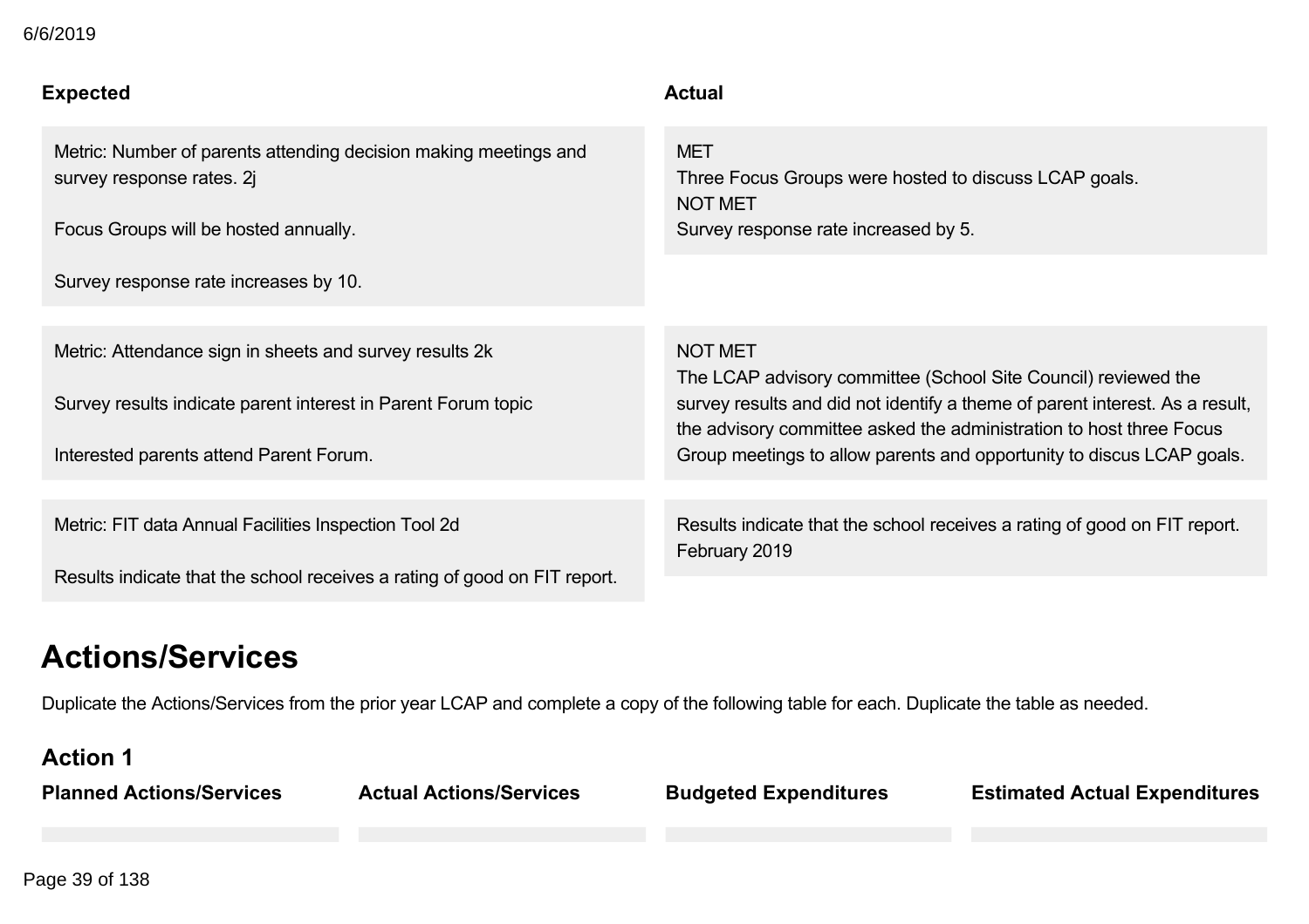| Expected | Actual |
| --- | --- |
| Metric: Number of parents attending decision making meetings and survey response rates. 2j<br><br>Focus Groups will be hosted annually.<br><br>Survey response rate increases by 10. | MET<br>Three Focus Groups were hosted to discuss LCAP goals.<br>NOT MET<br>Survey response rate increased by 5. |
| Metric: Attendance sign in sheets and survey results 2k<br><br>Survey results indicate parent interest in Parent Forum topic<br><br>Interested parents attend Parent Forum. | NOT MET<br>The LCAP advisory committee (School Site Council) reviewed the survey results and did not identify a theme of parent interest. As a result, the advisory committee asked the administration to host three Focus Group meetings to allow parents and opportunity to discus LCAP goals. |
| Metric: FIT data Annual Facilities Inspection Tool 2d<br><br>Results indicate that the school receives a rating of good on FIT report. | Results indicate that the school receives a rating of good on FIT report. February 2019 |

# Actions/Services

Duplicate the Actions/Services from the prior year LCAP and complete a copy of the following table for each. Duplicate the table as needed.

## Action 1

| Planned Actions/Services | Actual Actions/Services | Budgeted Expenditures | Estimated Actual Expenditures |
| --- | --- | --- | --- |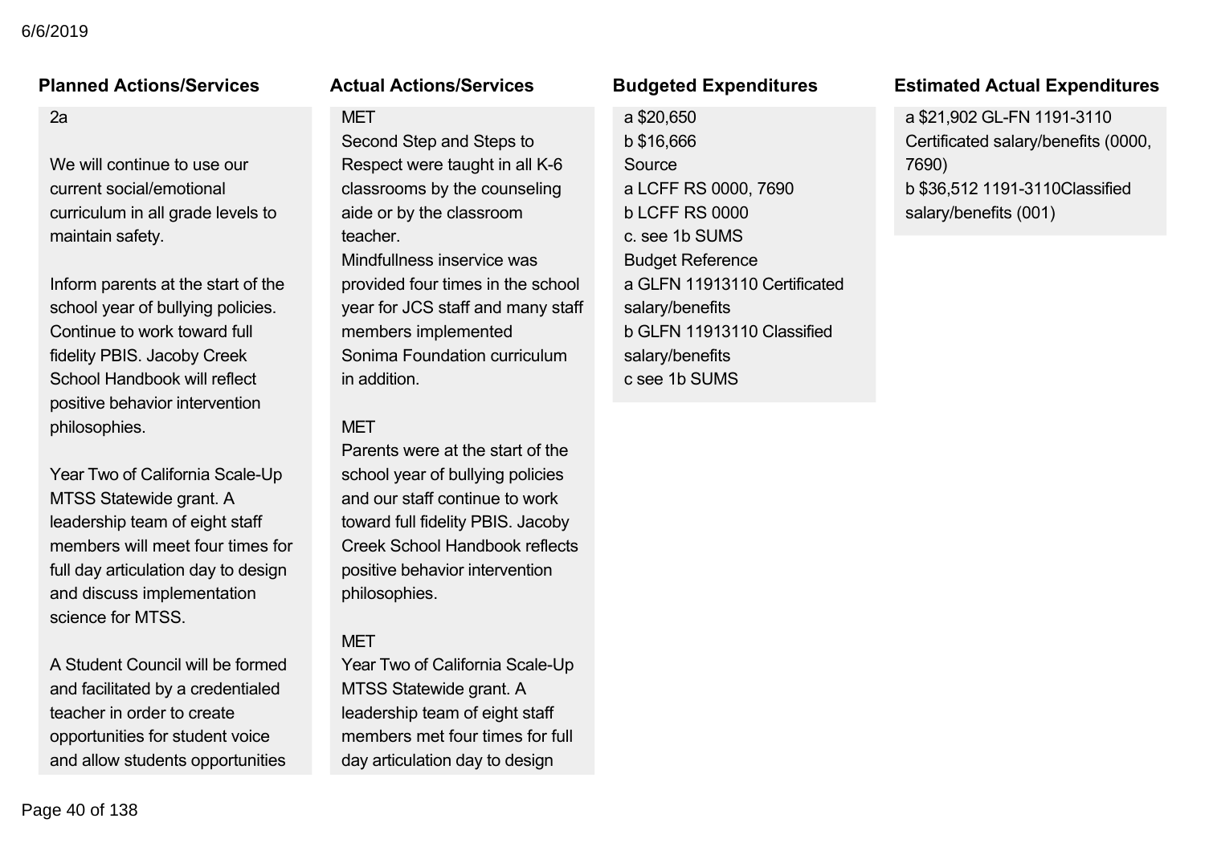| Planned Actions/Services | Actual Actions/Services | Budgeted Expenditures | Estimated Actual Expenditures |
|---|---|---|---|
| 2a<br><br>We will continue to use our current social/emotional curriculum in all grade levels to maintain safety.<br><br>Inform parents at the start of the school year of bullying policies. Continue to work toward full fidelity PBIS. Jacoby Creek School Handbook will reflect positive behavior intervention philosophies.<br><br>Year Two of California Scale-Up MTSS Statewide grant. A leadership team of eight staff members will meet four times for full day articulation day to design and discuss implementation science for MTSS.<br><br>A Student Council will be formed and facilitated by a credentialed teacher in order to create opportunities for student voice and allow students opportunities | MET<br>Second Step and Steps to Respect were taught in all K-6 classrooms by the counseling aide or by the classroom teacher.<br>Mindfullness inservice was provided four times in the school year for JCS staff and many staff members implemented Sonima Foundation curriculum in addition.<br><br>MET<br>Parents were at the start of the school year of bullying policies and our staff continue to work toward full fidelity PBIS. Jacoby Creek School Handbook reflects positive behavior intervention philosophies.<br><br>MET<br>Year Two of California Scale-Up MTSS Statewide grant. A leadership team of eight staff members met four times for full day articulation day to design | a $20,650<br>b $16,666<br>Source<br>a LCFF RS 0000, 7690<br>b LCFF RS 0000<br>c. see 1b SUMS<br>Budget Reference<br>a GLFN 11913110 Certificated salary/benefits<br>b GLFN 11913110 Classified salary/benefits<br>c see 1b SUMS | a $21,902 GL-FN 1191-3110 Certificated salary/benefits (0000, 7690)<br>b $36,512 1191-3110Classified salary/benefits (001) |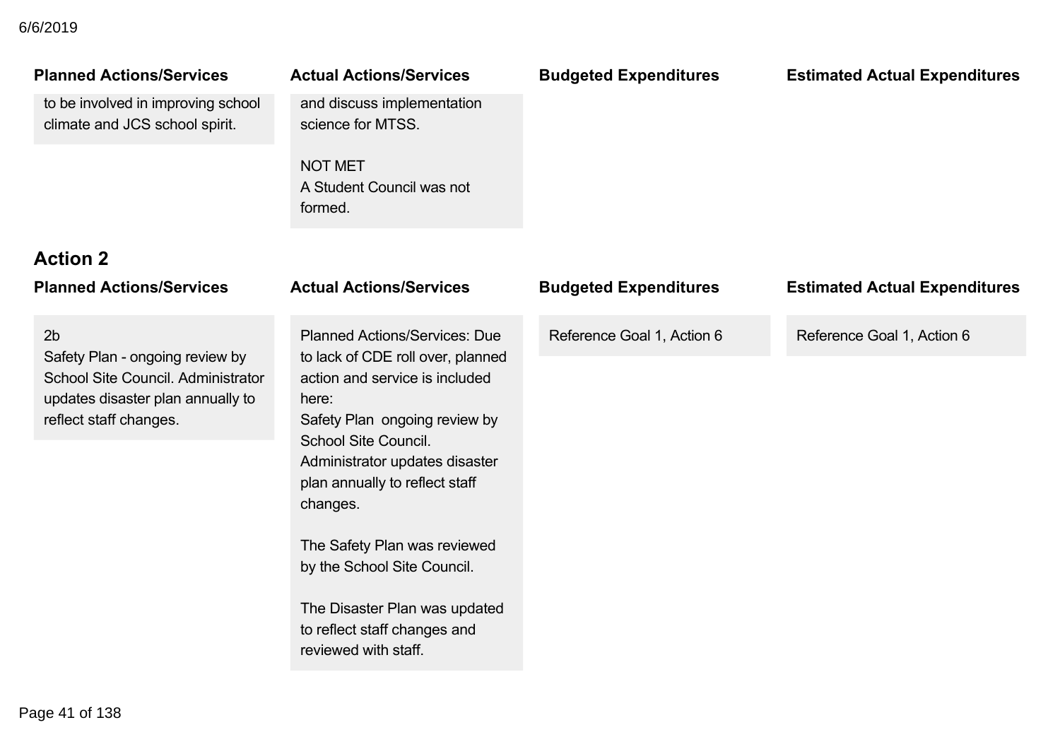| Planned Actions/Services | Actual Actions/Services | Budgeted Expenditures | Estimated Actual Expenditures |
|---|---|---|---|
| to be involved in improving school climate and JCS school spirit. | and discuss implementation science for MTSS.<br><br>NOT MET<br>A Student Council was not formed. | | |

## Action 2

| Planned Actions/Services | Actual Actions/Services | Budgeted Expenditures | Estimated Actual Expenditures |
|---|---|---|---|
| 2b<br>Safety Plan - ongoing review by School Site Council. Administrator updates disaster plan annually to reflect staff changes. | Planned Actions/Services: Due to lack of CDE roll over, planned action and service is included here:<br>Safety Plan ongoing review by School Site Council. Administrator updates disaster plan annually to reflect staff changes.<br><br>The Safety Plan was reviewed by the School Site Council.<br><br>The Disaster Plan was updated to reflect staff changes and reviewed with staff. | Reference Goal 1, Action 6 | Reference Goal 1, Action 6 |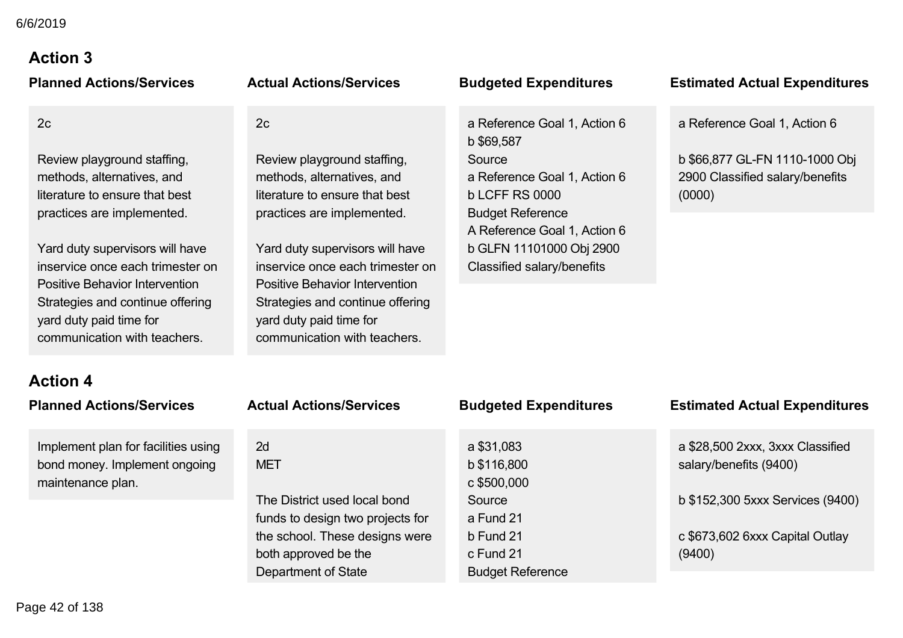## Action 3

| Planned Actions/Services | Actual Actions/Services | Budgeted Expenditures | Estimated Actual Expenditures |
|---|---|---|---|
| 2c<br><br>Review playground staffing, methods, alternatives, and literature to ensure that best practices are implemented.<br><br>Yard duty supervisors will have inservice once each trimester on Positive Behavior Intervention Strategies and continue offering yard duty paid time for communication with teachers. | 2c<br><br>Review playground staffing, methods, alternatives, and literature to ensure that best practices are implemented.<br><br>Yard duty supervisors will have inservice once each trimester on Positive Behavior Intervention Strategies and continue offering yard duty paid time for communication with teachers. | a Reference Goal 1, Action 6<br>b $69,587<br>Source<br>a Reference Goal 1, Action 6<br>b LCFF RS 0000<br>Budget Reference<br>A Reference Goal 1, Action 6<br>b GLFN 11101000 Obj 2900 Classified salary/benefits | a Reference Goal 1, Action 6<br><br>b $66,877 GL-FN 1110-1000 Obj 2900 Classified salary/benefits (0000) |

## Action 4

| Planned Actions/Services | Actual Actions/Services | Budgeted Expenditures | Estimated Actual Expenditures |
|---|---|---|---|
| Implement plan for facilities using bond money. Implement ongoing maintenance plan. | 2d<br>MET<br><br>The District used local bond funds to design two projects for the school. These designs were both approved be the Department of State | a $31,083<br>b $116,800<br>c $500,000<br>Source<br>a Fund 21<br>b Fund 21<br>c Fund 21<br>Budget Reference | a $28,500 2xxx, 3xxx Classified salary/benefits (9400)<br><br>b $152,300 5xxx Services (9400)<br><br>c $673,602 6xxx Capital Outlay (9400) |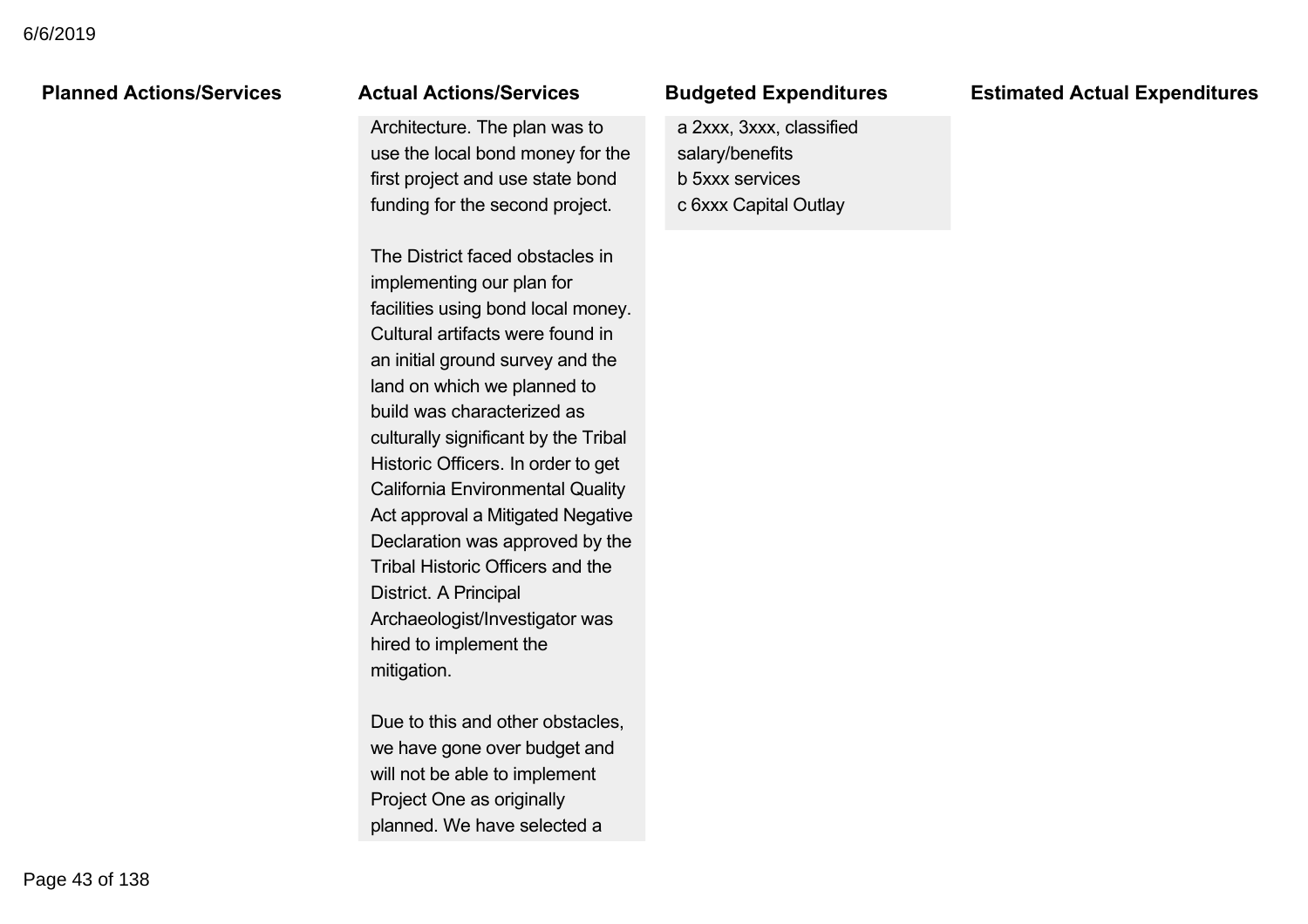| Planned Actions/Services | Actual Actions/Services | Budgeted Expenditures | Estimated Actual Expenditures |
| --- | --- | --- | --- |
| | Architecture. The plan was to use the local bond money for the first project and use state bond funding for the second project.<br><br>The District faced obstacles in implementing our plan for facilities using bond local money. Cultural artifacts were found in an initial ground survey and the land on which we planned to build was characterized as culturally significant by the Tribal Historic Officers. In order to get California Environmental Quality Act approval a Mitigated Negative Declaration was approved by the Tribal Historic Officers and the District. A Principal Archaeologist/Investigator was hired to implement the mitigation.<br><br>Due to this and other obstacles, we have gone over budget and will not be able to implement Project One as originally planned. We have selected a | a 2xxx, 3xxx, classified salary/benefits<br>b 5xxx services<br>c 6xxx Capital Outlay | |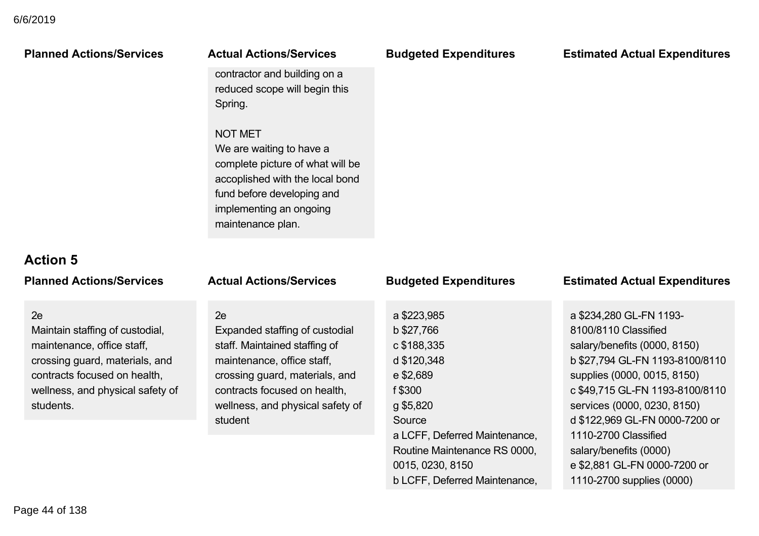| Planned Actions/Services | Actual Actions/Services | Budgeted Expenditures | Estimated Actual Expenditures |
|---|---|---|---|
| | contractor and building on a reduced scope will begin this Spring.<br><br>NOT MET<br>We are waiting to have a complete picture of what will be accoplished with the local bond fund before developing and implementing an ongoing maintenance plan. | | |

### Action 5

| Planned Actions/Services | Actual Actions/Services | Budgeted Expenditures | Estimated Actual Expenditures |
|---|---|---|---|
| 2e<br>Maintain staffing of custodial, maintenance, office staff, crossing guard, materials, and contracts focused on health, wellness, and physical safety of students. | 2e<br>Expanded staffing of custodial staff. Maintained staffing of maintenance, office staff, crossing guard, materials, and contracts focused on health, wellness, and physical safety of student | a $223,985<br>b $27,766<br>c $188,335<br>d $120,348<br>e $2,689<br>f $300<br>g $5,820<br>Source<br>a LCFF, Deferred Maintenance, Routine Maintenance RS 0000, 0015, 0230, 8150<br>b LCFF, Deferred Maintenance, | a $234,280 GL-FN 1193-8100/8110 Classified salary/benefits (0000, 8150)<br>b $27,794 GL-FN 1193-8100/8110 supplies (0000, 0015, 8150)<br>c $49,715 GL-FN 1193-8100/8110 services (0000, 0230, 8150)<br>d $122,969 GL-FN 0000-7200 or 1110-2700 Classified salary/benefits (0000)<br>e $2,881 GL-FN 0000-7200 or 1110-2700 supplies (0000) |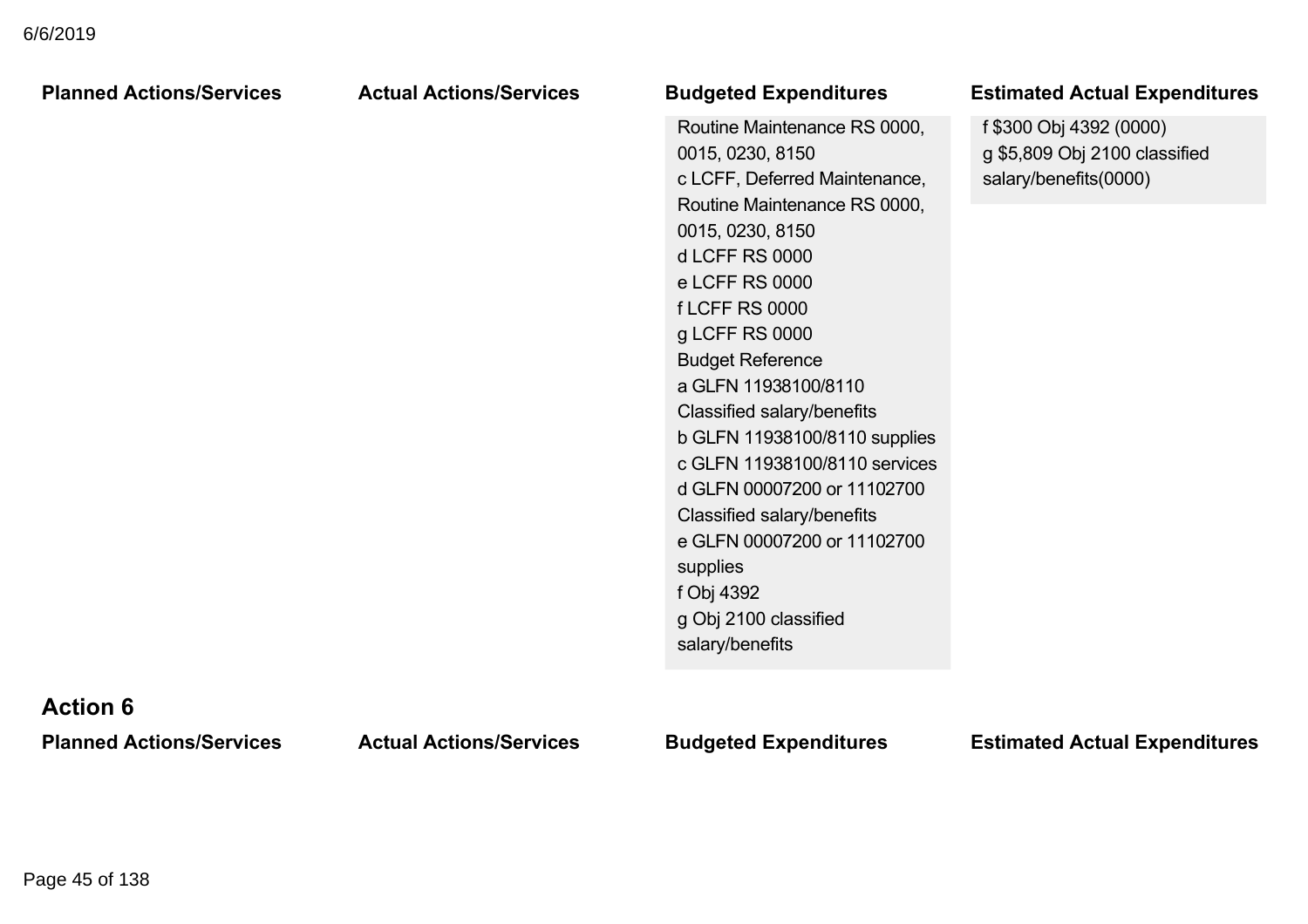| Planned Actions/Services | Actual Actions/Services | Budgeted Expenditures | Estimated Actual Expenditures |
|---|---|---|---|
| | | Routine Maintenance RS 0000, 0015, 0230, 8150<br>c LCFF, Deferred Maintenance, Routine Maintenance RS 0000, 0015, 0230, 8150<br>d LCFF RS 0000<br>e LCFF RS 0000<br>f LCFF RS 0000<br>g LCFF RS 0000<br>Budget Reference<br>a GLFN 11938100/8110 Classified salary/benefits<br>b GLFN 11938100/8110 supplies<br>c GLFN 11938100/8110 services<br>d GLFN 00007200 or 11102700 Classified salary/benefits<br>e GLFN 00007200 or 11102700 supplies<br>f Obj 4392<br>g Obj 2100 classified salary/benefits | f $300 Obj 4392 (0000)<br>g $5,809 Obj 2100 classified salary/benefits(0000) |

## Action 6

| Planned Actions/Services | Actual Actions/Services | Budgeted Expenditures | Estimated Actual Expenditures |
|---|---|---|---|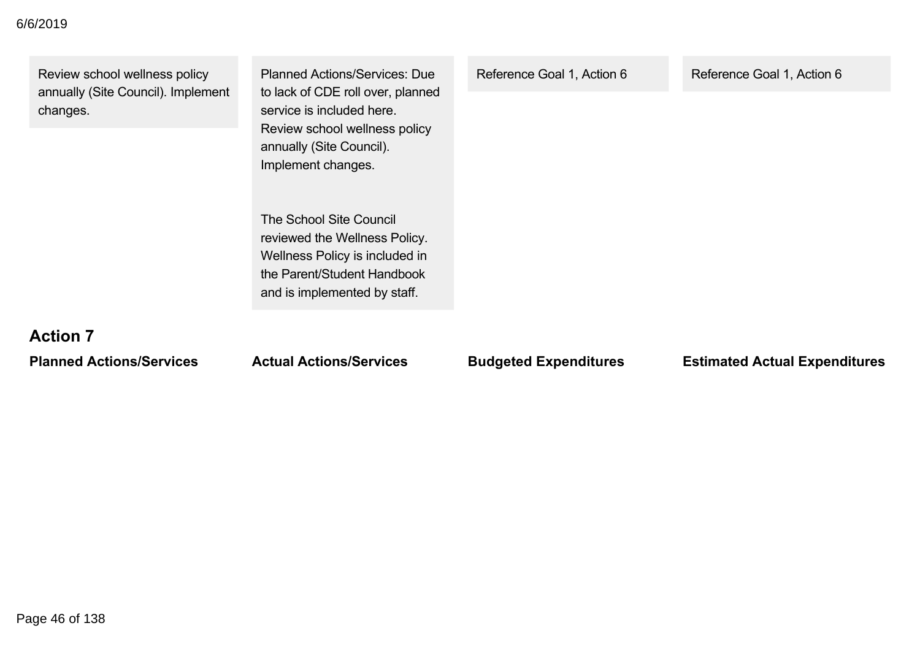| | | | |
|---|---|---|---|
| Review school wellness policy annually (Site Council). Implement changes. | Planned Actions/Services: Due to lack of CDE roll over, planned service is included here. Review school wellness policy annually (Site Council). Implement changes.<br><br>The School Site Council reviewed the Wellness Policy. Wellness Policy is included in the Parent/Student Handbook and is implemented by staff. | Reference Goal 1, Action 6 | Reference Goal 1, Action 6 |

## Action 7

| Planned Actions/Services | Actual Actions/Services | Budgeted Expenditures | Estimated Actual Expenditures |
|---|---|---|---|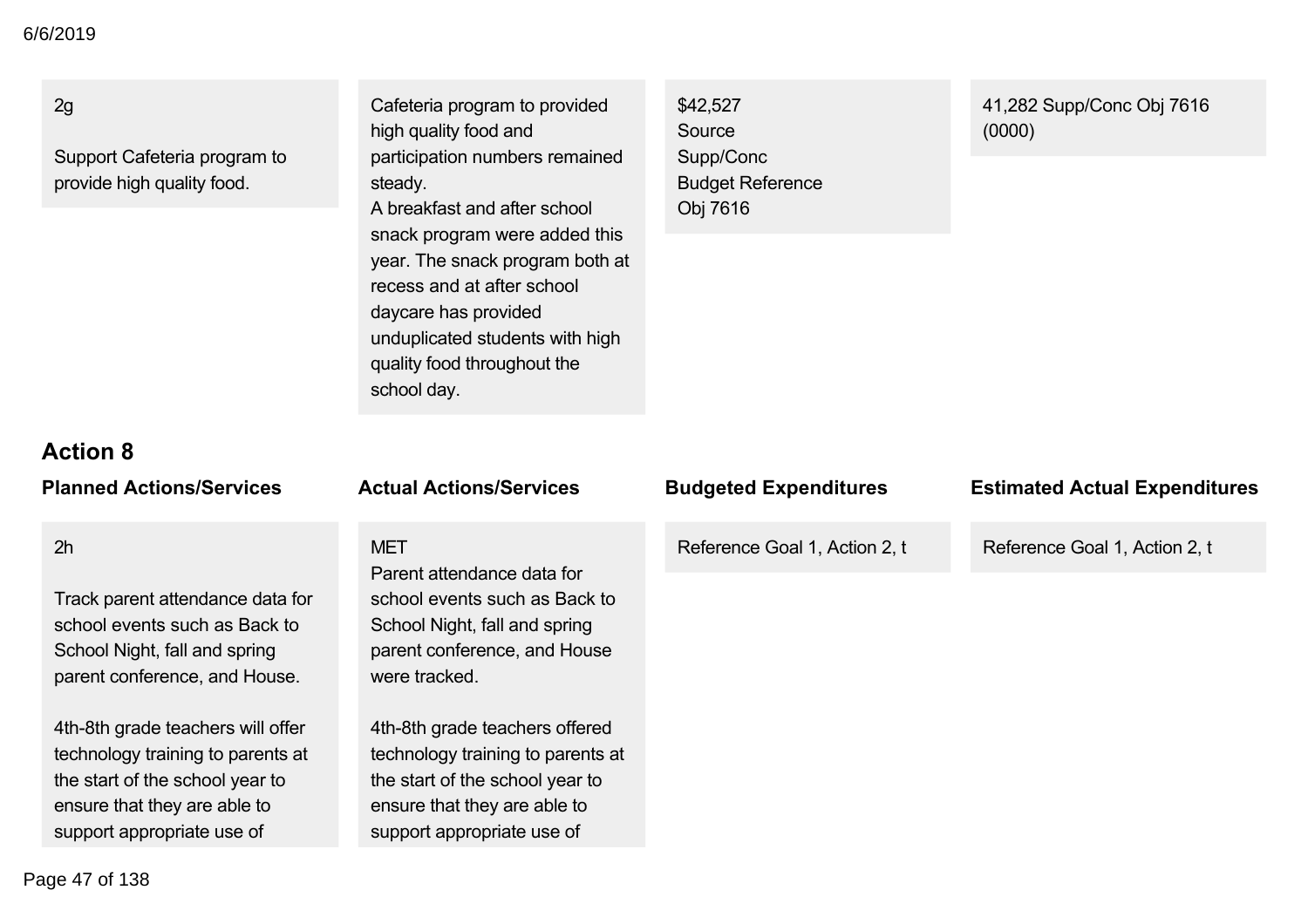| | | | |
|---|---|---|---|
| 2g<br><br>Support Cafeteria program to provide high quality food. | Cafeteria program to provided high quality food and participation numbers remained steady.<br>A breakfast and after school snack program were added this year. The snack program both at recess and at after school daycare has provided unduplicated students with high quality food throughout the school day. | $42,527<br>Source<br>Supp/Conc<br>Budget Reference<br>Obj 7616 | 41,282 Supp/Conc Obj 7616 (0000) |

## Action 8

| Planned Actions/Services | Actual Actions/Services | Budgeted Expenditures | Estimated Actual Expenditures |
|---|---|---|---|
| 2h<br><br>Track parent attendance data for school events such as Back to School Night, fall and spring parent conference, and House.<br><br>4th-8th grade teachers will offer technology training to parents at the start of the school year to ensure that they are able to support appropriate use of | MET<br>Parent attendance data for school events such as Back to School Night, fall and spring parent conference, and House were tracked.<br><br>4th-8th grade teachers offered technology training to parents at the start of the school year to ensure that they are able to support appropriate use of | Reference Goal 1, Action 2, t | Reference Goal 1, Action 2, t |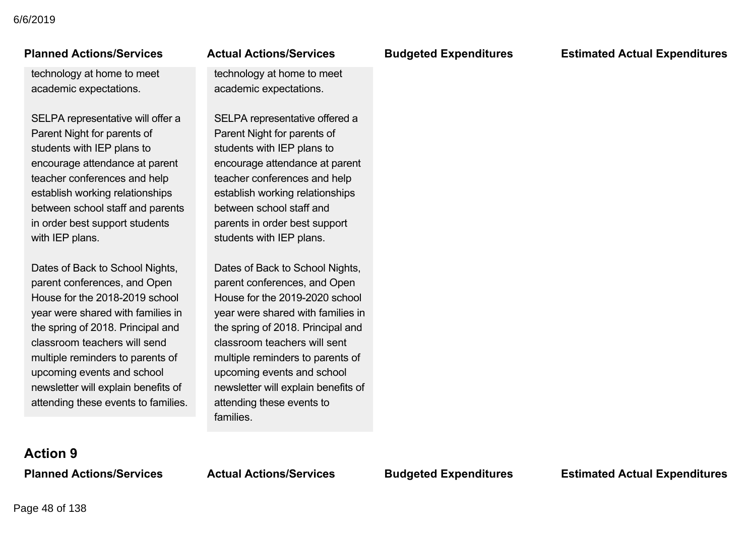| Planned Actions/Services | Actual Actions/Services | Budgeted Expenditures | Estimated Actual Expenditures |
| --- | --- | --- | --- |
| technology at home to meet academic expectations.<br><br>SELPA representative will offer a Parent Night for parents of students with IEP plans to encourage attendance at parent teacher conferences and help establish working relationships between school staff and parents in order best support students with IEP plans.<br><br>Dates of Back to School Nights, parent conferences, and Open House for the 2018-2019 school year were shared with families in the spring of 2018. Principal and classroom teachers will send multiple reminders to parents of upcoming events and school newsletter will explain benefits of attending these events to families. | technology at home to meet academic expectations.<br><br>SELPA representative offered a Parent Night for parents of students with IEP plans to encourage attendance at parent teacher conferences and help establish working relationships between school staff and parents in order best support students with IEP plans.<br><br>Dates of Back to School Nights, parent conferences, and Open House for the 2019-2020 school year were shared with families in the spring of 2018. Principal and classroom teachers will sent multiple reminders to parents of upcoming events and school newsletter will explain benefits of attending these events to families. | | |

## Action 9

| Planned Actions/Services | Actual Actions/Services | Budgeted Expenditures | Estimated Actual Expenditures |
| --- | --- | --- | --- |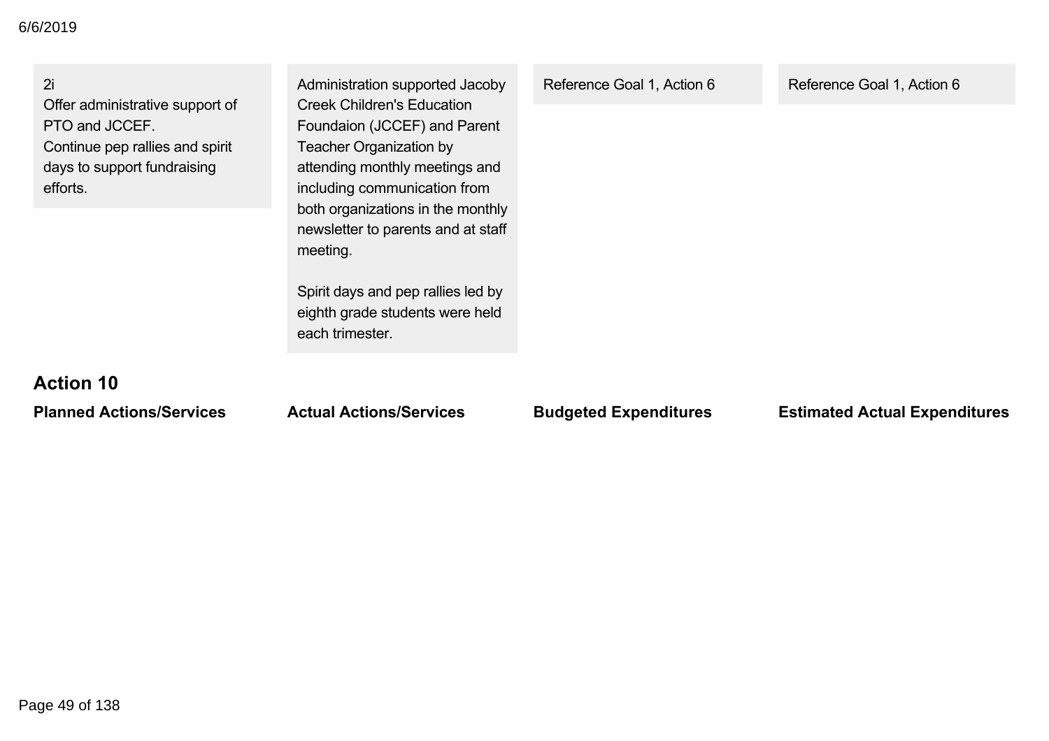| | | | |
|---|---|---|---|
| 2i<br>Offer administrative support of PTO and JCCEF.<br>Continue pep rallies and spirit days to support fundraising efforts. | Administration supported Jacoby Creek Children's Education Foundaion (JCCEF) and Parent Teacher Organization by attending monthly meetings and including communication from both organizations in the monthly newsletter to parents and at staff meeting.<br><br>Spirit days and pep rallies led by eighth grade students were held each trimester. | Reference Goal 1, Action 6 | Reference Goal 1, Action 6 |

## Action 10

| Planned Actions/Services | Actual Actions/Services | Budgeted Expenditures | Estimated Actual Expenditures |
|---|---|---|---|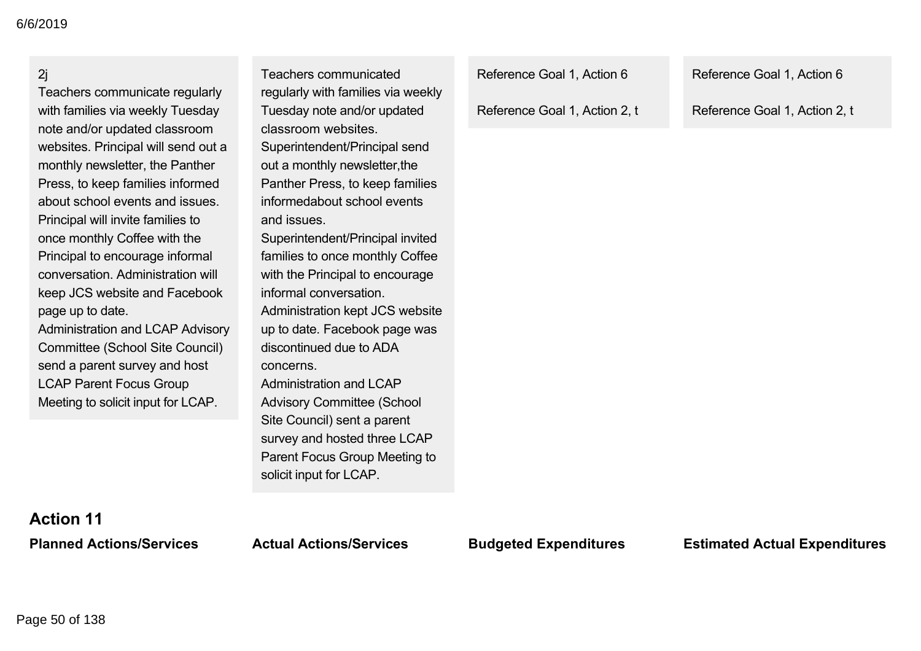| Planned Actions/Services | Actual Actions/Services | Budgeted Expenditures | Estimated Actual Expenditures |
|---|---|---|---|
| 2j<br>Teachers communicate regularly with families via weekly Tuesday note and/or updated classroom websites. Principal will send out a monthly newsletter, the Panther Press, to keep families informed about school events and issues. Principal will invite families to once monthly Coffee with the Principal to encourage informal conversation. Administration will keep JCS website and Facebook page up to date.<br>Administration and LCAP Advisory Committee (School Site Council) send a parent survey and host LCAP Parent Focus Group Meeting to solicit input for LCAP. | Teachers communicated regularly with families via weekly Tuesday note and/or updated classroom websites.<br>Superintendent/Principal send out a monthly newsletter,the Panther Press, to keep families informedabout school events and issues.<br>Superintendent/Principal invited families to once monthly Coffee with the Principal to encourage informal conversation.<br>Administration kept JCS website up to date. Facebook page was discontinued due to ADA concerns.<br>Administration and LCAP Advisory Committee (School Site Council) sent a parent survey and hosted three LCAP Parent Focus Group Meeting to solicit input for LCAP. | Reference Goal 1, Action 6<br><br>Reference Goal 1, Action 2, t | Reference Goal 1, Action 6<br><br>Reference Goal 1, Action 2, t |

## Action 11

| Planned Actions/Services | Actual Actions/Services | Budgeted Expenditures | Estimated Actual Expenditures |
|---|---|---|---|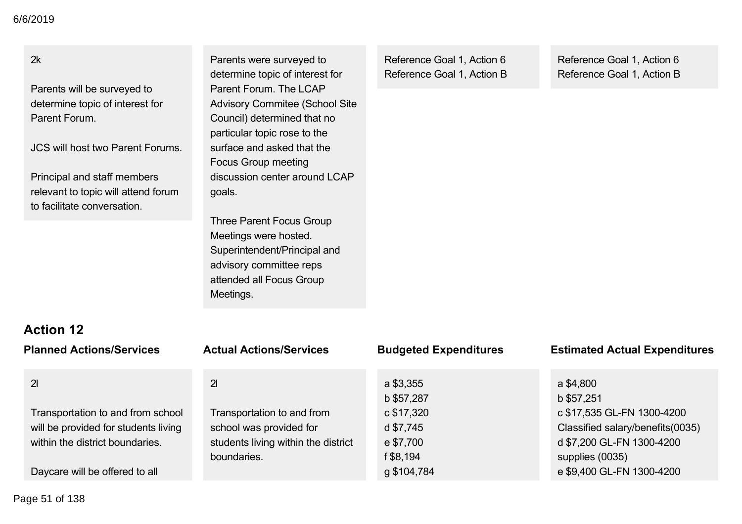| Planned Actions/Services | Actual Actions/Services | Budgeted Expenditures | Estimated Actual Expenditures |
|---|---|---|---|
| 2k<br><br>Parents will be surveyed to determine topic of interest for Parent Forum.<br><br>JCS will host two Parent Forums.<br><br>Principal and staff members relevant to topic will attend forum to facilitate conversation. | Parents were surveyed to determine topic of interest for Parent Forum. The LCAP Advisory Commitee (School Site Council) determined that no particular topic rose to the surface and asked that the Focus Group meeting discussion center around LCAP goals.<br><br>Three Parent Focus Group Meetings were hosted. Superintendent/Principal and advisory committee reps attended all Focus Group Meetings. | Reference Goal 1, Action 6<br>Reference Goal 1, Action B | Reference Goal 1, Action 6<br>Reference Goal 1, Action B |

### Action 12

| Planned Actions/Services | Actual Actions/Services | Budgeted Expenditures | Estimated Actual Expenditures |
|---|---|---|---|
| 2l<br><br>Transportation to and from school will be provided for students living within the district boundaries.<br><br>Daycare will be offered to all | 2l<br><br>Transportation to and from school was provided for students living within the district boundaries. | a $3,355<br>b $57,287<br>c $17,320<br>d $7,745<br>e $7,700<br>f $8,194<br>g $104,784 | a $4,800<br>b $57,251<br>c $17,535 GL-FN 1300-4200 Classified salary/benefits(0035)<br>d $7,200 GL-FN 1300-4200 supplies (0035)<br>e $9,400 GL-FN 1300-4200 |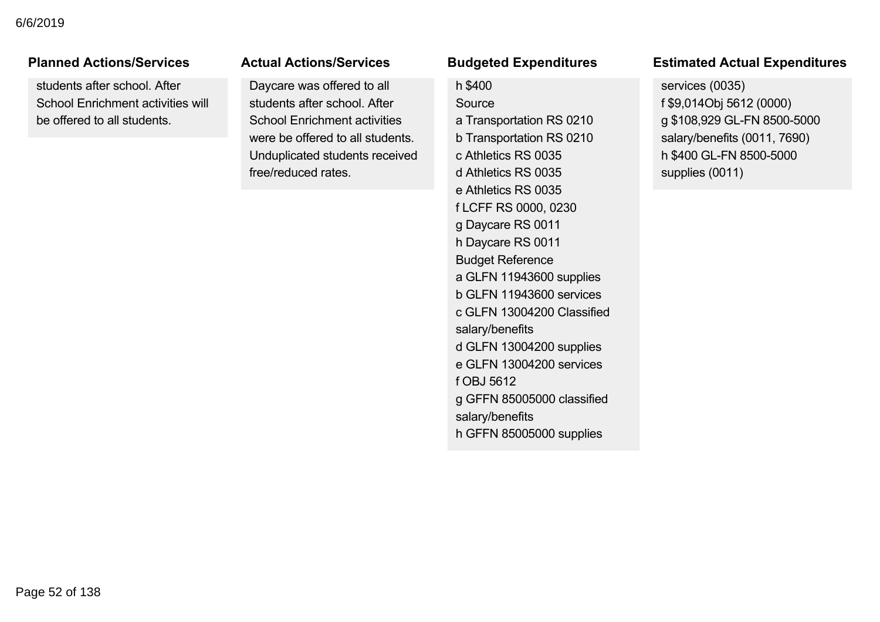| Planned Actions/Services | Actual Actions/Services | Budgeted Expenditures | Estimated Actual Expenditures |
|---|---|---|---|
| students after school. After School Enrichment activities will be offered to all students. | Daycare was offered to all students after school. After School Enrichment activities were be offered to all students. Unduplicated students received free/reduced rates. | h $400<br>Source<br>a Transportation RS 0210<br>b Transportation RS 0210<br>c Athletics RS 0035<br>d Athletics RS 0035<br>e Athletics RS 0035<br>f LCFF RS 0000, 0230<br>g Daycare RS 0011<br>h Daycare RS 0011<br>Budget Reference<br>a GLFN 11943600 supplies<br>b GLFN 11943600 services<br>c GLFN 13004200 Classified salary/benefits<br>d GLFN 13004200 supplies<br>e GLFN 13004200 services<br>f OBJ 5612<br>g GFFN 85005000 classified salary/benefits<br>h GFFN 85005000 supplies | services (0035)<br>f $9,014Obj 5612 (0000)<br>g $108,929 GL-FN 8500-5000 salary/benefits (0011, 7690)<br>h $400 GL-FN 8500-5000 supplies (0011) |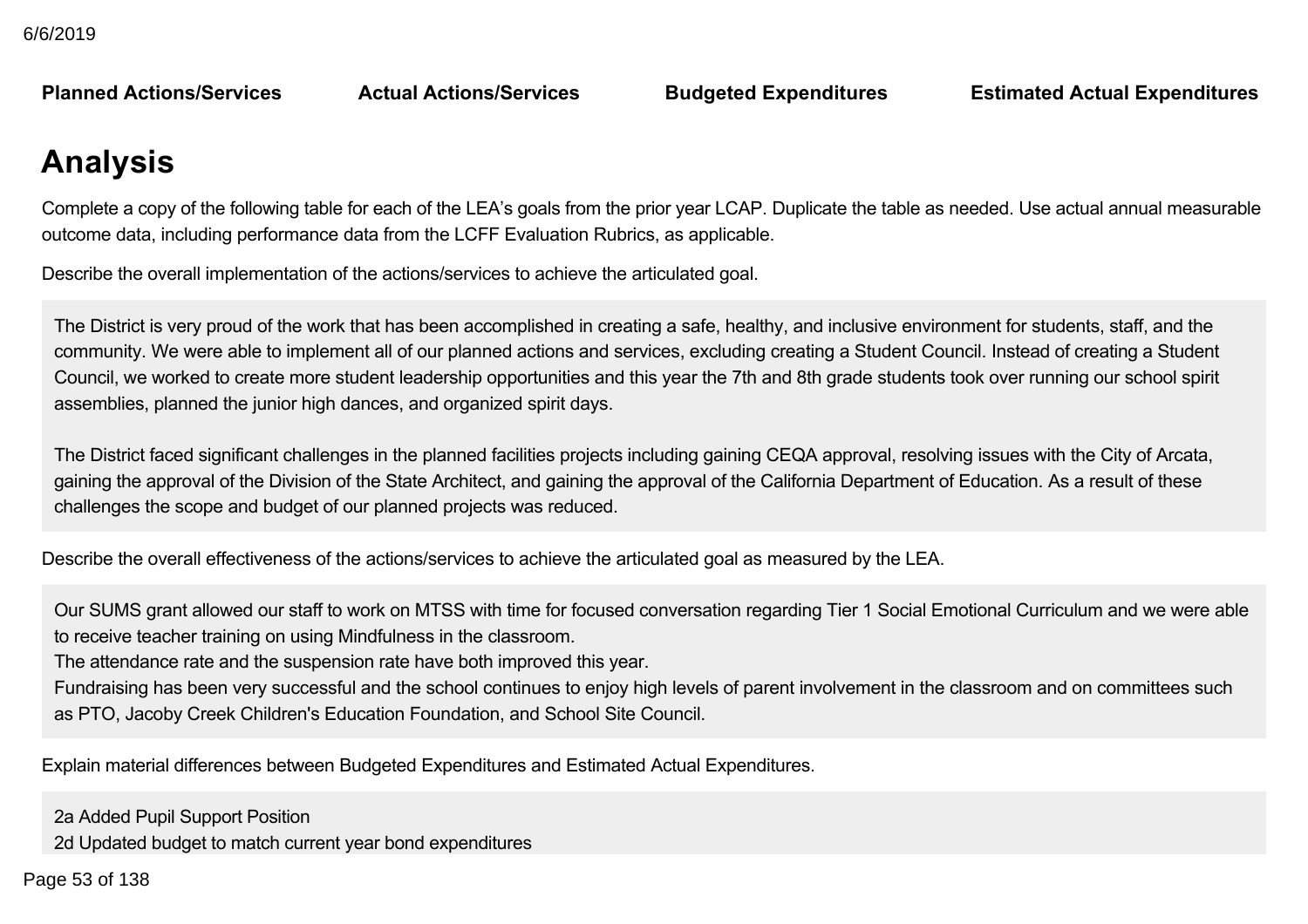| Planned Actions/Services | Actual Actions/Services | Budgeted Expenditures | Estimated Actual Expenditures |
|---|---|---|---|

# Analysis

Complete a copy of the following table for each of the LEA's goals from the prior year LCAP. Duplicate the table as needed. Use actual annual measurable outcome data, including performance data from the LCFF Evaluation Rubrics, as applicable.

Describe the overall implementation of the actions/services to achieve the articulated goal.

The District is very proud of the work that has been accomplished in creating a safe, healthy, and inclusive environment for students, staff, and the community. We were able to implement all of our planned actions and services, excluding creating a Student Council. Instead of creating a Student Council, we worked to create more student leadership opportunities and this year the 7th and 8th grade students took over running our school spirit assemblies, planned the junior high dances, and organized spirit days.

The District faced significant challenges in the planned facilities projects including gaining CEQA approval, resolving issues with the City of Arcata, gaining the approval of the Division of the State Architect, and gaining the approval of the California Department of Education. As a result of these challenges the scope and budget of our planned projects was reduced.

Describe the overall effectiveness of the actions/services to achieve the articulated goal as measured by the LEA.

Our SUMS grant allowed our staff to work on MTSS with time for focused conversation regarding Tier 1 Social Emotional Curriculum and we were able to receive teacher training on using Mindfulness in the classroom.
The attendance rate and the suspension rate have both improved this year.
Fundraising has been very successful and the school continues to enjoy high levels of parent involvement in the classroom and on committees such as PTO, Jacoby Creek Children's Education Foundation, and School Site Council.

Explain material differences between Budgeted Expenditures and Estimated Actual Expenditures.

2a Added Pupil Support Position
2d Updated budget to match current year bond expenditures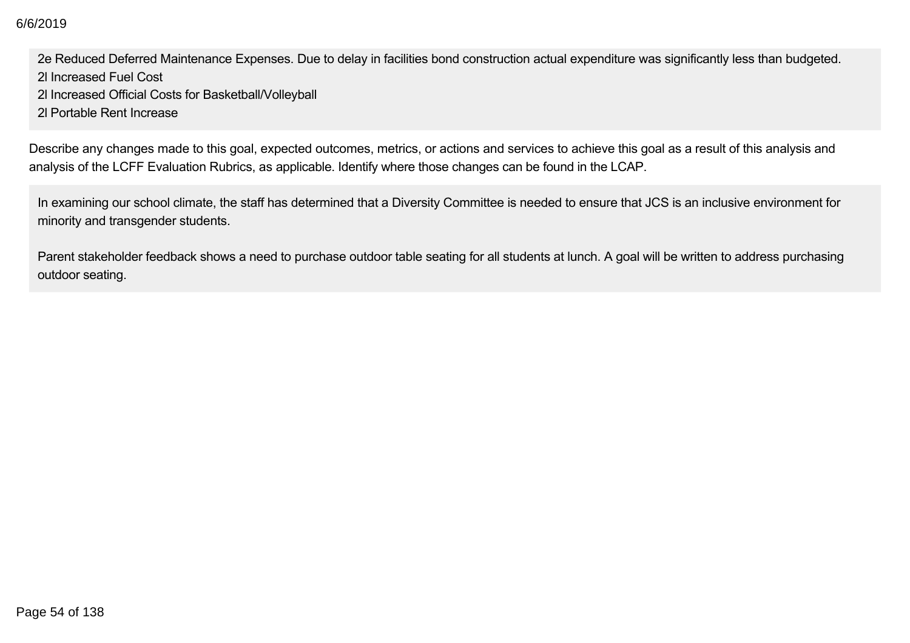2e Reduced Deferred Maintenance Expenses. Due to delay in facilities bond construction actual expenditure was significantly less than budgeted.
2l Increased Fuel Cost
2l Increased Official Costs for Basketball/Volleyball
2l Portable Rent Increase

Describe any changes made to this goal, expected outcomes, metrics, or actions and services to achieve this goal as a result of this analysis and analysis of the LCFF Evaluation Rubrics, as applicable. Identify where those changes can be found in the LCAP.

In examining our school climate, the staff has determined that a Diversity Committee is needed to ensure that JCS is an inclusive environment for minority and transgender students.

Parent stakeholder feedback shows a need to purchase outdoor table seating for all students at lunch. A goal will be written to address purchasing outdoor seating.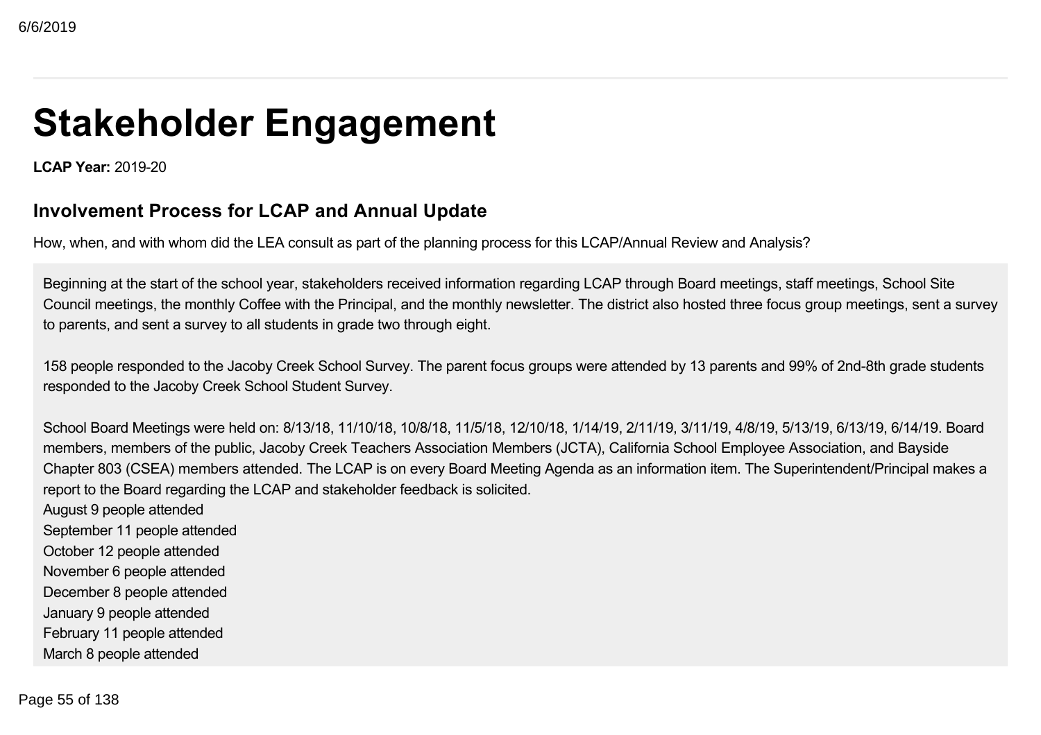# Stakeholder Engagement

**LCAP Year:** 2019-20

## Involvement Process for LCAP and Annual Update

How, when, and with whom did the LEA consult as part of the planning process for this LCAP/Annual Review and Analysis?

Beginning at the start of the school year, stakeholders received information regarding LCAP through Board meetings, staff meetings, School Site Council meetings, the monthly Coffee with the Principal, and the monthly newsletter. The district also hosted three focus group meetings, sent a survey to parents, and sent a survey to all students in grade two through eight.

158 people responded to the Jacoby Creek School Survey. The parent focus groups were attended by 13 parents and 99% of 2nd-8th grade students responded to the Jacoby Creek School Student Survey.

School Board Meetings were held on: 8/13/18, 11/10/18, 10/8/18, 11/5/18, 12/10/18, 1/14/19, 2/11/19, 3/11/19, 4/8/19, 5/13/19, 6/13/19, 6/14/19. Board members, members of the public, Jacoby Creek Teachers Association Members (JCTA), California School Employee Association, and Bayside Chapter 803 (CSEA) members attended. The LCAP is on every Board Meeting Agenda as an information item. The Superintendent/Principal makes a report to the Board regarding the LCAP and stakeholder feedback is solicited.
August 9 people attended
September 11 people attended
October 12 people attended
November 6 people attended
December 8 people attended
January 9 people attended
February 11 people attended
March 8 people attended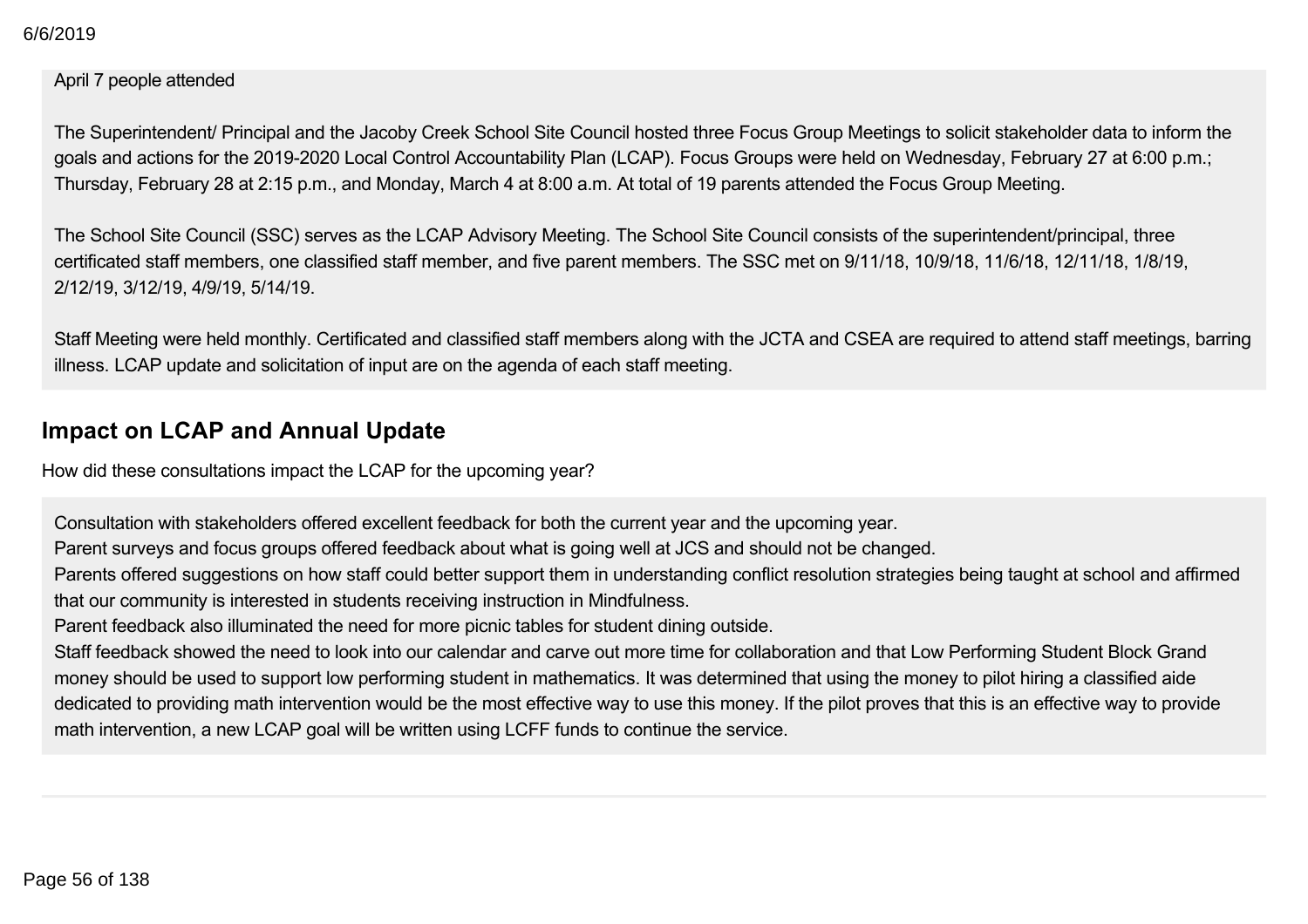April 7 people attended

The Superintendent/ Principal and the Jacoby Creek School Site Council hosted three Focus Group Meetings to solicit stakeholder data to inform the goals and actions for the 2019-2020 Local Control Accountability Plan (LCAP). Focus Groups were held on Wednesday, February 27 at 6:00 p.m.; Thursday, February 28 at 2:15 p.m., and Monday, March 4 at 8:00 a.m. At total of 19 parents attended the Focus Group Meeting.

The School Site Council (SSC) serves as the LCAP Advisory Meeting. The School Site Council consists of the superintendent/principal, three certificated staff members, one classified staff member, and five parent members. The SSC met on 9/11/18, 10/9/18, 11/6/18, 12/11/18, 1/8/19, 2/12/19, 3/12/19, 4/9/19, 5/14/19.

Staff Meeting were held monthly. Certificated and classified staff members along with the JCTA and CSEA are required to attend staff meetings, barring illness. LCAP update and solicitation of input are on the agenda of each staff meeting.

## Impact on LCAP and Annual Update

How did these consultations impact the LCAP for the upcoming year?

Consultation with stakeholders offered excellent feedback for both the current year and the upcoming year.
Parent surveys and focus groups offered feedback about what is going well at JCS and should not be changed.
Parents offered suggestions on how staff could better support them in understanding conflict resolution strategies being taught at school and affirmed that our community is interested in students receiving instruction in Mindfulness.
Parent feedback also illuminated the need for more picnic tables for student dining outside.
Staff feedback showed the need to look into our calendar and carve out more time for collaboration and that Low Performing Student Block Grand money should be used to support low performing student in mathematics. It was determined that using the money to pilot hiring a classified aide dedicated to providing math intervention would be the most effective way to use this money. If the pilot proves that this is an effective way to provide math intervention, a new LCAP goal will be written using LCFF funds to continue the service.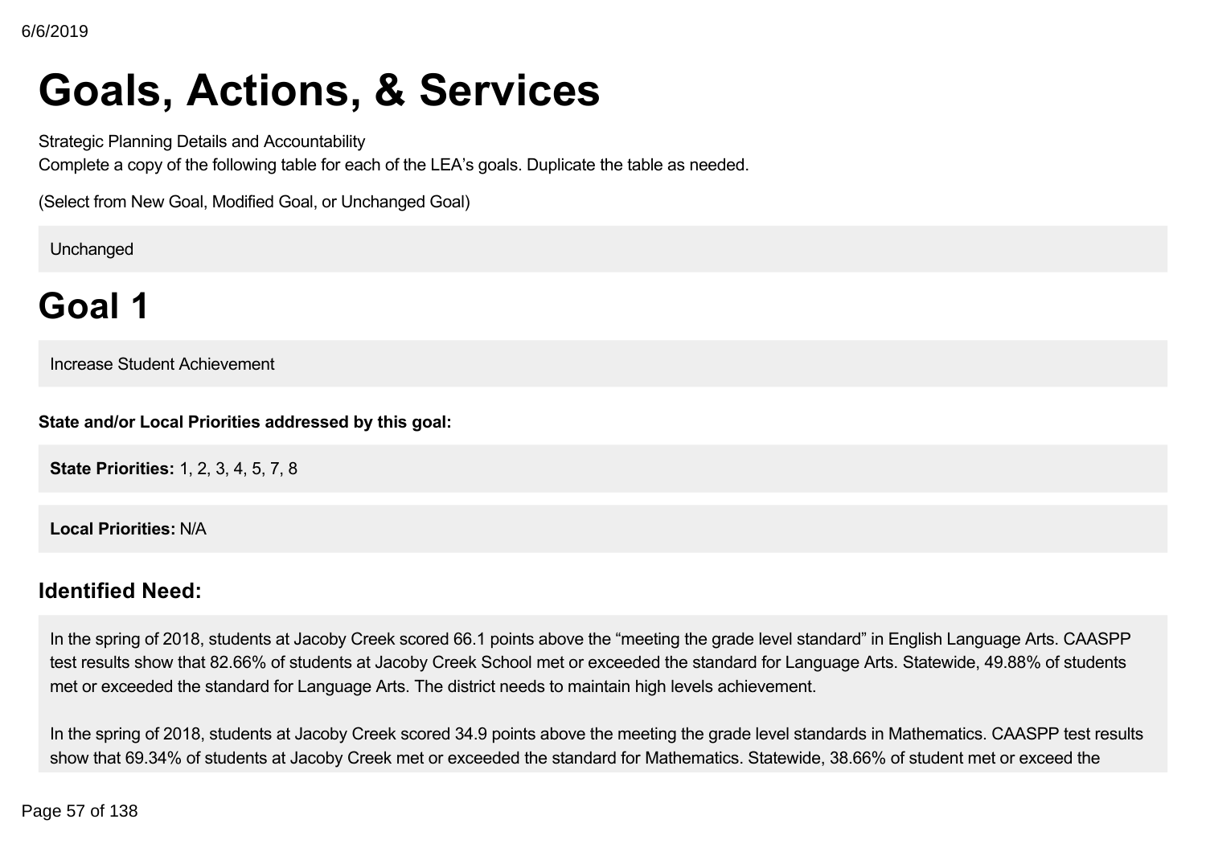# Goals, Actions, & Services

Strategic Planning Details and Accountability

Complete a copy of the following table for each of the LEA's goals. Duplicate the table as needed.

(Select from New Goal, Modified Goal, or Unchanged Goal)

Unchanged

# Goal 1

Increase Student Achievement

**State and/or Local Priorities addressed by this goal:**

**State Priorities:** 1, 2, 3, 4, 5, 7, 8

**Local Priorities:** N/A

## Identified Need:

In the spring of 2018, students at Jacoby Creek scored 66.1 points above the "meeting the grade level standard" in English Language Arts. CAASPP test results show that 82.66% of students at Jacoby Creek School met or exceeded the standard for Language Arts. Statewide, 49.88% of students met or exceeded the standard for Language Arts. The district needs to maintain high levels achievement.

In the spring of 2018, students at Jacoby Creek scored 34.9 points above the meeting the grade level standards in Mathematics. CAASPP test results show that 69.34% of students at Jacoby Creek met or exceeded the standard for Mathematics. Statewide, 38.66% of student met or exceed the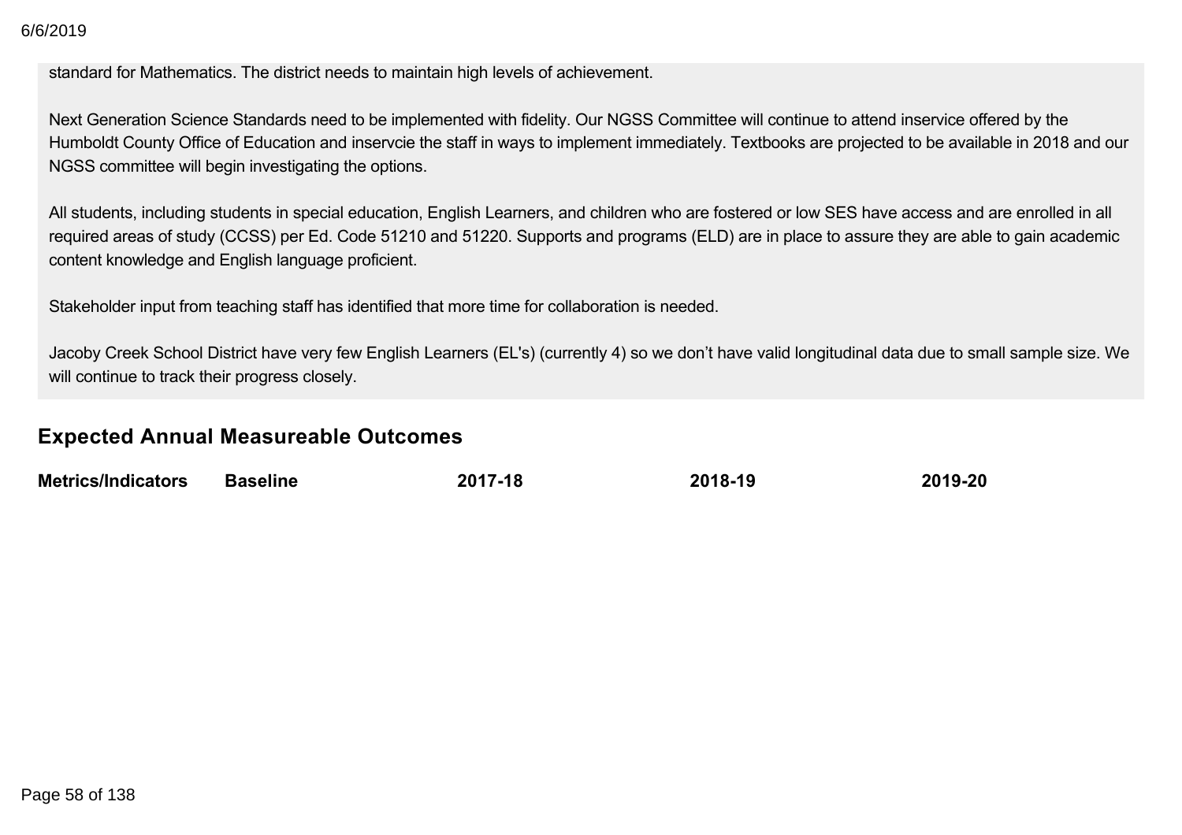standard for Mathematics. The district needs to maintain high levels of achievement.

Next Generation Science Standards need to be implemented with fidelity. Our NGSS Committee will continue to attend inservice offered by the Humboldt County Office of Education and inservcie the staff in ways to implement immediately. Textbooks are projected to be available in 2018 and our NGSS committee will begin investigating the options.

All students, including students in special education, English Learners, and children who are fostered or low SES have access and are enrolled in all required areas of study (CCSS) per Ed. Code 51210 and 51220. Supports and programs (ELD) are in place to assure they are able to gain academic content knowledge and English language proficient.

Stakeholder input from teaching staff has identified that more time for collaboration is needed.

Jacoby Creek School District have very few English Learners (EL's) (currently 4) so we don't have valid longitudinal data due to small sample size. We will continue to track their progress closely.

## Expected Annual Measureable Outcomes

| Metrics/Indicators | Baseline | 2017-18 | 2018-19 | 2019-20 |
| --- | --- | --- | --- | --- |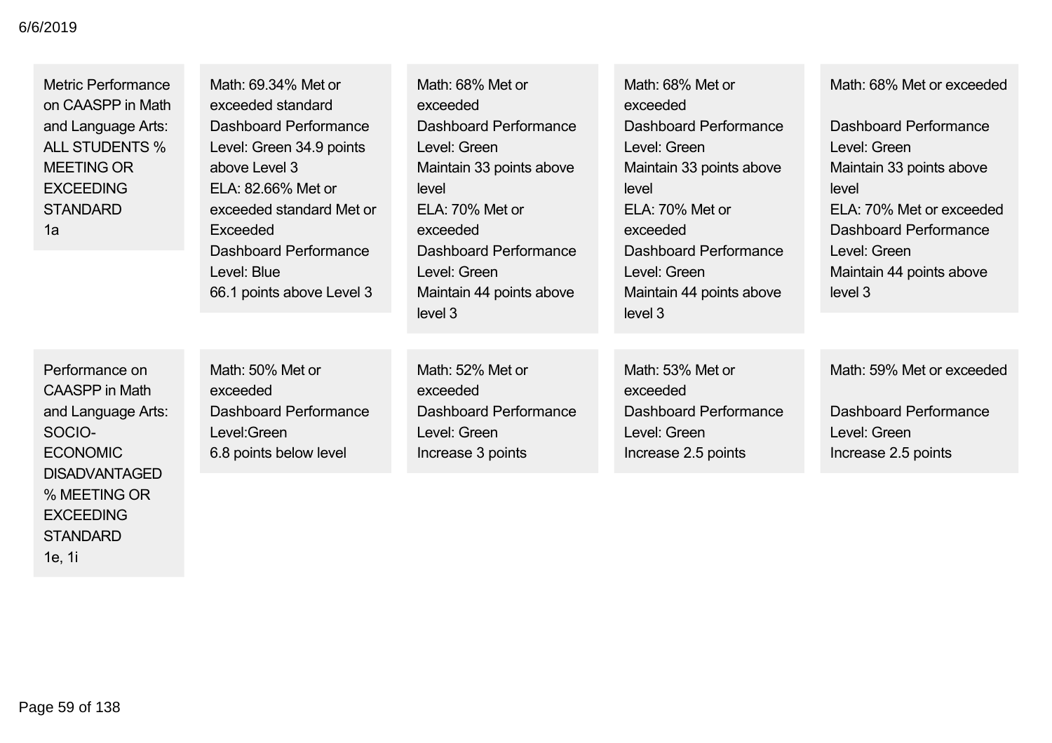| | | | | |
|---|---|---|---|---|
| Metric Performance on CAASPP in Math and Language Arts: ALL STUDENTS % MEETING OR EXCEEDING STANDARD 1a | Math: 69.34% Met or exceeded standard Dashboard Performance Level: Green 34.9 points above Level 3 ELA: 82.66% Met or exceeded standard Met or Exceeded Dashboard Performance Level: Blue 66.1 points above Level 3 | Math: 68% Met or exceeded Dashboard Performance Level: Green Maintain 33 points above level ELA: 70% Met or exceeded Dashboard Performance Level: Green Maintain 44 points above level 3 | Math: 68% Met or exceeded Dashboard Performance Level: Green Maintain 33 points above level ELA: 70% Met or exceeded Dashboard Performance Level: Green Maintain 44 points above level 3 | Math: 68% Met or exceeded Dashboard Performance Level: Green Maintain 33 points above level ELA: 70% Met or exceeded Dashboard Performance Level: Green Maintain 44 points above level 3 |
| Performance on CAASPP in Math and Language Arts: SOCIO-ECONOMIC DISADVANTAGED % MEETING OR EXCEEDING STANDARD 1e, 1i | Math: 50% Met or exceeded Dashboard Performance Level:Green 6.8 points below level | Math: 52% Met or exceeded Dashboard Performance Level: Green Increase 3 points | Math: 53% Met or exceeded Dashboard Performance Level: Green Increase 2.5 points | Math: 59% Met or exceeded Dashboard Performance Level: Green Increase 2.5 points |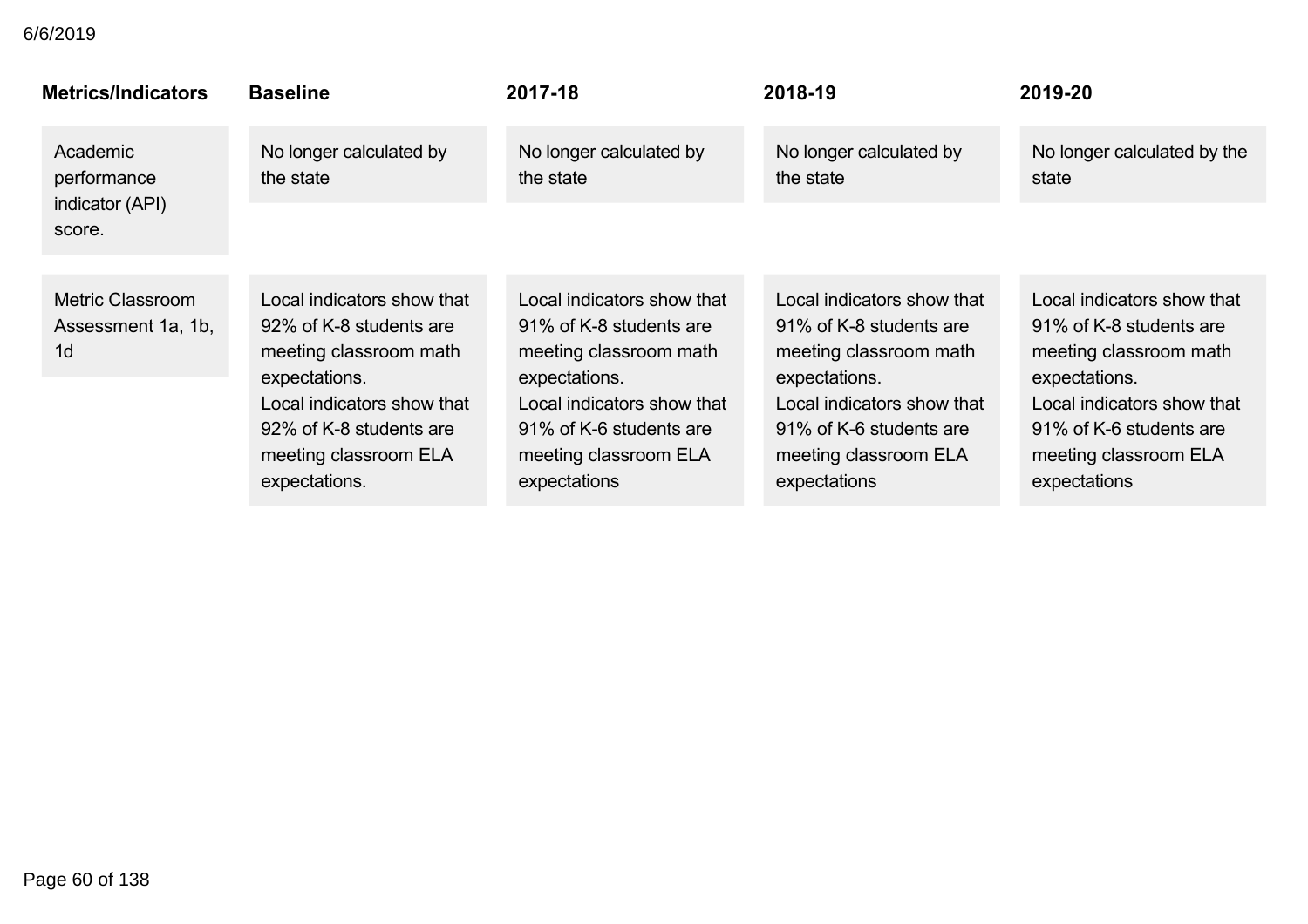| Metrics/Indicators | Baseline | 2017-18 | 2018-19 | 2019-20 |
|---|---|---|---|---|
| Academic performance indicator (API) score. | No longer calculated by the state | No longer calculated by the state | No longer calculated by the state | No longer calculated by the state |
| Metric Classroom Assessment 1a, 1b, 1d | Local indicators show that 92% of K-8 students are meeting classroom math expectations.<br>Local indicators show that 92% of K-8 students are meeting classroom ELA expectations. | Local indicators show that 91% of K-8 students are meeting classroom math expectations.<br>Local indicators show that 91% of K-6 students are meeting classroom ELA expectations | Local indicators show that 91% of K-8 students are meeting classroom math expectations.<br>Local indicators show that 91% of K-6 students are meeting classroom ELA expectations | Local indicators show that 91% of K-8 students are meeting classroom math expectations.<br>Local indicators show that 91% of K-6 students are meeting classroom ELA expectations |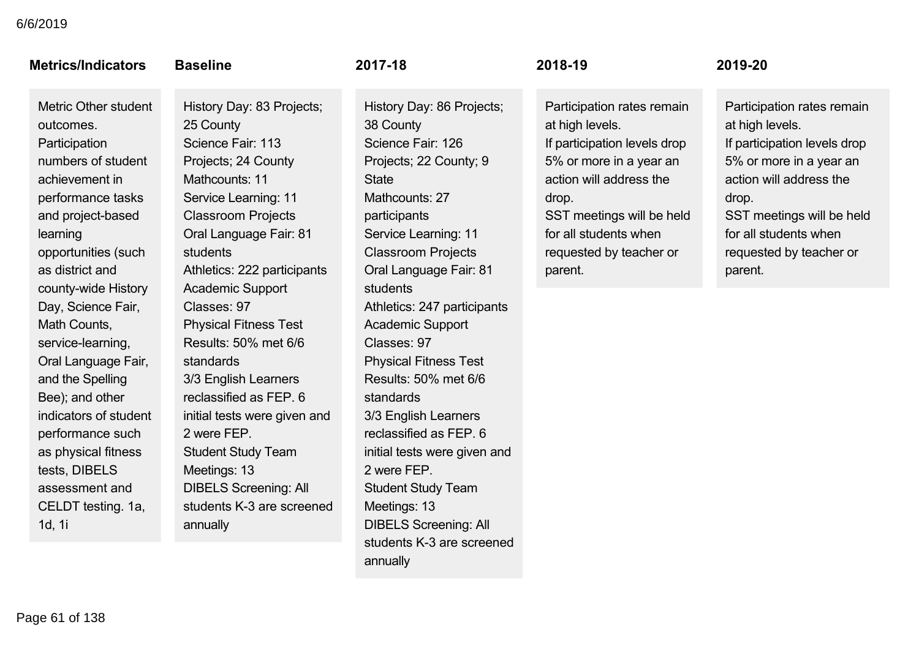| Metrics/Indicators | Baseline | 2017-18 | 2018-19 | 2019-20 |
|---|---|---|---|---|
| Metric Other student outcomes. Participation numbers of student achievement in performance tasks and project-based learning opportunities (such as district and county-wide History Day, Science Fair, Math Counts, service-learning, Oral Language Fair, and the Spelling Bee); and other indicators of student performance such as physical fitness tests, DIBELS assessment and CELDT testing. 1a, 1d, 1i | History Day: 83 Projects; 25 County<br>Science Fair: 113 Projects; 24 County<br>Mathcounts: 11<br>Service Learning: 11 Classroom Projects<br>Oral Language Fair: 81 students<br>Athletics: 222 participants<br>Academic Support Classes: 97<br>Physical Fitness Test Results: 50% met 6/6 standards<br>3/3 English Learners reclassified as FEP. 6 initial tests were given and 2 were FEP.<br>Student Study Team Meetings: 13<br>DIBELS Screening: All students K-3 are screened annually | History Day: 86 Projects; 38 County<br>Science Fair: 126 Projects; 22 County; 9 State<br>Mathcounts: 27 participants<br>Service Learning: 11 Classroom Projects<br>Oral Language Fair: 81 students<br>Athletics: 247 participants<br>Academic Support Classes: 97<br>Physical Fitness Test Results: 50% met 6/6 standards<br>3/3 English Learners reclassified as FEP. 6 initial tests were given and 2 were FEP.<br>Student Study Team Meetings: 13<br>DIBELS Screening: All students K-3 are screened annually | Participation rates remain at high levels.<br>If participation levels drop 5% or more in a year an action will address the drop.<br>SST meetings will be held for all students when requested by teacher or parent. | Participation rates remain at high levels.<br>If participation levels drop 5% or more in a year an action will address the drop.<br>SST meetings will be held for all students when requested by teacher or parent. |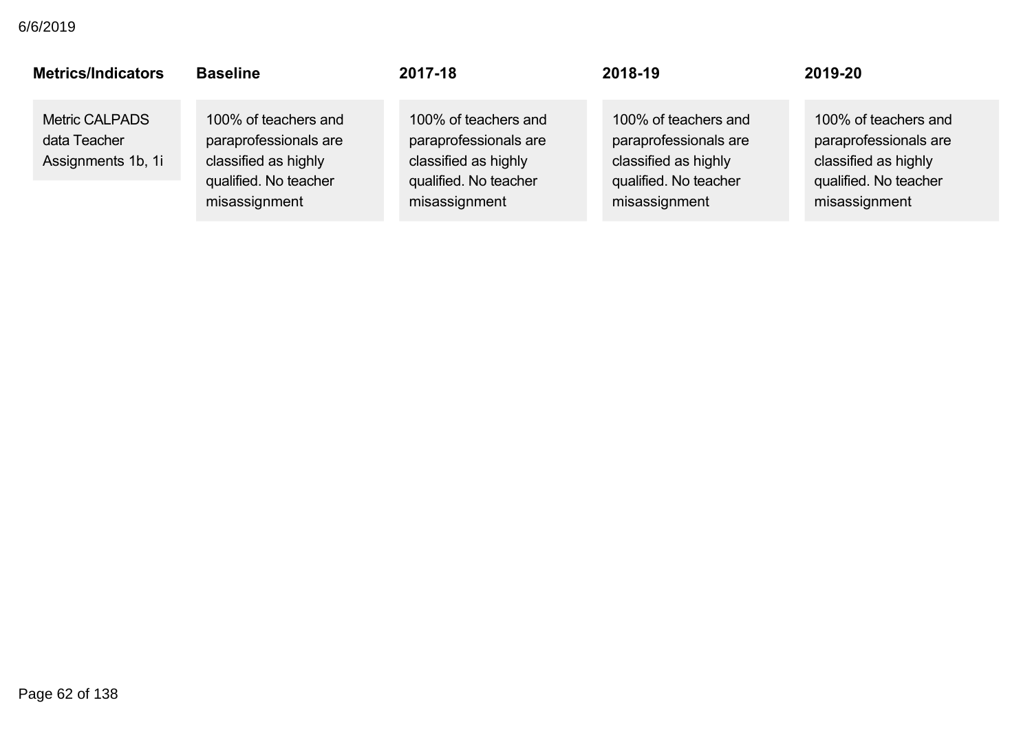| Metrics/Indicators | Baseline | 2017-18 | 2018-19 | 2019-20 |
|---|---|---|---|---|
| Metric CALPADS data Teacher Assignments 1b, 1i | 100% of teachers and paraprofessionals are classified as highly qualified. No teacher misassignment | 100% of teachers and paraprofessionals are classified as highly qualified. No teacher misassignment | 100% of teachers and paraprofessionals are classified as highly qualified. No teacher misassignment | 100% of teachers and paraprofessionals are classified as highly qualified. No teacher misassignment |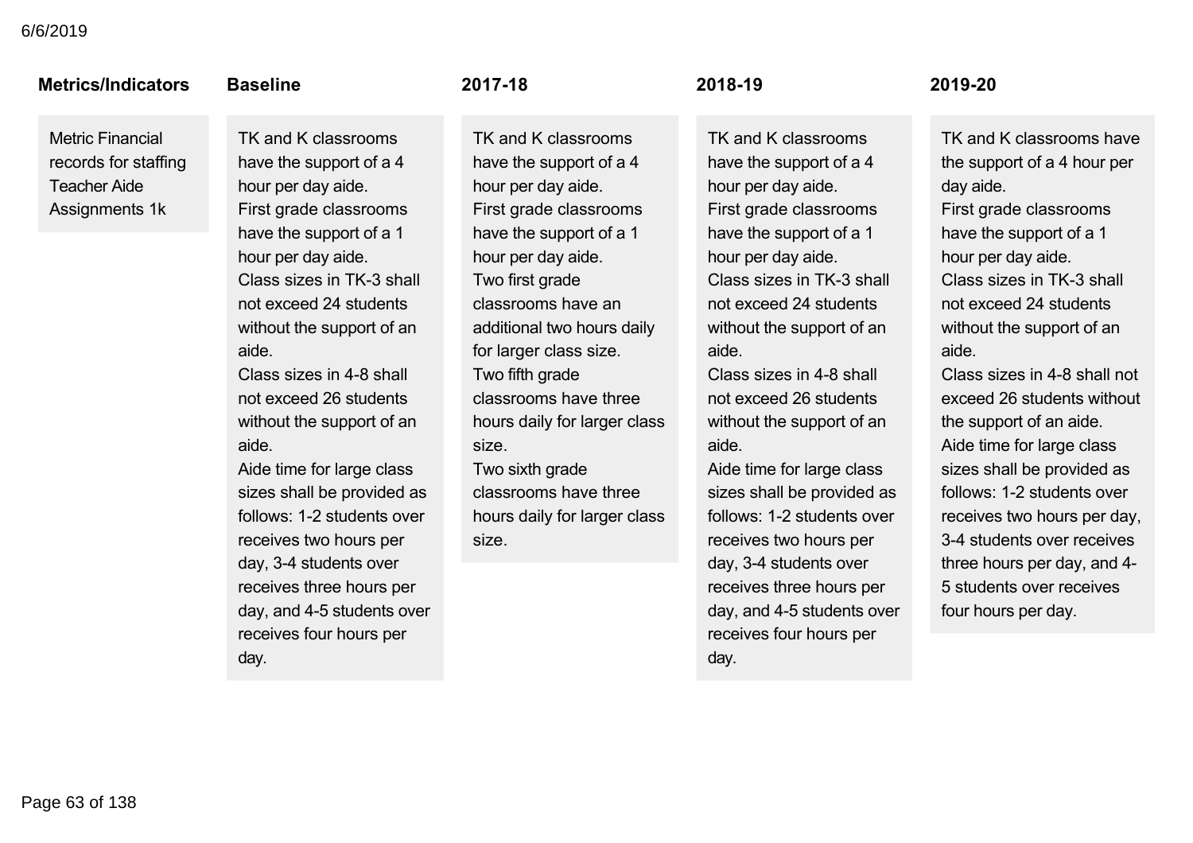| Metrics/Indicators | Baseline | 2017-18 | 2018-19 | 2019-20 |
|---|---|---|---|---|
| Metric Financial records for staffing Teacher Aide Assignments 1k | TK and K classrooms have the support of a 4 hour per day aide.<br>First grade classrooms have the support of a 1 hour per day aide.<br>Class sizes in TK-3 shall not exceed 24 students without the support of an aide.<br>Class sizes in 4-8 shall not exceed 26 students without the support of an aide.<br>Aide time for large class sizes shall be provided as follows: 1-2 students over receives two hours per day, 3-4 students over receives three hours per day, and 4-5 students over receives four hours per day. | TK and K classrooms have the support of a 4 hour per day aide.<br>First grade classrooms have the support of a 1 hour per day aide.<br>Two first grade classrooms have an additional two hours daily for larger class size.<br>Two fifth grade classrooms have three hours daily for larger class size.<br>Two sixth grade classrooms have three hours daily for larger class size. | TK and K classrooms have the support of a 4 hour per day aide.<br>First grade classrooms have the support of a 1 hour per day aide.<br>Class sizes in TK-3 shall not exceed 24 students without the support of an aide.<br>Class sizes in 4-8 shall not exceed 26 students without the support of an aide.<br>Aide time for large class sizes shall be provided as follows: 1-2 students over receives two hours per day, 3-4 students over receives three hours per day, and 4-5 students over receives four hours per day. | TK and K classrooms have the support of a 4 hour per day aide.<br>First grade classrooms have the support of a 1 hour per day aide.<br>Class sizes in TK-3 shall not exceed 24 students without the support of an aide.<br>Class sizes in 4-8 shall not exceed 26 students without the support of an aide.<br>Aide time for large class sizes shall be provided as follows: 1-2 students over receives two hours per day, 3-4 students over receives three hours per day, and 4-5 students over receives four hours per day. |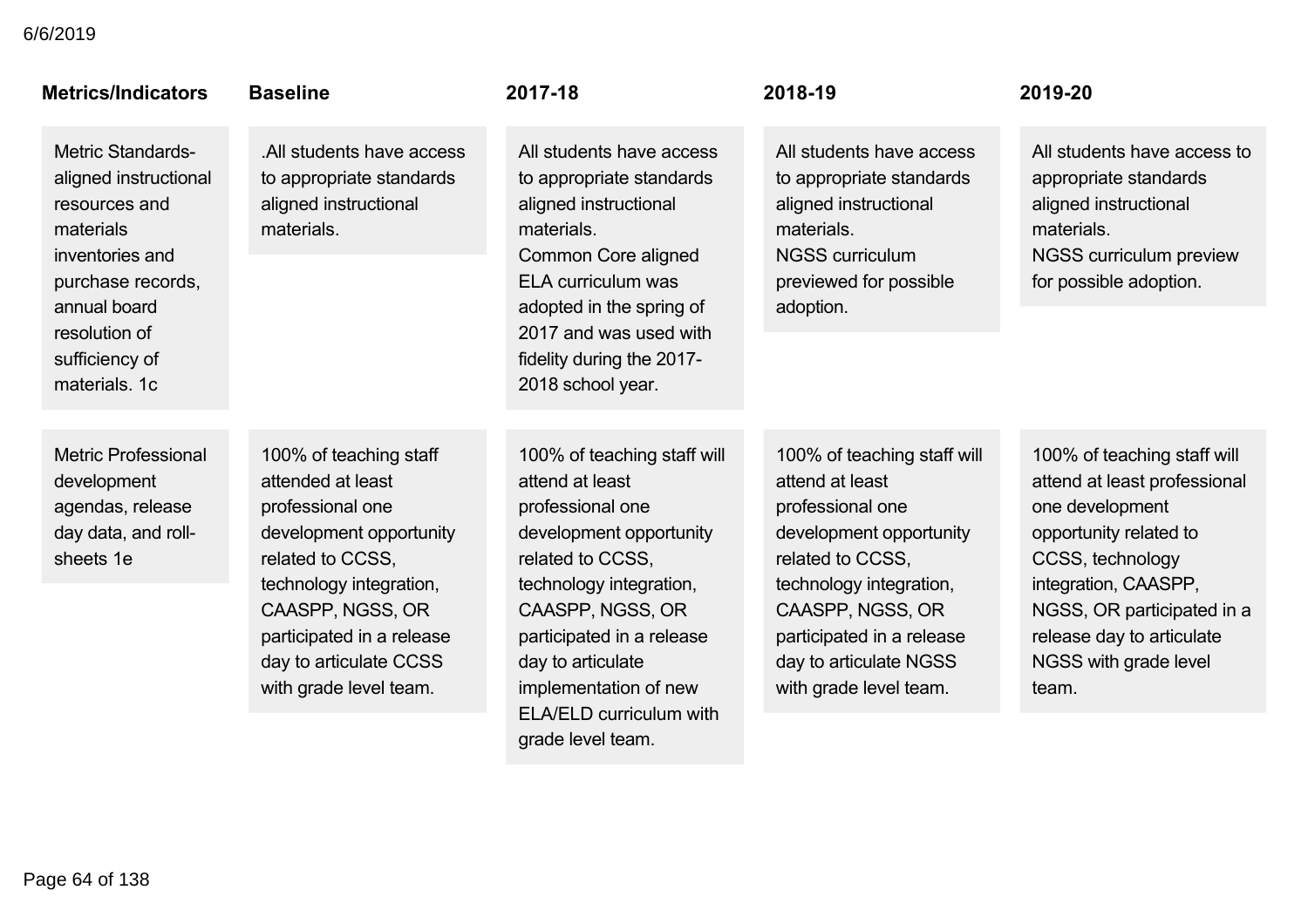| Metrics/Indicators | Baseline | 2017-18 | 2018-19 | 2019-20 |
|---|---|---|---|---|
| Metric Standards-aligned instructional resources and materials inventories and purchase records, annual board resolution of sufficiency of materials. 1c | .All students have access to appropriate standards aligned instructional materials. | All students have access to appropriate standards aligned instructional materials.<br>Common Core aligned ELA curriculum was adopted in the spring of 2017 and was used with fidelity during the 2017-2018 school year. | All students have access to appropriate standards aligned instructional materials.<br>NGSS curriculum previewed for possible adoption. | All students have access to appropriate standards aligned instructional materials.<br>NGSS curriculum preview for possible adoption. |
| Metric Professional development agendas, release day data, and roll-sheets 1e | 100% of teaching staff attended at least professional one development opportunity related to CCSS, technology integration, CAASPP, NGSS, OR participated in a release day to articulate CCSS with grade level team. | 100% of teaching staff will attend at least professional one development opportunity related to CCSS, technology integration, CAASPP, NGSS, OR participated in a release day to articulate implementation of new ELA/ELD curriculum with grade level team. | 100% of teaching staff will attend at least professional one development opportunity related to CCSS, technology integration, CAASPP, NGSS, OR participated in a release day to articulate NGSS with grade level team. | 100% of teaching staff will attend at least professional one development opportunity related to CCSS, technology integration, CAASPP, NGSS, OR participated in a release day to articulate NGSS with grade level team. |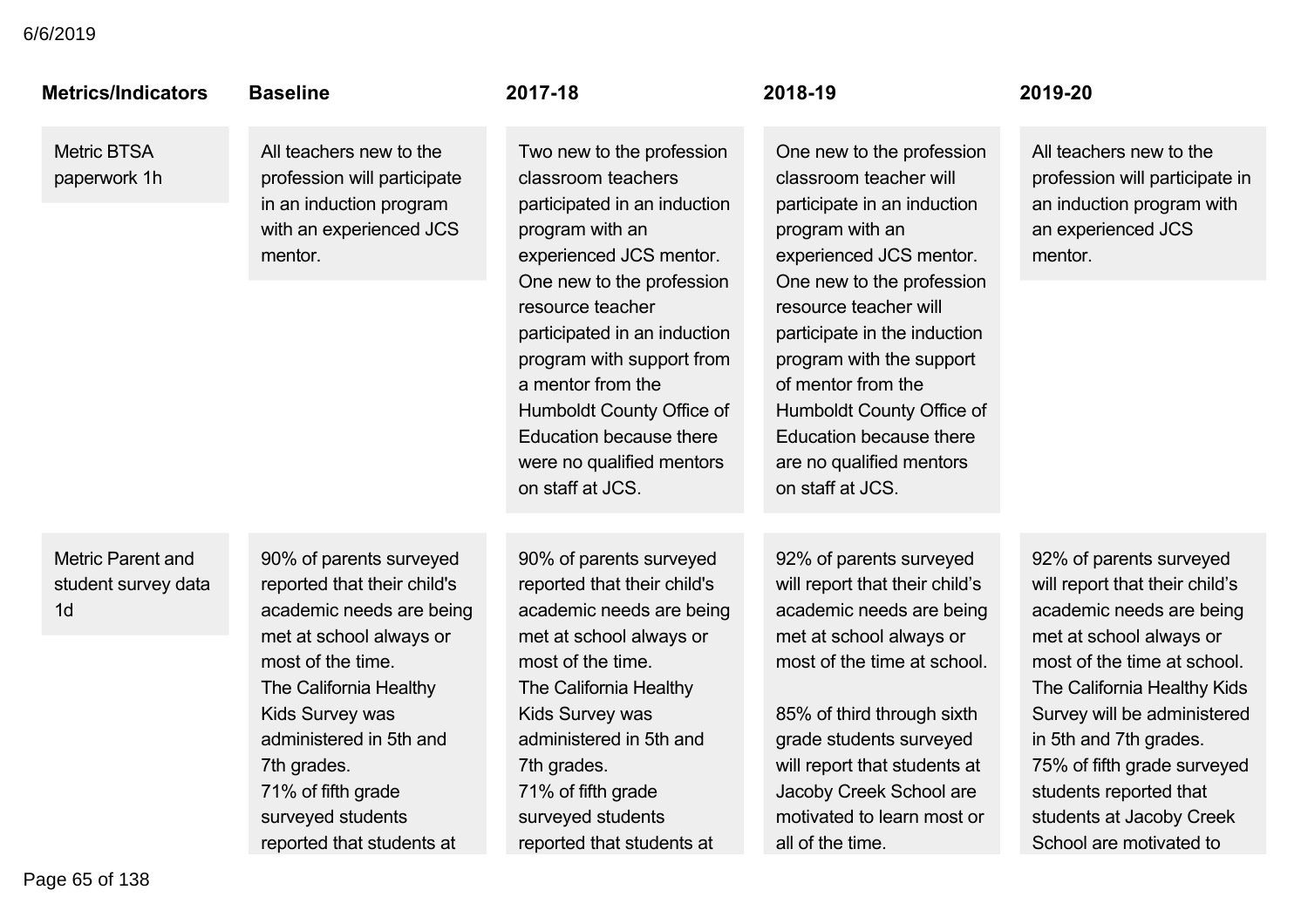| Metrics/Indicators | Baseline | 2017-18 | 2018-19 | 2019-20 |
|---|---|---|---|---|
| Metric BTSA paperwork 1h | All teachers new to the profession will participate in an induction program with an experienced JCS mentor. | Two new to the profession classroom teachers participated in an induction program with an experienced JCS mentor. One new to the profession resource teacher participated in an induction program with support from a mentor from the Humboldt County Office of Education because there were no qualified mentors on staff at JCS. | One new to the profession classroom teacher will participate in an induction program with an experienced JCS mentor. One new to the profession resource teacher will participate in the induction program with the support of mentor from the Humboldt County Office of Education because there are no qualified mentors on staff at JCS. | All teachers new to the profession will participate in an induction program with an experienced JCS mentor. |
| Metric Parent and student survey data 1d | 90% of parents surveyed reported that their child's academic needs are being met at school always or most of the time. The California Healthy Kids Survey was administered in 5th and 7th grades. 71% of fifth grade surveyed students reported that students at | 90% of parents surveyed reported that their child's academic needs are being met at school always or most of the time. The California Healthy Kids Survey was administered in 5th and 7th grades. 71% of fifth grade surveyed students reported that students at | 92% of parents surveyed will report that their child's academic needs are being met at school always or most of the time at school.<br><br>85% of third through sixth grade students surveyed will report that students at Jacoby Creek School are motivated to learn most or all of the time. | 92% of parents surveyed will report that their child's academic needs are being met at school always or most of the time at school. The California Healthy Kids Survey will be administered in 5th and 7th grades. 75% of fifth grade surveyed students reported that students at Jacoby Creek School are motivated to |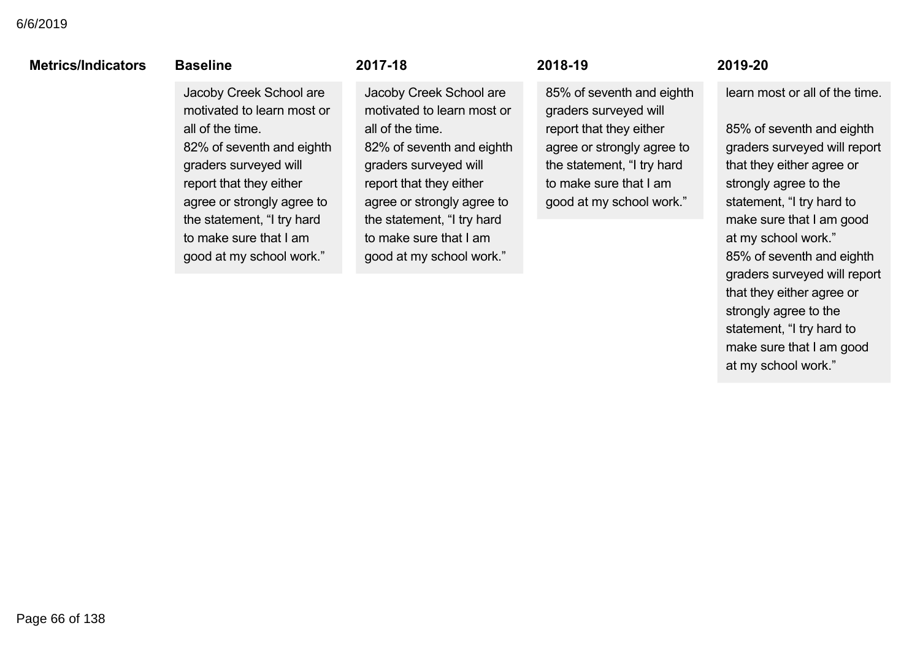| Metrics/Indicators | Baseline | 2017-18 | 2018-19 | 2019-20 |
|---|---|---|---|---|
| | Jacoby Creek School are motivated to learn most or all of the time.<br>82% of seventh and eighth graders surveyed will report that they either agree or strongly agree to the statement, "I try hard to make sure that I am good at my school work." | Jacoby Creek School are motivated to learn most or all of the time.<br>82% of seventh and eighth graders surveyed will report that they either agree or strongly agree to the statement, "I try hard to make sure that I am good at my school work." | 85% of seventh and eighth graders surveyed will report that they either agree or strongly agree to the statement, "I try hard to make sure that I am good at my school work." | learn most or all of the time.<br><br>85% of seventh and eighth graders surveyed will report that they either agree or strongly agree to the statement, "I try hard to make sure that I am good at my school work."<br>85% of seventh and eighth graders surveyed will report that they either agree or strongly agree to the statement, "I try hard to make sure that I am good at my school work." |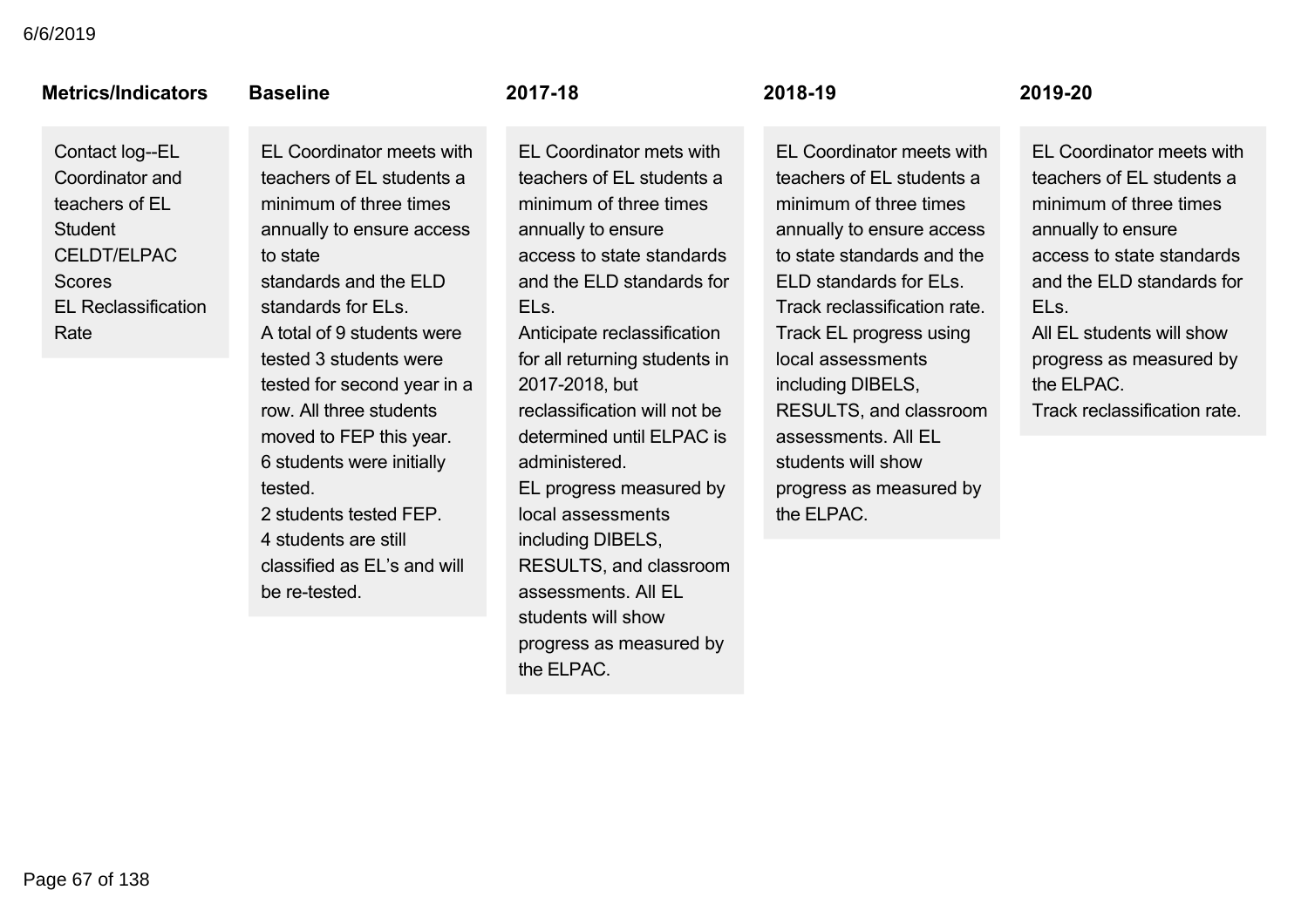| Metrics/Indicators | Baseline | 2017-18 | 2018-19 | 2019-20 |
|---|---|---|---|---|
| Contact log--EL Coordinator and teachers of EL Student<br>CELDT/ELPAC Scores<br>EL Reclassification Rate | EL Coordinator meets with teachers of EL students a minimum of three times annually to ensure access to state<br>standards and the ELD standards for ELs.<br>A total of 9 students were tested 3 students were tested for second year in a row. All three students moved to FEP this year.<br>6 students were initially tested.<br>2 students tested FEP.<br>4 students are still classified as EL's and will be re-tested. | EL Coordinator mets with teachers of EL students a minimum of three times annually to ensure<br>access to state standards and the ELD standards for ELs.<br>Anticipate reclassification for all returning students in 2017-2018, but reclassification will not be determined until ELPAC is administered.<br>EL progress measured by local assessments including DIBELS, RESULTS, and classroom assessments. All EL students will show progress as measured by the ELPAC. | EL Coordinator meets with teachers of EL students a minimum of three times annually to ensure access to state standards and the ELD standards for ELs.<br>Track reclassification rate.<br>Track EL progress using local assessments including DIBELS, RESULTS, and classroom assessments. All EL students will show progress as measured by the ELPAC. | EL Coordinator meets with teachers of EL students a minimum of three times annually to ensure<br>access to state standards and the ELD standards for ELs.<br>All EL students will show progress as measured by the ELPAC.<br>Track reclassification rate. |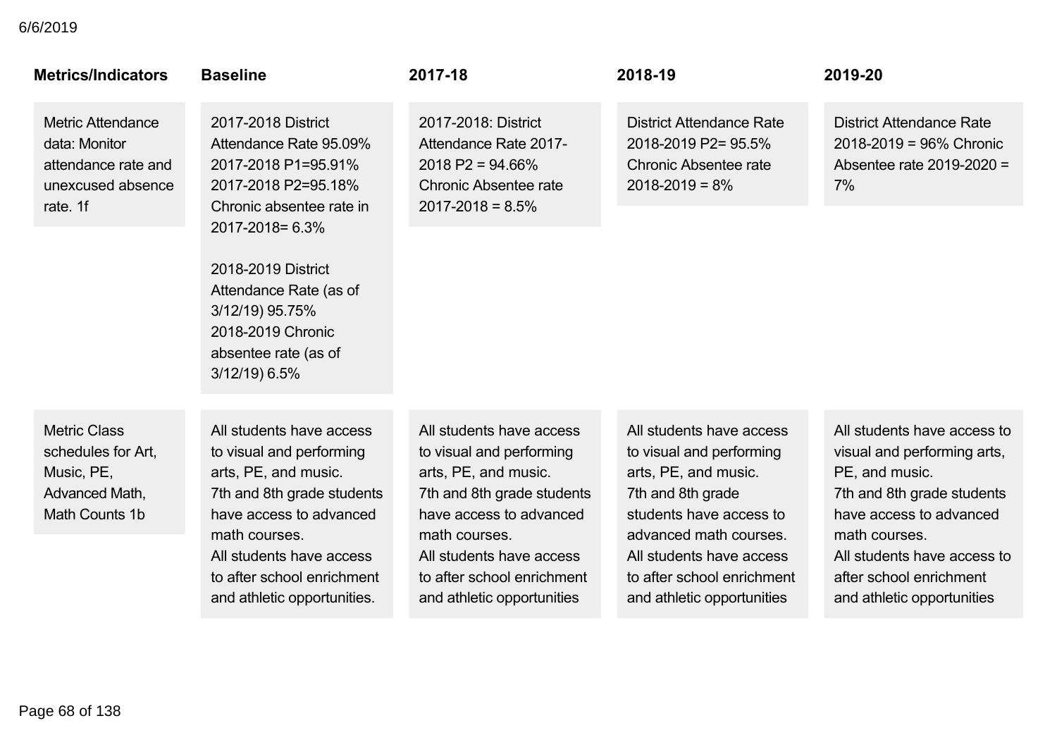| Metrics/Indicators | Baseline | 2017-18 | 2018-19 | 2019-20 |
|---|---|---|---|---|
| Metric Attendance data: Monitor attendance rate and unexcused absence rate. 1f | 2017-2018 District Attendance Rate 95.09% 2017-2018 P1=95.91% 2017-2018 P2=95.18% Chronic absentee rate in 2017-2018= 6.3%<br><br>2018-2019 District Attendance Rate (as of 3/12/19) 95.75% 2018-2019 Chronic absentee rate (as of 3/12/19) 6.5% | 2017-2018: District Attendance Rate 2017-2018 P2 = 94.66% Chronic Absentee rate 2017-2018 = 8.5% | District Attendance Rate 2018-2019 P2= 95.5% Chronic Absentee rate 2018-2019 = 8% | District Attendance Rate 2018-2019 = 96% Chronic Absentee rate 2019-2020 = 7% |
| Metric Class schedules for Art, Music, PE, Advanced Math, Math Counts 1b | All students have access to visual and performing arts, PE, and music.<br>7th and 8th grade students have access to advanced math courses.<br>All students have access to after school enrichment and athletic opportunities. | All students have access to visual and performing arts, PE, and music.<br>7th and 8th grade students have access to advanced math courses.<br>All students have access to after school enrichment and athletic opportunities | All students have access to visual and performing arts, PE, and music.<br>7th and 8th grade students have access to advanced math courses.<br>All students have access to after school enrichment and athletic opportunities | All students have access to visual and performing arts, PE, and music.<br>7th and 8th grade students have access to advanced math courses.<br>All students have access to after school enrichment and athletic opportunities |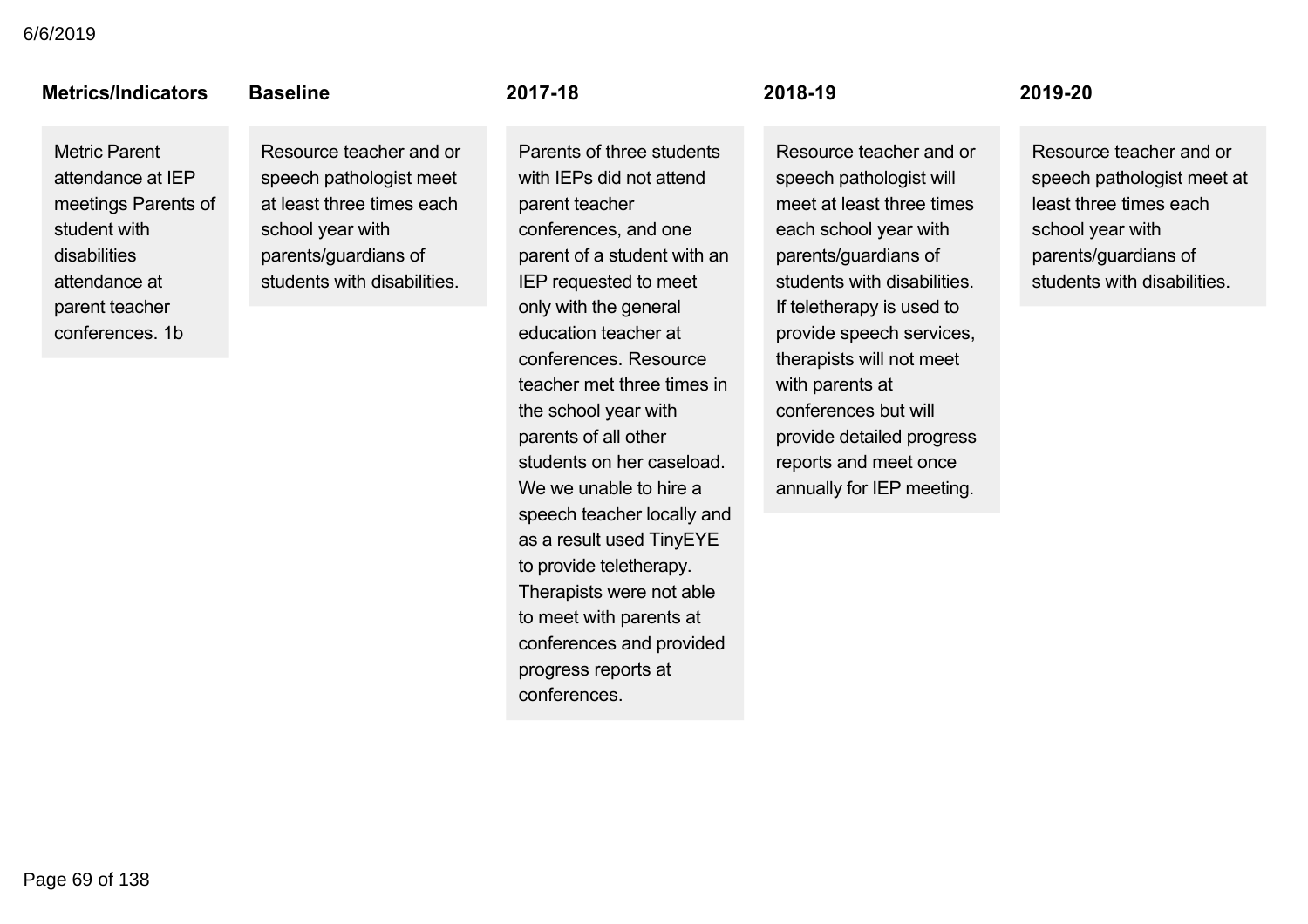| Metrics/Indicators | Baseline | 2017-18 | 2018-19 | 2019-20 |
|---|---|---|---|---|
| Metric Parent attendance at IEP meetings Parents of student with disabilities attendance at parent teacher conferences. 1b | Resource teacher and or speech pathologist meet at least three times each school year with parents/guardians of students with disabilities. | Parents of three students with IEPs did not attend parent teacher conferences, and one parent of a student with an IEP requested to meet only with the general education teacher at conferences. Resource teacher met three times in the school year with parents of all other students on her caseload. We we unable to hire a speech teacher locally and as a result used TinyEYE to provide teletherapy. Therapists were not able to meet with parents at conferences and provided progress reports at conferences. | Resource teacher and or speech pathologist will meet at least three times each school year with parents/guardians of students with disabilities. If teletherapy is used to provide speech services, therapists will not meet with parents at conferences but will provide detailed progress reports and meet once annually for IEP meeting. | Resource teacher and or speech pathologist meet at least three times each school year with parents/guardians of students with disabilities. |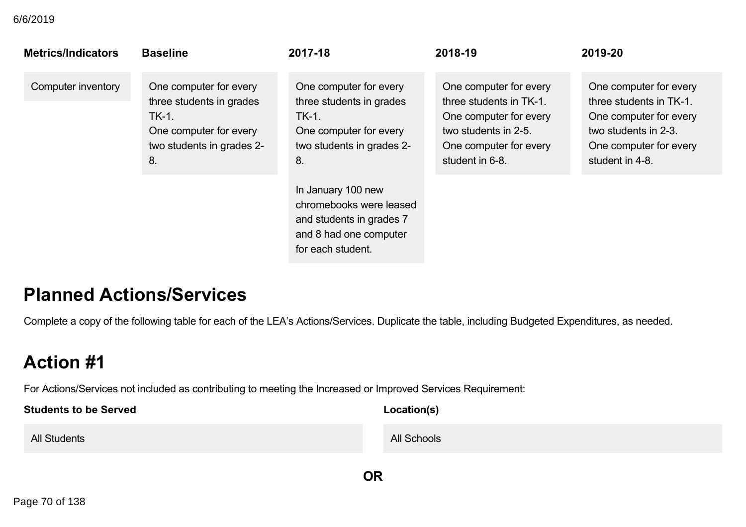| Metrics/Indicators | Baseline | 2017-18 | 2018-19 | 2019-20 |
|---|---|---|---|---|
| Computer inventory | One computer for every three students in grades TK-1.<br>One computer for every two students in grades 2-8. | One computer for every three students in grades TK-1.<br>One computer for every two students in grades 2-8.<br><br>In January 100 new chromebooks were leased and students in grades 7 and 8 had one computer for each student. | One computer for every three students in TK-1.<br>One computer for every two students in 2-5.<br>One computer for every student in 6-8. | One computer for every three students in TK-1.<br>One computer for every two students in 2-3.<br>One computer for every student in 4-8. |

# Planned Actions/Services

Complete a copy of the following table for each of the LEA's Actions/Services. Duplicate the table, including Budgeted Expenditures, as needed.

# Action #1

For Actions/Services not included as contributing to meeting the Increased or Improved Services Requirement:

| Students to be Served | Location(s) |
|---|---|
| All Students | All Schools |

**OR**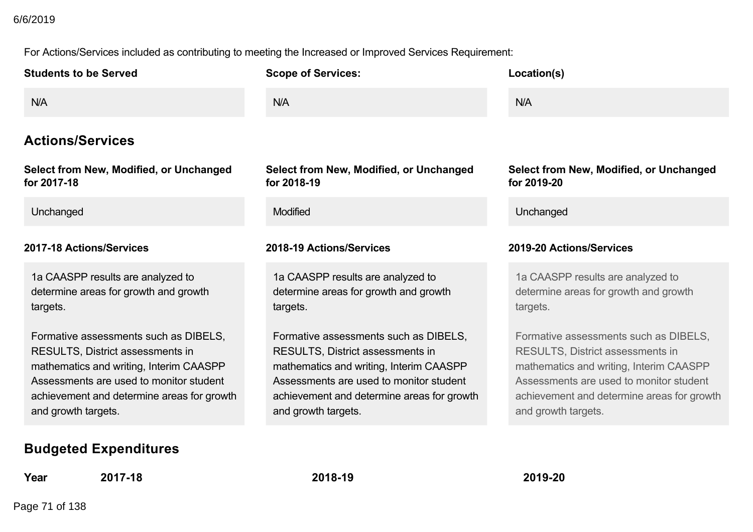For Actions/Services included as contributing to meeting the Increased or Improved Services Requirement:

| Students to be Served | Scope of Services: | Location(s) |
|---|---|---|
| N/A | N/A | N/A |

## Actions/Services

| Select from New, Modified, or Unchanged for 2017-18 | Select from New, Modified, or Unchanged for 2018-19 | Select from New, Modified, or Unchanged for 2019-20 |
|---|---|---|
| Unchanged | Modified | Unchanged |

| 2017-18 Actions/Services | 2018-19 Actions/Services | 2019-20 Actions/Services |
|---|---|---|
| 1a CAASPP results are analyzed to determine areas for growth and growth targets.<br><br>Formative assessments such as DIBELS, RESULTS, District assessments in mathematics and writing, Interim CAASPP Assessments are used to monitor student achievement and determine areas for growth and growth targets. | 1a CAASPP results are analyzed to determine areas for growth and growth targets.<br><br>Formative assessments such as DIBELS, RESULTS, District assessments in mathematics and writing, Interim CAASPP Assessments are used to monitor student achievement and determine areas for growth and growth targets. | 1a CAASPP results are analyzed to determine areas for growth and growth targets.<br><br>Formative assessments such as DIBELS, RESULTS, District assessments in mathematics and writing, Interim CAASPP Assessments are used to monitor student achievement and determine areas for growth and growth targets. |

## Budgeted Expenditures

| Year | 2017-18 | 2018-19 | 2019-20 |
|---|---|---|---|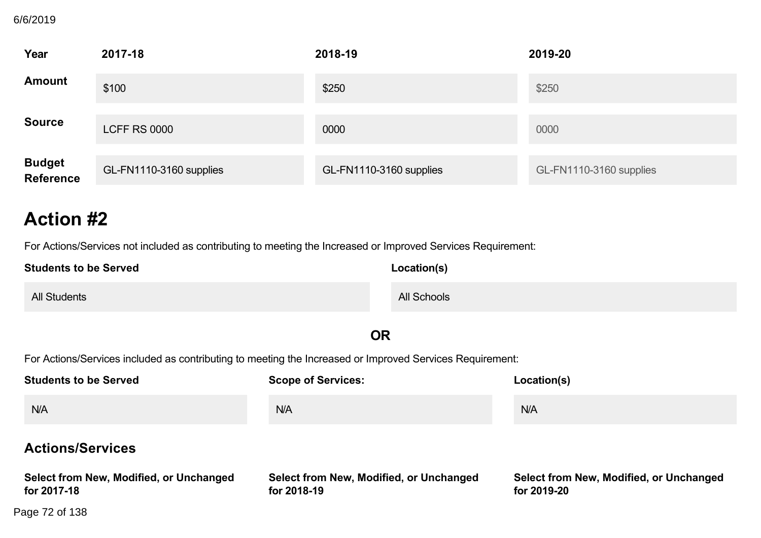| Year | 2017-18 | 2018-19 | 2019-20 |
|---|---|---|---|
| **Amount** | $100 | $250 | $250 |
| **Source** | LCFF RS 0000 | 0000 | 0000 |
| **Budget Reference** | GL-FN1110-3160 supplies | GL-FN1110-3160 supplies | GL-FN1110-3160 supplies |

# Action #2

For Actions/Services not included as contributing to meeting the Increased or Improved Services Requirement:

| Students to be Served | Location(s) |
|---|---|
| All Students | All Schools |

**OR**

For Actions/Services included as contributing to meeting the Increased or Improved Services Requirement:

| Students to be Served | Scope of Services: | Location(s) |
|---|---|---|
| N/A | N/A | N/A |

## Actions/Services

| Select from New, Modified, or Unchanged for 2017-18 | Select from New, Modified, or Unchanged for 2018-19 | Select from New, Modified, or Unchanged for 2019-20 |
|---|---|---|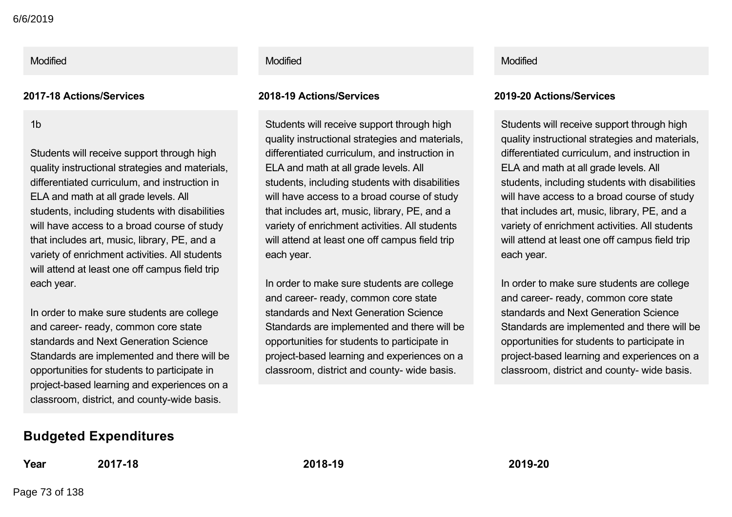| Modified | Modified | Modified |
| --- | --- | --- |

| 2017-18 Actions/Services | 2018-19 Actions/Services | 2019-20 Actions/Services |
| --- | --- | --- |
| 1b<br><br>Students will receive support through high quality instructional strategies and materials, differentiated curriculum, and instruction in ELA and math at all grade levels. All students, including students with disabilities will have access to a broad course of study that includes art, music, library, PE, and a variety of enrichment activities. All students will attend at least one off campus field trip each year.<br><br>In order to make sure students are college and career- ready, common core state standards and Next Generation Science Standards are implemented and there will be opportunities for students to participate in project-based learning and experiences on a classroom, district, and county-wide basis. | Students will receive support through high quality instructional strategies and materials, differentiated curriculum, and instruction in ELA and math at all grade levels. All students, including students with disabilities will have access to a broad course of study that includes art, music, library, PE, and a variety of enrichment activities. All students will attend at least one off campus field trip each year.<br><br>In order to make sure students are college and career- ready, common core state standards and Next Generation Science Standards are implemented and there will be opportunities for students to participate in project-based learning and experiences on a classroom, district and county- wide basis. | Students will receive support through high quality instructional strategies and materials, differentiated curriculum, and instruction in ELA and math at all grade levels. All students, including students with disabilities will have access to a broad course of study that includes art, music, library, PE, and a variety of enrichment activities. All students will attend at least one off campus field trip each year.<br><br>In order to make sure students are college and career- ready, common core state standards and Next Generation Science Standards are implemented and there will be opportunities for students to participate in project-based learning and experiences on a classroom, district and county- wide basis. |

## Budgeted Expenditures

| Year | 2017-18 | 2018-19 | 2019-20 |
| --- | --- | --- | --- |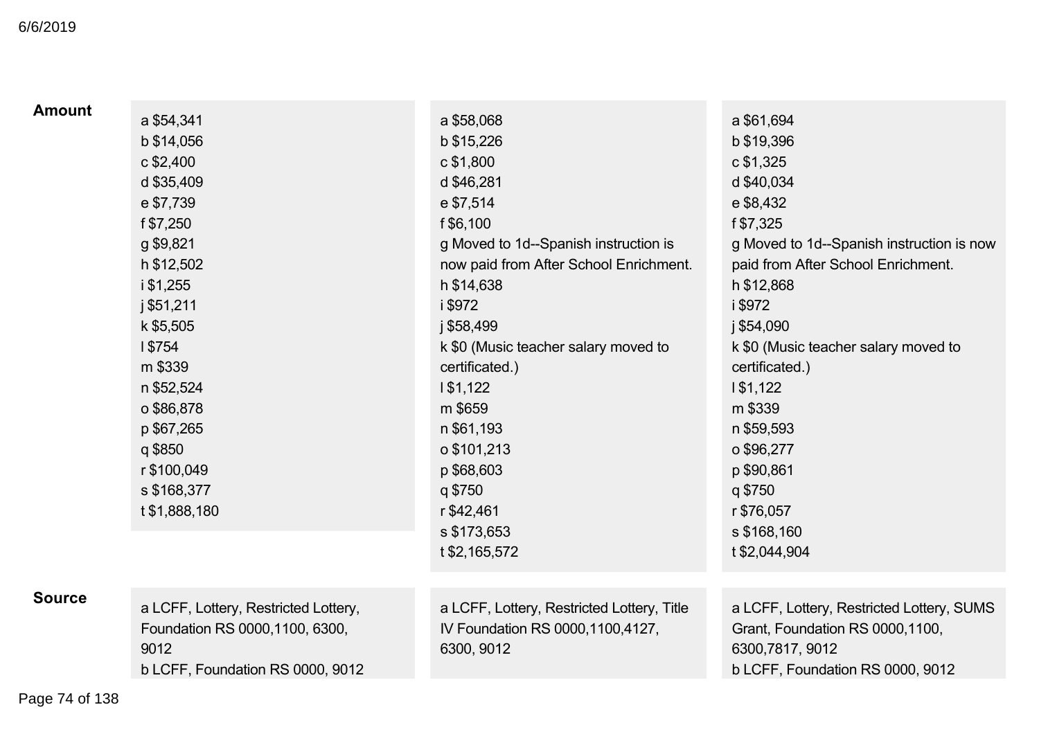| | | | |
|---|---|---|---|
| **Amount** | a $54,341<br>b $14,056<br>c $2,400<br>d $35,409<br>e $7,739<br>f $7,250<br>g $9,821<br>h $12,502<br>i $1,255<br>j $51,211<br>k $5,505<br>l $754<br>m $339<br>n $52,524<br>o $86,878<br>p $67,265<br>q $850<br>r $100,049<br>s $168,377<br>t $1,888,180 | a $58,068<br>b $15,226<br>c $1,800<br>d $46,281<br>e $7,514<br>f $6,100<br>g Moved to 1d--Spanish instruction is now paid from After School Enrichment.<br>h $14,638<br>i $972<br>j $58,499<br>k $0 (Music teacher salary moved to certificated.)<br>l $1,122<br>m $659<br>n $61,193<br>o $101,213<br>p $68,603<br>q $750<br>r $42,461<br>s $173,653<br>t $2,165,572 | a $61,694<br>b $19,396<br>c $1,325<br>d $40,034<br>e $8,432<br>f $7,325<br>g Moved to 1d--Spanish instruction is now paid from After School Enrichment.<br>h $12,868<br>i $972<br>j $54,090<br>k $0 (Music teacher salary moved to certificated.)<br>l $1,122<br>m $339<br>n $59,593<br>o $96,277<br>p $90,861<br>q $750<br>r $76,057<br>s $168,160<br>t $2,044,904 |
| **Source** | a LCFF, Lottery, Restricted Lottery, Foundation RS 0000,1100, 6300, 9012<br>b LCFF, Foundation RS 0000, 9012 | a LCFF, Lottery, Restricted Lottery, Title IV Foundation RS 0000,1100,4127, 6300, 9012 | a LCFF, Lottery, Restricted Lottery, SUMS Grant, Foundation RS 0000,1100, 6300,7817, 9012<br>b LCFF, Foundation RS 0000, 9012 |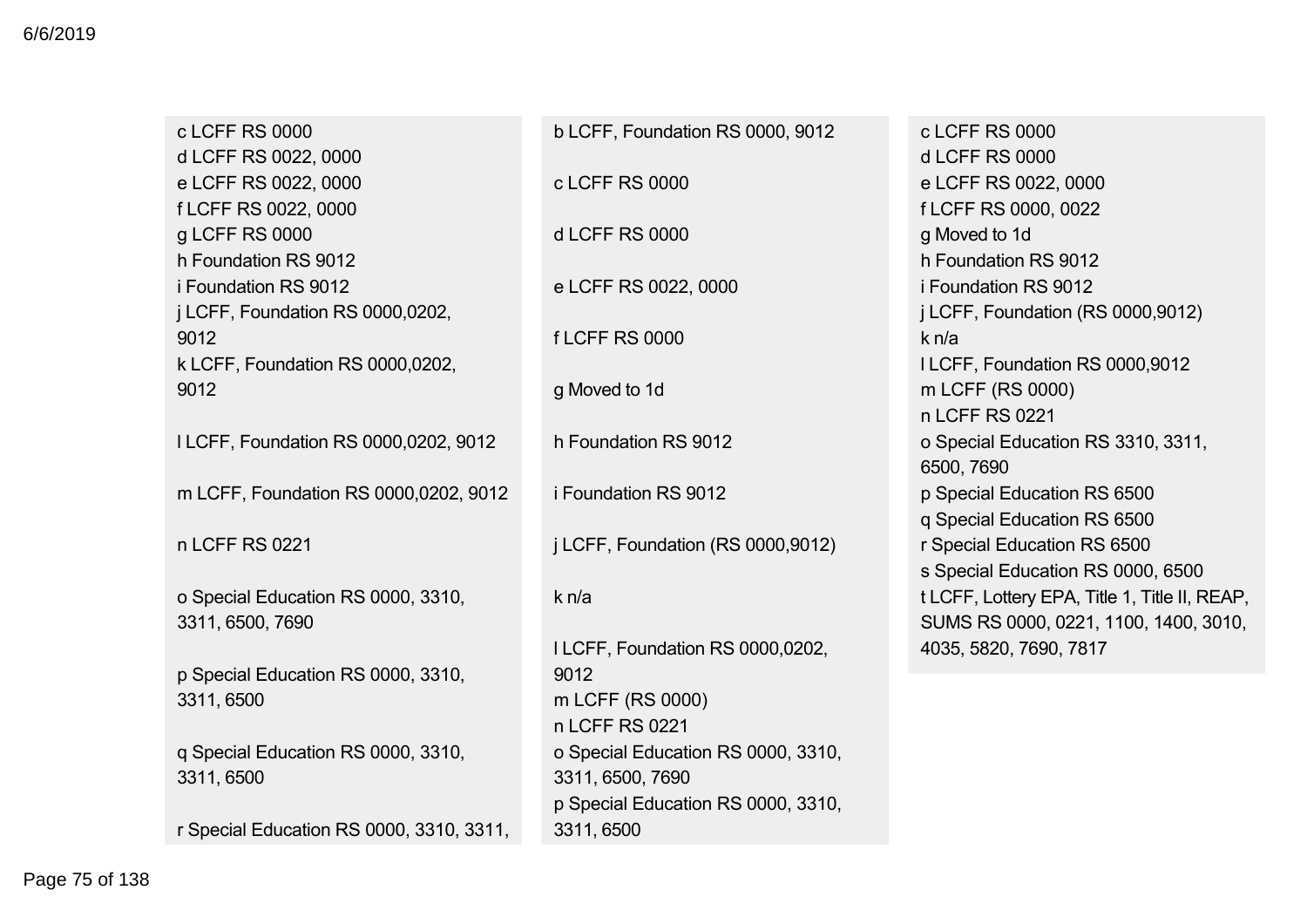c LCFF RS 0000
d LCFF RS 0022, 0000
e LCFF RS 0022, 0000
f LCFF RS 0022, 0000
g LCFF RS 0000
h Foundation RS 9012
i Foundation RS 9012
j LCFF, Foundation RS 0000,0202, 9012
k LCFF, Foundation RS 0000,0202, 9012

l LCFF, Foundation RS 0000,0202, 9012

m LCFF, Foundation RS 0000,0202, 9012

n LCFF RS 0221

o Special Education RS 0000, 3310, 3311, 6500, 7690

p Special Education RS 0000, 3310, 3311, 6500

q Special Education RS 0000, 3310, 3311, 6500

r Special Education RS 0000, 3310, 3311,

b LCFF, Foundation RS 0000, 9012

c LCFF RS 0000

d LCFF RS 0000

e LCFF RS 0022, 0000

f LCFF RS 0000

g Moved to 1d

h Foundation RS 9012

i Foundation RS 9012

j LCFF, Foundation (RS 0000,9012)

k n/a

l LCFF, Foundation RS 0000,0202, 9012
m LCFF (RS 0000)
n LCFF RS 0221
o Special Education RS 0000, 3310, 3311, 6500, 7690
p Special Education RS 0000, 3310, 3311, 6500

c LCFF RS 0000
d LCFF RS 0000
e LCFF RS 0022, 0000
f LCFF RS 0000, 0022
g Moved to 1d
h Foundation RS 9012
i Foundation RS 9012
j LCFF, Foundation (RS 0000,9012)
k n/a
l LCFF, Foundation RS 0000,9012
m LCFF (RS 0000)
n LCFF RS 0221
o Special Education RS 3310, 3311, 6500, 7690
p Special Education RS 6500
q Special Education RS 6500
r Special Education RS 6500
s Special Education RS 0000, 6500
t LCFF, Lottery EPA, Title 1, Title II, REAP, SUMS RS 0000, 0221, 1100, 1400, 3010, 4035, 5820, 7690, 7817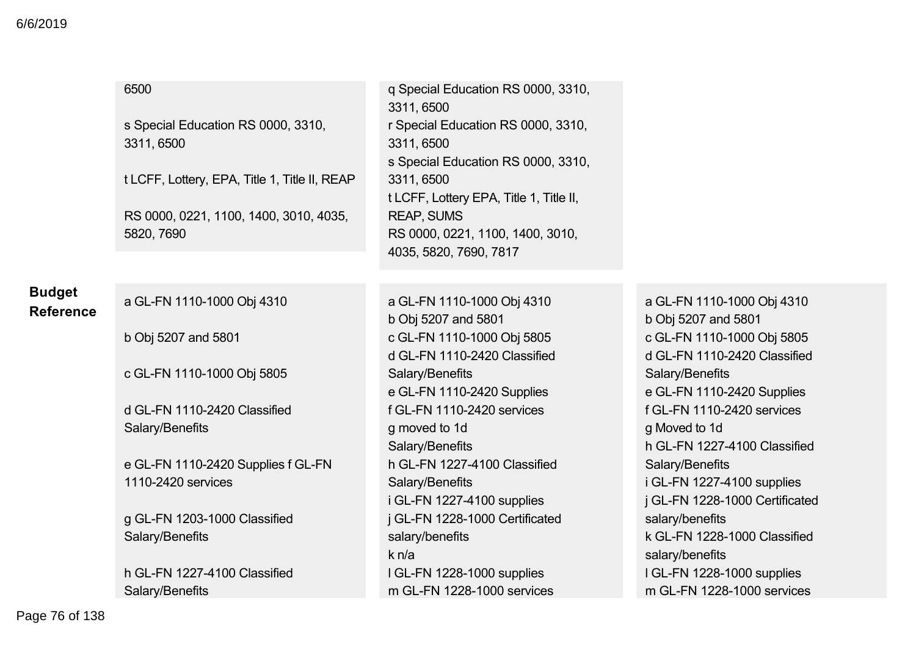| | | | |
|---|---|---|---|
| | 6500<br><br>s Special Education RS 0000, 3310, 3311, 6500<br><br>t LCFF, Lottery, EPA, Title 1, Title II, REAP<br><br>RS 0000, 0221, 1100, 1400, 3010, 4035, 5820, 7690 | q Special Education RS 0000, 3310, 3311, 6500<br>r Special Education RS 0000, 3310, 3311, 6500<br>s Special Education RS 0000, 3310, 3311, 6500<br>t LCFF, Lottery EPA, Title 1, Title II, REAP, SUMS<br>RS 0000, 0221, 1100, 1400, 3010, 4035, 5820, 7690, 7817 | |
| **Budget Reference** | a GL-FN 1110-1000 Obj 4310<br><br>b Obj 5207 and 5801<br><br>c GL-FN 1110-1000 Obj 5805<br><br>d GL-FN 1110-2420 Classified Salary/Benefits<br><br>e GL-FN 1110-2420 Supplies f GL-FN 1110-2420 services<br><br>g GL-FN 1203-1000 Classified Salary/Benefits<br><br>h GL-FN 1227-4100 Classified Salary/Benefits | a GL-FN 1110-1000 Obj 4310<br>b Obj 5207 and 5801<br>c GL-FN 1110-1000 Obj 5805<br>d GL-FN 1110-2420 Classified Salary/Benefits<br>e GL-FN 1110-2420 Supplies<br>f GL-FN 1110-2420 services<br>g moved to 1d<br>Salary/Benefits<br>h GL-FN 1227-4100 Classified Salary/Benefits<br>i GL-FN 1227-4100 supplies<br>j GL-FN 1228-1000 Certificated salary/benefits<br>k n/a<br>l GL-FN 1228-1000 supplies<br>m GL-FN 1228-1000 services | a GL-FN 1110-1000 Obj 4310<br>b Obj 5207 and 5801<br>c GL-FN 1110-1000 Obj 5805<br>d GL-FN 1110-2420 Classified Salary/Benefits<br>e GL-FN 1110-2420 Supplies<br>f GL-FN 1110-2420 services<br>g Moved to 1d<br>h GL-FN 1227-4100 Classified Salary/Benefits<br>i GL-FN 1227-4100 supplies<br>j GL-FN 1228-1000 Certificated salary/benefits<br>k GL-FN 1228-1000 Classified salary/benefits<br>l GL-FN 1228-1000 supplies<br>m GL-FN 1228-1000 services |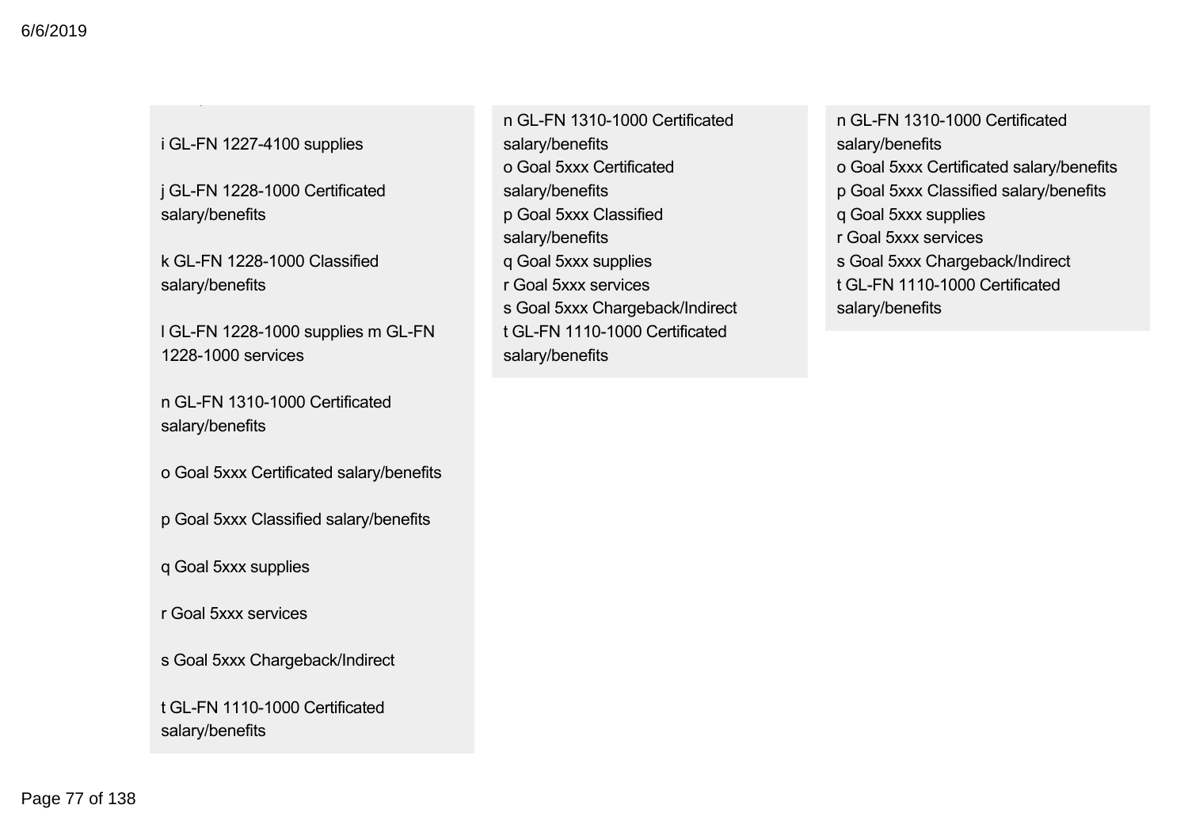i GL-FN 1227-4100 supplies

j GL-FN 1228-1000 Certificated salary/benefits

k GL-FN 1228-1000 Classified salary/benefits

l GL-FN 1228-1000 supplies m GL-FN 1228-1000 services

n GL-FN 1310-1000 Certificated salary/benefits

o Goal 5xxx Certificated salary/benefits

p Goal 5xxx Classified salary/benefits

q Goal 5xxx supplies

r Goal 5xxx services

s Goal 5xxx Chargeback/Indirect

t GL-FN 1110-1000 Certificated salary/benefits

n GL-FN 1310-1000 Certificated salary/benefits
o Goal 5xxx Certificated salary/benefits
p Goal 5xxx Classified salary/benefits
q Goal 5xxx supplies
r Goal 5xxx services
s Goal 5xxx Chargeback/Indirect
t GL-FN 1110-1000 Certificated salary/benefits

n GL-FN 1310-1000 Certificated salary/benefits
o Goal 5xxx Certificated salary/benefits
p Goal 5xxx Classified salary/benefits
q Goal 5xxx supplies
r Goal 5xxx services
s Goal 5xxx Chargeback/Indirect
t GL-FN 1110-1000 Certificated salary/benefits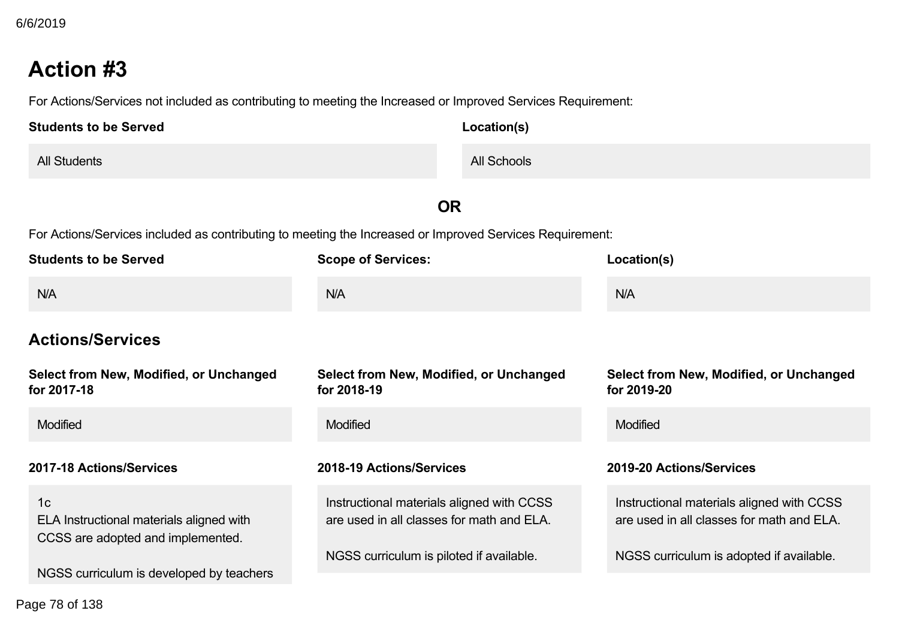## Action #3

For Actions/Services not included as contributing to meeting the Increased or Improved Services Requirement:

| Students to be Served | Location(s) |
| --- | --- |
| All Students | All Schools |

**OR**

For Actions/Services included as contributing to meeting the Increased or Improved Services Requirement:

| Students to be Served | Scope of Services: | Location(s) |
| --- | --- | --- |
| N/A | N/A | N/A |

### Actions/Services

| Select from New, Modified, or Unchanged for 2017-18 | Select from New, Modified, or Unchanged for 2018-19 | Select from New, Modified, or Unchanged for 2019-20 |
| --- | --- | --- |
| Modified | Modified | Modified |

| 2017-18 Actions/Services | 2018-19 Actions/Services | 2019-20 Actions/Services |
| --- | --- | --- |
| 1c<br>ELA Instructional materials aligned with CCSS are adopted and implemented.<br><br>NGSS curriculum is developed by teachers | Instructional materials aligned with CCSS are used in all classes for math and ELA.<br><br>NGSS curriculum is piloted if available. | Instructional materials aligned with CCSS are used in all classes for math and ELA.<br><br>NGSS curriculum is adopted if available. |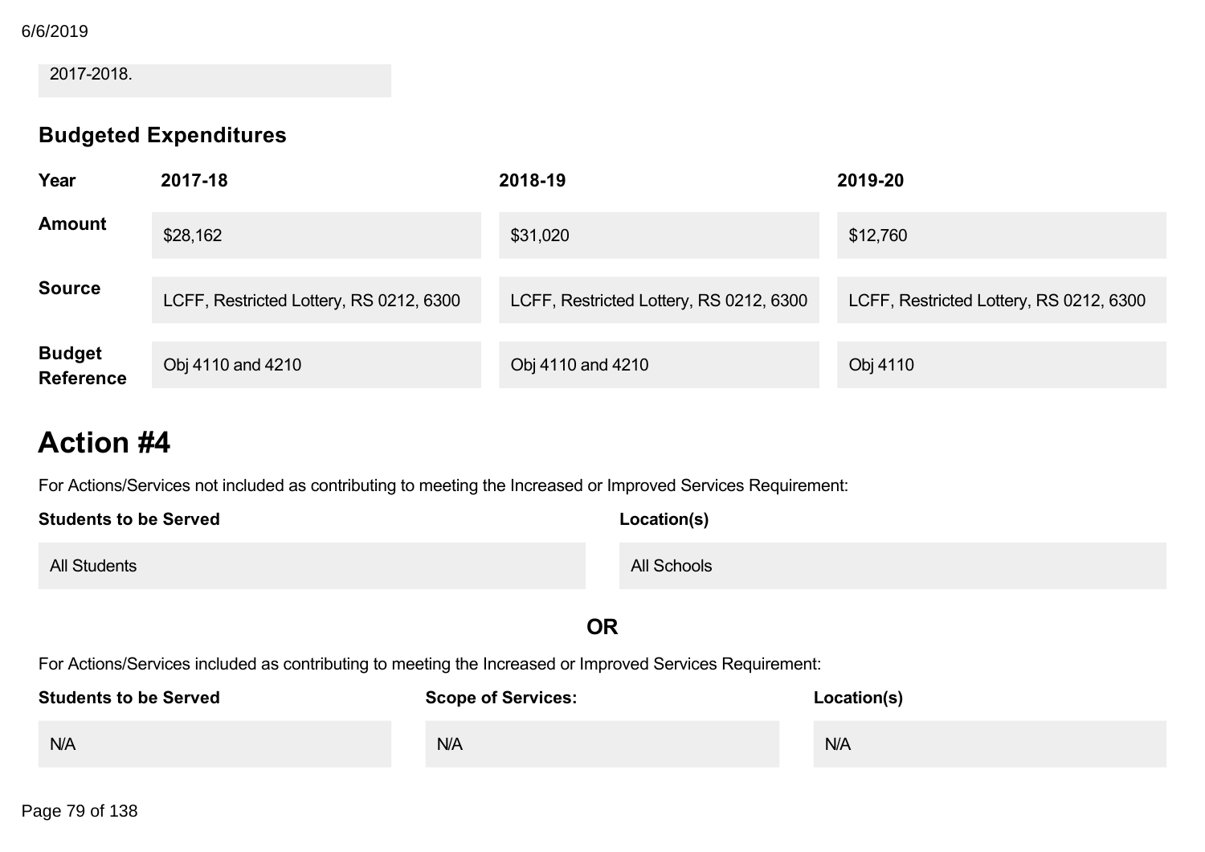2017-2018.

### Budgeted Expenditures

| Year | 2017-18 | 2018-19 | 2019-20 |
|---|---|---|---|
| Amount | $28,162 | $31,020 | $12,760 |
| Source | LCFF, Restricted Lottery, RS 0212, 6300 | LCFF, Restricted Lottery, RS 0212, 6300 | LCFF, Restricted Lottery, RS 0212, 6300 |
| Budget Reference | Obj 4110 and 4210 | Obj 4110 and 4210 | Obj 4110 |

# Action #4

For Actions/Services not included as contributing to meeting the Increased or Improved Services Requirement:

| Students to be Served | Location(s) |
|---|---|
| All Students | All Schools |

**OR**

For Actions/Services included as contributing to meeting the Increased or Improved Services Requirement:

| Students to be Served | Scope of Services: | Location(s) |
|---|---|---|
| N/A | N/A | N/A |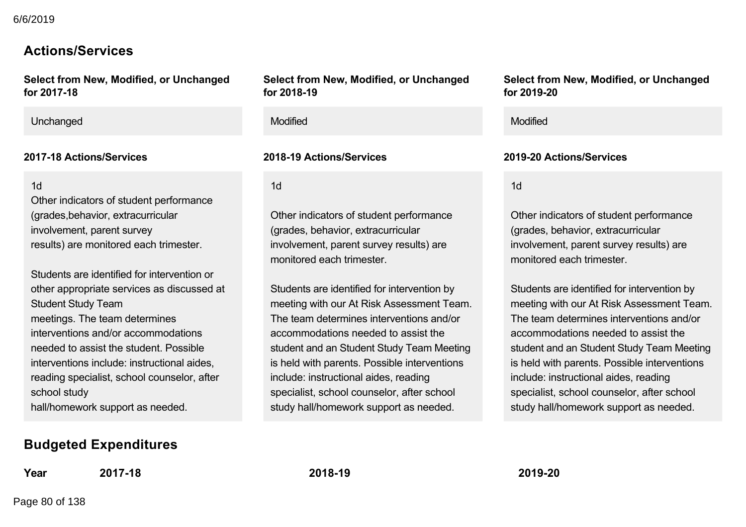## Actions/Services

| Select from New, Modified, or Unchanged for 2017-18 | Select from New, Modified, or Unchanged for 2018-19 | Select from New, Modified, or Unchanged for 2019-20 |
|---|---|---|
| Unchanged | Modified | Modified |

| 2017-18 Actions/Services | 2018-19 Actions/Services | 2019-20 Actions/Services |
|---|---|---|
| 1d<br>Other indicators of student performance (grades,behavior, extracurricular involvement, parent survey results) are monitored each trimester.<br><br>Students are identified for intervention or other appropriate services as discussed at Student Study Team meetings. The team determines interventions and/or accommodations needed to assist the student. Possible interventions include: instructional aides, reading specialist, school counselor, after school study hall/homework support as needed. | 1d<br><br>Other indicators of student performance (grades, behavior, extracurricular involvement, parent survey results) are monitored each trimester.<br><br>Students are identified for intervention by meeting with our At Risk Assessment Team. The team determines interventions and/or accommodations needed to assist the student and an Student Study Team Meeting is held with parents. Possible interventions include: instructional aides, reading specialist, school counselor, after school study hall/homework support as needed. | 1d<br><br>Other indicators of student performance (grades, behavior, extracurricular involvement, parent survey results) are monitored each trimester.<br><br>Students are identified for intervention by meeting with our At Risk Assessment Team. The team determines interventions and/or accommodations needed to assist the student and an Student Study Team Meeting is held with parents. Possible interventions include: instructional aides, reading specialist, school counselor, after school study hall/homework support as needed. |

## Budgeted Expenditures

| Year | 2017-18 | 2018-19 | 2019-20 |
|---|---|---|---|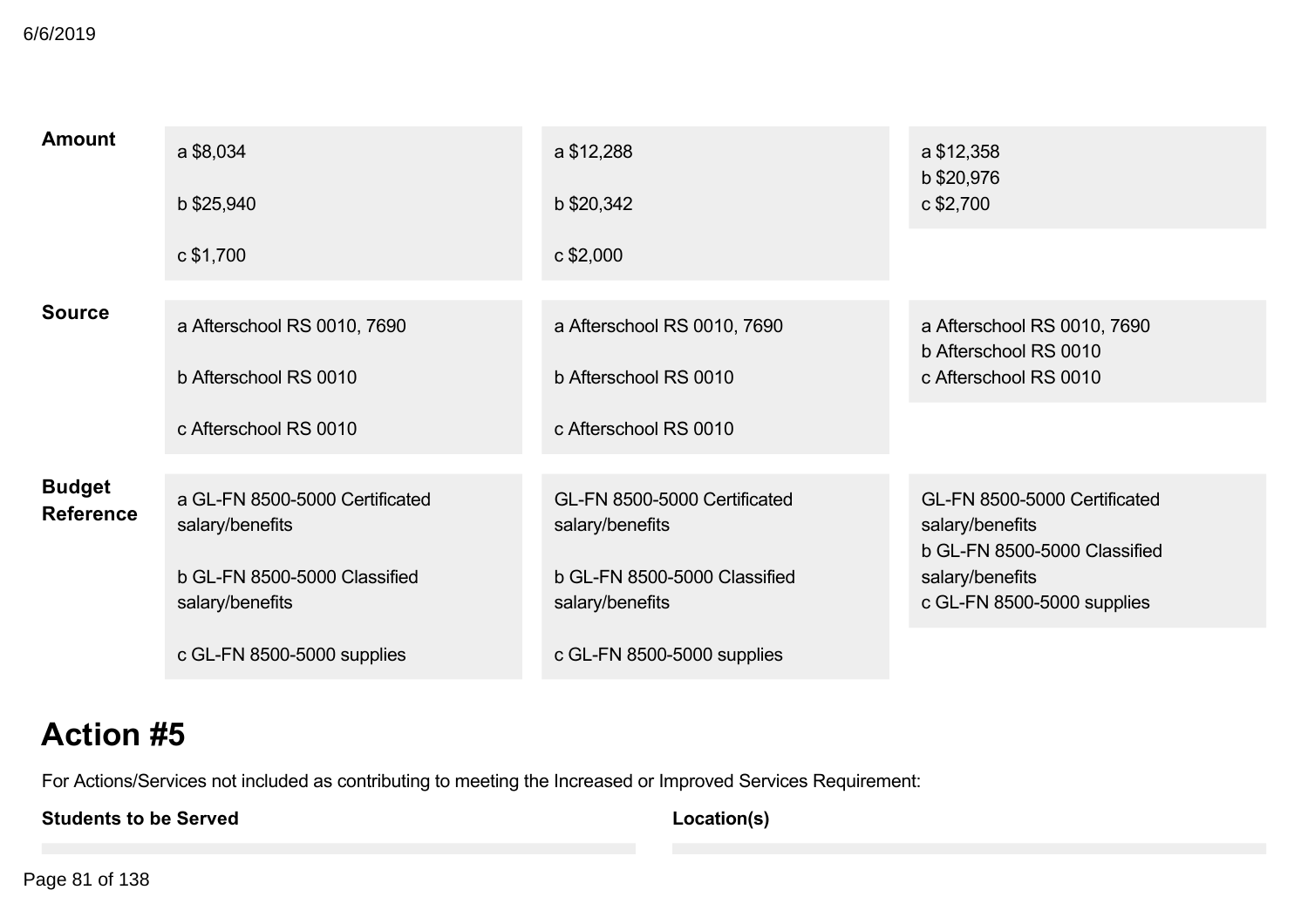| | | | |
|---|---|---|---|
| **Amount** | a $8,034<br><br>b $25,940<br><br>c $1,700 | a $12,288<br><br>b $20,342<br><br>c $2,000 | a $12,358<br>b $20,976<br>c $2,700 |
| **Source** | a Afterschool RS 0010, 7690<br><br>b Afterschool RS 0010<br><br>c Afterschool RS 0010 | a Afterschool RS 0010, 7690<br><br>b Afterschool RS 0010<br><br>c Afterschool RS 0010 | a Afterschool RS 0010, 7690<br>b Afterschool RS 0010<br>c Afterschool RS 0010 |
| **Budget Reference** | a GL-FN 8500-5000 Certificated salary/benefits<br><br>b GL-FN 8500-5000 Classified salary/benefits<br><br>c GL-FN 8500-5000 supplies | GL-FN 8500-5000 Certificated salary/benefits<br><br>b GL-FN 8500-5000 Classified salary/benefits<br><br>c GL-FN 8500-5000 supplies | GL-FN 8500-5000 Certificated salary/benefits<br>b GL-FN 8500-5000 Classified salary/benefits<br>c GL-FN 8500-5000 supplies |

# Action #5

For Actions/Services not included as contributing to meeting the Increased or Improved Services Requirement:

| **Students to be Served** | **Location(s)** |
|---|---|
| | |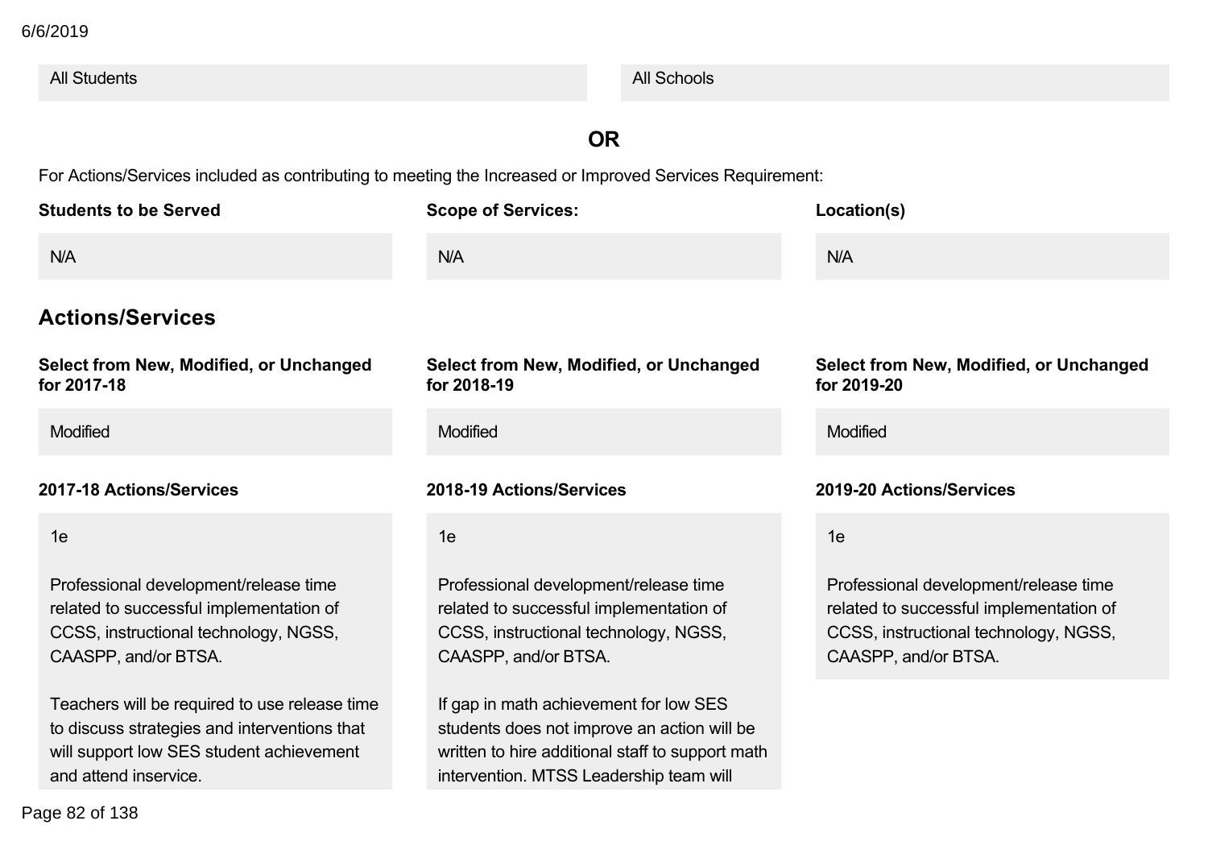| All Students | All Schools |
| --- | --- |

**OR**

For Actions/Services included as contributing to meeting the Increased or Improved Services Requirement:

| Students to be Served | Scope of Services: | Location(s) |
| --- | --- | --- |
| N/A | N/A | N/A |

## Actions/Services

| Select from New, Modified, or Unchanged for 2017-18 | Select from New, Modified, or Unchanged for 2018-19 | Select from New, Modified, or Unchanged for 2019-20 |
| --- | --- | --- |
| Modified | Modified | Modified |

| 2017-18 Actions/Services | 2018-19 Actions/Services | 2019-20 Actions/Services |
| --- | --- | --- |
| 1e<br><br>Professional development/release time related to successful implementation of CCSS, instructional technology, NGSS, CAASPP, and/or BTSA.<br><br>Teachers will be required to use release time to discuss strategies and interventions that will support low SES student achievement and attend inservice. | 1e<br><br>Professional development/release time related to successful implementation of CCSS, instructional technology, NGSS, CAASPP, and/or BTSA.<br><br>If gap in math achievement for low SES students does not improve an action will be written to hire additional staff to support math intervention. MTSS Leadership team will | 1e<br><br>Professional development/release time related to successful implementation of CCSS, instructional technology, NGSS, CAASPP, and/or BTSA. |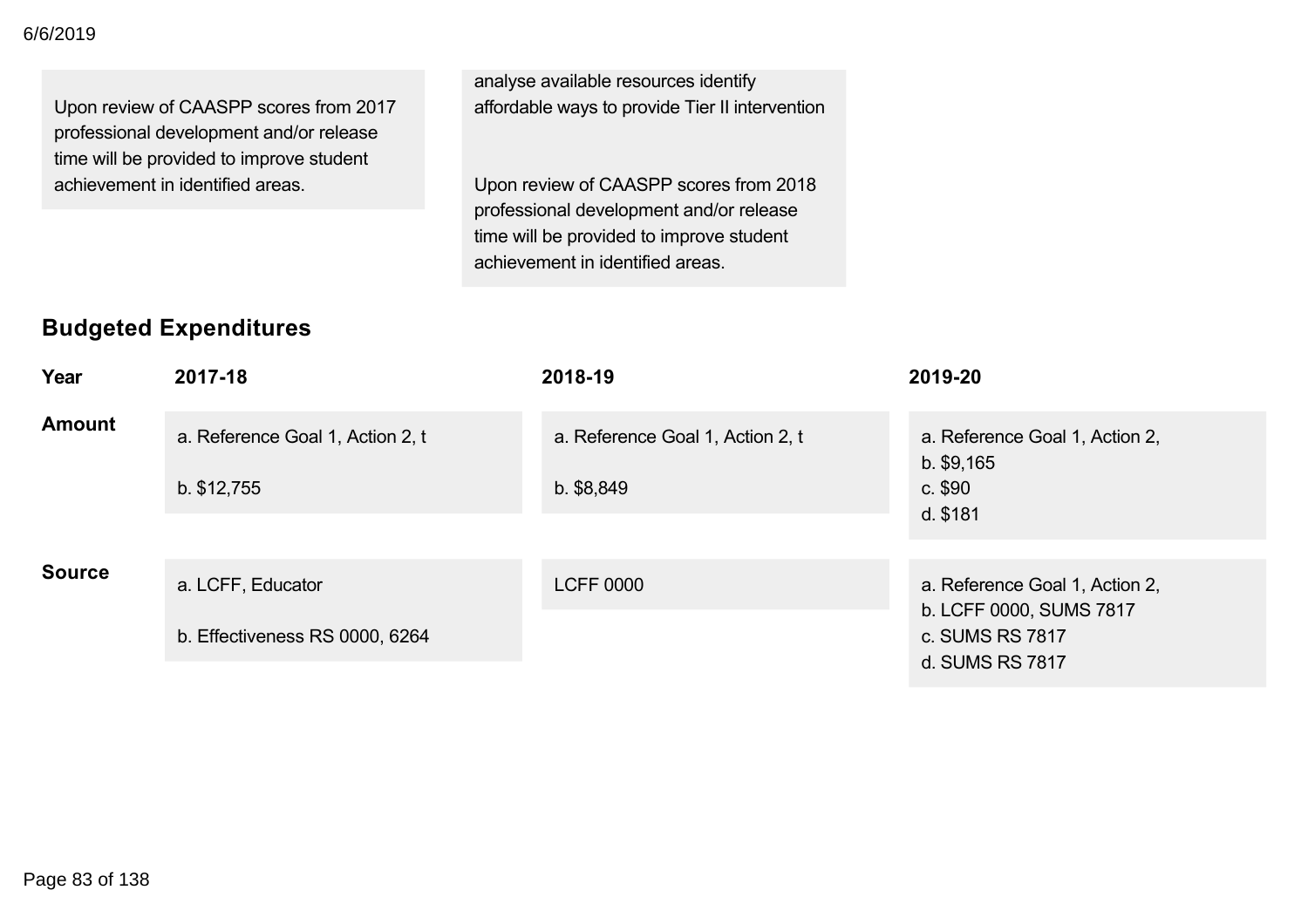| | |
|---|---|
| Upon review of CAASPP scores from 2017 professional development and/or release time will be provided to improve student achievement in identified areas. | analyse available resources identify affordable ways to provide Tier II intervention<br><br>Upon review of CAASPP scores from 2018 professional development and/or release time will be provided to improve student achievement in identified areas. |

## Budgeted Expenditures

| Year | 2017-18 | 2018-19 | 2019-20 |
|---|---|---|---|
| **Amount** | a. Reference Goal 1, Action 2, t<br><br>b. $12,755 | a. Reference Goal 1, Action 2, t<br><br>b. $8,849 | a. Reference Goal 1, Action 2,<br>b. $9,165<br>c. $90<br>d. $181 |
| **Source** | a. LCFF, Educator<br><br>b. Effectiveness RS 0000, 6264 | LCFF 0000 | a. Reference Goal 1, Action 2,<br>b. LCFF 0000, SUMS 7817<br>c. SUMS RS 7817<br>d. SUMS RS 7817 |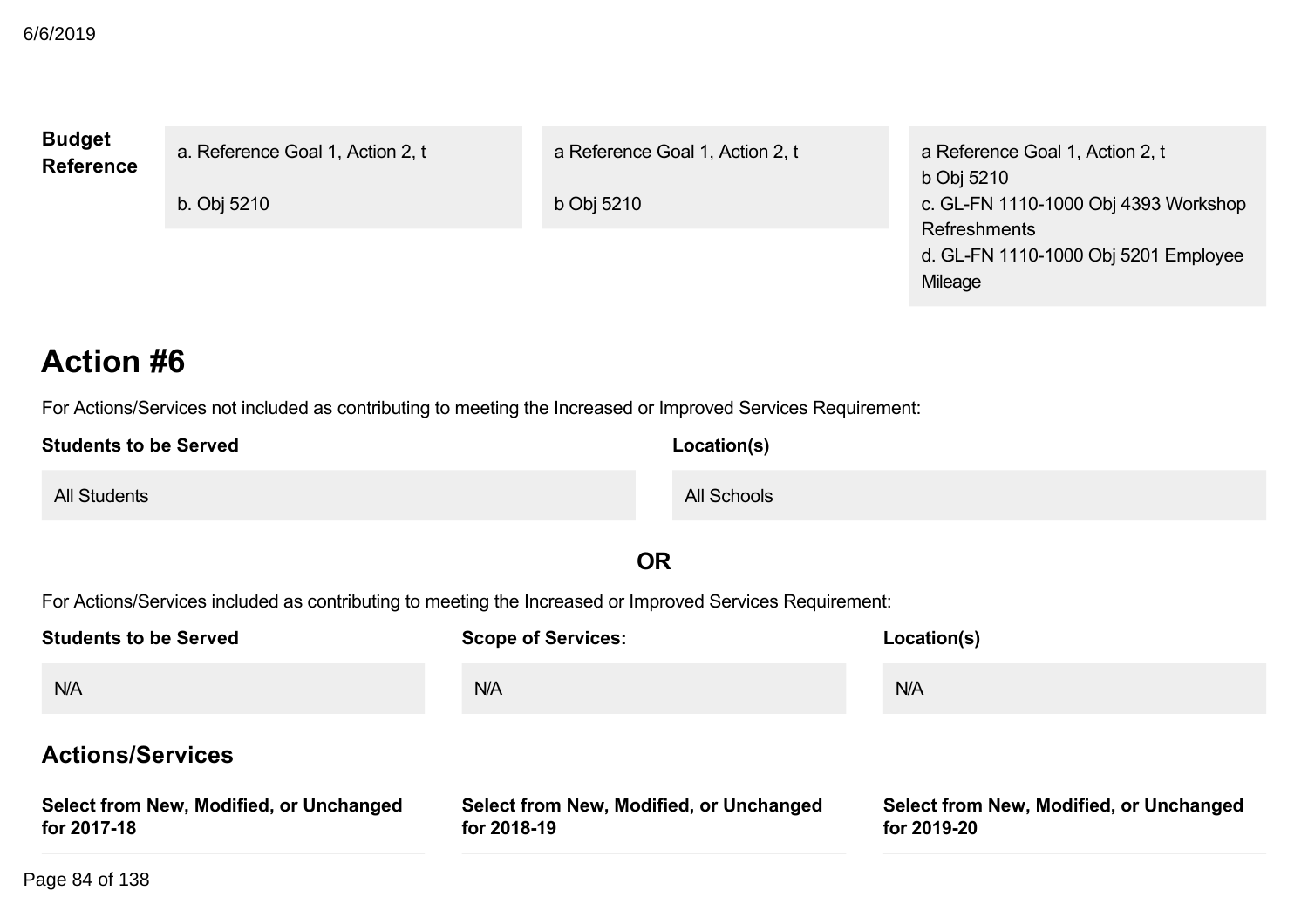| **Budget Reference** | a. Reference Goal 1, Action 2, t<br><br>b. Obj 5210 | a Reference Goal 1, Action 2, t<br><br>b Obj 5210 | a Reference Goal 1, Action 2, t<br>b Obj 5210<br>c. GL-FN 1110-1000 Obj 4393 Workshop Refreshments<br>d. GL-FN 1110-1000 Obj 5201 Employee Mileage |
|---|---|---|---|

## Action #6

For Actions/Services not included as contributing to meeting the Increased or Improved Services Requirement:

| **Students to be Served** | **Location(s)** |
|---|---|
| All Students | All Schools |

**OR**

For Actions/Services included as contributing to meeting the Increased or Improved Services Requirement:

| **Students to be Served** | **Scope of Services:** | **Location(s)** |
|---|---|---|
| N/A | N/A | N/A |

### Actions/Services

| **Select from New, Modified, or Unchanged for 2017-18** | **Select from New, Modified, or Unchanged for 2018-19** | **Select from New, Modified, or Unchanged for 2019-20** |
|---|---|---|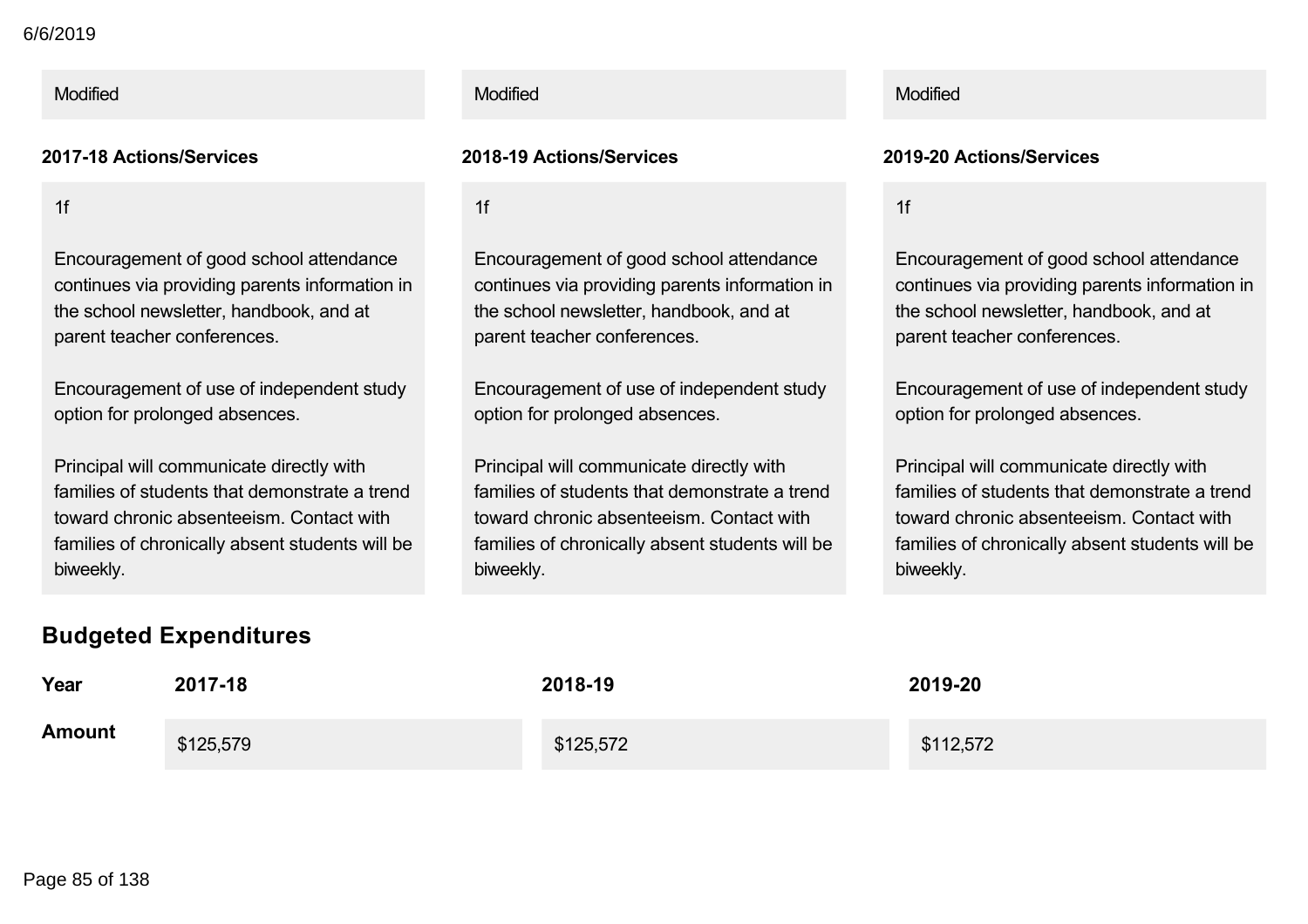| Modified | Modified | Modified |
|---|---|---|

| **2017-18 Actions/Services** | **2018-19 Actions/Services** | **2019-20 Actions/Services** |
|---|---|---|
| 1f<br><br>Encouragement of good school attendance continues via providing parents information in the school newsletter, handbook, and at parent teacher conferences.<br><br>Encouragement of use of independent study option for prolonged absences.<br><br>Principal will communicate directly with families of students that demonstrate a trend toward chronic absenteeism. Contact with families of chronically absent students will be biweekly. | 1f<br><br>Encouragement of good school attendance continues via providing parents information in the school newsletter, handbook, and at parent teacher conferences.<br><br>Encouragement of use of independent study option for prolonged absences.<br><br>Principal will communicate directly with families of students that demonstrate a trend toward chronic absenteeism. Contact with families of chronically absent students will be biweekly. | 1f<br><br>Encouragement of good school attendance continues via providing parents information in the school newsletter, handbook, and at parent teacher conferences.<br><br>Encouragement of use of independent study option for prolonged absences.<br><br>Principal will communicate directly with families of students that demonstrate a trend toward chronic absenteeism. Contact with families of chronically absent students will be biweekly. |

## Budgeted Expenditures

| Year | 2017-18 | 2018-19 | 2019-20 |
|---|---|---|---|
| Amount | $125,579 | $125,572 | $112,572 |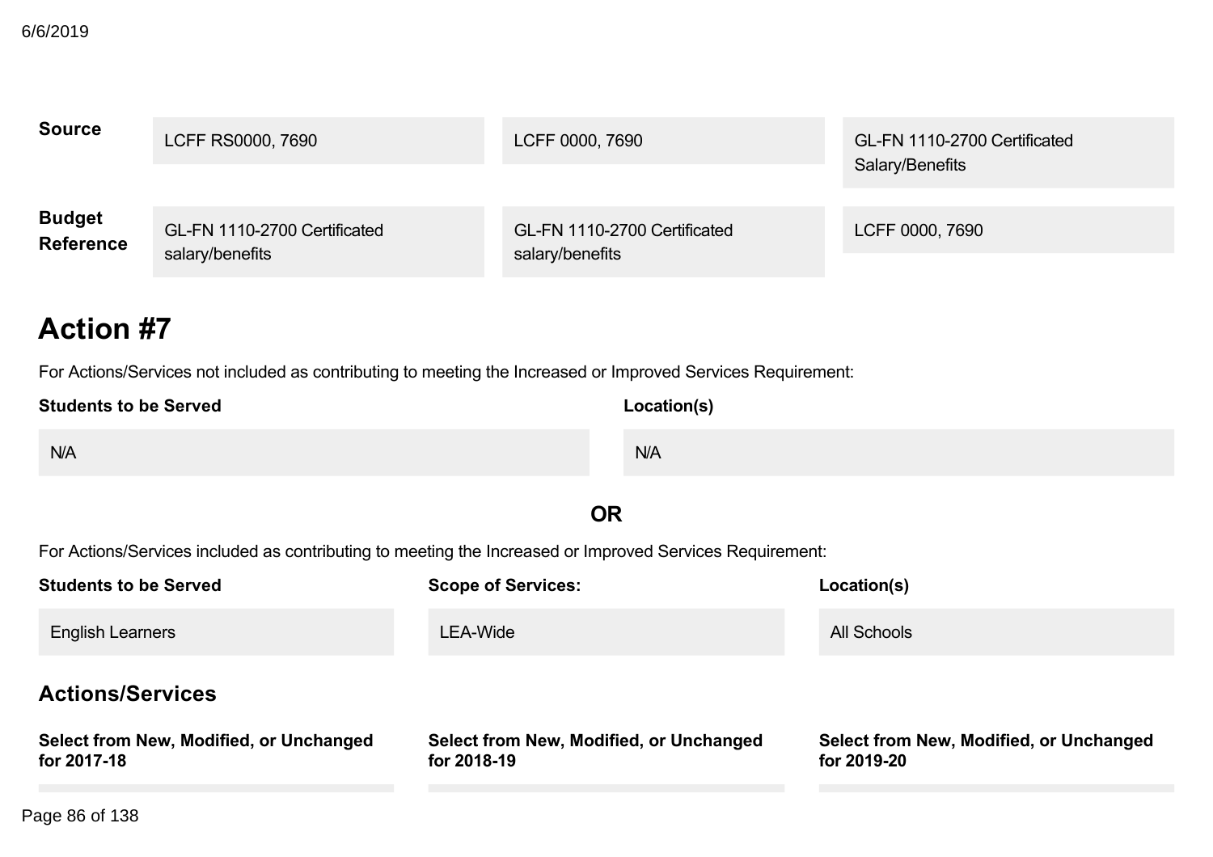| | | | |
|---|---|---|---|
| **Source** | LCFF RS0000, 7690 | LCFF 0000, 7690 | GL-FN 1110-2700 Certificated Salary/Benefits |
| **Budget Reference** | GL-FN 1110-2700 Certificated salary/benefits | GL-FN 1110-2700 Certificated salary/benefits | LCFF 0000, 7690 |

# Action #7

For Actions/Services not included as contributing to meeting the Increased or Improved Services Requirement:

| Students to be Served | Location(s) |
|---|---|
| N/A | N/A |

**OR**

For Actions/Services included as contributing to meeting the Increased or Improved Services Requirement:

| Students to be Served | Scope of Services: | Location(s) |
|---|---|---|
| English Learners | LEA-Wide | All Schools |

## Actions/Services

| Select from New, Modified, or Unchanged for 2017-18 | Select from New, Modified, or Unchanged for 2018-19 | Select from New, Modified, or Unchanged for 2019-20 |
|---|---|---|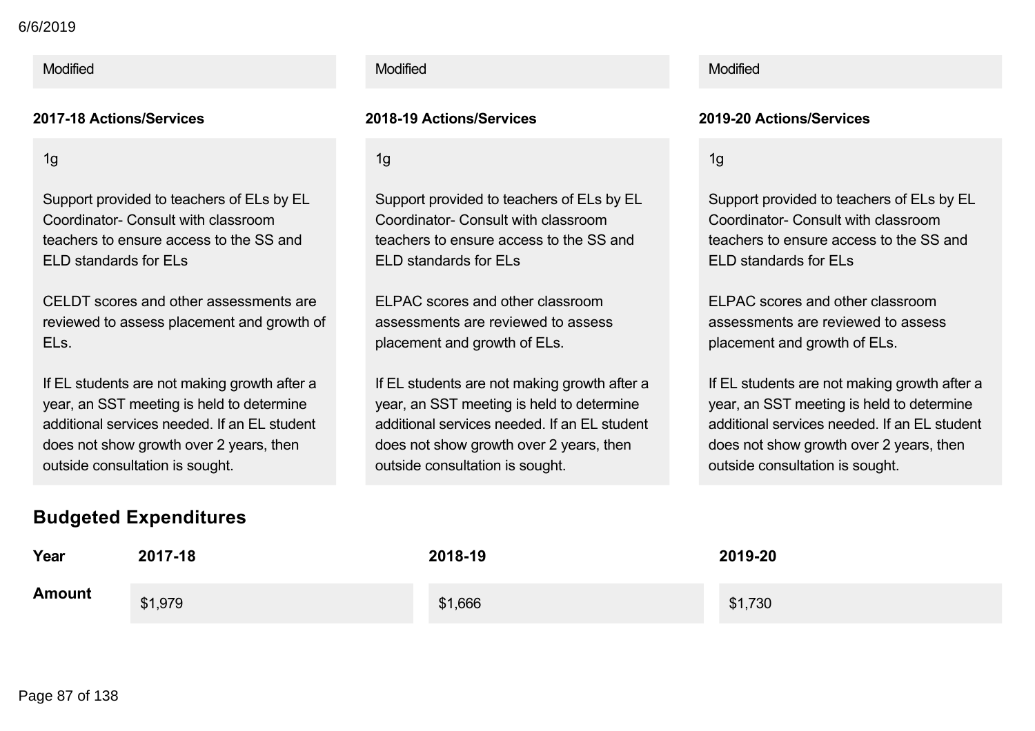| Modified | Modified | Modified |
| --- | --- | --- |

| 2017-18 Actions/Services | 2018-19 Actions/Services | 2019-20 Actions/Services |
| --- | --- | --- |
| 1g<br><br>Support provided to teachers of ELs by EL Coordinator- Consult with classroom teachers to ensure access to the SS and ELD standards for ELs<br><br>CELDT scores and other assessments are reviewed to assess placement and growth of ELs.<br><br>If EL students are not making growth after a year, an SST meeting is held to determine additional services needed. If an EL student does not show growth over 2 years, then outside consultation is sought. | 1g<br><br>Support provided to teachers of ELs by EL Coordinator- Consult with classroom teachers to ensure access to the SS and ELD standards for ELs<br><br>ELPAC scores and other classroom assessments are reviewed to assess placement and growth of ELs.<br><br>If EL students are not making growth after a year, an SST meeting is held to determine additional services needed. If an EL student does not show growth over 2 years, then outside consultation is sought. | 1g<br><br>Support provided to teachers of ELs by EL Coordinator- Consult with classroom teachers to ensure access to the SS and ELD standards for ELs<br><br>ELPAC scores and other classroom assessments are reviewed to assess placement and growth of ELs.<br><br>If EL students are not making growth after a year, an SST meeting is held to determine additional services needed. If an EL student does not show growth over 2 years, then outside consultation is sought. |

## Budgeted Expenditures

| Year | 2017-18 | 2018-19 | 2019-20 |
| --- | --- | --- | --- |
| Amount | $1,979 | $1,666 | $1,730 |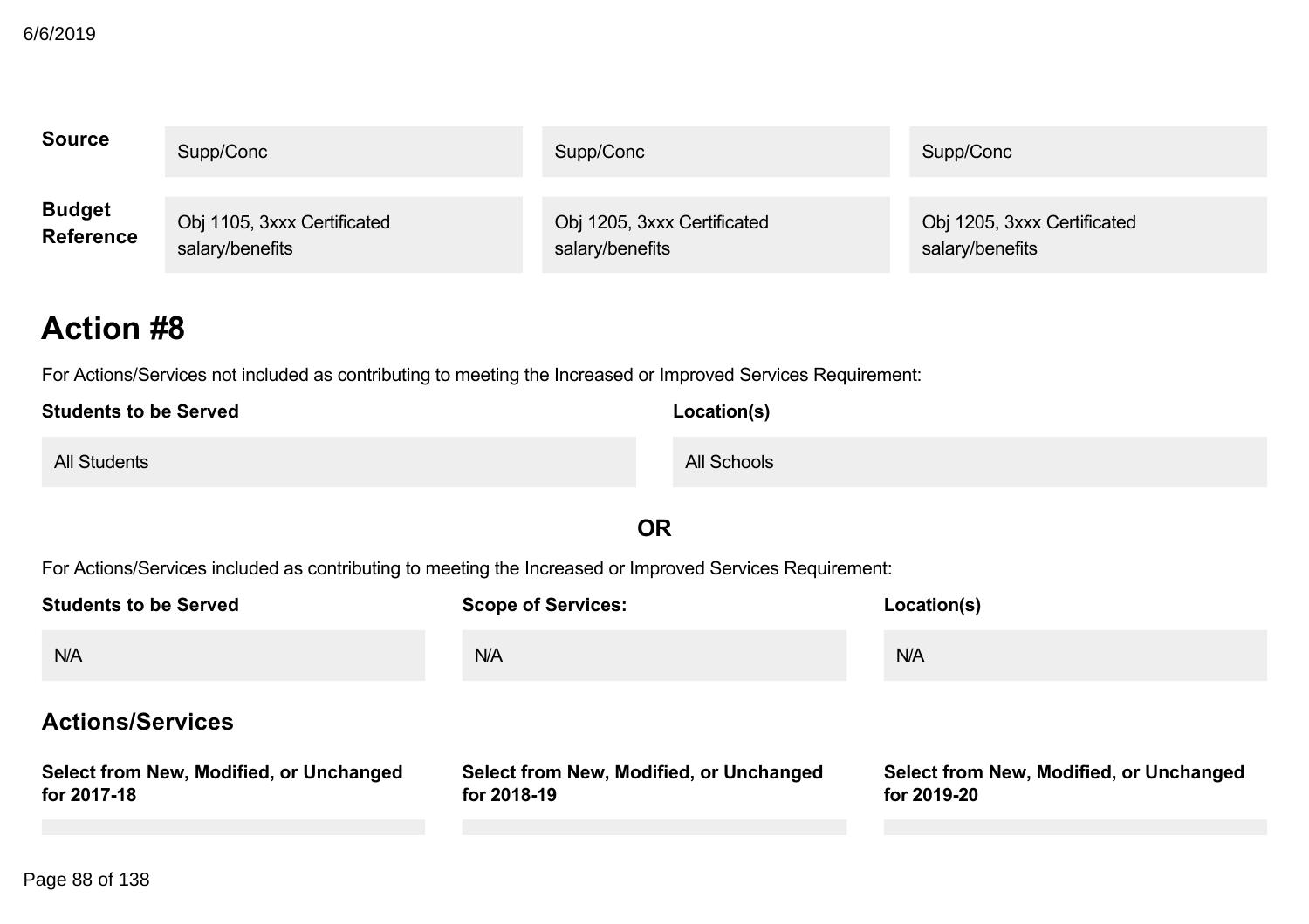| | | | |
|---|---|---|---|
| **Source** | Supp/Conc | Supp/Conc | Supp/Conc |
| **Budget Reference** | Obj 1105, 3xxx Certificated salary/benefits | Obj 1205, 3xxx Certificated salary/benefits | Obj 1205, 3xxx Certificated salary/benefits |

## Action #8

For Actions/Services not included as contributing to meeting the Increased or Improved Services Requirement:

| Students to be Served | Location(s) |
|---|---|
| All Students | All Schools |

**OR**

For Actions/Services included as contributing to meeting the Increased or Improved Services Requirement:

| Students to be Served | Scope of Services: | Location(s) |
|---|---|---|
| N/A | N/A | N/A |

### Actions/Services

| Select from New, Modified, or Unchanged for 2017-18 | Select from New, Modified, or Unchanged for 2018-19 | Select from New, Modified, or Unchanged for 2019-20 |
|---|---|---|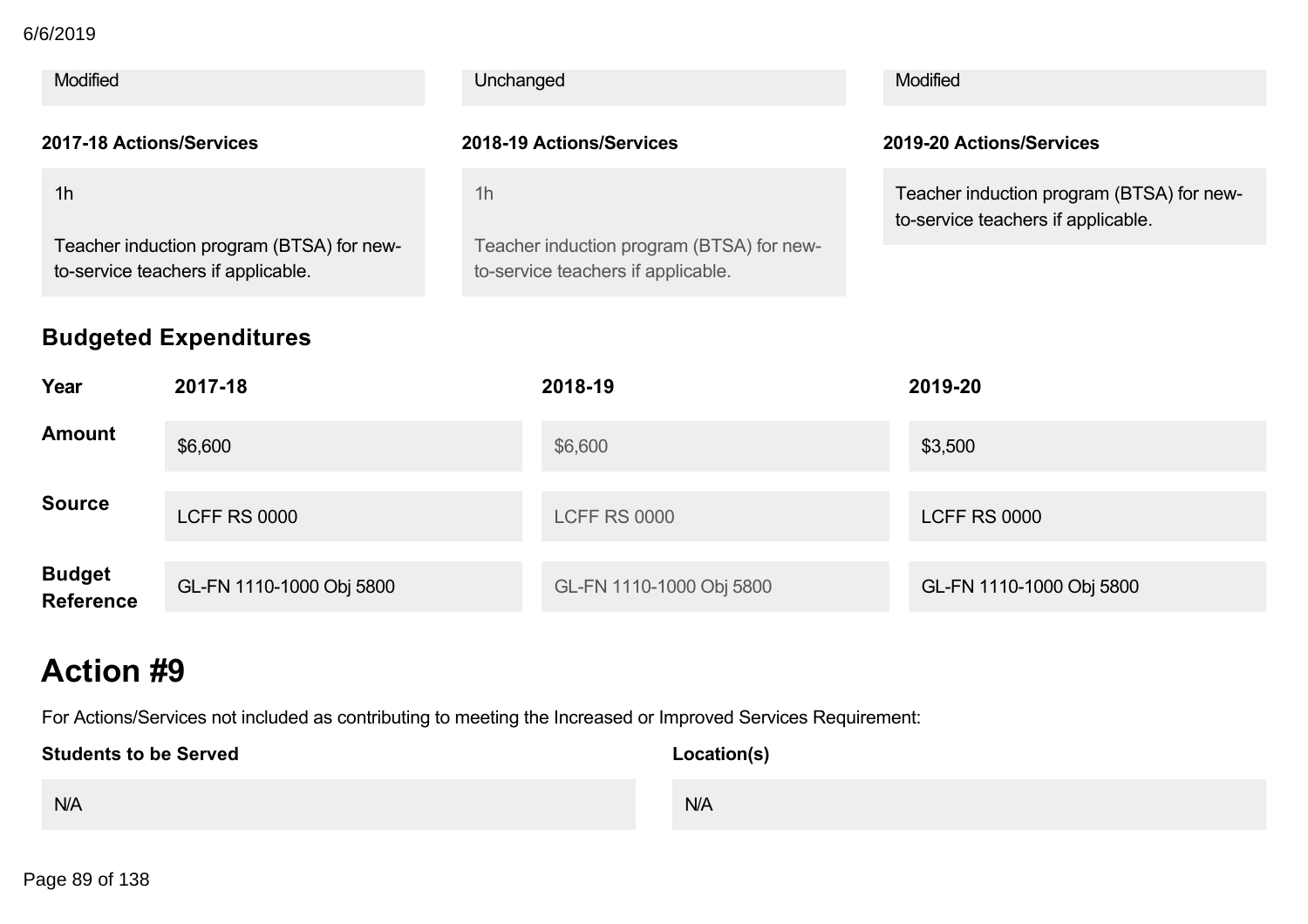| Modified | Unchanged | Modified |
|---|---|---|

| 2017-18 Actions/Services | 2018-19 Actions/Services | 2019-20 Actions/Services |
|---|---|---|
| 1h<br><br>Teacher induction program (BTSA) for new-to-service teachers if applicable. | 1h<br><br>Teacher induction program (BTSA) for new-to-service teachers if applicable. | Teacher induction program (BTSA) for new-to-service teachers if applicable. |

## Budgeted Expenditures

| Year | 2017-18 | 2018-19 | 2019-20 |
|---|---|---|---|
| Amount | $6,600 | $6,600 | $3,500 |
| Source | LCFF RS 0000 | LCFF RS 0000 | LCFF RS 0000 |
| Budget Reference | GL-FN 1110-1000 Obj 5800 | GL-FN 1110-1000 Obj 5800 | GL-FN 1110-1000 Obj 5800 |

# Action #9

For Actions/Services not included as contributing to meeting the Increased or Improved Services Requirement:

| Students to be Served | Location(s) |
|---|---|
| N/A | N/A |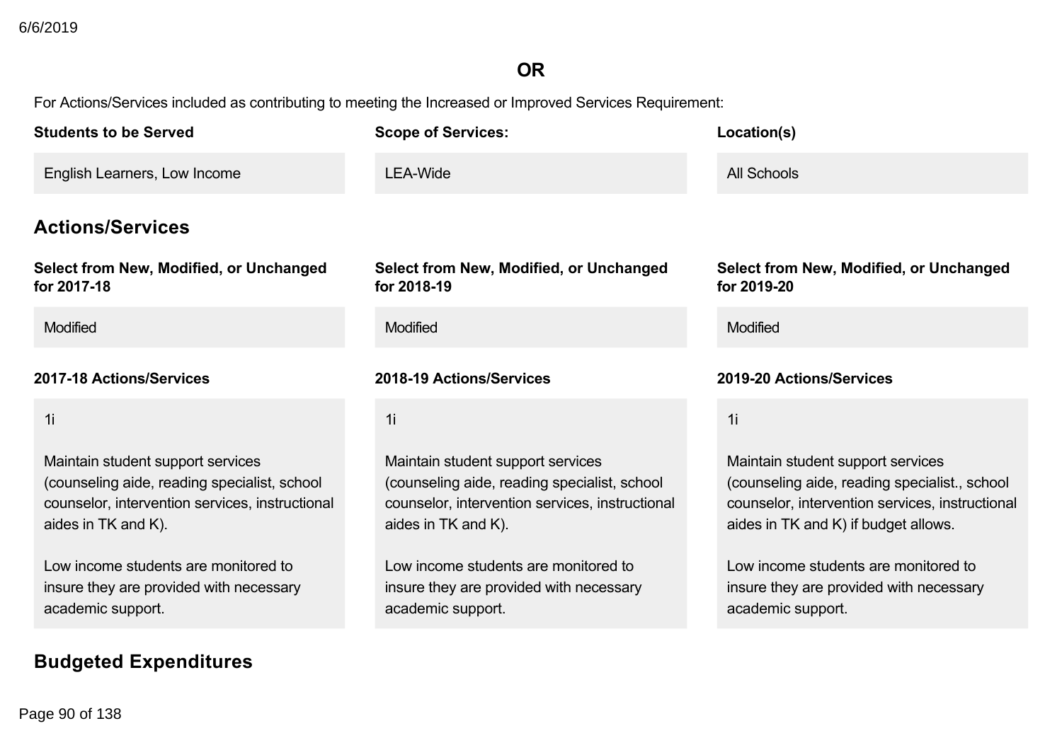**OR**

For Actions/Services included as contributing to meeting the Increased or Improved Services Requirement:

| Students to be Served | Scope of Services: | Location(s) |
| --- | --- | --- |
| English Learners, Low Income | LEA-Wide | All Schools |

## Actions/Services

| Select from New, Modified, or Unchanged for 2017-18 | Select from New, Modified, or Unchanged for 2018-19 | Select from New, Modified, or Unchanged for 2019-20 |
| --- | --- | --- |
| Modified | Modified | Modified |

| 2017-18 Actions/Services | 2018-19 Actions/Services | 2019-20 Actions/Services |
| --- | --- | --- |
| 1i<br><br>Maintain student support services (counseling aide, reading specialist, school counselor, intervention services, instructional aides in TK and K).<br><br>Low income students are monitored to insure they are provided with necessary academic support. | 1i<br><br>Maintain student support services (counseling aide, reading specialist, school counselor, intervention services, instructional aides in TK and K).<br><br>Low income students are monitored to insure they are provided with necessary academic support. | 1i<br><br>Maintain student support services (counseling aide, reading specialist., school counselor, intervention services, instructional aides in TK and K) if budget allows.<br><br>Low income students are monitored to insure they are provided with necessary academic support. |

## Budgeted Expenditures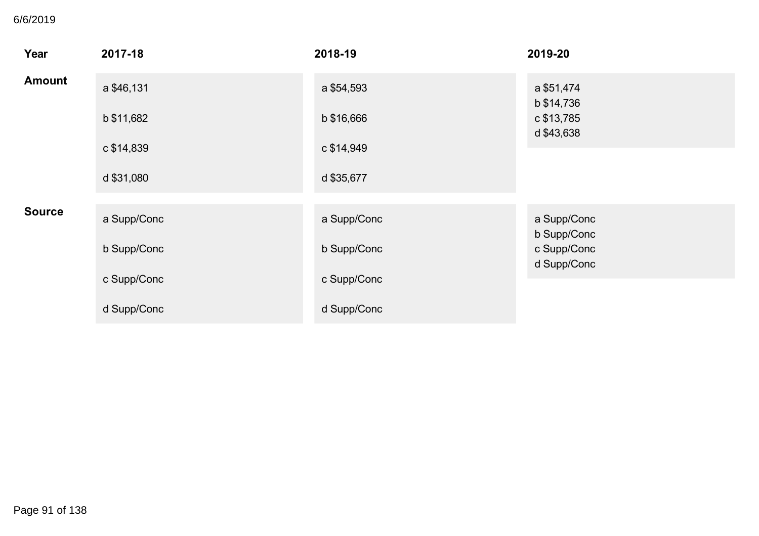| Year | 2017-18 | 2018-19 | 2019-20 |
| --- | --- | --- | --- |
| Amount | a $46,131<br><br>b $11,682<br><br>c $14,839<br><br>d $31,080 | a $54,593<br><br>b $16,666<br><br>c $14,949<br><br>d $35,677 | a $51,474<br>b $14,736<br>c $13,785<br>d $43,638 |
| Source | a Supp/Conc<br><br>b Supp/Conc<br><br>c Supp/Conc<br><br>d Supp/Conc | a Supp/Conc<br><br>b Supp/Conc<br><br>c Supp/Conc<br><br>d Supp/Conc | a Supp/Conc<br>b Supp/Conc<br>c Supp/Conc<br>d Supp/Conc |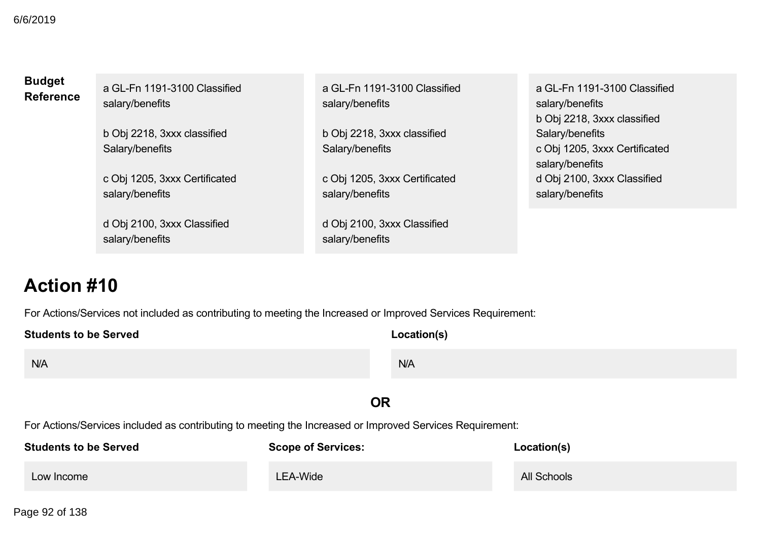| Budget Reference | | | |
|---|---|---|---|
| | a GL-Fn 1191-3100 Classified salary/benefits<br><br>b Obj 2218, 3xxx classified Salary/benefits<br><br>c Obj 1205, 3xxx Certificated salary/benefits<br><br>d Obj 2100, 3xxx Classified salary/benefits | a GL-Fn 1191-3100 Classified salary/benefits<br><br>b Obj 2218, 3xxx classified Salary/benefits<br><br>c Obj 1205, 3xxx Certificated salary/benefits<br><br>d Obj 2100, 3xxx Classified salary/benefits | a GL-Fn 1191-3100 Classified salary/benefits<br>b Obj 2218, 3xxx classified Salary/benefits<br>c Obj 1205, 3xxx Certificated salary/benefits<br>d Obj 2100, 3xxx Classified salary/benefits |

# Action #10

For Actions/Services not included as contributing to meeting the Increased or Improved Services Requirement:

| Students to be Served | Location(s) |
|---|---|
| N/A | N/A |

**OR**

For Actions/Services included as contributing to meeting the Increased or Improved Services Requirement:

| Students to be Served | Scope of Services: | Location(s) |
|---|---|---|
| Low Income | LEA-Wide | All Schools |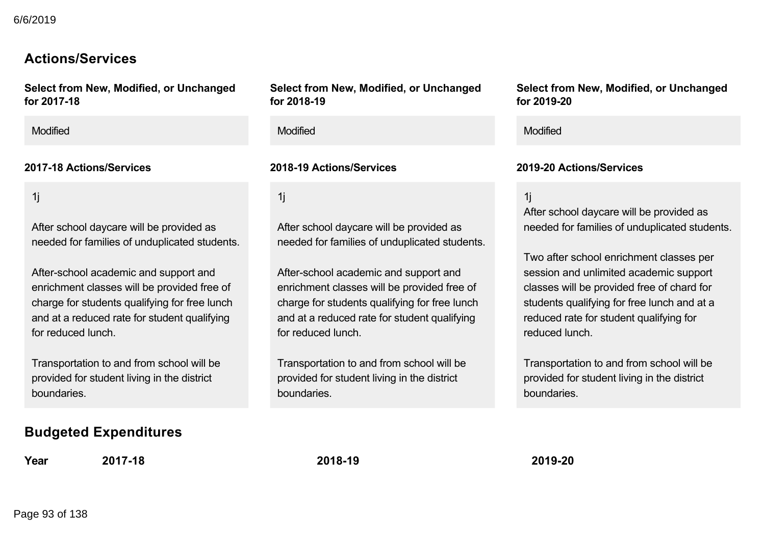## Actions/Services

| Select from New, Modified, or Unchanged for 2017-18 | Select from New, Modified, or Unchanged for 2018-19 | Select from New, Modified, or Unchanged for 2019-20 |
|---|---|---|
| Modified | Modified | Modified |

| 2017-18 Actions/Services | 2018-19 Actions/Services | 2019-20 Actions/Services |
|---|---|---|
| 1j<br><br>After school daycare will be provided as needed for families of unduplicated students.<br><br>After-school academic and support and enrichment classes will be provided free of charge for students qualifying for free lunch and at a reduced rate for student qualifying for reduced lunch.<br><br>Transportation to and from school will be provided for student living in the district boundaries. | 1j<br><br>After school daycare will be provided as needed for families of unduplicated students.<br><br>After-school academic and support and enrichment classes will be provided free of charge for students qualifying for free lunch and at a reduced rate for student qualifying for reduced lunch.<br><br>Transportation to and from school will be provided for student living in the district boundaries. | 1j<br>After school daycare will be provided as needed for families of unduplicated students.<br><br>Two after school enrichment classes per session and unlimited academic support classes will be provided free of chard for students qualifying for free lunch and at a reduced rate for student qualifying for reduced lunch.<br><br>Transportation to and from school will be provided for student living in the district boundaries. |

## Budgeted Expenditures

| Year | 2017-18 | 2018-19 | 2019-20 |
|---|---|---|---|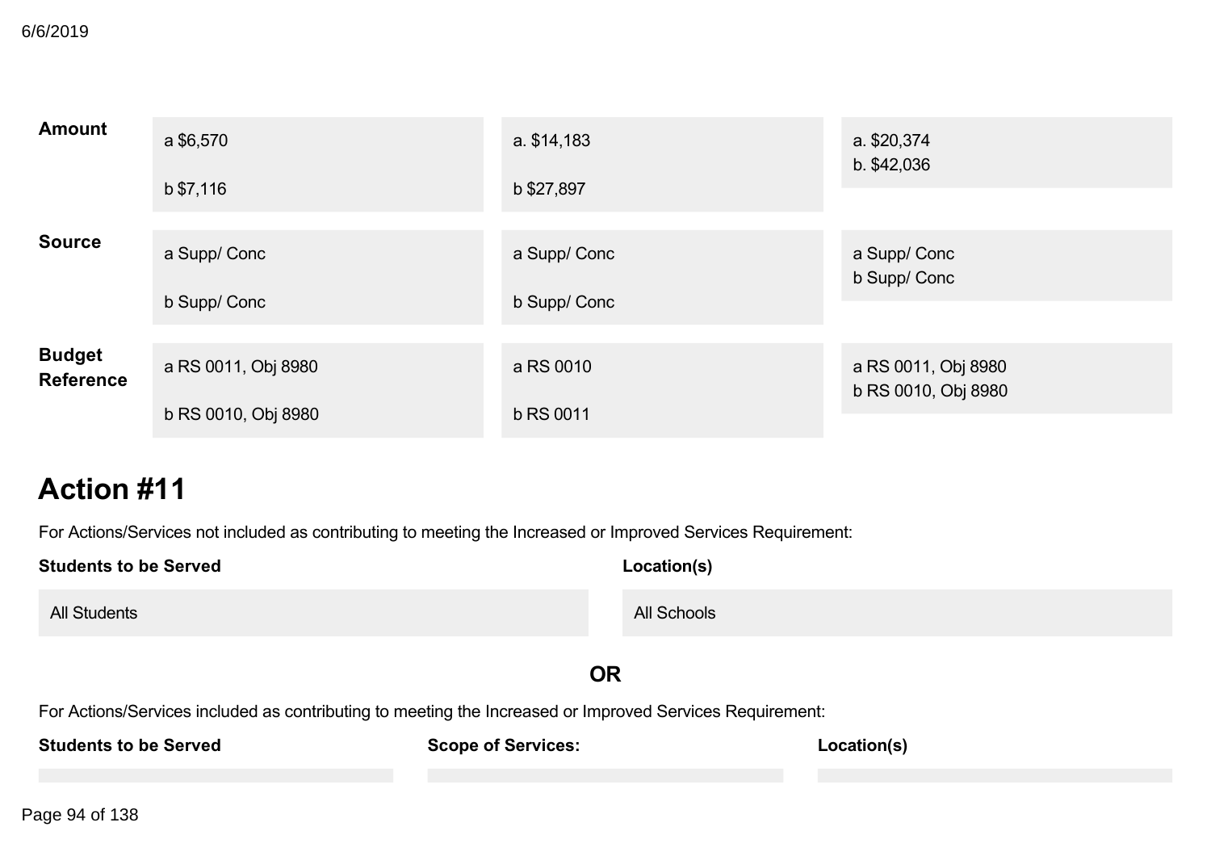| | | | |
|---|---|---|---|
| **Amount** | a $6,570<br><br>b $7,116 | a. $14,183<br><br>b $27,897 | a. $20,374<br>b. $42,036 |
| **Source** | a Supp/ Conc<br><br>b Supp/ Conc | a Supp/ Conc<br><br>b Supp/ Conc | a Supp/ Conc<br>b Supp/ Conc |
| **Budget Reference** | a RS 0011, Obj 8980<br><br>b RS 0010, Obj 8980 | a RS 0010<br><br>b RS 0011 | a RS 0011, Obj 8980<br>b RS 0010, Obj 8980 |

# Action #11

For Actions/Services not included as contributing to meeting the Increased or Improved Services Requirement:

| **Students to be Served** | **Location(s)** |
|---|---|
| All Students | All Schools |

**OR**

For Actions/Services included as contributing to meeting the Increased or Improved Services Requirement:

| **Students to be Served** | **Scope of Services:** | **Location(s)** |
|---|---|---|
| | | |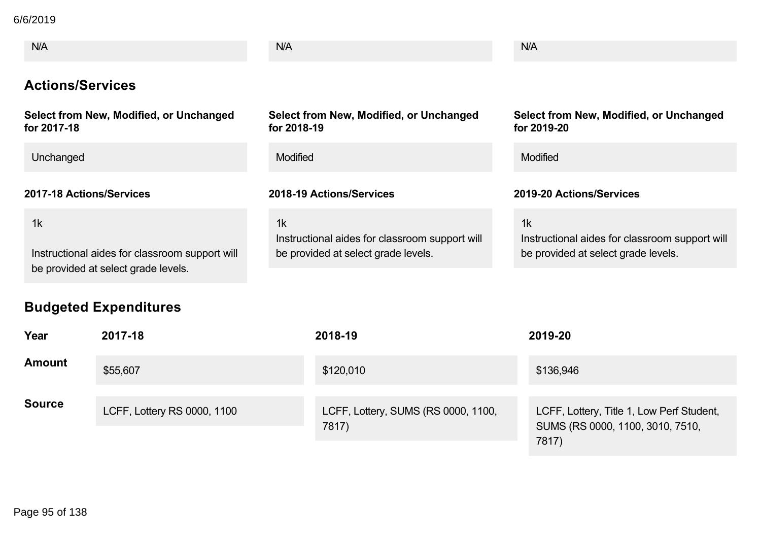| N/A | N/A | N/A |
|---|---|---|

## Actions/Services

| Select from New, Modified, or Unchanged for 2017-18 | Select from New, Modified, or Unchanged for 2018-19 | Select from New, Modified, or Unchanged for 2019-20 |
|---|---|---|
| Unchanged | Modified | Modified |

| 2017-18 Actions/Services | 2018-19 Actions/Services | 2019-20 Actions/Services |
|---|---|---|
| 1k<br><br>Instructional aides for classroom support will be provided at select grade levels. | 1k<br>Instructional aides for classroom support will be provided at select grade levels. | 1k<br>Instructional aides for classroom support will be provided at select grade levels. |

## Budgeted Expenditures

| Year | 2017-18 | 2018-19 | 2019-20 |
|---|---|---|---|
| **Amount** | $55,607 | $120,010 | $136,946 |
| **Source** | LCFF, Lottery RS 0000, 1100 | LCFF, Lottery, SUMS (RS 0000, 1100, 7817) | LCFF, Lottery, Title 1, Low Perf Student, SUMS (RS 0000, 1100, 3010, 7510, 7817) |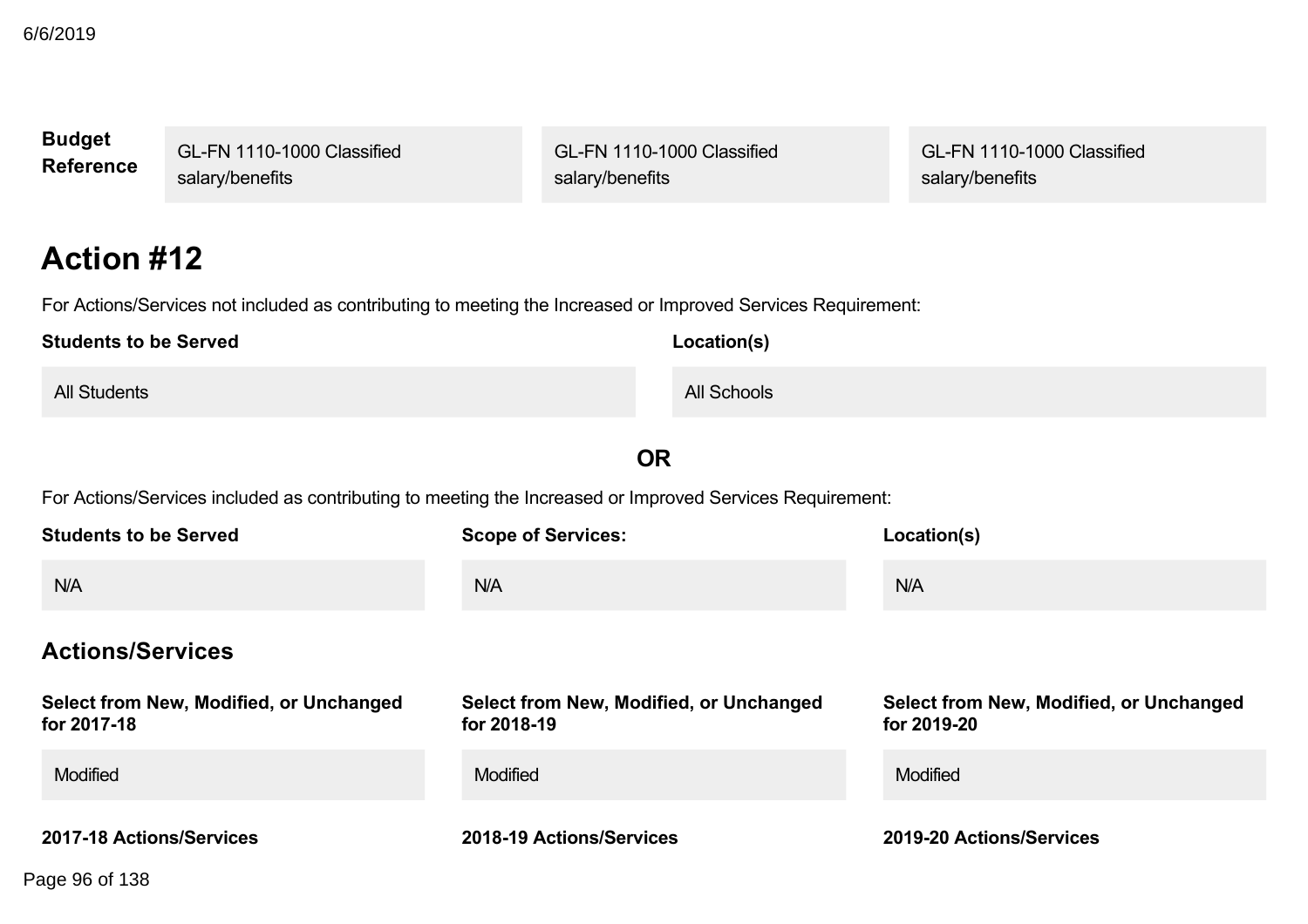| **Budget Reference** | GL-FN 1110-1000 Classified salary/benefits | GL-FN 1110-1000 Classified salary/benefits | GL-FN 1110-1000 Classified salary/benefits |
|---|---|---|---|

## Action #12

For Actions/Services not included as contributing to meeting the Increased or Improved Services Requirement:

| **Students to be Served** | **Location(s)** |
|---|---|
| All Students | All Schools |

**OR**

For Actions/Services included as contributing to meeting the Increased or Improved Services Requirement:

| **Students to be Served** | **Scope of Services:** | **Location(s)** |
|---|---|---|
| N/A | N/A | N/A |

### Actions/Services

| **Select from New, Modified, or Unchanged for 2017-18** | **Select from New, Modified, or Unchanged for 2018-19** | **Select from New, Modified, or Unchanged for 2019-20** |
|---|---|---|
| Modified | Modified | Modified |

| **2017-18 Actions/Services** | **2018-19 Actions/Services** | **2019-20 Actions/Services** |
|---|---|---|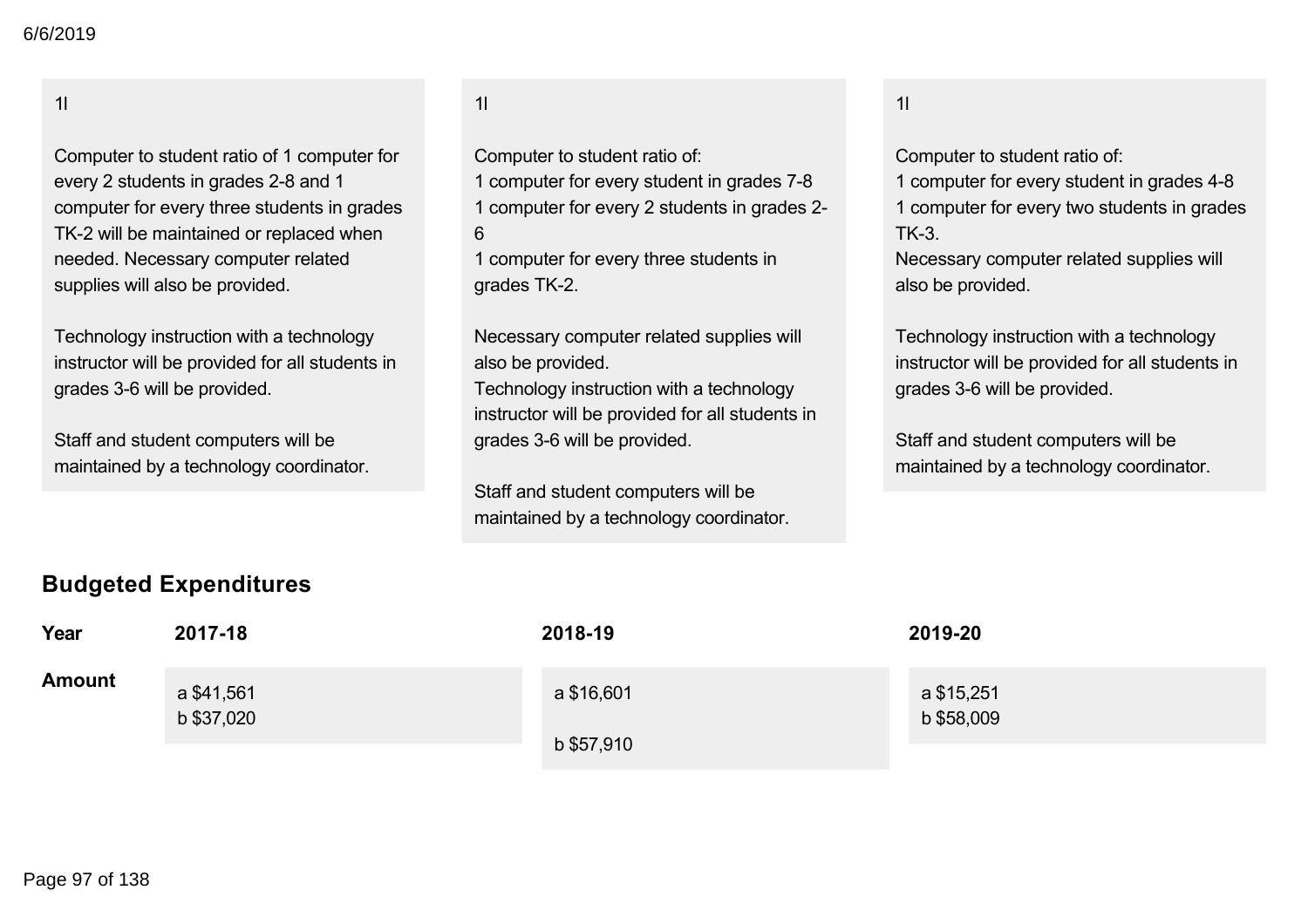| 2017-18 | 2018-19 | 2019-20 |
|---|---|---|
| 1l<br><br>Computer to student ratio of 1 computer for every 2 students in grades 2-8 and 1 computer for every three students in grades TK-2 will be maintained or replaced when needed. Necessary computer related supplies will also be provided.<br><br>Technology instruction with a technology instructor will be provided for all students in grades 3-6 will be provided.<br><br>Staff and student computers will be maintained by a technology coordinator. | 1l<br><br>Computer to student ratio of:<br>1 computer for every student in grades 7-8<br>1 computer for every 2 students in grades 2-6<br>1 computer for every three students in grades TK-2.<br><br>Necessary computer related supplies will also be provided.<br>Technology instruction with a technology instructor will be provided for all students in grades 3-6 will be provided.<br><br>Staff and student computers will be maintained by a technology coordinator. | 1l<br><br>Computer to student ratio of:<br>1 computer for every student in grades 4-8<br>1 computer for every two students in grades TK-3.<br>Necessary computer related supplies will also be provided.<br><br>Technology instruction with a technology instructor will be provided for all students in grades 3-6 will be provided.<br><br>Staff and student computers will be maintained by a technology coordinator. |

## Budgeted Expenditures

| Year | 2017-18 | 2018-19 | 2019-20 |
|---|---|---|---|
| **Amount** | a $41,561<br>b $37,020 | a $16,601<br><br>b $57,910 | a $15,251<br>b $58,009 |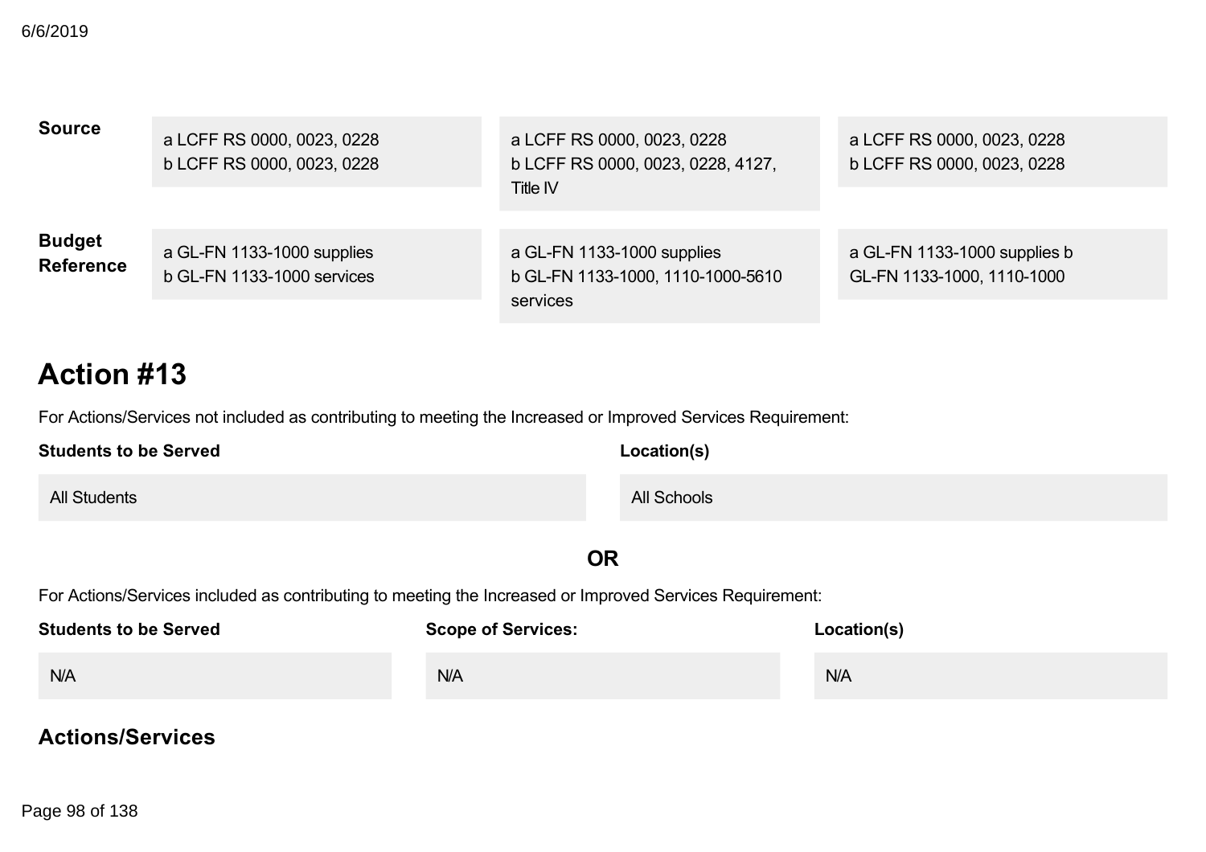| | | | |
|---|---|---|---|
| **Source** | a LCFF RS 0000, 0023, 0228<br>b LCFF RS 0000, 0023, 0228 | a LCFF RS 0000, 0023, 0228<br>b LCFF RS 0000, 0023, 0228, 4127, Title IV | a LCFF RS 0000, 0023, 0228<br>b LCFF RS 0000, 0023, 0228 |
| **Budget Reference** | a GL-FN 1133-1000 supplies<br>b GL-FN 1133-1000 services | a GL-FN 1133-1000 supplies<br>b GL-FN 1133-1000, 1110-1000-5610 services | a GL-FN 1133-1000 supplies b GL-FN 1133-1000, 1110-1000 |

# Action #13

For Actions/Services not included as contributing to meeting the Increased or Improved Services Requirement:

| Students to be Served | Location(s) |
|---|---|
| All Students | All Schools |

**OR**

For Actions/Services included as contributing to meeting the Increased or Improved Services Requirement:

| Students to be Served | Scope of Services: | Location(s) |
|---|---|---|
| N/A | N/A | N/A |

## Actions/Services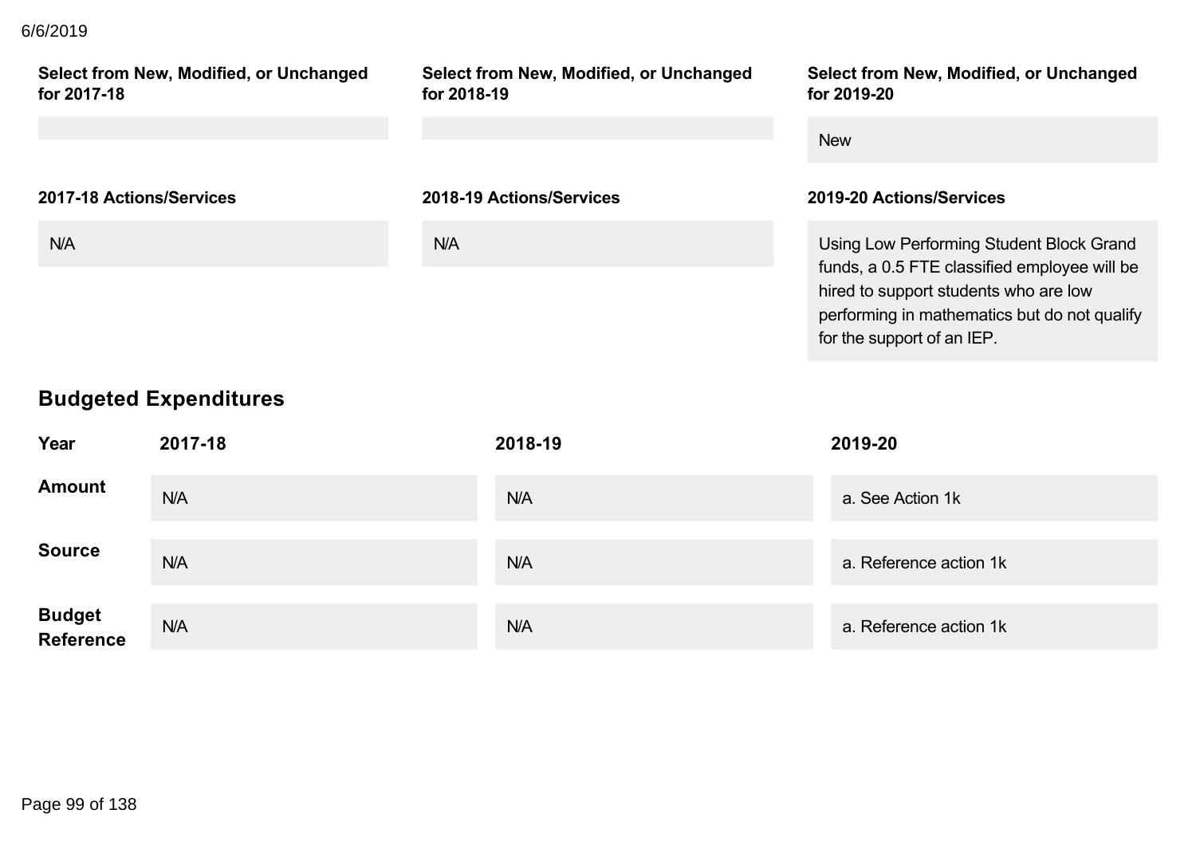| Select from New, Modified, or Unchanged for 2017-18 | Select from New, Modified, or Unchanged for 2018-19 | Select from New, Modified, or Unchanged for 2019-20 |
|---|---|---|
| | | New |

| 2017-18 Actions/Services | 2018-19 Actions/Services | 2019-20 Actions/Services |
|---|---|---|
| N/A | N/A | Using Low Performing Student Block Grand funds, a 0.5 FTE classified employee will be hired to support students who are low performing in mathematics but do not qualify for the support of an IEP. |

## Budgeted Expenditures

| Year | 2017-18 | 2018-19 | 2019-20 |
|---|---|---|---|
| Amount | N/A | N/A | a. See Action 1k |
| Source | N/A | N/A | a. Reference action 1k |
| Budget Reference | N/A | N/A | a. Reference action 1k |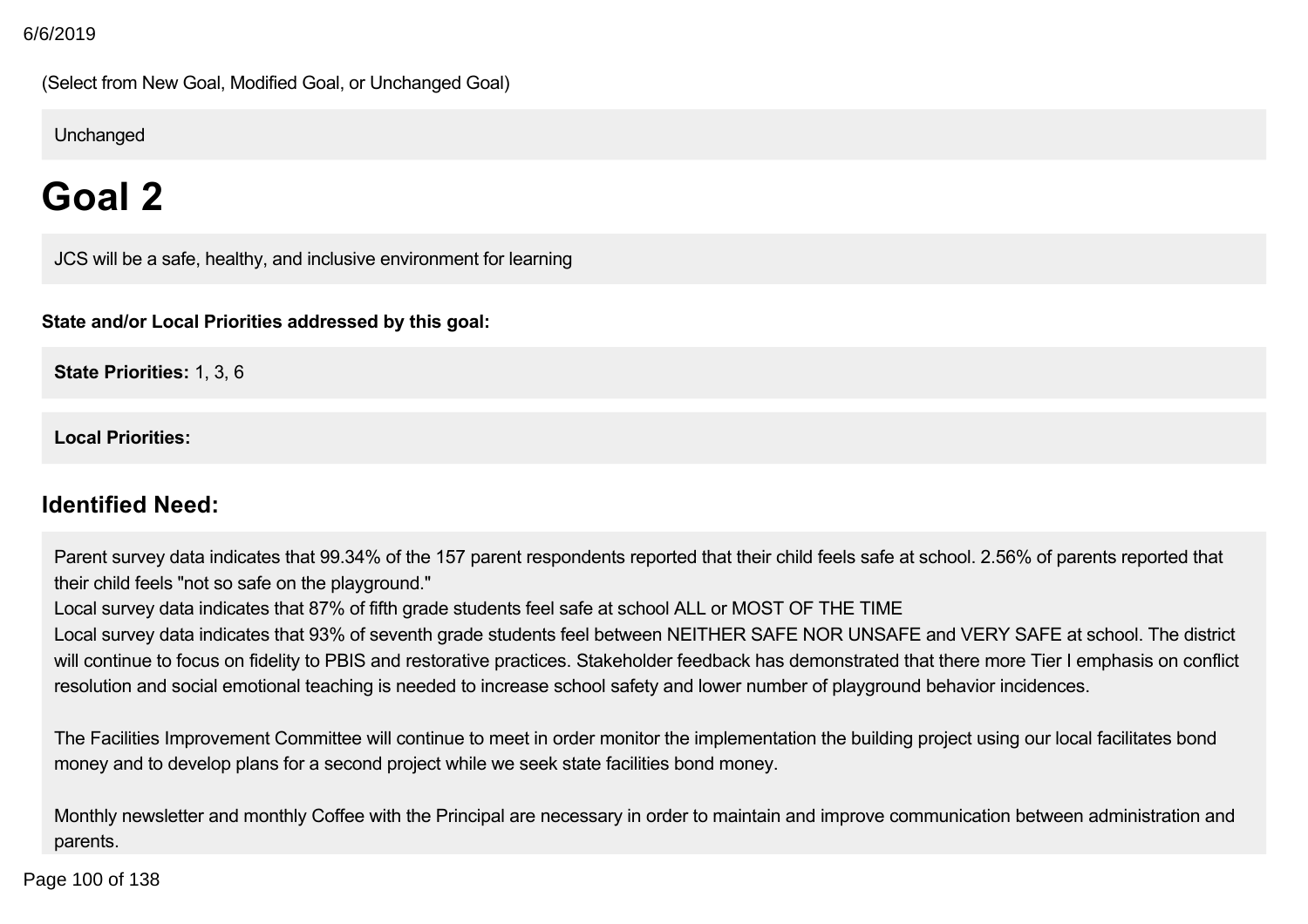(Select from New Goal, Modified Goal, or Unchanged Goal)

Unchanged

# Goal 2

JCS will be a safe, healthy, and inclusive environment for learning

**State and/or Local Priorities addressed by this goal:**

**State Priorities:** 1, 3, 6

**Local Priorities:**

## Identified Need:

Parent survey data indicates that 99.34% of the 157 parent respondents reported that their child feels safe at school. 2.56% of parents reported that their child feels "not so safe on the playground."
Local survey data indicates that 87% of fifth grade students feel safe at school ALL or MOST OF THE TIME
Local survey data indicates that 93% of seventh grade students feel between NEITHER SAFE NOR UNSAFE and VERY SAFE at school. The district will continue to focus on fidelity to PBIS and restorative practices. Stakeholder feedback has demonstrated that there more Tier I emphasis on conflict resolution and social emotional teaching is needed to increase school safety and lower number of playground behavior incidences.

The Facilities Improvement Committee will continue to meet in order monitor the implementation the building project using our local facilitates bond money and to develop plans for a second project while we seek state facilities bond money.

Monthly newsletter and monthly Coffee with the Principal are necessary in order to maintain and improve communication between administration and parents.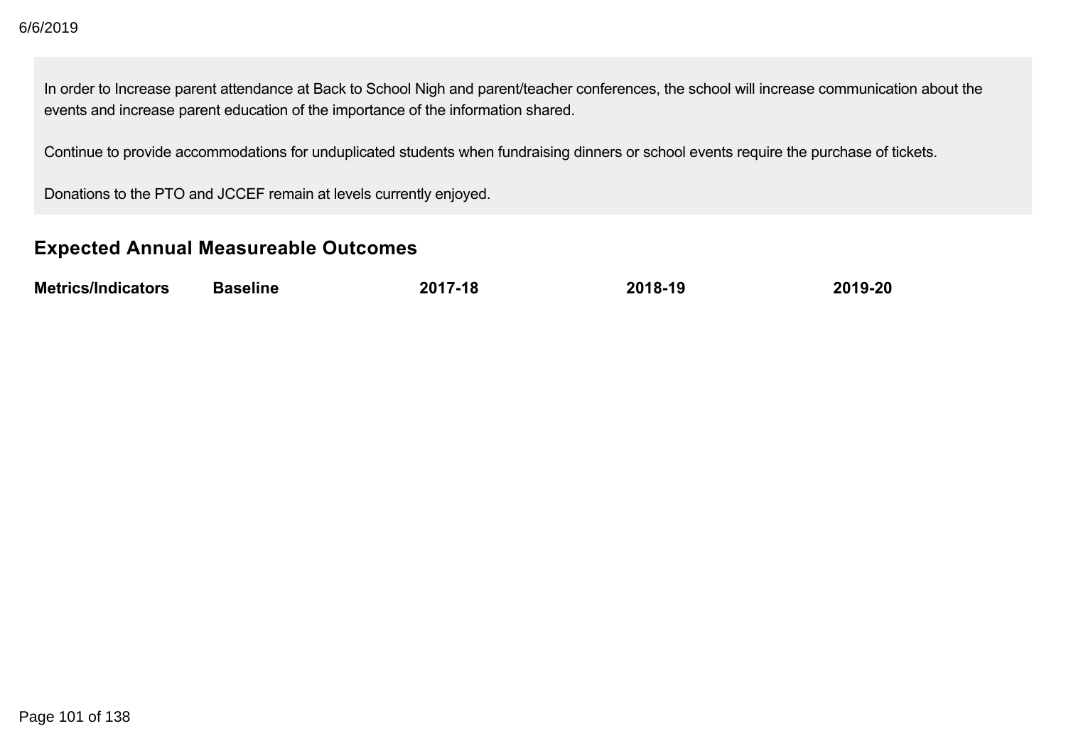In order to Increase parent attendance at Back to School Nigh and parent/teacher conferences, the school will increase communication about the events and increase parent education of the importance of the information shared.

Continue to provide accommodations for unduplicated students when fundraising dinners or school events require the purchase of tickets.

Donations to the PTO and JCCEF remain at levels currently enjoyed.

## Expected Annual Measureable Outcomes

| Metrics/Indicators | Baseline | 2017-18 | 2018-19 | 2019-20 |
| --- | --- | --- | --- | --- |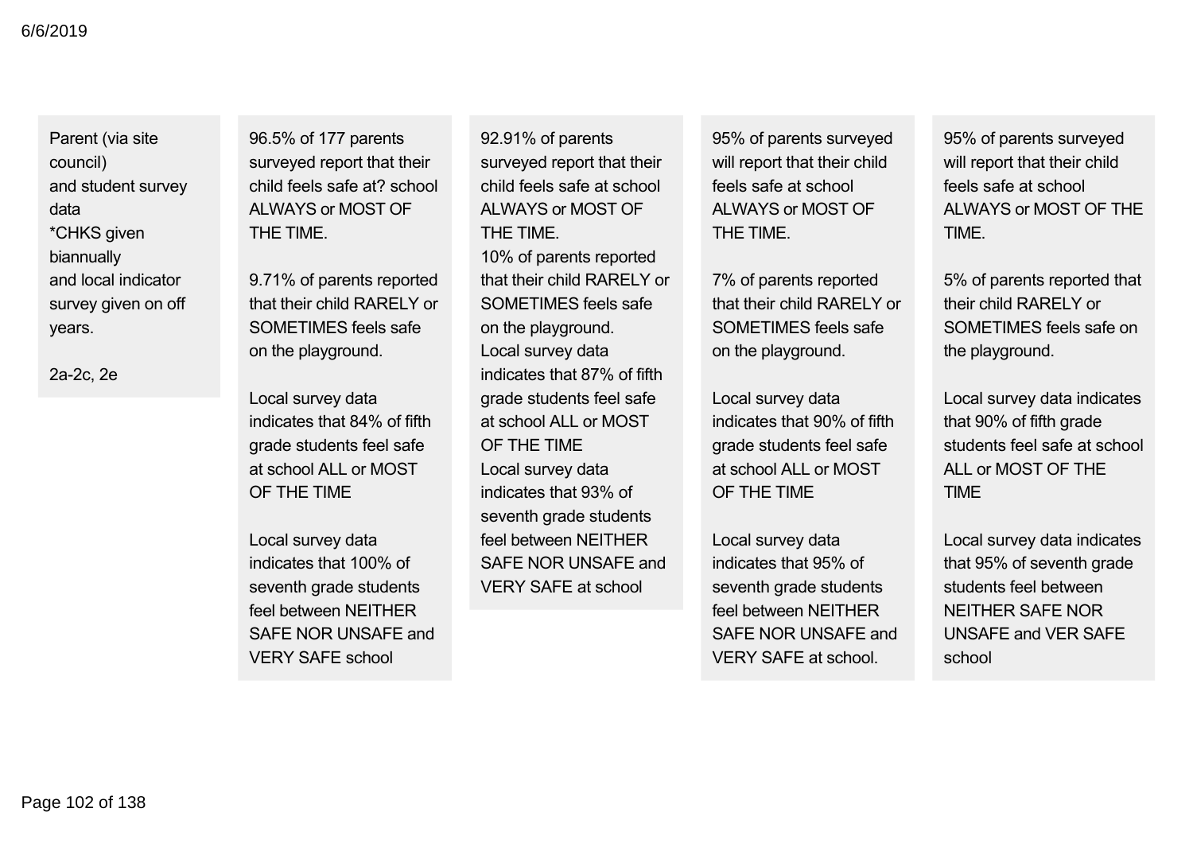| | | | | |
|---|---|---|---|---|
| Parent (via site council)<br>and student survey data<br>*CHKS given biannually<br>and local indicator survey given on off years.<br><br>2a-2c, 2e | 96.5% of 177 parents surveyed report that their child feels safe at? school ALWAYS or MOST OF THE TIME.<br><br>9.71% of parents reported that their child RARELY or SOMETIMES feels safe on the playground.<br><br>Local survey data indicates that 84% of fifth grade students feel safe at school ALL or MOST OF THE TIME<br><br>Local survey data indicates that 100% of seventh grade students feel between NEITHER SAFE NOR UNSAFE and VERY SAFE school | 92.91% of parents surveyed report that their child feels safe at school ALWAYS or MOST OF THE TIME.<br>10% of parents reported that their child RARELY or SOMETIMES feels safe on the playground.<br>Local survey data indicates that 87% of fifth grade students feel safe at school ALL or MOST OF THE TIME<br>Local survey data indicates that 93% of seventh grade students feel between NEITHER SAFE NOR UNSAFE and VERY SAFE at school | 95% of parents surveyed will report that their child feels safe at school ALWAYS or MOST OF THE TIME.<br><br>7% of parents reported that their child RARELY or SOMETIMES feels safe on the playground.<br><br>Local survey data indicates that 90% of fifth grade students feel safe at school ALL or MOST OF THE TIME<br><br>Local survey data indicates that 95% of seventh grade students feel between NEITHER SAFE NOR UNSAFE and VERY SAFE at school. | 95% of parents surveyed will report that their child feels safe at school ALWAYS or MOST OF THE TIME.<br><br>5% of parents reported that their child RARELY or SOMETIMES feels safe on the playground.<br><br>Local survey data indicates that 90% of fifth grade students feel safe at school ALL or MOST OF THE TIME<br><br>Local survey data indicates that 95% of seventh grade students feel between NEITHER SAFE NOR UNSAFE and VER SAFE school |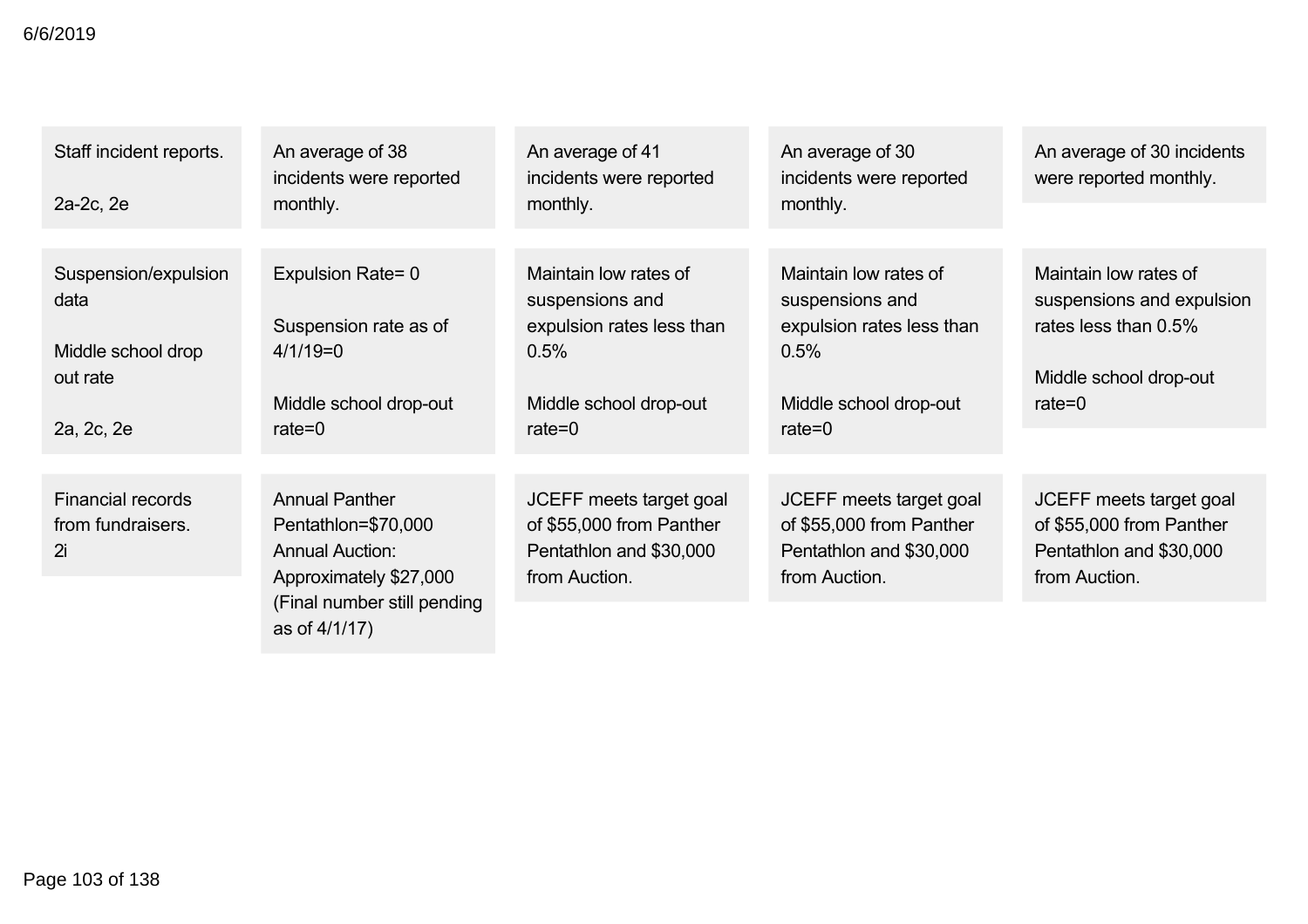| | | | | |
|---|---|---|---|---|
| Staff incident reports.<br><br>2a-2c, 2e | An average of 38 incidents were reported monthly. | An average of 41 incidents were reported monthly. | An average of 30 incidents were reported monthly. | An average of 30 incidents were reported monthly. |
| Suspension/expulsion data<br><br>Middle school drop out rate<br><br>2a, 2c, 2e | Expulsion Rate= 0<br><br>Suspension rate as of 4/1/19=0<br><br>Middle school drop-out rate=0 | Maintain low rates of suspensions and expulsion rates less than 0.5%<br><br>Middle school drop-out rate=0 | Maintain low rates of suspensions and expulsion rates less than 0.5%<br><br>Middle school drop-out rate=0 | Maintain low rates of suspensions and expulsion rates less than 0.5%<br><br>Middle school drop-out rate=0 |
| Financial records from fundraisers.<br>2i | Annual Panther Pentathlon=$70,000<br>Annual Auction: Approximately $27,000 (Final number still pending as of 4/1/17) | JCEFF meets target goal of $55,000 from Panther Pentathlon and $30,000 from Auction. | JCEFF meets target goal of $55,000 from Panther Pentathlon and $30,000 from Auction. | JCEFF meets target goal of $55,000 from Panther Pentathlon and $30,000 from Auction. |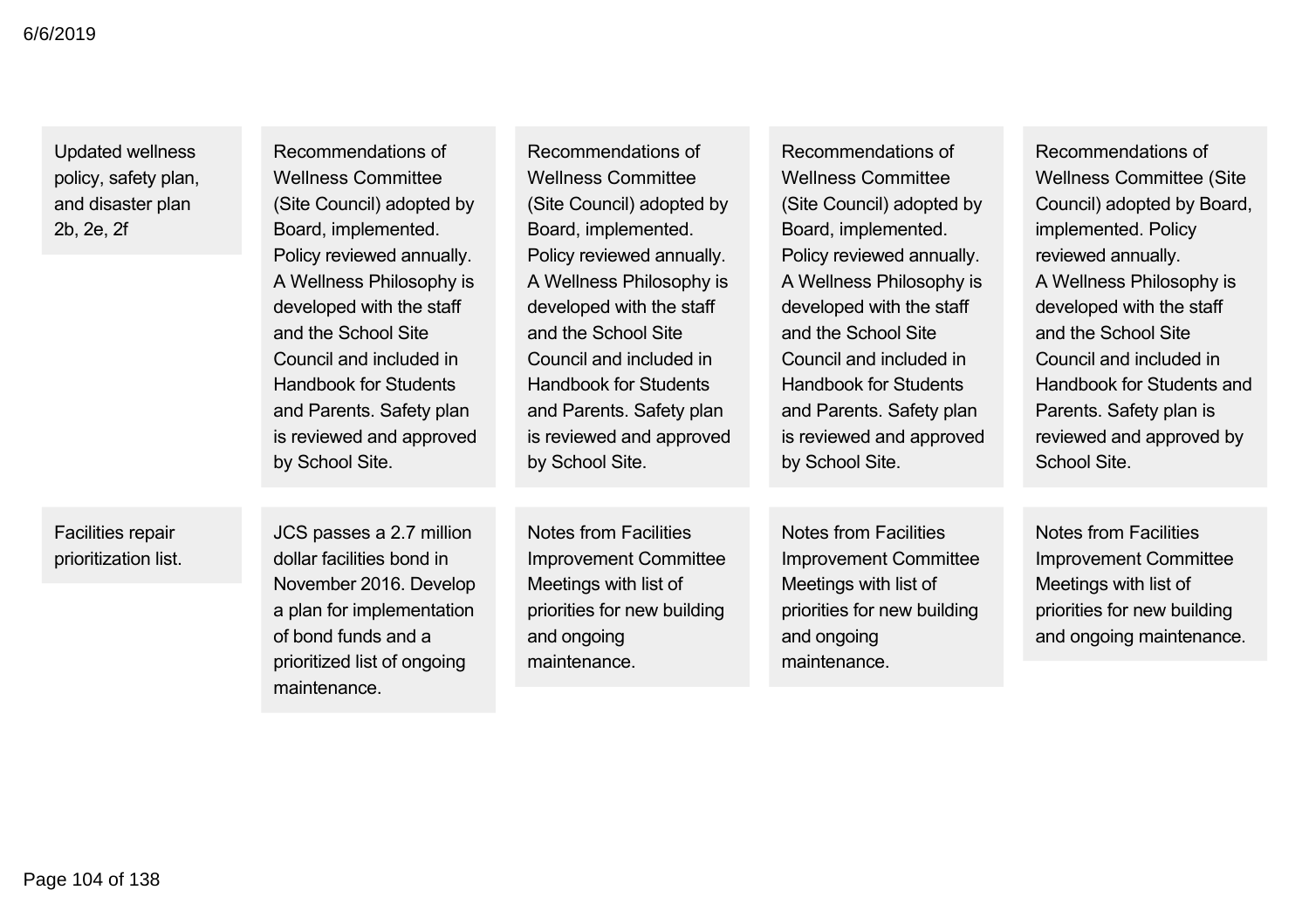| | | | | |
|---|---|---|---|---|
| Updated wellness policy, safety plan, and disaster plan 2b, 2e, 2f | Recommendations of Wellness Committee (Site Council) adopted by Board, implemented. Policy reviewed annually. A Wellness Philosophy is developed with the staff and the School Site Council and included in Handbook for Students and Parents. Safety plan is reviewed and approved by School Site. | Recommendations of Wellness Committee (Site Council) adopted by Board, implemented. Policy reviewed annually. A Wellness Philosophy is developed with the staff and the School Site Council and included in Handbook for Students and Parents. Safety plan is reviewed and approved by School Site. | Recommendations of Wellness Committee (Site Council) adopted by Board, implemented. Policy reviewed annually. A Wellness Philosophy is developed with the staff and the School Site Council and included in Handbook for Students and Parents. Safety plan is reviewed and approved by School Site. | Recommendations of Wellness Committee (Site Council) adopted by Board, implemented. Policy reviewed annually. A Wellness Philosophy is developed with the staff and the School Site Council and included in Handbook for Students and Parents. Safety plan is reviewed and approved by School Site. |
| Facilities repair prioritization list. | JCS passes a 2.7 million dollar facilities bond in November 2016. Develop a plan for implementation of bond funds and a prioritized list of ongoing maintenance. | Notes from Facilities Improvement Committee Meetings with list of priorities for new building and ongoing maintenance. | Notes from Facilities Improvement Committee Meetings with list of priorities for new building and ongoing maintenance. | Notes from Facilities Improvement Committee Meetings with list of priorities for new building and ongoing maintenance. |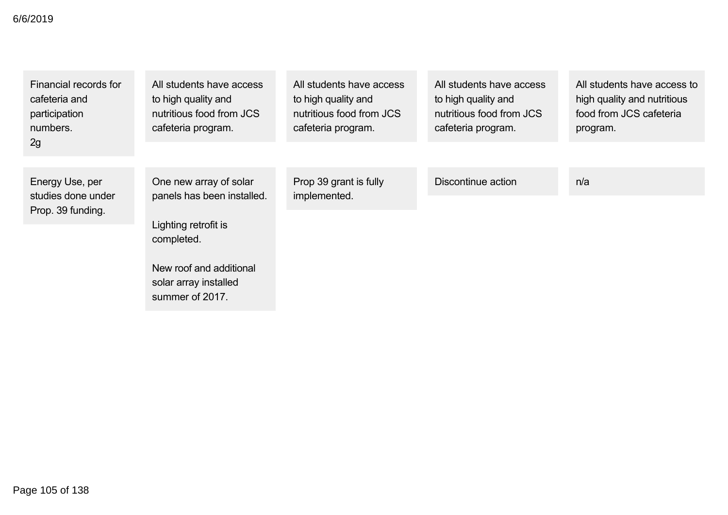| | | | | |
|---|---|---|---|---|
| Financial records for cafeteria and participation numbers.<br>2g | All students have access to high quality and nutritious food from JCS cafeteria program. | All students have access to high quality and nutritious food from JCS cafeteria program. | All students have access to high quality and nutritious food from JCS cafeteria program. | All students have access to high quality and nutritious food from JCS cafeteria program. |
| Energy Use, per studies done under Prop. 39 funding. | One new array of solar panels has been installed.<br><br>Lighting retrofit is completed.<br><br>New roof and additional solar array installed summer of 2017. | Prop 39 grant is fully implemented. | Discontinue action | n/a |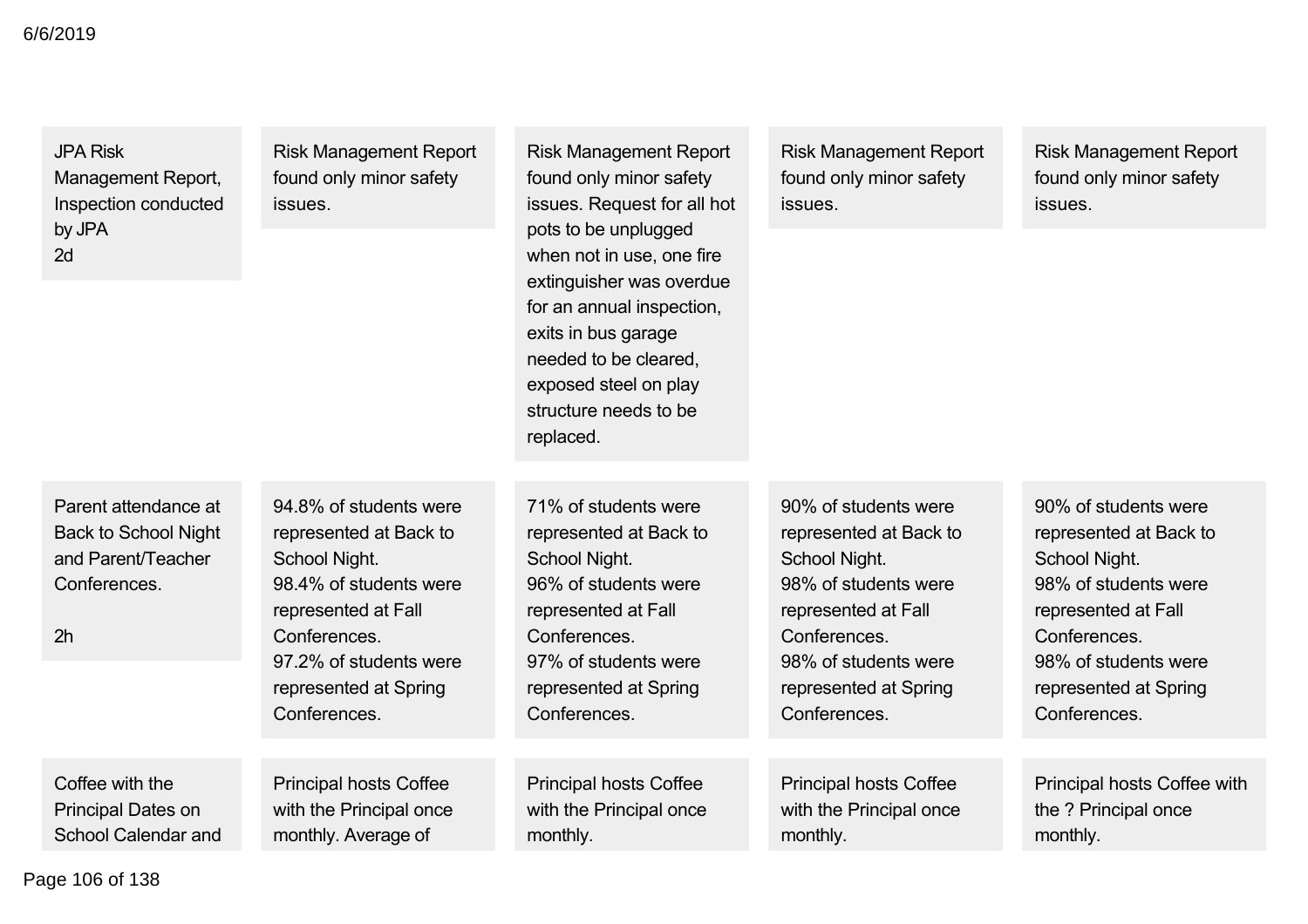| | | | | |
|---|---|---|---|---|
| JPA Risk Management Report, Inspection conducted by JPA<br>2d | Risk Management Report found only minor safety issues. | Risk Management Report found only minor safety issues. Request for all hot pots to be unplugged when not in use, one fire extinguisher was overdue for an annual inspection, exits in bus garage needed to be cleared, exposed steel on play structure needs to be replaced. | Risk Management Report found only minor safety issues. | Risk Management Report found only minor safety issues. |
| Parent attendance at Back to School Night and Parent/Teacher Conferences.<br><br>2h | 94.8% of students were represented at Back to School Night.<br>98.4% of students were represented at Fall Conferences.<br>97.2% of students were represented at Spring Conferences. | 71% of students were represented at Back to School Night.<br>96% of students were represented at Fall Conferences.<br>97% of students were represented at Spring Conferences. | 90% of students were represented at Back to School Night.<br>98% of students were represented at Fall Conferences.<br>98% of students were represented at Spring Conferences. | 90% of students were represented at Back to School Night.<br>98% of students were represented at Fall Conferences.<br>98% of students were represented at Spring Conferences. |
| Coffee with the Principal Dates on School Calendar and | Principal hosts Coffee with the Principal once monthly. Average of | Principal hosts Coffee with the Principal once monthly. | Principal hosts Coffee with the Principal once monthly. | Principal hosts Coffee with the ? Principal once monthly. |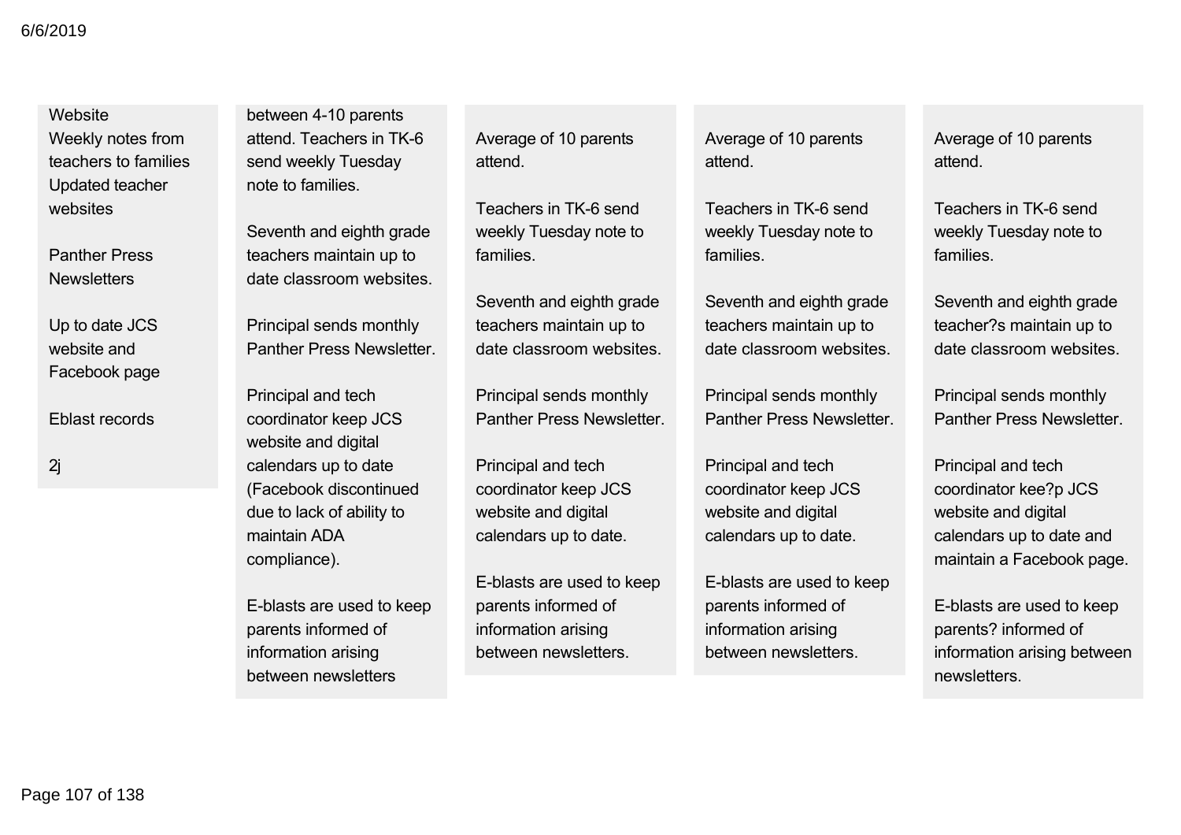| | | | | |
|---|---|---|---|---|
| Website<br>Weekly notes from teachers to families<br>Updated teacher websites<br><br>Panther Press Newsletters<br><br>Up to date JCS website and Facebook page<br><br>Eblast records<br><br>2j | between 4-10 parents attend. Teachers in TK-6 send weekly Tuesday note to families.<br><br>Seventh and eighth grade teachers maintain up to date classroom websites.<br><br>Principal sends monthly Panther Press Newsletter.<br><br>Principal and tech coordinator keep JCS website and digital calendars up to date (Facebook discontinued due to lack of ability to maintain ADA compliance).<br><br>E-blasts are used to keep parents informed of information arising between newsletters | Average of 10 parents attend.<br><br>Teachers in TK-6 send weekly Tuesday note to families.<br><br>Seventh and eighth grade teachers maintain up to date classroom websites.<br><br>Principal sends monthly Panther Press Newsletter.<br><br>Principal and tech coordinator keep JCS website and digital calendars up to date.<br><br>E-blasts are used to keep parents informed of information arising between newsletters. | Average of 10 parents attend.<br><br>Teachers in TK-6 send weekly Tuesday note to families.<br><br>Seventh and eighth grade teachers maintain up to date classroom websites.<br><br>Principal sends monthly Panther Press Newsletter.<br><br>Principal and tech coordinator keep JCS website and digital calendars up to date.<br><br>E-blasts are used to keep parents informed of information arising between newsletters. | Average of 10 parents attend.<br><br>Teachers in TK-6 send weekly Tuesday note to families.<br><br>Seventh and eighth grade teacher?s maintain up to date classroom websites.<br><br>Principal sends monthly Panther Press Newsletter.<br><br>Principal and tech coordinator kee?p JCS website and digital calendars up to date and maintain a Facebook page.<br><br>E-blasts are used to keep parents? informed of information arising between newsletters. |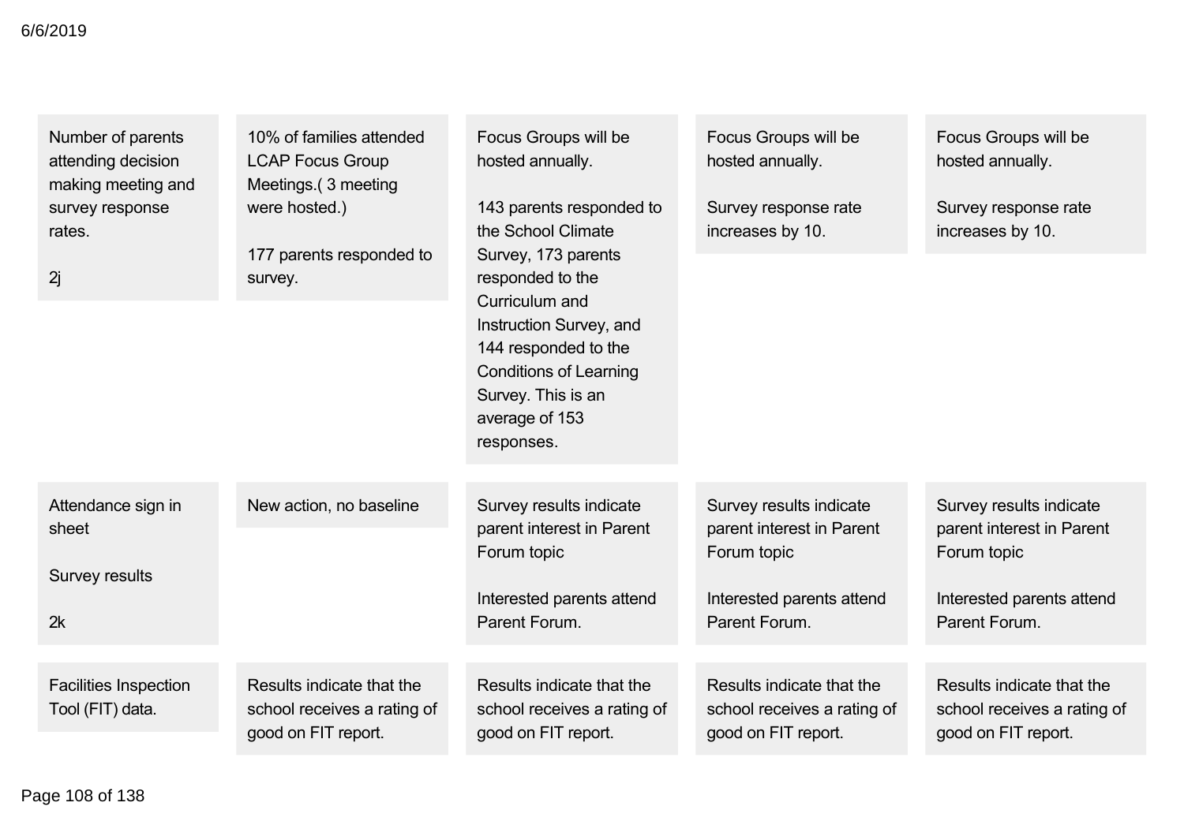| | | | | |
|---|---|---|---|---|
| Number of parents attending decision making meeting and survey response rates.<br><br>2j | 10% of families attended LCAP Focus Group Meetings.( 3 meeting were hosted.)<br><br>177 parents responded to survey. | Focus Groups will be hosted annually.<br><br>143 parents responded to the School Climate Survey, 173 parents responded to the Curriculum and Instruction Survey, and 144 responded to the Conditions of Learning Survey. This is an average of 153 responses. | Focus Groups will be hosted annually.<br><br>Survey response rate increases by 10. | Focus Groups will be hosted annually.<br><br>Survey response rate increases by 10. |
| Attendance sign in sheet<br><br>Survey results<br><br>2k | New action, no baseline | Survey results indicate parent interest in Parent Forum topic<br><br>Interested parents attend Parent Forum. | Survey results indicate parent interest in Parent Forum topic<br><br>Interested parents attend Parent Forum. | Survey results indicate parent interest in Parent Forum topic<br><br>Interested parents attend Parent Forum. |
| Facilities Inspection Tool (FIT) data. | Results indicate that the school receives a rating of good on FIT report. | Results indicate that the school receives a rating of good on FIT report. | Results indicate that the school receives a rating of good on FIT report. | Results indicate that the school receives a rating of good on FIT report. |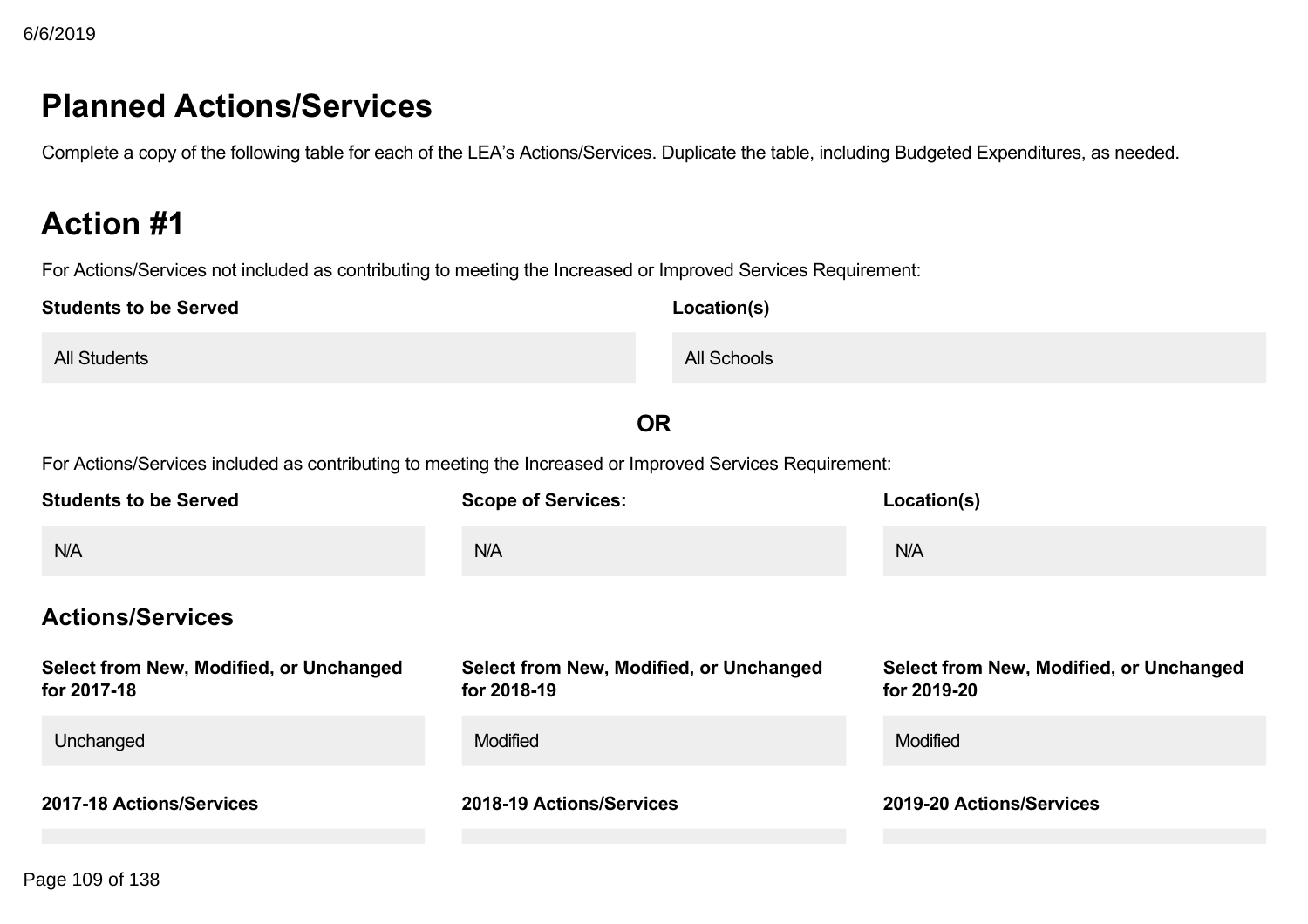# Planned Actions/Services

Complete a copy of the following table for each of the LEA's Actions/Services. Duplicate the table, including Budgeted Expenditures, as needed.

# Action #1

For Actions/Services not included as contributing to meeting the Increased or Improved Services Requirement:

| Students to be Served | Location(s) |
| --- | --- |
| All Students | All Schools |

**OR**

For Actions/Services included as contributing to meeting the Increased or Improved Services Requirement:

| Students to be Served | Scope of Services: | Location(s) |
| --- | --- | --- |
| N/A | N/A | N/A |

## Actions/Services

| Select from New, Modified, or Unchanged for 2017-18 | Select from New, Modified, or Unchanged for 2018-19 | Select from New, Modified, or Unchanged for 2019-20 |
| --- | --- | --- |
| Unchanged | Modified | Modified |

| 2017-18 Actions/Services | 2018-19 Actions/Services | 2019-20 Actions/Services |
| --- | --- | --- |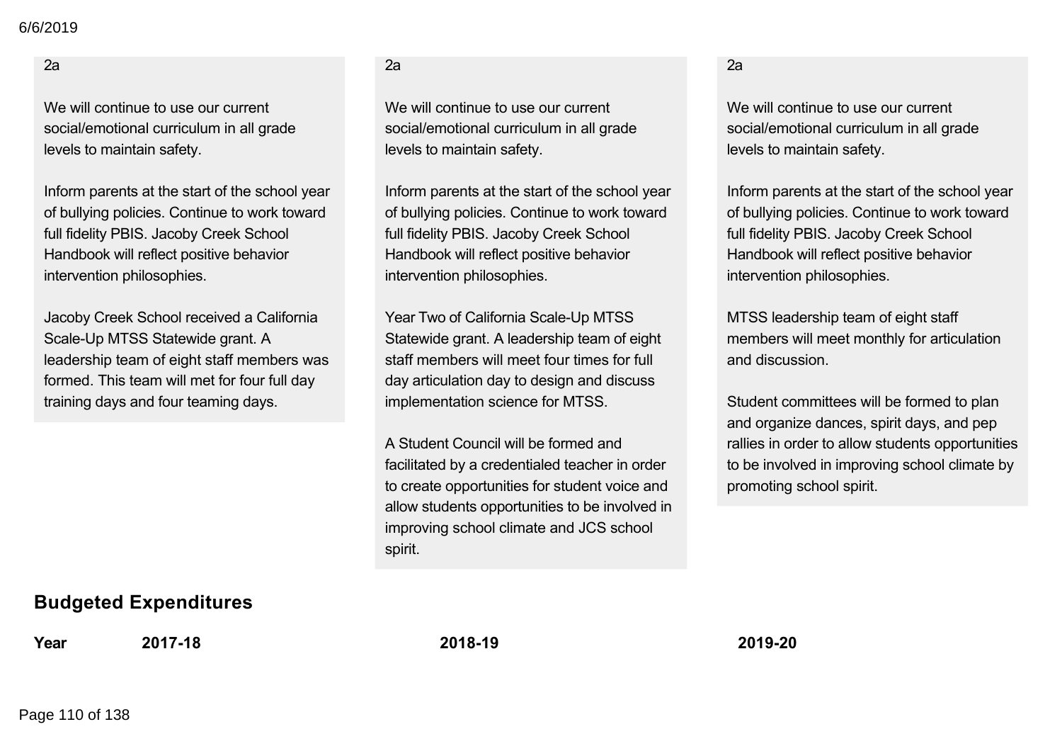| 2017-18 | 2018-19 | 2019-20 |
|---|---|---|
| 2a<br><br>We will continue to use our current social/emotional curriculum in all grade levels to maintain safety.<br><br>Inform parents at the start of the school year of bullying policies. Continue to work toward full fidelity PBIS. Jacoby Creek School Handbook will reflect positive behavior intervention philosophies.<br><br>Jacoby Creek School received a California Scale-Up MTSS Statewide grant. A leadership team of eight staff members was formed. This team will met for four full day training days and four teaming days. | 2a<br><br>We will continue to use our current social/emotional curriculum in all grade levels to maintain safety.<br><br>Inform parents at the start of the school year of bullying policies. Continue to work toward full fidelity PBIS. Jacoby Creek School Handbook will reflect positive behavior intervention philosophies.<br><br>Year Two of California Scale-Up MTSS Statewide grant. A leadership team of eight staff members will meet four times for full day articulation day to design and discuss implementation science for MTSS.<br><br>A Student Council will be formed and facilitated by a credentialed teacher in order to create opportunities for student voice and allow students opportunities to be involved in improving school climate and JCS school spirit. | 2a<br><br>We will continue to use our current social/emotional curriculum in all grade levels to maintain safety.<br><br>Inform parents at the start of the school year of bullying policies. Continue to work toward full fidelity PBIS. Jacoby Creek School Handbook will reflect positive behavior intervention philosophies.<br><br>MTSS leadership team of eight staff members will meet monthly for articulation and discussion.<br><br>Student committees will be formed to plan and organize dances, spirit days, and pep rallies in order to allow students opportunities to be involved in improving school climate by promoting school spirit. |

## Budgeted Expenditures

| Year | 2017-18 | 2018-19 | 2019-20 |
|---|---|---|---|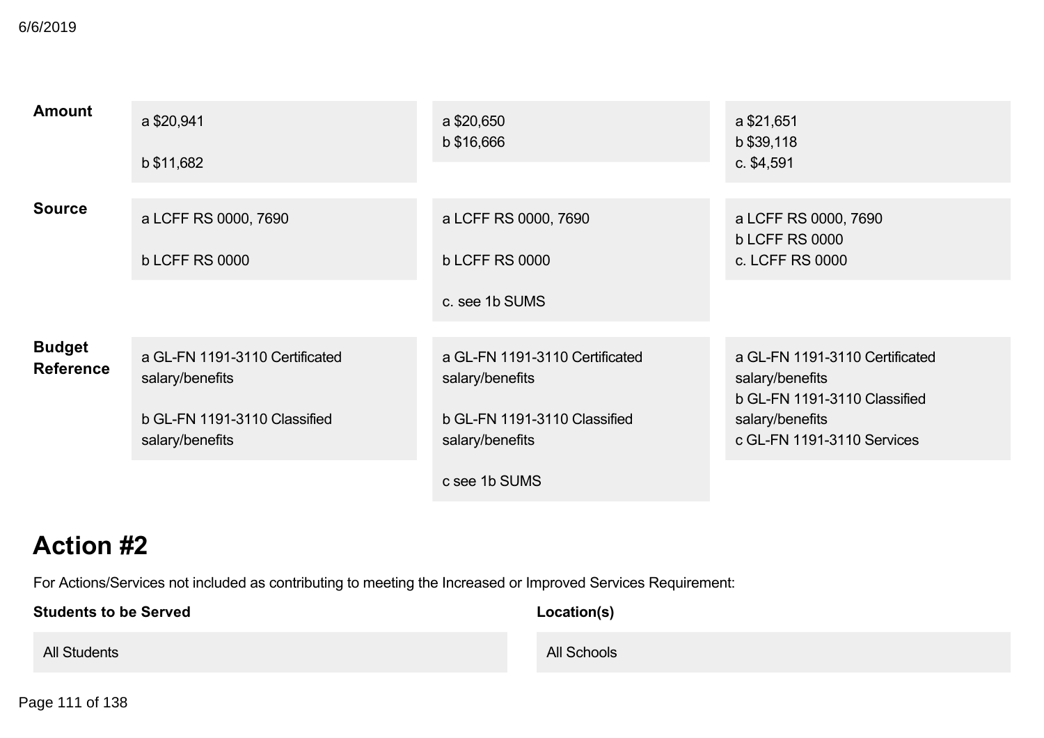| | | | |
|---|---|---|---|
| **Amount** | a $20,941<br><br>b $11,682 | a $20,650<br>b $16,666 | a $21,651<br>b $39,118<br>c. $4,591 |
| **Source** | a LCFF RS 0000, 7690<br><br>b LCFF RS 0000 | a LCFF RS 0000, 7690<br><br>b LCFF RS 0000<br><br>c. see 1b SUMS | a LCFF RS 0000, 7690<br>b LCFF RS 0000<br>c. LCFF RS 0000 |
| **Budget Reference** | a GL-FN 1191-3110 Certificated salary/benefits<br><br>b GL-FN 1191-3110 Classified salary/benefits | a GL-FN 1191-3110 Certificated salary/benefits<br><br>b GL-FN 1191-3110 Classified salary/benefits<br><br>c see 1b SUMS | a GL-FN 1191-3110 Certificated salary/benefits<br>b GL-FN 1191-3110 Classified salary/benefits<br>c GL-FN 1191-3110 Services |

# Action #2

For Actions/Services not included as contributing to meeting the Increased or Improved Services Requirement:

| Students to be Served | Location(s) |
|---|---|
| All Students | All Schools |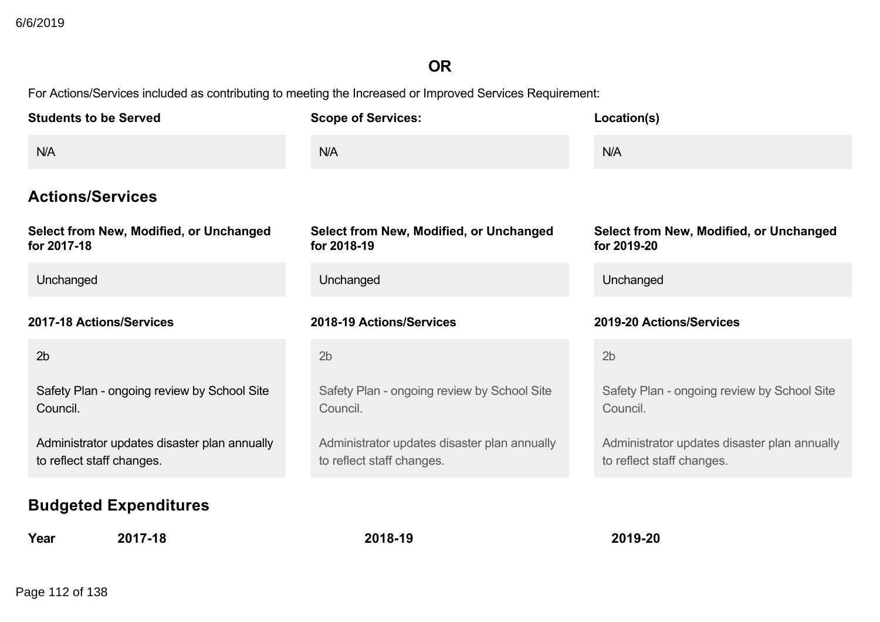**OR**

For Actions/Services included as contributing to meeting the Increased or Improved Services Requirement:

| Students to be Served | Scope of Services: | Location(s) |
|---|---|---|
| N/A | N/A | N/A |

## Actions/Services

| Select from New, Modified, or Unchanged for 2017-18 | Select from New, Modified, or Unchanged for 2018-19 | Select from New, Modified, or Unchanged for 2019-20 |
|---|---|---|
| Unchanged | Unchanged | Unchanged |

| 2017-18 Actions/Services | 2018-19 Actions/Services | 2019-20 Actions/Services |
|---|---|---|
| 2b<br><br>Safety Plan - ongoing review by School Site Council.<br><br>Administrator updates disaster plan annually to reflect staff changes. | 2b<br><br>Safety Plan - ongoing review by School Site Council.<br><br>Administrator updates disaster plan annually to reflect staff changes. | 2b<br><br>Safety Plan - ongoing review by School Site Council.<br><br>Administrator updates disaster plan annually to reflect staff changes. |

## Budgeted Expenditures

| Year | 2017-18 | 2018-19 | 2019-20 |
|---|---|---|---|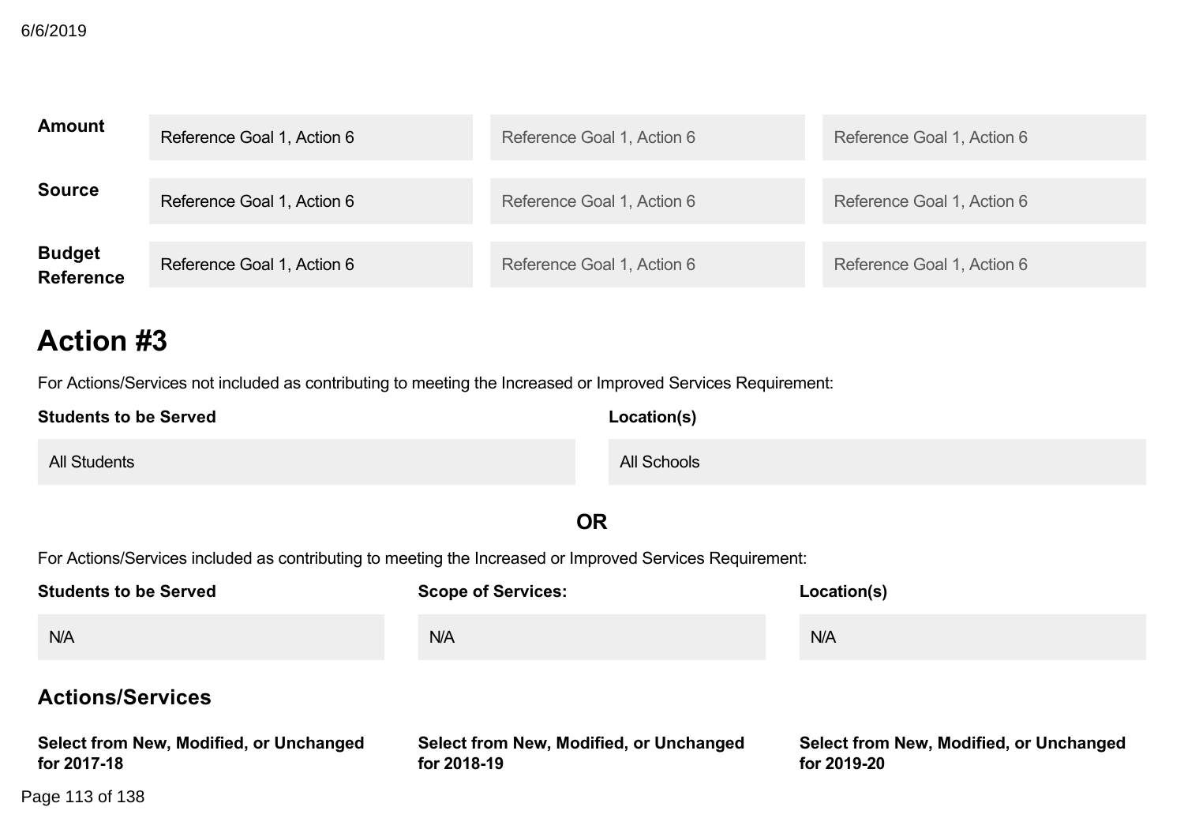| | | | |
|---|---|---|---|
| **Amount** | Reference Goal 1, Action 6 | Reference Goal 1, Action 6 | Reference Goal 1, Action 6 |
| **Source** | Reference Goal 1, Action 6 | Reference Goal 1, Action 6 | Reference Goal 1, Action 6 |
| **Budget Reference** | Reference Goal 1, Action 6 | Reference Goal 1, Action 6 | Reference Goal 1, Action 6 |

# Action #3

For Actions/Services not included as contributing to meeting the Increased or Improved Services Requirement:

| **Students to be Served** | **Location(s)** |
|---|---|
| All Students | All Schools |

**OR**

For Actions/Services included as contributing to meeting the Increased or Improved Services Requirement:

| **Students to be Served** | **Scope of Services:** | **Location(s)** |
|---|---|---|
| N/A | N/A | N/A |

## Actions/Services

| **Select from New, Modified, or Unchanged for 2017-18** | **Select from New, Modified, or Unchanged for 2018-19** | **Select from New, Modified, or Unchanged for 2019-20** |
|---|---|---|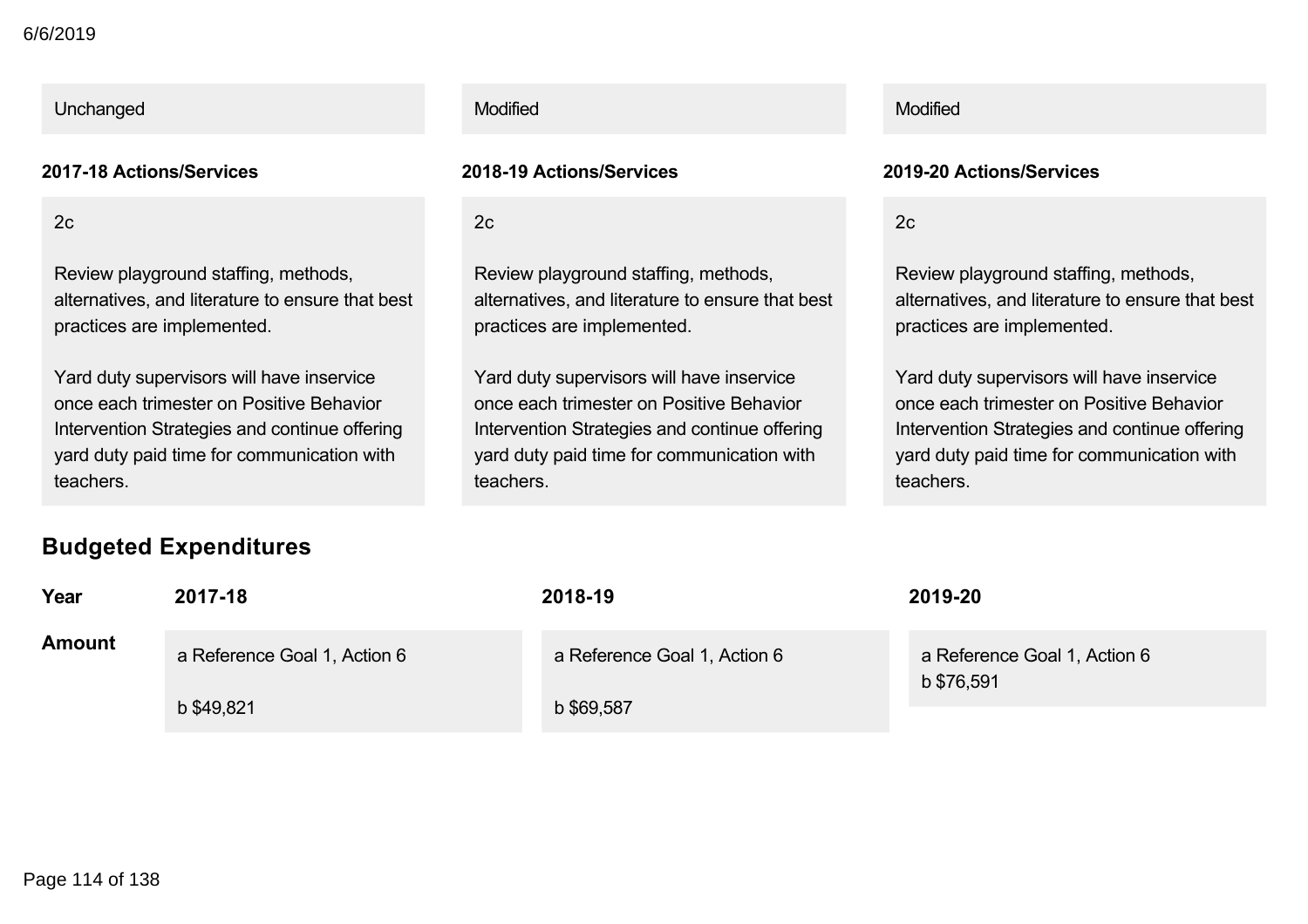| Unchanged | Modified | Modified |
|---|---|---|
| **2017-18 Actions/Services** | **2018-19 Actions/Services** | **2019-20 Actions/Services** |
| 2c<br><br>Review playground staffing, methods, alternatives, and literature to ensure that best practices are implemented.<br><br>Yard duty supervisors will have inservice once each trimester on Positive Behavior Intervention Strategies and continue offering yard duty paid time for communication with teachers. | 2c<br><br>Review playground staffing, methods, alternatives, and literature to ensure that best practices are implemented.<br><br>Yard duty supervisors will have inservice once each trimester on Positive Behavior Intervention Strategies and continue offering yard duty paid time for communication with teachers. | 2c<br><br>Review playground staffing, methods, alternatives, and literature to ensure that best practices are implemented.<br><br>Yard duty supervisors will have inservice once each trimester on Positive Behavior Intervention Strategies and continue offering yard duty paid time for communication with teachers. |

## Budgeted Expenditures

| Year | 2017-18 | 2018-19 | 2019-20 |
|---|---|---|---|
| **Amount** | a Reference Goal 1, Action 6<br><br>b $49,821 | a Reference Goal 1, Action 6<br><br>b $69,587 | a Reference Goal 1, Action 6<br>b $76,591 |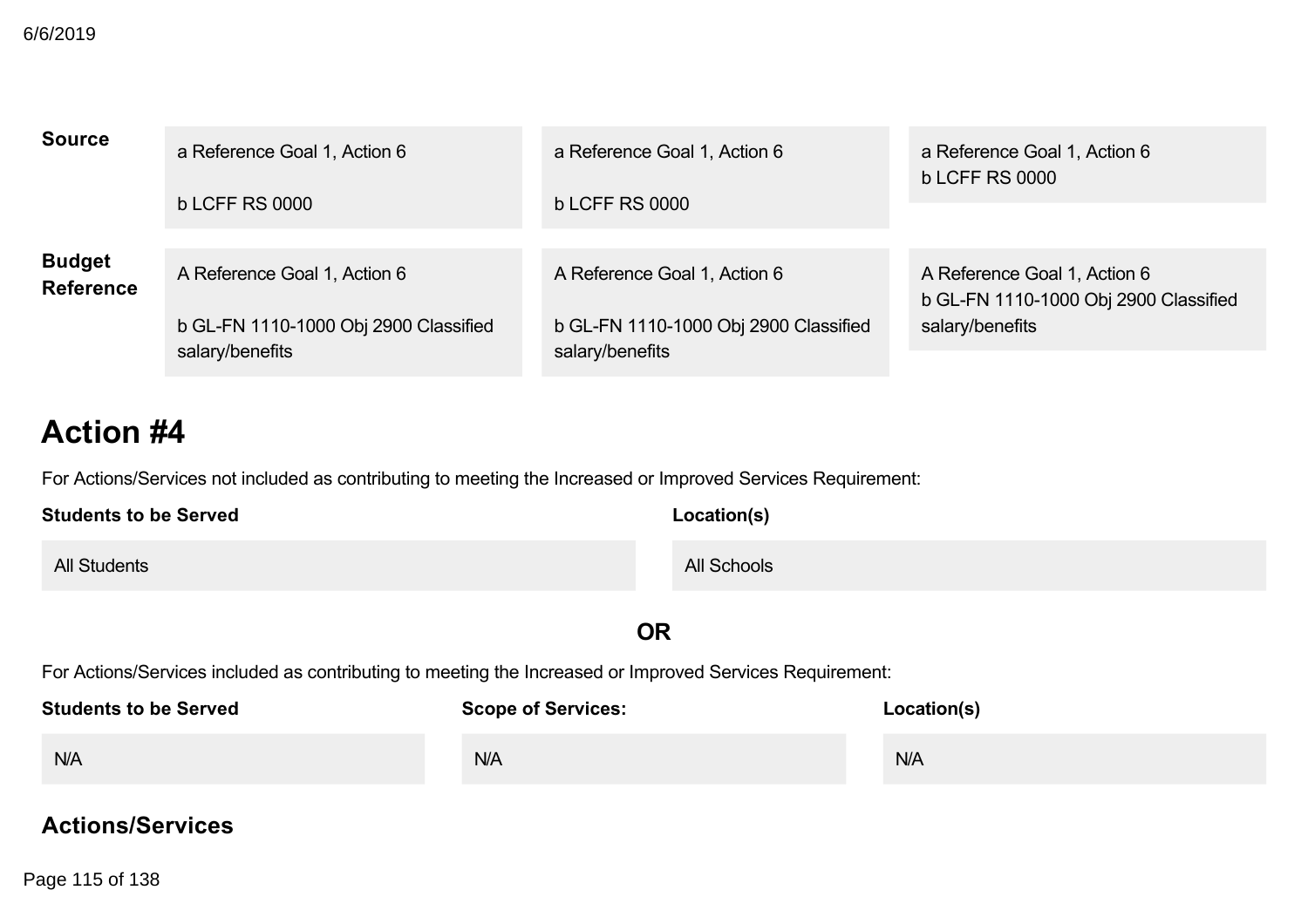| | | | |
|---|---|---|---|
| **Source** | a Reference Goal 1, Action 6<br><br>b LCFF RS 0000 | a Reference Goal 1, Action 6<br><br>b LCFF RS 0000 | a Reference Goal 1, Action 6<br>b LCFF RS 0000 |
| **Budget Reference** | A Reference Goal 1, Action 6<br><br>b GL-FN 1110-1000 Obj 2900 Classified salary/benefits | A Reference Goal 1, Action 6<br><br>b GL-FN 1110-1000 Obj 2900 Classified salary/benefits | A Reference Goal 1, Action 6<br>b GL-FN 1110-1000 Obj 2900 Classified salary/benefits |

# Action #4

For Actions/Services not included as contributing to meeting the Increased or Improved Services Requirement:

| Students to be Served | Location(s) |
|---|---|
| All Students | All Schools |

**OR**

For Actions/Services included as contributing to meeting the Increased or Improved Services Requirement:

| Students to be Served | Scope of Services: | Location(s) |
|---|---|---|
| N/A | N/A | N/A |

## Actions/Services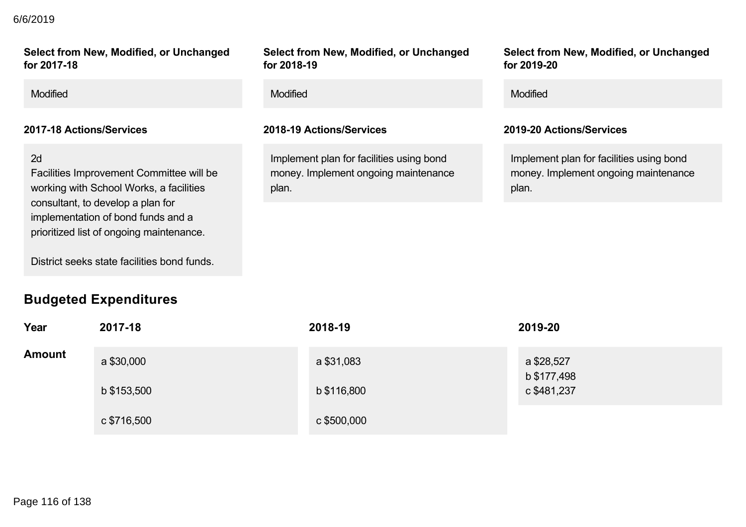| Select from New, Modified, or Unchanged for 2017-18 | Select from New, Modified, or Unchanged for 2018-19 | Select from New, Modified, or Unchanged for 2019-20 |
|---|---|---|
| Modified | Modified | Modified |

| 2017-18 Actions/Services | 2018-19 Actions/Services | 2019-20 Actions/Services |
|---|---|---|
| 2d<br>Facilities Improvement Committee will be working with School Works, a facilities consultant, to develop a plan for implementation of bond funds and a prioritized list of ongoing maintenance.<br><br>District seeks state facilities bond funds. | Implement plan for facilities using bond money. Implement ongoing maintenance plan. | Implement plan for facilities using bond money. Implement ongoing maintenance plan. |

## Budgeted Expenditures

| Year | 2017-18 | 2018-19 | 2019-20 |
|---|---|---|---|
| Amount | a $30,000<br><br>b $153,500<br><br>c $716,500 | a $31,083<br><br>b $116,800<br><br>c $500,000 | a $28,527<br>b $177,498<br>c $481,237 |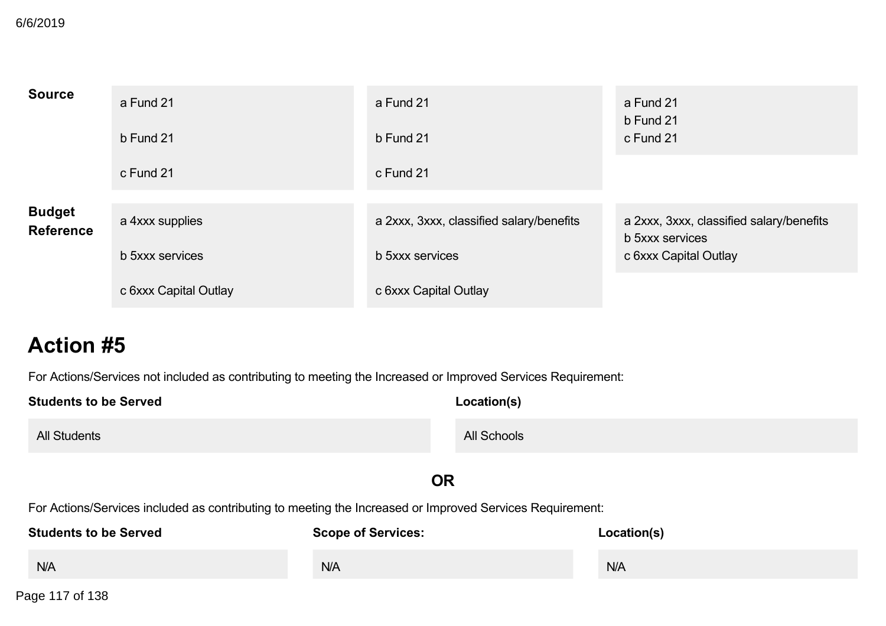| | | | |
|---|---|---|---|
| **Source** | a Fund 21<br><br>b Fund 21<br><br>c Fund 21 | a Fund 21<br><br>b Fund 21<br><br>c Fund 21 | a Fund 21<br>b Fund 21<br>c Fund 21 |
| **Budget Reference** | a 4xxx supplies<br><br>b 5xxx services<br><br>c 6xxx Capital Outlay | a 2xxx, 3xxx, classified salary/benefits<br><br>b 5xxx services<br><br>c 6xxx Capital Outlay | a 2xxx, 3xxx, classified salary/benefits<br>b 5xxx services<br>c 6xxx Capital Outlay |

# Action #5

For Actions/Services not included as contributing to meeting the Increased or Improved Services Requirement:

| Students to be Served | Location(s) |
|---|---|
| All Students | All Schools |

**OR**

For Actions/Services included as contributing to meeting the Increased or Improved Services Requirement:

| Students to be Served | Scope of Services: | Location(s) |
|---|---|---|
| N/A | N/A | N/A |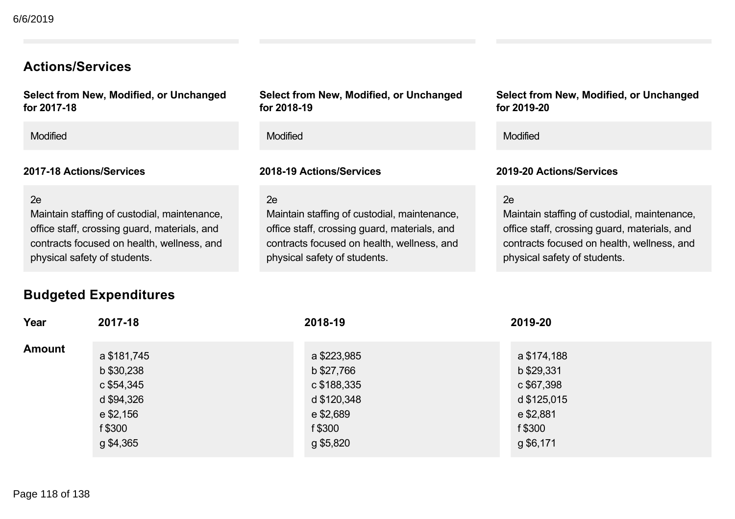## Actions/Services

| Select from New, Modified, or Unchanged for 2017-18 | Select from New, Modified, or Unchanged for 2018-19 | Select from New, Modified, or Unchanged for 2019-20 |
|---|---|---|
| Modified | Modified | Modified |

| 2017-18 Actions/Services | 2018-19 Actions/Services | 2019-20 Actions/Services |
|---|---|---|
| 2e<br>Maintain staffing of custodial, maintenance, office staff, crossing guard, materials, and contracts focused on health, wellness, and physical safety of students. | 2e<br>Maintain staffing of custodial, maintenance, office staff, crossing guard, materials, and contracts focused on health, wellness, and physical safety of students. | 2e<br>Maintain staffing of custodial, maintenance, office staff, crossing guard, materials, and contracts focused on health, wellness, and physical safety of students. |

## Budgeted Expenditures

| Year | 2017-18 | 2018-19 | 2019-20 |
|---|---|---|---|
| Amount | a $181,745<br>b $30,238<br>c $54,345<br>d $94,326<br>e $2,156<br>f $300<br>g $4,365 | a $223,985<br>b $27,766<br>c $188,335<br>d $120,348<br>e $2,689<br>f $300<br>g $5,820 | a $174,188<br>b $29,331<br>c $67,398<br>d $125,015<br>e $2,881<br>f $300<br>g $6,171 |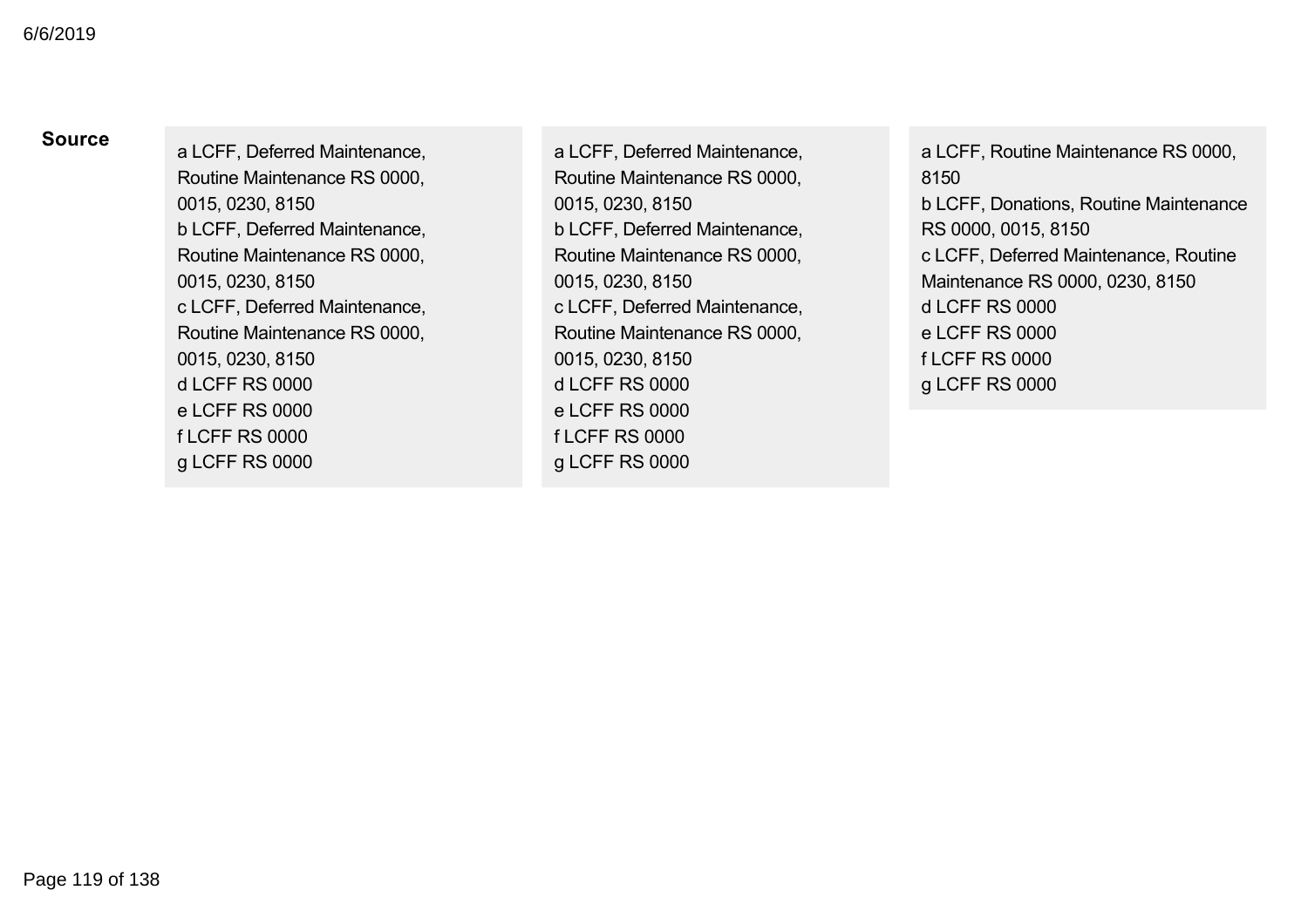| Source | | | |
| --- | --- | --- | --- |
| | a LCFF, Deferred Maintenance, Routine Maintenance RS 0000, 0015, 0230, 8150<br>b LCFF, Deferred Maintenance, Routine Maintenance RS 0000, 0015, 0230, 8150<br>c LCFF, Deferred Maintenance, Routine Maintenance RS 0000, 0015, 0230, 8150<br>d LCFF RS 0000<br>e LCFF RS 0000<br>f LCFF RS 0000<br>g LCFF RS 0000 | a LCFF, Deferred Maintenance, Routine Maintenance RS 0000, 0015, 0230, 8150<br>b LCFF, Deferred Maintenance, Routine Maintenance RS 0000, 0015, 0230, 8150<br>c LCFF, Deferred Maintenance, Routine Maintenance RS 0000, 0015, 0230, 8150<br>d LCFF RS 0000<br>e LCFF RS 0000<br>f LCFF RS 0000<br>g LCFF RS 0000 | a LCFF, Routine Maintenance RS 0000, 8150<br>b LCFF, Donations, Routine Maintenance RS 0000, 0015, 8150<br>c LCFF, Deferred Maintenance, Routine Maintenance RS 0000, 0230, 8150<br>d LCFF RS 0000<br>e LCFF RS 0000<br>f LCFF RS 0000<br>g LCFF RS 0000 |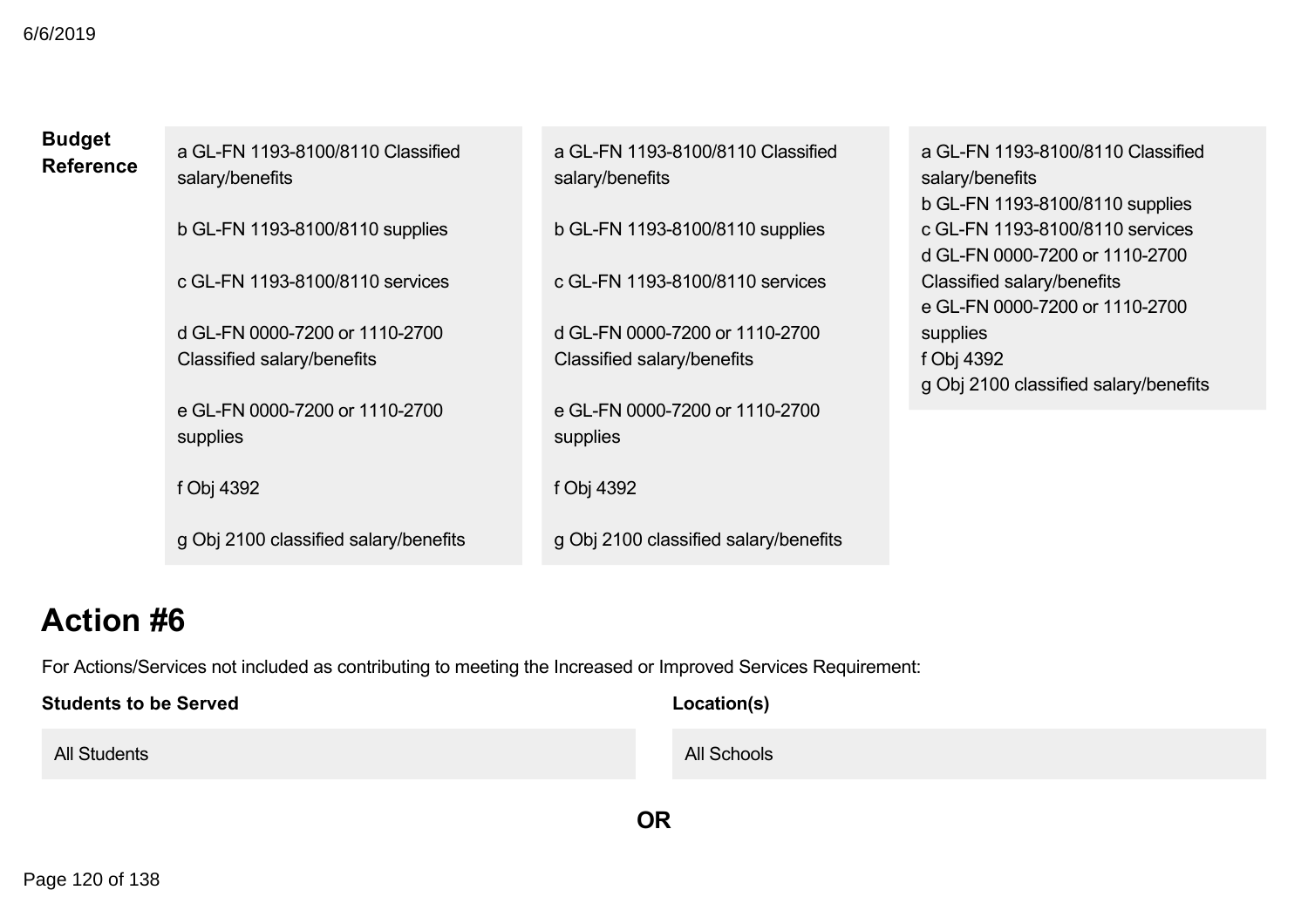| Budget Reference | | | |
|---|---|---|---|
| | a GL-FN 1193-8100/8110 Classified salary/benefits<br><br>b GL-FN 1193-8100/8110 supplies<br><br>c GL-FN 1193-8100/8110 services<br><br>d GL-FN 0000-7200 or 1110-2700 Classified salary/benefits<br><br>e GL-FN 0000-7200 or 1110-2700 supplies<br><br>f Obj 4392<br><br>g Obj 2100 classified salary/benefits | a GL-FN 1193-8100/8110 Classified salary/benefits<br><br>b GL-FN 1193-8100/8110 supplies<br><br>c GL-FN 1193-8100/8110 services<br><br>d GL-FN 0000-7200 or 1110-2700 Classified salary/benefits<br><br>e GL-FN 0000-7200 or 1110-2700 supplies<br><br>f Obj 4392<br><br>g Obj 2100 classified salary/benefits | a GL-FN 1193-8100/8110 Classified salary/benefits<br>b GL-FN 1193-8100/8110 supplies<br>c GL-FN 1193-8100/8110 services<br>d GL-FN 0000-7200 or 1110-2700 Classified salary/benefits<br>e GL-FN 0000-7200 or 1110-2700 supplies<br>f Obj 4392<br>g Obj 2100 classified salary/benefits |

# Action #6

For Actions/Services not included as contributing to meeting the Increased or Improved Services Requirement:

| Students to be Served | Location(s) |
|---|---|
| All Students | All Schools |

**OR**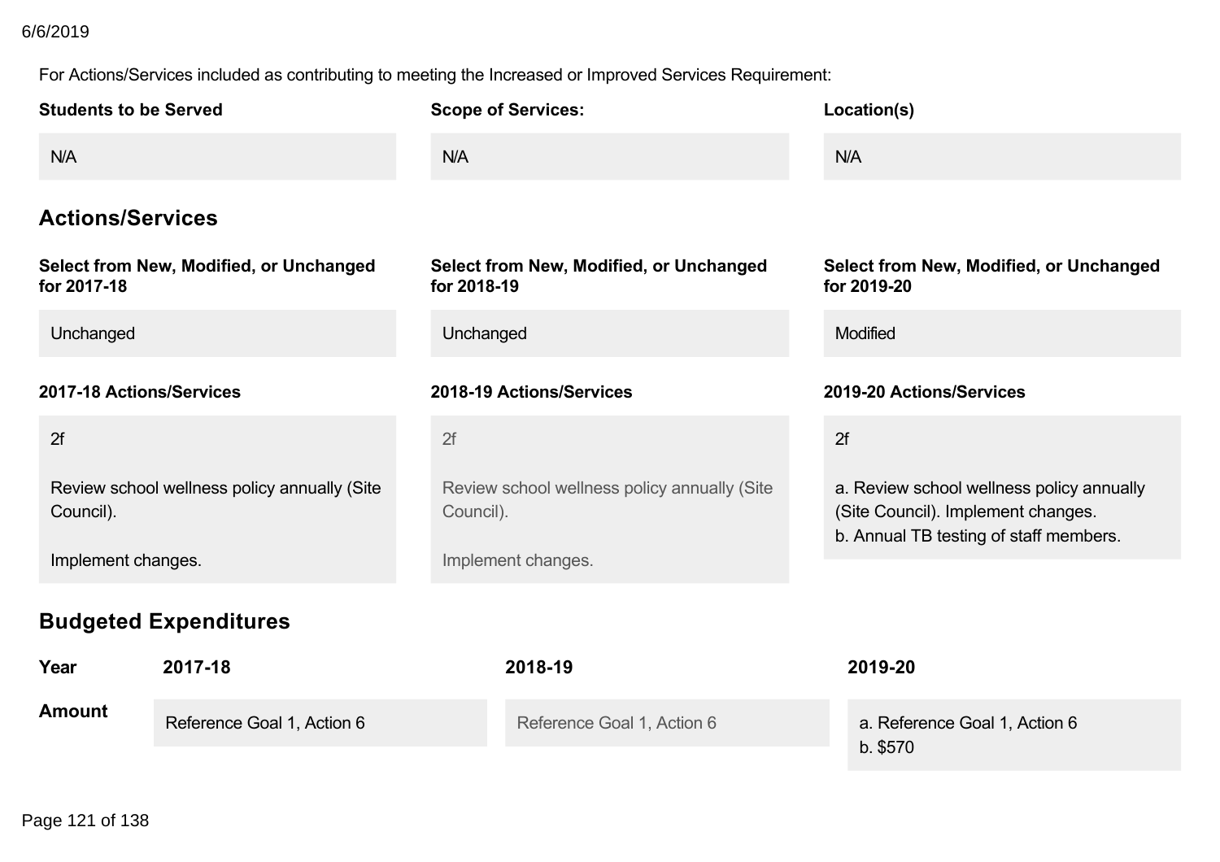For Actions/Services included as contributing to meeting the Increased or Improved Services Requirement:

| Students to be Served | Scope of Services: | Location(s) |
|---|---|---|
| N/A | N/A | N/A |

## Actions/Services

| Select from New, Modified, or Unchanged for 2017-18 | Select from New, Modified, or Unchanged for 2018-19 | Select from New, Modified, or Unchanged for 2019-20 |
|---|---|---|
| Unchanged | Unchanged | Modified |

| 2017-18 Actions/Services | 2018-19 Actions/Services | 2019-20 Actions/Services |
|---|---|---|
| 2f<br><br>Review school wellness policy annually (Site Council).<br><br>Implement changes. | 2f<br><br>Review school wellness policy annually (Site Council).<br><br>Implement changes. | 2f<br><br>a. Review school wellness policy annually (Site Council). Implement changes.<br>b. Annual TB testing of staff members. |

## Budgeted Expenditures

| Year | 2017-18 | 2018-19 | 2019-20 |
|---|---|---|---|
| Amount | Reference Goal 1, Action 6 | Reference Goal 1, Action 6 | a. Reference Goal 1, Action 6<br>b. $570 |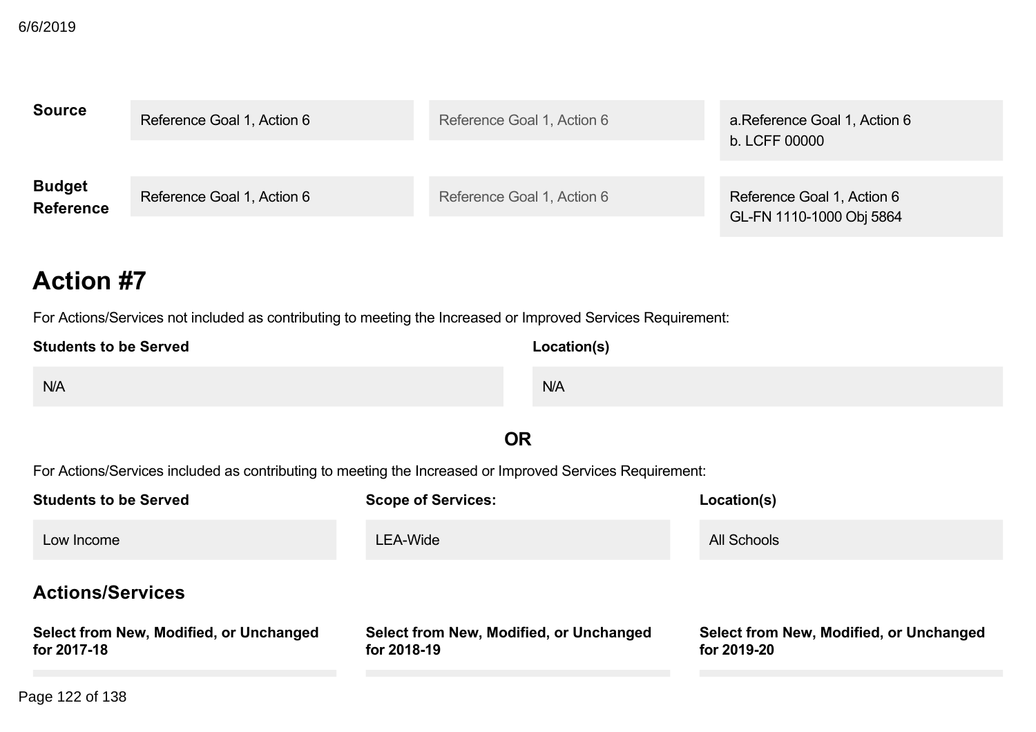| | | | |
|---|---|---|---|
| **Source** | Reference Goal 1, Action 6 | Reference Goal 1, Action 6 | a.Reference Goal 1, Action 6<br>b. LCFF 00000 |
| **Budget Reference** | Reference Goal 1, Action 6 | Reference Goal 1, Action 6 | Reference Goal 1, Action 6<br>GL-FN 1110-1000 Obj 5864 |

## Action #7

For Actions/Services not included as contributing to meeting the Increased or Improved Services Requirement:

| Students to be Served | Location(s) |
|---|---|
| N/A | N/A |

**OR**

For Actions/Services included as contributing to meeting the Increased or Improved Services Requirement:

| Students to be Served | Scope of Services: | Location(s) |
|---|---|---|
| Low Income | LEA-Wide | All Schools |

### Actions/Services

| Select from New, Modified, or Unchanged for 2017-18 | Select from New, Modified, or Unchanged for 2018-19 | Select from New, Modified, or Unchanged for 2019-20 |
|---|---|---|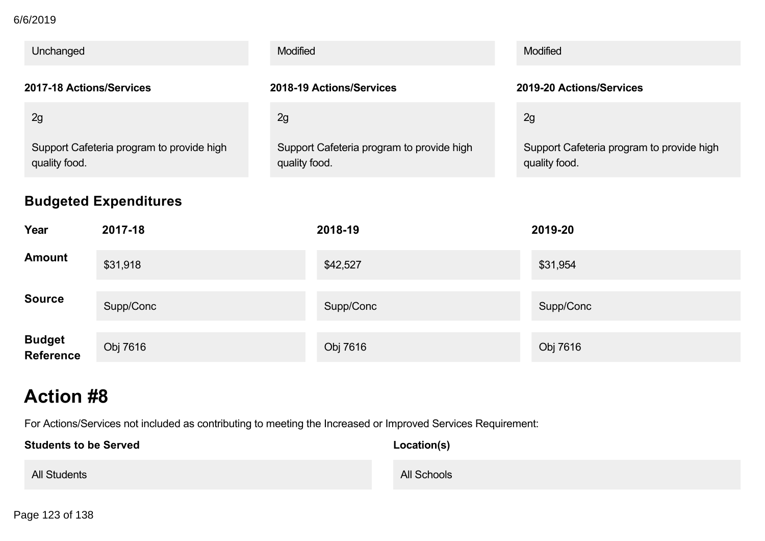| Unchanged | Modified | Modified |
| --- | --- | --- |

| 2017-18 Actions/Services | 2018-19 Actions/Services | 2019-20 Actions/Services |
| --- | --- | --- |
| 2g<br><br>Support Cafeteria program to provide high quality food. | 2g<br><br>Support Cafeteria program to provide high quality food. | 2g<br><br>Support Cafeteria program to provide high quality food. |

## Budgeted Expenditures

| Year | 2017-18 | 2018-19 | 2019-20 |
| --- | --- | --- | --- |
| **Amount** | $31,918 | $42,527 | $31,954 |
| **Source** | Supp/Conc | Supp/Conc | Supp/Conc |
| **Budget Reference** | Obj 7616 | Obj 7616 | Obj 7616 |

# Action #8

For Actions/Services not included as contributing to meeting the Increased or Improved Services Requirement:

| Students to be Served | Location(s) |
| --- | --- |
| All Students | All Schools |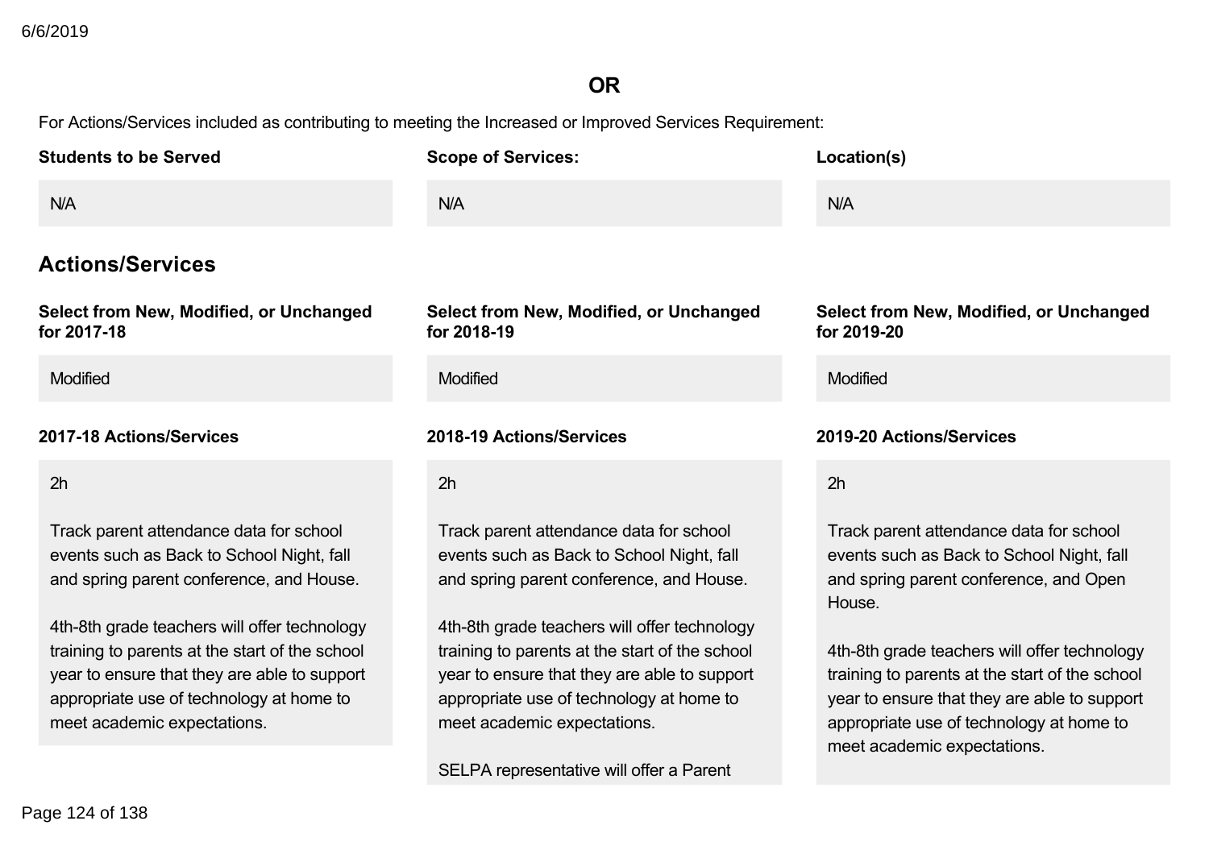**OR**

For Actions/Services included as contributing to meeting the Increased or Improved Services Requirement:

| Students to be Served | Scope of Services: | Location(s) |
| --- | --- | --- |
| N/A | N/A | N/A |

## Actions/Services

| Select from New, Modified, or Unchanged for 2017-18 | Select from New, Modified, or Unchanged for 2018-19 | Select from New, Modified, or Unchanged for 2019-20 |
| --- | --- | --- |
| Modified | Modified | Modified |

| 2017-18 Actions/Services | 2018-19 Actions/Services | 2019-20 Actions/Services |
| --- | --- | --- |
| 2h<br><br>Track parent attendance data for school events such as Back to School Night, fall and spring parent conference, and House.<br><br>4th-8th grade teachers will offer technology training to parents at the start of the school year to ensure that they are able to support appropriate use of technology at home to meet academic expectations. | 2h<br><br>Track parent attendance data for school events such as Back to School Night, fall and spring parent conference, and House.<br><br>4th-8th grade teachers will offer technology training to parents at the start of the school year to ensure that they are able to support appropriate use of technology at home to meet academic expectations.<br><br>SELPA representative will offer a Parent | 2h<br><br>Track parent attendance data for school events such as Back to School Night, fall and spring parent conference, and Open House.<br><br>4th-8th grade teachers will offer technology training to parents at the start of the school year to ensure that they are able to support appropriate use of technology at home to meet academic expectations. |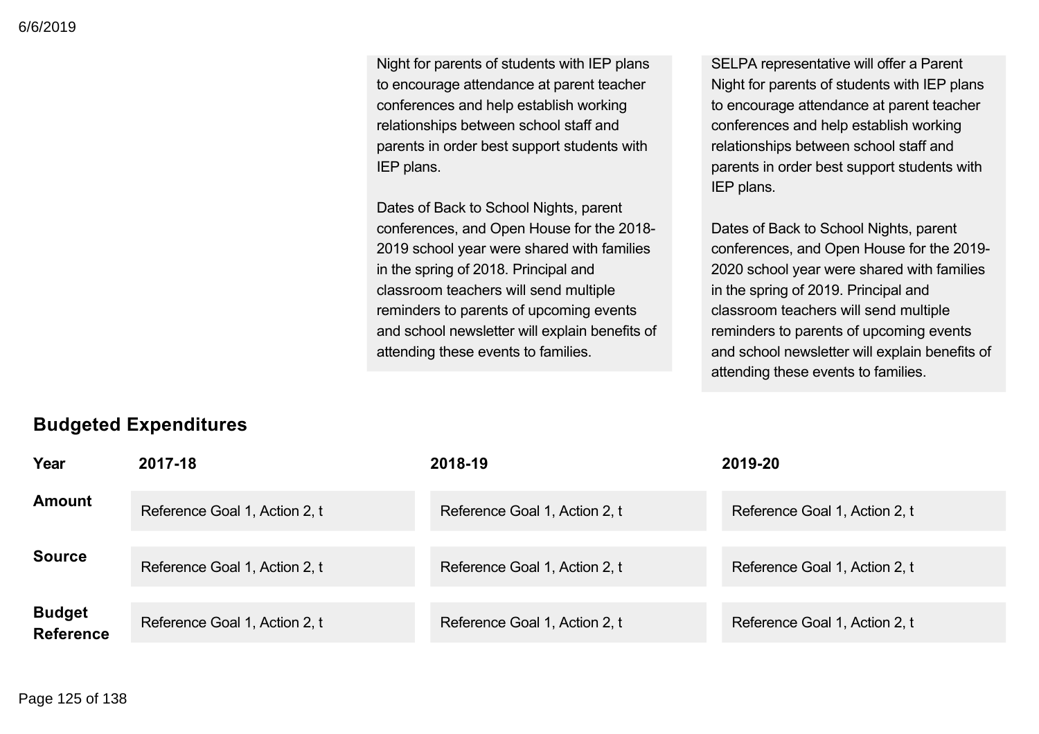| | | |
|---|---|---|
| | Night for parents of students with IEP plans to encourage attendance at parent teacher conferences and help establish working relationships between school staff and parents in order best support students with IEP plans.<br><br>Dates of Back to School Nights, parent conferences, and Open House for the 2018-2019 school year were shared with families in the spring of 2018. Principal and classroom teachers will send multiple reminders to parents of upcoming events and school newsletter will explain benefits of attending these events to families. | SELPA representative will offer a Parent Night for parents of students with IEP plans to encourage attendance at parent teacher conferences and help establish working relationships between school staff and parents in order best support students with IEP plans.<br><br>Dates of Back to School Nights, parent conferences, and Open House for the 2019-2020 school year were shared with families in the spring of 2019. Principal and classroom teachers will send multiple reminders to parents of upcoming events and school newsletter will explain benefits of attending these events to families. |

## Budgeted Expenditures

| Year | 2017-18 | 2018-19 | 2019-20 |
|---|---|---|---|
| **Amount** | Reference Goal 1, Action 2, t | Reference Goal 1, Action 2, t | Reference Goal 1, Action 2, t |
| **Source** | Reference Goal 1, Action 2, t | Reference Goal 1, Action 2, t | Reference Goal 1, Action 2, t |
| **Budget Reference** | Reference Goal 1, Action 2, t | Reference Goal 1, Action 2, t | Reference Goal 1, Action 2, t |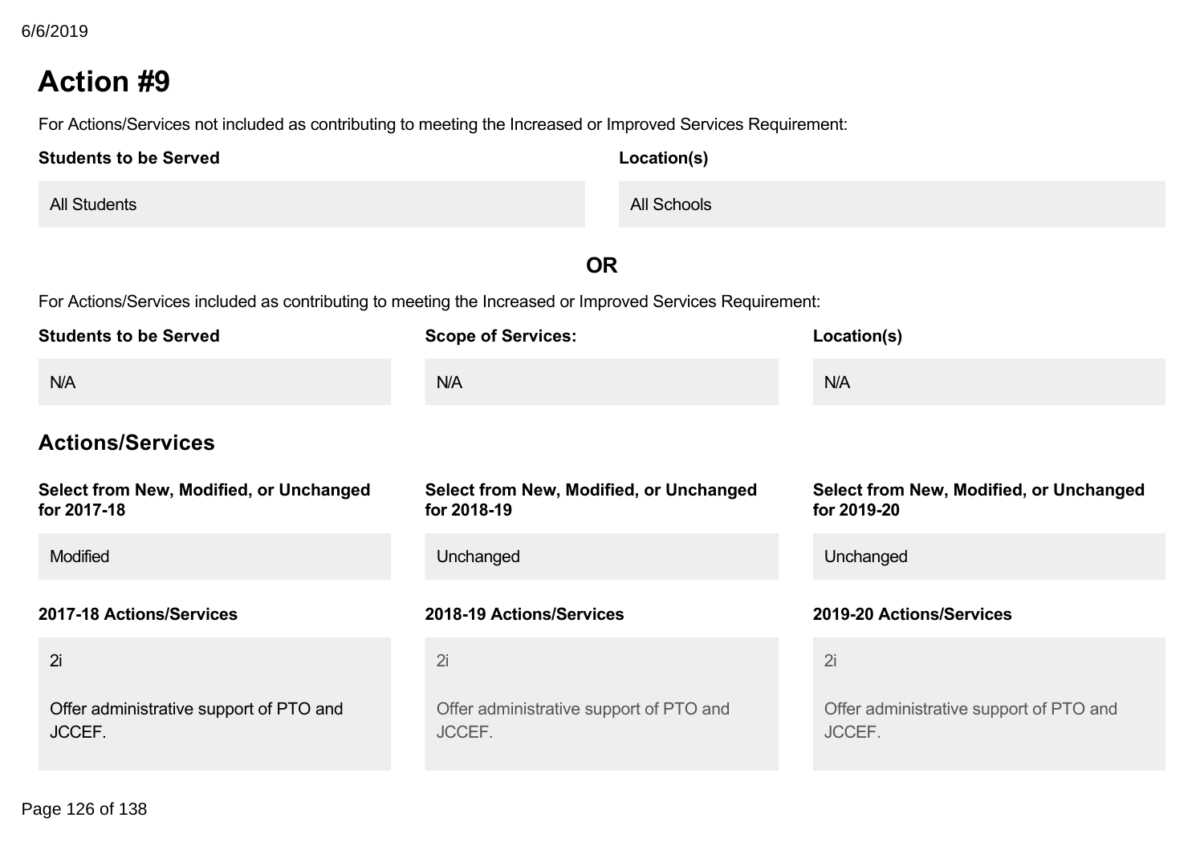# Action #9

For Actions/Services not included as contributing to meeting the Increased or Improved Services Requirement:

| Students to be Served | Location(s) |
|---|---|
| All Students | All Schools |

**OR**

For Actions/Services included as contributing to meeting the Increased or Improved Services Requirement:

| Students to be Served | Scope of Services: | Location(s) |
|---|---|---|
| N/A | N/A | N/A |

## Actions/Services

| Select from New, Modified, or Unchanged for 2017-18 | Select from New, Modified, or Unchanged for 2018-19 | Select from New, Modified, or Unchanged for 2019-20 |
|---|---|---|
| Modified | Unchanged | Unchanged |

| 2017-18 Actions/Services | 2018-19 Actions/Services | 2019-20 Actions/Services |
|---|---|---|
| 2i<br><br>Offer administrative support of PTO and JCCEF. | 2i<br><br>Offer administrative support of PTO and JCCEF. | 2i<br><br>Offer administrative support of PTO and JCCEF. |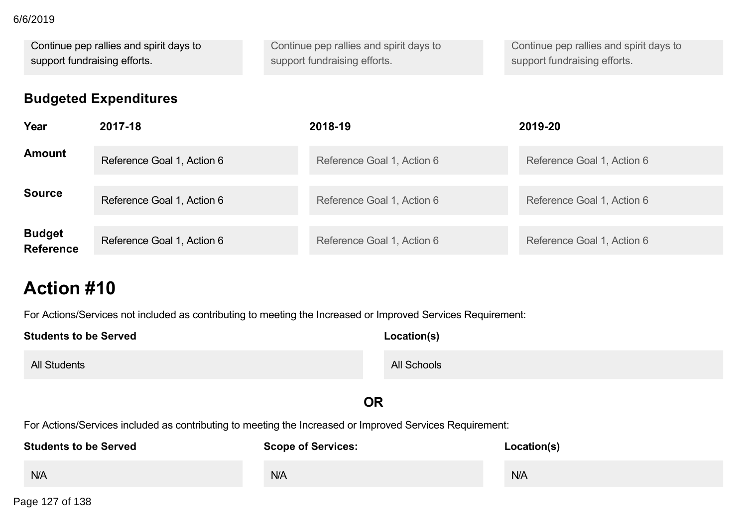| Continue pep rallies and spirit days to support fundraising efforts. | Continue pep rallies and spirit days to support fundraising efforts. | Continue pep rallies and spirit days to support fundraising efforts. |
|---|---|---|

### Budgeted Expenditures

| Year | 2017-18 | 2018-19 | 2019-20 |
|---|---|---|---|
| **Amount** | Reference Goal 1, Action 6 | Reference Goal 1, Action 6 | Reference Goal 1, Action 6 |
| **Source** | Reference Goal 1, Action 6 | Reference Goal 1, Action 6 | Reference Goal 1, Action 6 |
| **Budget Reference** | Reference Goal 1, Action 6 | Reference Goal 1, Action 6 | Reference Goal 1, Action 6 |

## Action #10

For Actions/Services not included as contributing to meeting the Increased or Improved Services Requirement:

| Students to be Served | Location(s) |
|---|---|
| All Students | All Schools |

**OR**

For Actions/Services included as contributing to meeting the Increased or Improved Services Requirement:

| Students to be Served | Scope of Services: | Location(s) |
|---|---|---|
| N/A | N/A | N/A |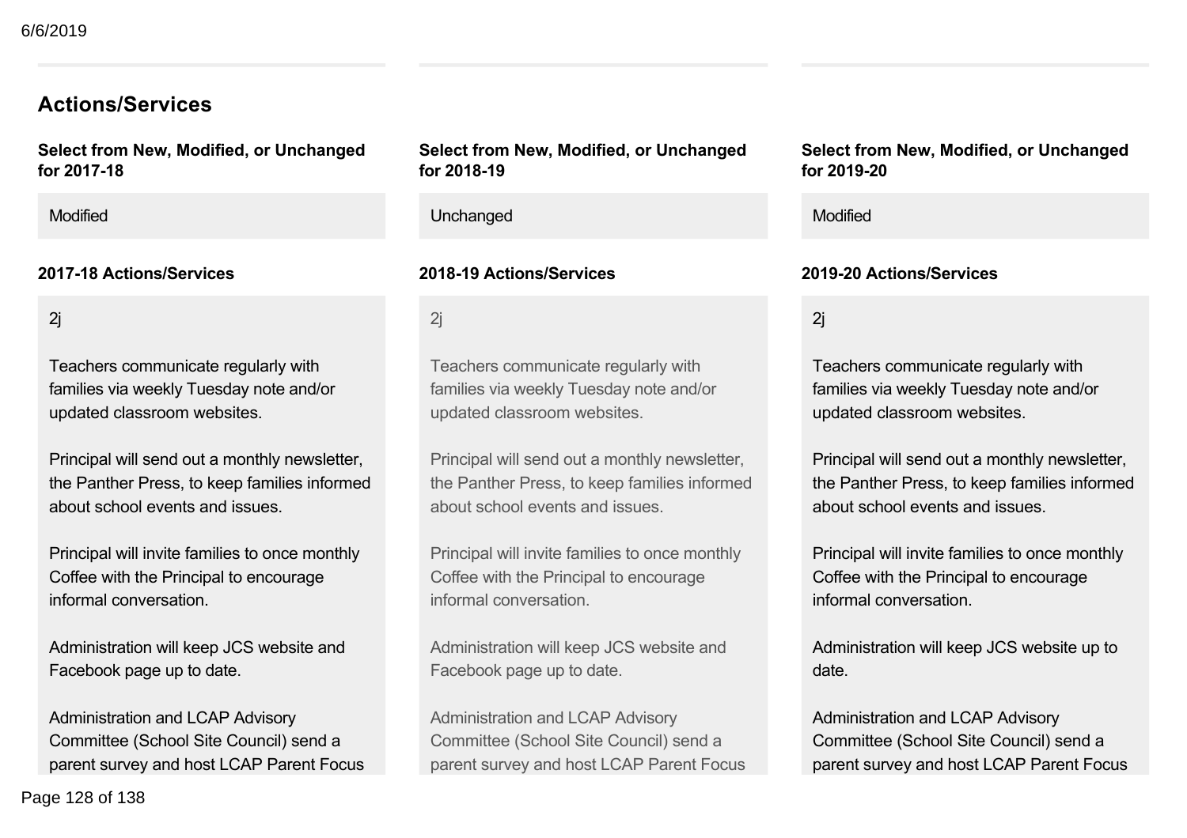## Actions/Services

| Select from New, Modified, or Unchanged for 2017-18 | Select from New, Modified, or Unchanged for 2018-19 | Select from New, Modified, or Unchanged for 2019-20 |
|---|---|---|
| Modified | Unchanged | Modified |

| 2017-18 Actions/Services | 2018-19 Actions/Services | 2019-20 Actions/Services |
|---|---|---|
| 2j<br><br>Teachers communicate regularly with families via weekly Tuesday note and/or updated classroom websites.<br><br>Principal will send out a monthly newsletter, the Panther Press, to keep families informed about school events and issues.<br><br>Principal will invite families to once monthly Coffee with the Principal to encourage informal conversation.<br><br>Administration will keep JCS website and Facebook page up to date.<br><br>Administration and LCAP Advisory Committee (School Site Council) send a parent survey and host LCAP Parent Focus | 2j<br><br>Teachers communicate regularly with families via weekly Tuesday note and/or updated classroom websites.<br><br>Principal will send out a monthly newsletter, the Panther Press, to keep families informed about school events and issues.<br><br>Principal will invite families to once monthly Coffee with the Principal to encourage informal conversation.<br><br>Administration will keep JCS website and Facebook page up to date.<br><br>Administration and LCAP Advisory Committee (School Site Council) send a parent survey and host LCAP Parent Focus | 2j<br><br>Teachers communicate regularly with families via weekly Tuesday note and/or updated classroom websites.<br><br>Principal will send out a monthly newsletter, the Panther Press, to keep families informed about school events and issues.<br><br>Principal will invite families to once monthly Coffee with the Principal to encourage informal conversation.<br><br>Administration will keep JCS website up to date.<br><br>Administration and LCAP Advisory Committee (School Site Council) send a parent survey and host LCAP Parent Focus |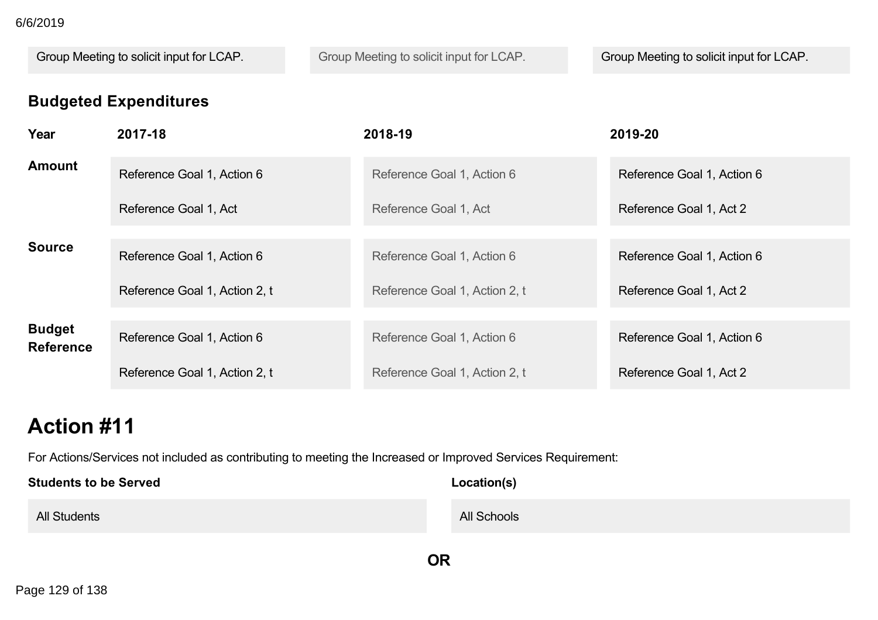| Group Meeting to solicit input for LCAP. | Group Meeting to solicit input for LCAP. | Group Meeting to solicit input for LCAP. |
|---|---|---|

## Budgeted Expenditures

| Year | 2017-18 | 2018-19 | 2019-20 |
|---|---|---|---|
| **Amount** | Reference Goal 1, Action 6<br><br>Reference Goal 1, Act | Reference Goal 1, Action 6<br><br>Reference Goal 1, Act | Reference Goal 1, Action 6<br><br>Reference Goal 1, Act 2 |
| **Source** | Reference Goal 1, Action 6<br><br>Reference Goal 1, Action 2, t | Reference Goal 1, Action 6<br><br>Reference Goal 1, Action 2, t | Reference Goal 1, Action 6<br><br>Reference Goal 1, Act 2 |
| **Budget Reference** | Reference Goal 1, Action 6<br><br>Reference Goal 1, Action 2, t | Reference Goal 1, Action 6<br><br>Reference Goal 1, Action 2, t | Reference Goal 1, Action 6<br><br>Reference Goal 1, Act 2 |

# Action #11

For Actions/Services not included as contributing to meeting the Increased or Improved Services Requirement:

| Students to be Served | Location(s) |
|---|---|
| All Students | All Schools |

**OR**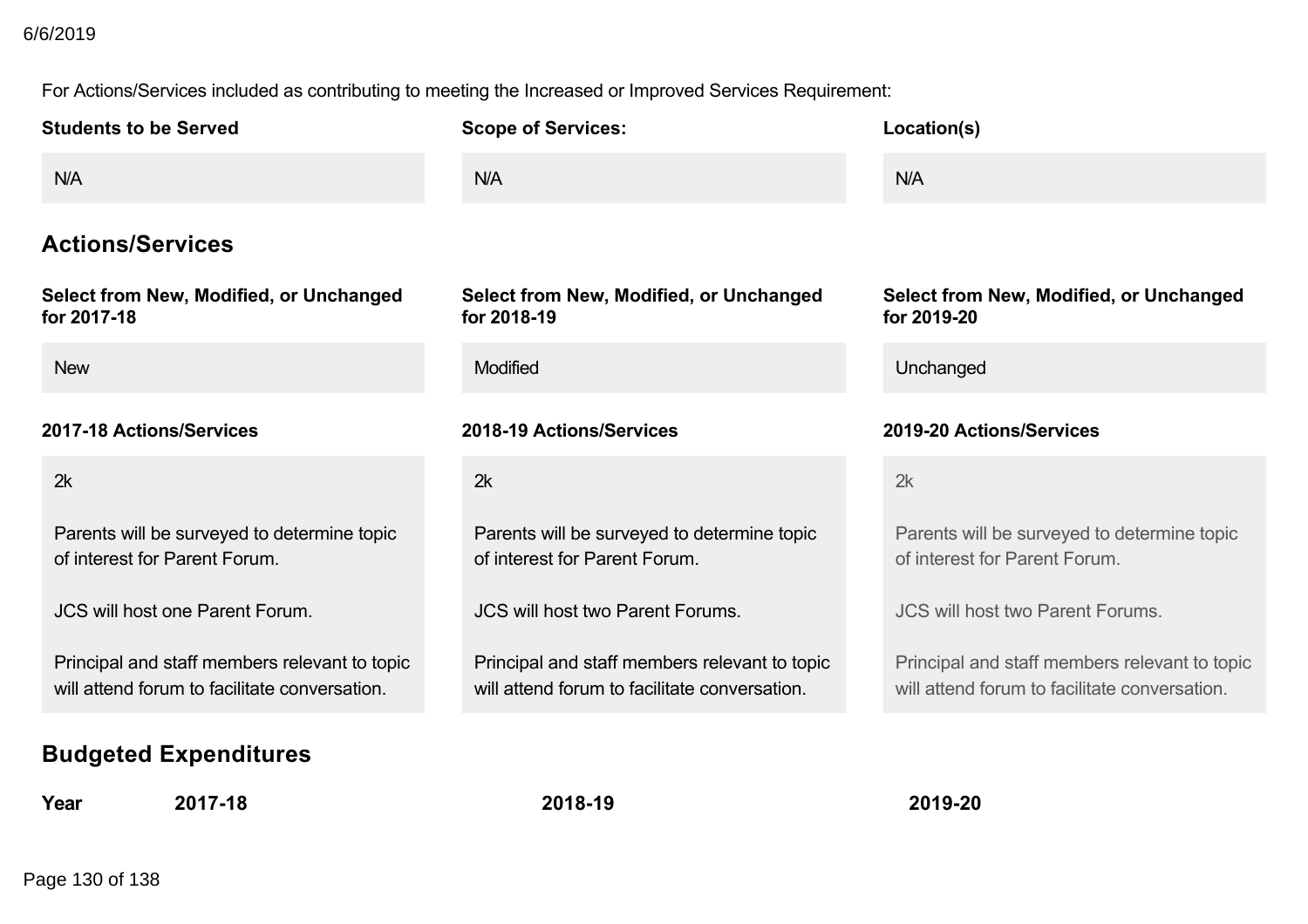For Actions/Services included as contributing to meeting the Increased or Improved Services Requirement:

| Students to be Served | Scope of Services: | Location(s) |
|---|---|---|
| N/A | N/A | N/A |

## Actions/Services

| Select from New, Modified, or Unchanged for 2017-18 | Select from New, Modified, or Unchanged for 2018-19 | Select from New, Modified, or Unchanged for 2019-20 |
|---|---|---|
| New | Modified | Unchanged |

| 2017-18 Actions/Services | 2018-19 Actions/Services | 2019-20 Actions/Services |
|---|---|---|
| 2k<br><br>Parents will be surveyed to determine topic of interest for Parent Forum.<br><br>JCS will host one Parent Forum.<br><br>Principal and staff members relevant to topic will attend forum to facilitate conversation. | 2k<br><br>Parents will be surveyed to determine topic of interest for Parent Forum.<br><br>JCS will host two Parent Forums.<br><br>Principal and staff members relevant to topic will attend forum to facilitate conversation. | 2k<br><br>Parents will be surveyed to determine topic of interest for Parent Forum.<br><br>JCS will host two Parent Forums.<br><br>Principal and staff members relevant to topic will attend forum to facilitate conversation. |

## Budgeted Expenditures

| Year | 2017-18 | 2018-19 | 2019-20 |
|---|---|---|---|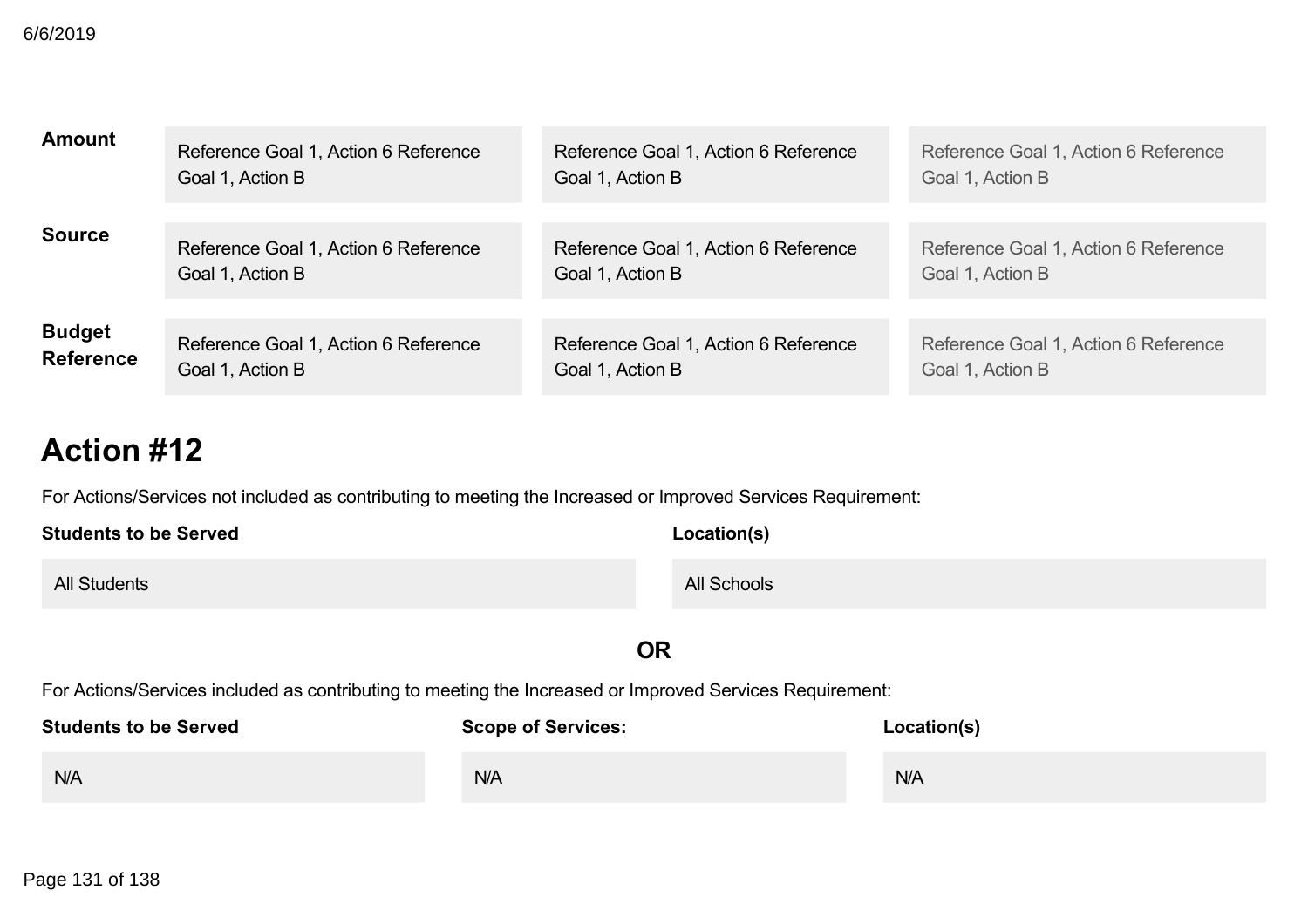| | | | |
|---|---|---|---|
| **Amount** | Reference Goal 1, Action 6 Reference Goal 1, Action B | Reference Goal 1, Action 6 Reference Goal 1, Action B | Reference Goal 1, Action 6 Reference Goal 1, Action B |
| **Source** | Reference Goal 1, Action 6 Reference Goal 1, Action B | Reference Goal 1, Action 6 Reference Goal 1, Action B | Reference Goal 1, Action 6 Reference Goal 1, Action B |
| **Budget Reference** | Reference Goal 1, Action 6 Reference Goal 1, Action B | Reference Goal 1, Action 6 Reference Goal 1, Action B | Reference Goal 1, Action 6 Reference Goal 1, Action B |

# Action #12

For Actions/Services not included as contributing to meeting the Increased or Improved Services Requirement:

| **Students to be Served** | **Location(s)** |
|---|---|
| All Students | All Schools |

**OR**

For Actions/Services included as contributing to meeting the Increased or Improved Services Requirement:

| **Students to be Served** | **Scope of Services:** | **Location(s)** |
|---|---|---|
| N/A | N/A | N/A |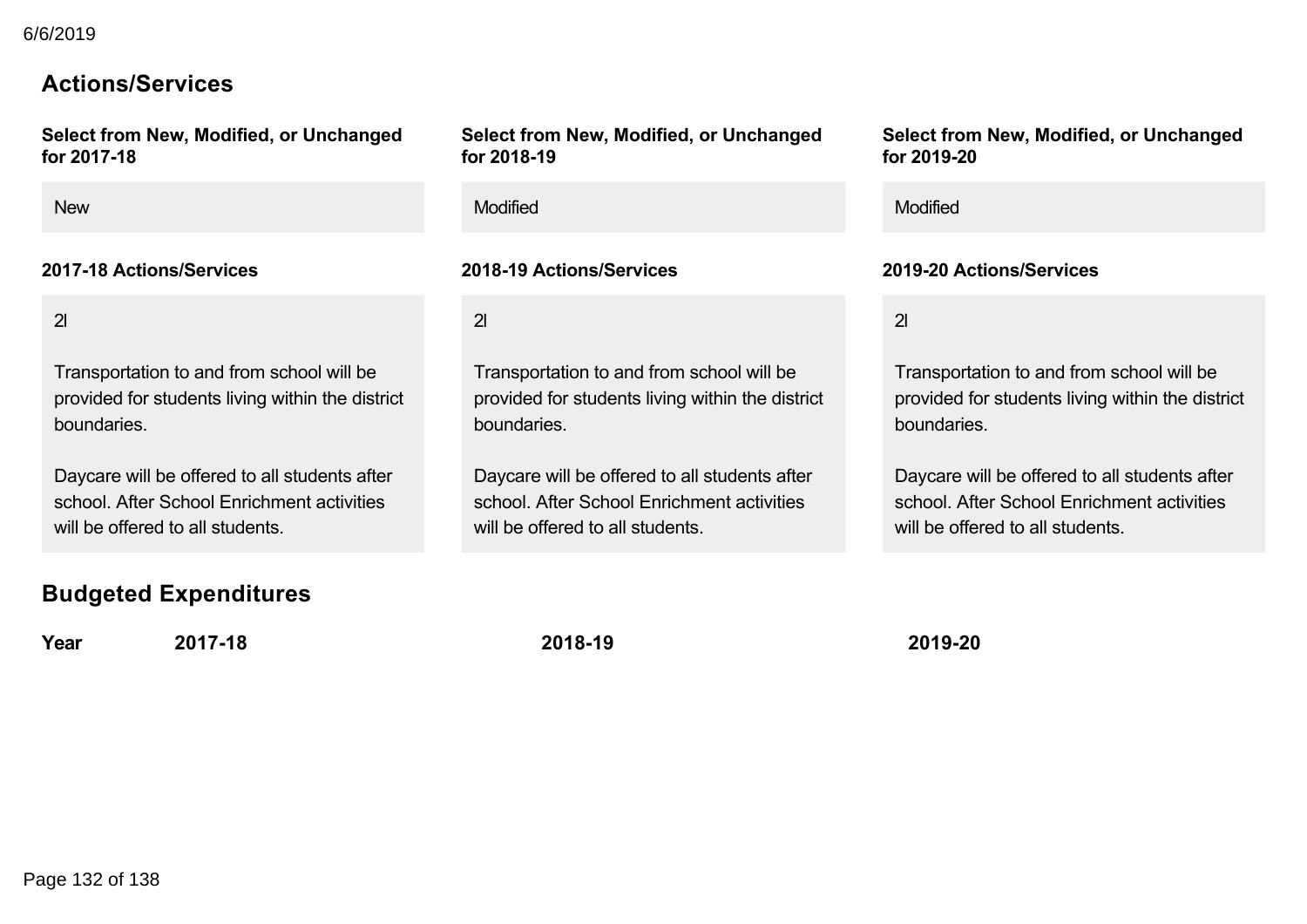## Actions/Services

| Select from New, Modified, or Unchanged for 2017-18 | Select from New, Modified, or Unchanged for 2018-19 | Select from New, Modified, or Unchanged for 2019-20 |
|---|---|---|
| New | Modified | Modified |

| 2017-18 Actions/Services | 2018-19 Actions/Services | 2019-20 Actions/Services |
|---|---|---|
| 2l<br><br>Transportation to and from school will be provided for students living within the district boundaries.<br><br>Daycare will be offered to all students after school. After School Enrichment activities will be offered to all students. | 2l<br><br>Transportation to and from school will be provided for students living within the district boundaries.<br><br>Daycare will be offered to all students after school. After School Enrichment activities will be offered to all students. | 2l<br><br>Transportation to and from school will be provided for students living within the district boundaries.<br><br>Daycare will be offered to all students after school. After School Enrichment activities will be offered to all students. |

## Budgeted Expenditures

| Year | 2017-18 | 2018-19 | 2019-20 |
|---|---|---|---|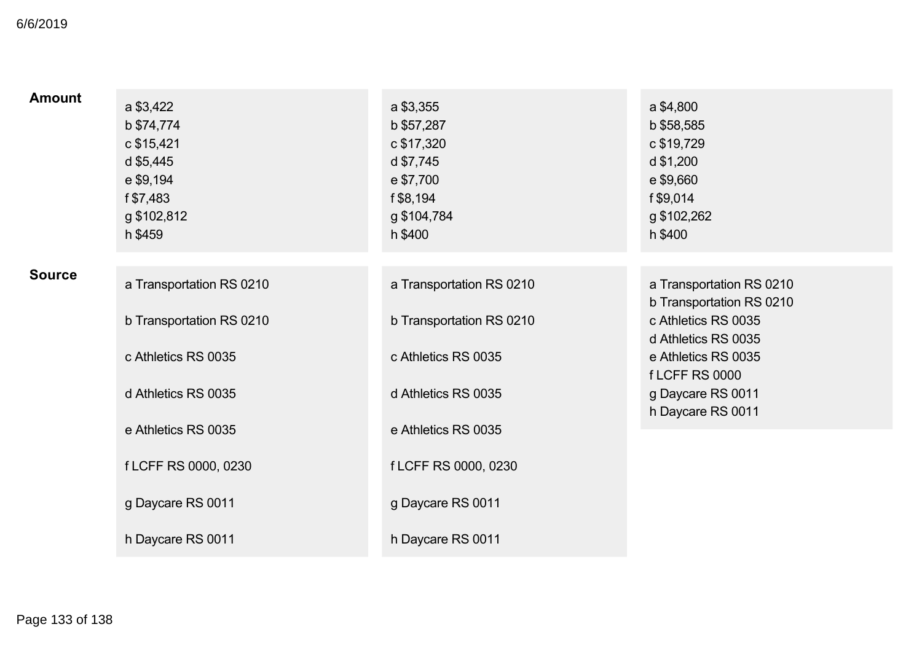| | | | |
|---|---|---|---|
| **Amount** | a $3,422<br>b $74,774<br>c $15,421<br>d $5,445<br>e $9,194<br>f $7,483<br>g $102,812<br>h $459 | a $3,355<br>b $57,287<br>c $17,320<br>d $7,745<br>e $7,700<br>f $8,194<br>g $104,784<br>h $400 | a $4,800<br>b $58,585<br>c $19,729<br>d $1,200<br>e $9,660<br>f $9,014<br>g $102,262<br>h $400 |
| **Source** | a Transportation RS 0210<br>b Transportation RS 0210<br>c Athletics RS 0035<br>d Athletics RS 0035<br>e Athletics RS 0035<br>f LCFF RS 0000, 0230<br>g Daycare RS 0011<br>h Daycare RS 0011 | a Transportation RS 0210<br>b Transportation RS 0210<br>c Athletics RS 0035<br>d Athletics RS 0035<br>e Athletics RS 0035<br>f LCFF RS 0000, 0230<br>g Daycare RS 0011<br>h Daycare RS 0011 | a Transportation RS 0210<br>b Transportation RS 0210<br>c Athletics RS 0035<br>d Athletics RS 0035<br>e Athletics RS 0035<br>f LCFF RS 0000<br>g Daycare RS 0011<br>h Daycare RS 0011 |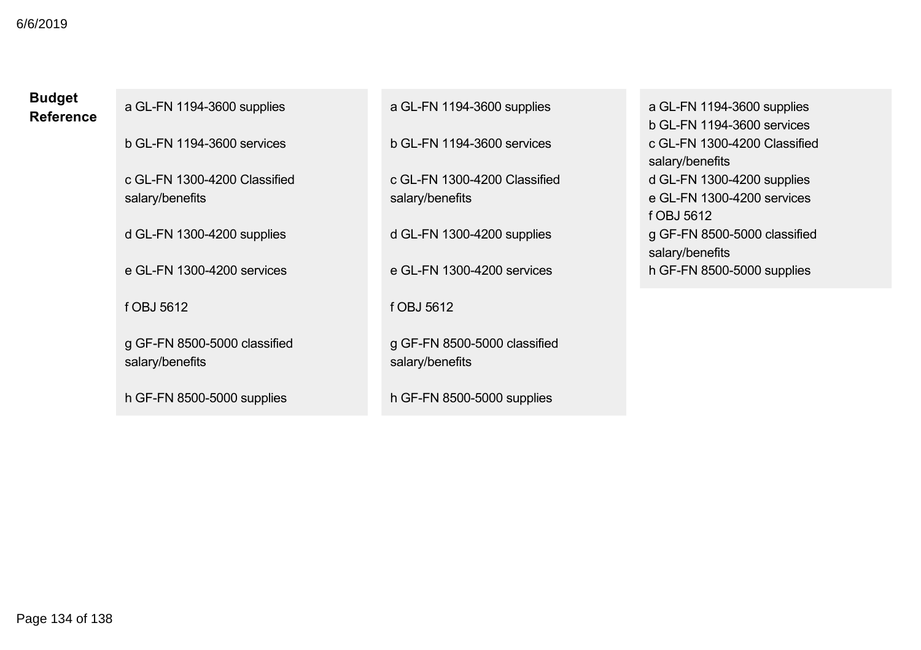| Budget Reference | | | |
|---|---|---|---|
| | a GL-FN 1194-3600 supplies<br><br>b GL-FN 1194-3600 services<br><br>c GL-FN 1300-4200 Classified salary/benefits<br><br>d GL-FN 1300-4200 supplies<br><br>e GL-FN 1300-4200 services<br><br>f OBJ 5612<br><br>g GF-FN 8500-5000 classified salary/benefits<br><br>h GF-FN 8500-5000 supplies | a GL-FN 1194-3600 supplies<br><br>b GL-FN 1194-3600 services<br><br>c GL-FN 1300-4200 Classified salary/benefits<br><br>d GL-FN 1300-4200 supplies<br><br>e GL-FN 1300-4200 services<br><br>f OBJ 5612<br><br>g GF-FN 8500-5000 classified salary/benefits<br><br>h GF-FN 8500-5000 supplies | a GL-FN 1194-3600 supplies<br>b GL-FN 1194-3600 services<br>c GL-FN 1300-4200 Classified salary/benefits<br>d GL-FN 1300-4200 supplies<br>e GL-FN 1300-4200 services<br>f OBJ 5612<br>g GF-FN 8500-5000 classified salary/benefits<br>h GF-FN 8500-5000 supplies |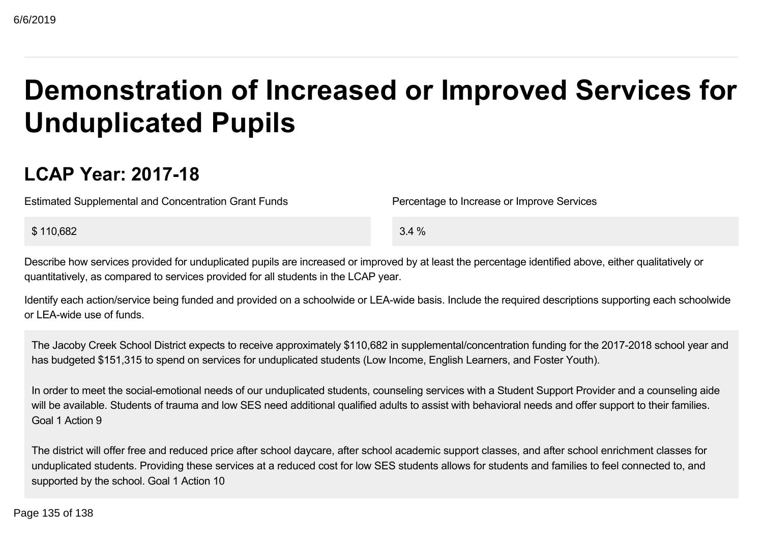# Demonstration of Increased or Improved Services for Unduplicated Pupils

## LCAP Year: 2017-18

| Estimated Supplemental and Concentration Grant Funds | Percentage to Increase or Improve Services |
| --- | --- |
| $ 110,682 | 3.4 % |

Describe how services provided for unduplicated pupils are increased or improved by at least the percentage identified above, either qualitatively or quantitatively, as compared to services provided for all students in the LCAP year.

Identify each action/service being funded and provided on a schoolwide or LEA-wide basis. Include the required descriptions supporting each schoolwide or LEA-wide use of funds.

The Jacoby Creek School District expects to receive approximately $110,682 in supplemental/concentration funding for the 2017-2018 school year and has budgeted $151,315 to spend on services for unduplicated students (Low Income, English Learners, and Foster Youth).

In order to meet the social-emotional needs of our unduplicated students, counseling services with a Student Support Provider and a counseling aide will be available. Students of trauma and low SES need additional qualified adults to assist with behavioral needs and offer support to their families. Goal 1 Action 9

The district will offer free and reduced price after school daycare, after school academic support classes, and after school enrichment classes for unduplicated students. Providing these services at a reduced cost for low SES students allows for students and families to feel connected to, and supported by the school. Goal 1 Action 10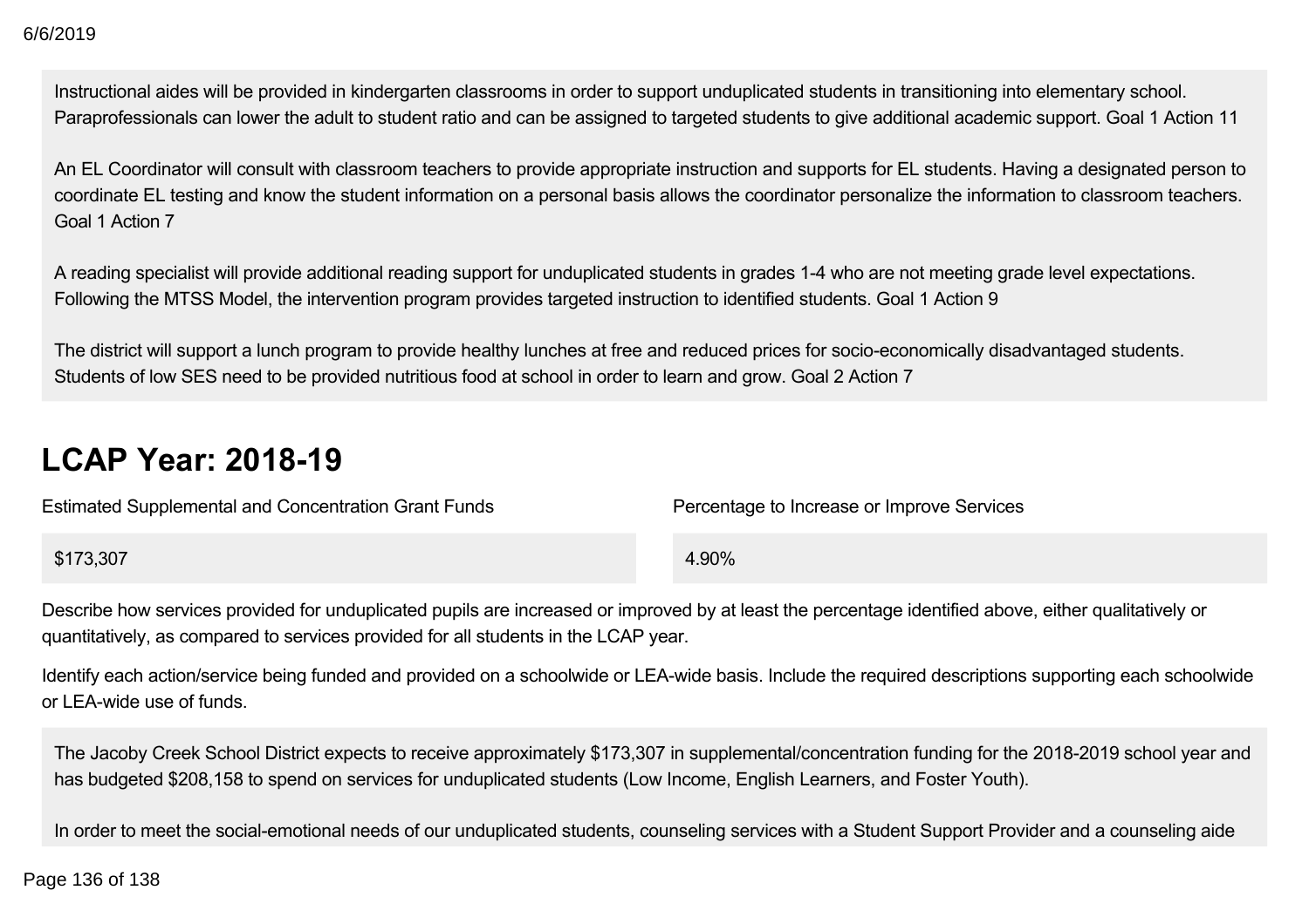Instructional aides will be provided in kindergarten classrooms in order to support unduplicated students in transitioning into elementary school. Paraprofessionals can lower the adult to student ratio and can be assigned to targeted students to give additional academic support. Goal 1 Action 11

An EL Coordinator will consult with classroom teachers to provide appropriate instruction and supports for EL students. Having a designated person to coordinate EL testing and know the student information on a personal basis allows the coordinator personalize the information to classroom teachers. Goal 1 Action 7

A reading specialist will provide additional reading support for unduplicated students in grades 1-4 who are not meeting grade level expectations. Following the MTSS Model, the intervention program provides targeted instruction to identified students. Goal 1 Action 9

The district will support a lunch program to provide healthy lunches at free and reduced prices for socio-economically disadvantaged students. Students of low SES need to be provided nutritious food at school in order to learn and grow. Goal 2 Action 7

# LCAP Year: 2018-19

| Estimated Supplemental and Concentration Grant Funds | Percentage to Increase or Improve Services |
|---|---|
| $173,307 | 4.90% |

Describe how services provided for unduplicated pupils are increased or improved by at least the percentage identified above, either qualitatively or quantitatively, as compared to services provided for all students in the LCAP year.

Identify each action/service being funded and provided on a schoolwide or LEA-wide basis. Include the required descriptions supporting each schoolwide or LEA-wide use of funds.

The Jacoby Creek School District expects to receive approximately $173,307 in supplemental/concentration funding for the 2018-2019 school year and has budgeted $208,158 to spend on services for unduplicated students (Low Income, English Learners, and Foster Youth).

In order to meet the social-emotional needs of our unduplicated students, counseling services with a Student Support Provider and a counseling aide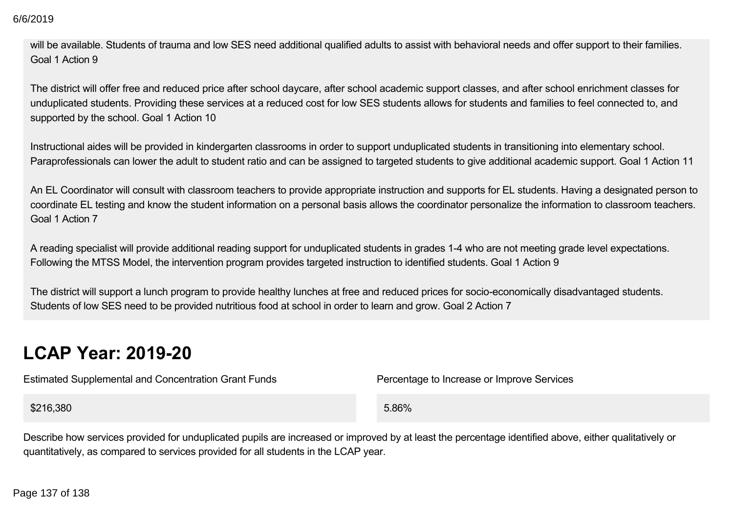will be available. Students of trauma and low SES need additional qualified adults to assist with behavioral needs and offer support to their families. Goal 1 Action 9

The district will offer free and reduced price after school daycare, after school academic support classes, and after school enrichment classes for unduplicated students. Providing these services at a reduced cost for low SES students allows for students and families to feel connected to, and supported by the school. Goal 1 Action 10

Instructional aides will be provided in kindergarten classrooms in order to support unduplicated students in transitioning into elementary school. Paraprofessionals can lower the adult to student ratio and can be assigned to targeted students to give additional academic support. Goal 1 Action 11

An EL Coordinator will consult with classroom teachers to provide appropriate instruction and supports for EL students. Having a designated person to coordinate EL testing and know the student information on a personal basis allows the coordinator personalize the information to classroom teachers. Goal 1 Action 7

A reading specialist will provide additional reading support for unduplicated students in grades 1-4 who are not meeting grade level expectations. Following the MTSS Model, the intervention program provides targeted instruction to identified students. Goal 1 Action 9

The district will support a lunch program to provide healthy lunches at free and reduced prices for socio-economically disadvantaged students. Students of low SES need to be provided nutritious food at school in order to learn and grow. Goal 2 Action 7

# LCAP Year: 2019-20

| Estimated Supplemental and Concentration Grant Funds | Percentage to Increase or Improve Services |
|---|---|
| $216,380 | 5.86% |

Describe how services provided for unduplicated pupils are increased or improved by at least the percentage identified above, either qualitatively or quantitatively, as compared to services provided for all students in the LCAP year.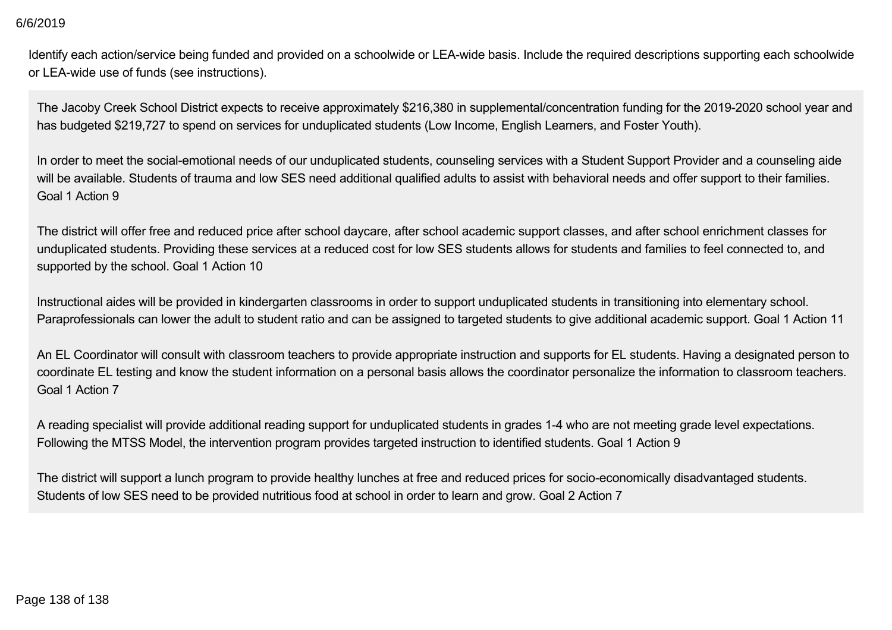Identify each action/service being funded and provided on a schoolwide or LEA-wide basis. Include the required descriptions supporting each schoolwide or LEA-wide use of funds (see instructions).

The Jacoby Creek School District expects to receive approximately $216,380 in supplemental/concentration funding for the 2019-2020 school year and has budgeted $219,727 to spend on services for unduplicated students (Low Income, English Learners, and Foster Youth).

In order to meet the social-emotional needs of our unduplicated students, counseling services with a Student Support Provider and a counseling aide will be available. Students of trauma and low SES need additional qualified adults to assist with behavioral needs and offer support to their families. Goal 1 Action 9

The district will offer free and reduced price after school daycare, after school academic support classes, and after school enrichment classes for unduplicated students. Providing these services at a reduced cost for low SES students allows for students and families to feel connected to, and supported by the school. Goal 1 Action 10

Instructional aides will be provided in kindergarten classrooms in order to support unduplicated students in transitioning into elementary school. Paraprofessionals can lower the adult to student ratio and can be assigned to targeted students to give additional academic support. Goal 1 Action 11

An EL Coordinator will consult with classroom teachers to provide appropriate instruction and supports for EL students. Having a designated person to coordinate EL testing and know the student information on a personal basis allows the coordinator personalize the information to classroom teachers. Goal 1 Action 7

A reading specialist will provide additional reading support for unduplicated students in grades 1-4 who are not meeting grade level expectations. Following the MTSS Model, the intervention program provides targeted instruction to identified students. Goal 1 Action 9

The district will support a lunch program to provide healthy lunches at free and reduced prices for socio-economically disadvantaged students. Students of low SES need to be provided nutritious food at school in order to learn and grow. Goal 2 Action 7